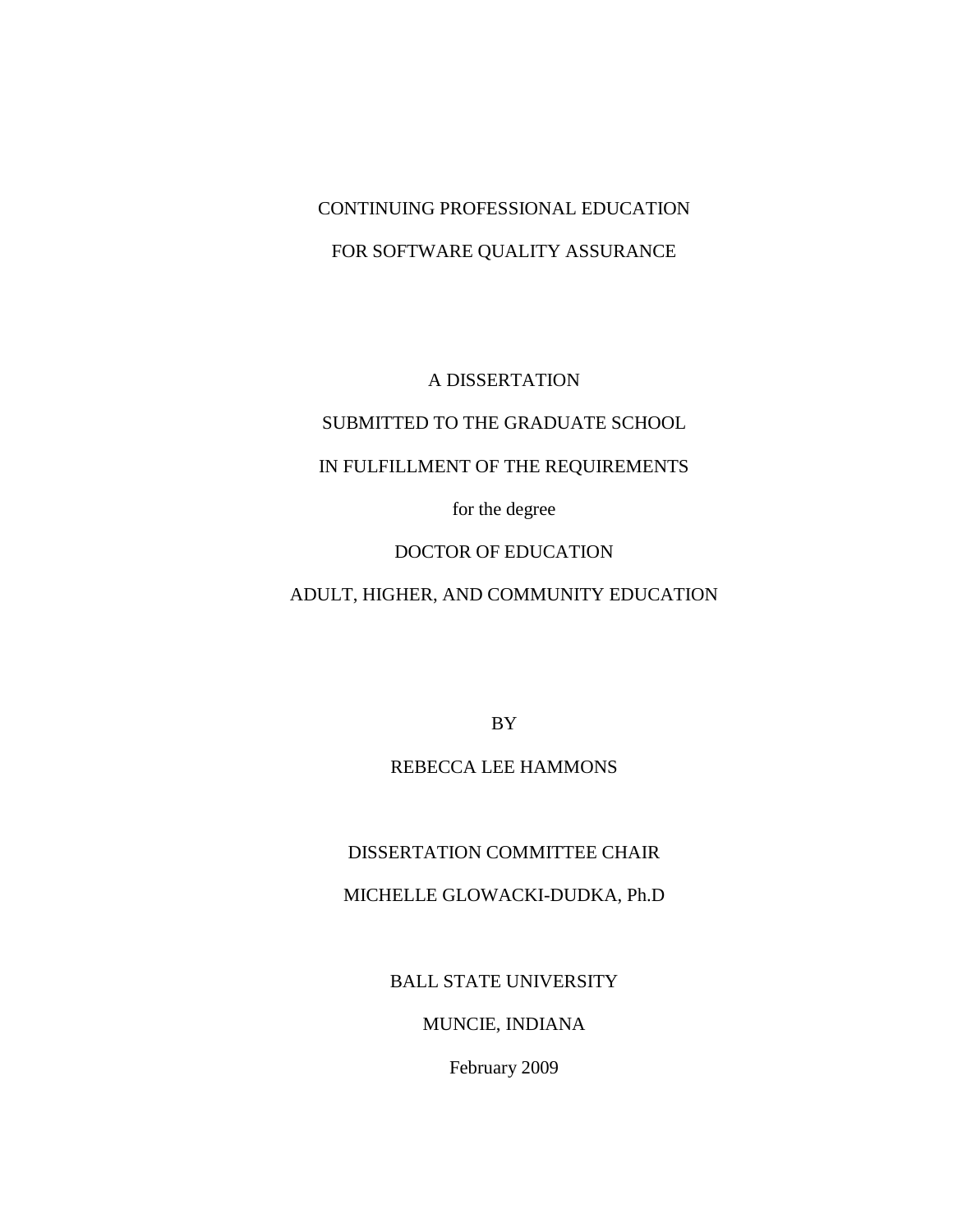# CONTINUING PROFESSIONAL EDUCATION

# FOR SOFTWARE QUALITY ASSURANCE

A DISSERTATION

SUBMITTED TO THE GRADUATE SCHOOL

IN FULFILLMENT OF THE REQUIREMENTS

for the degree

DOCTOR OF EDUCATION

ADULT, HIGHER, AND COMMUNITY EDUCATION

BY

REBECCA LEE HAMMONS

DISSERTATION COMMITTEE CHAIR

MICHELLE GLOWACKI-DUDKA, Ph.D

BALL STATE UNIVERSITY

MUNCIE, INDIANA

February 2009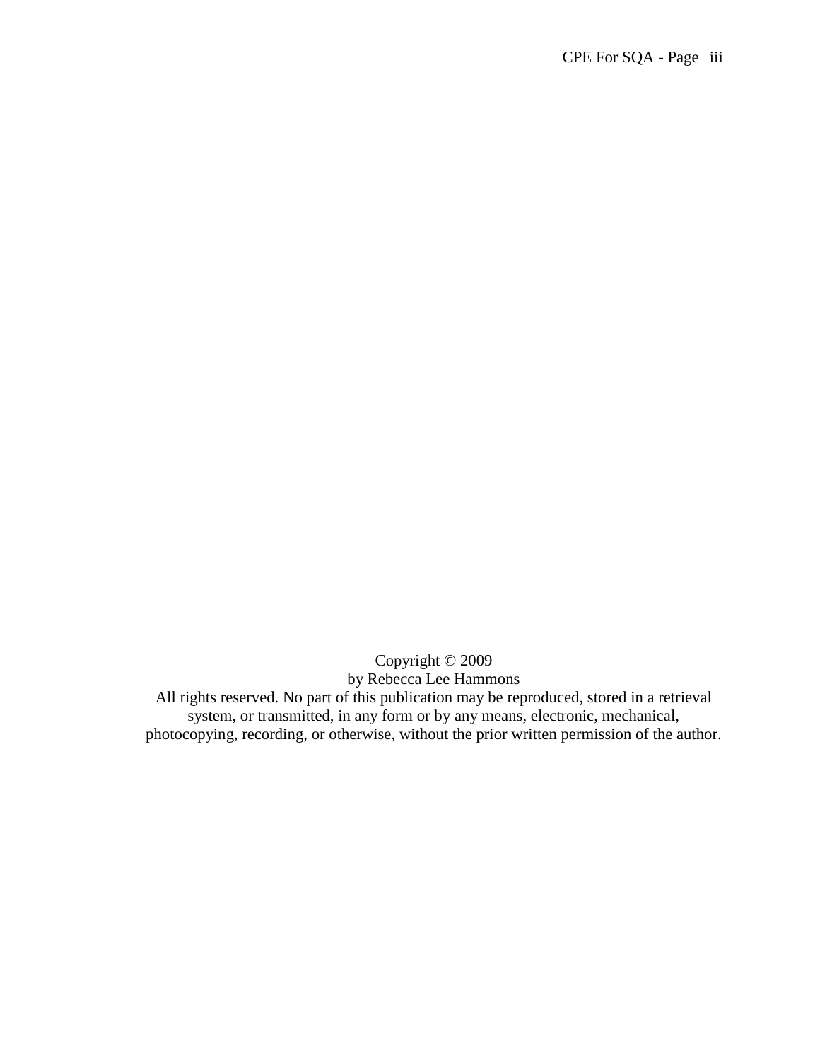Copyright © 2009
by Rebecca Lee Hammons
All rights reserved. No part of this publication may be reproduced, stored in a retrieval system, or transmitted, in any form or by any means, electronic, mechanical, photocopying, recording, or otherwise, without the prior written permission of the author.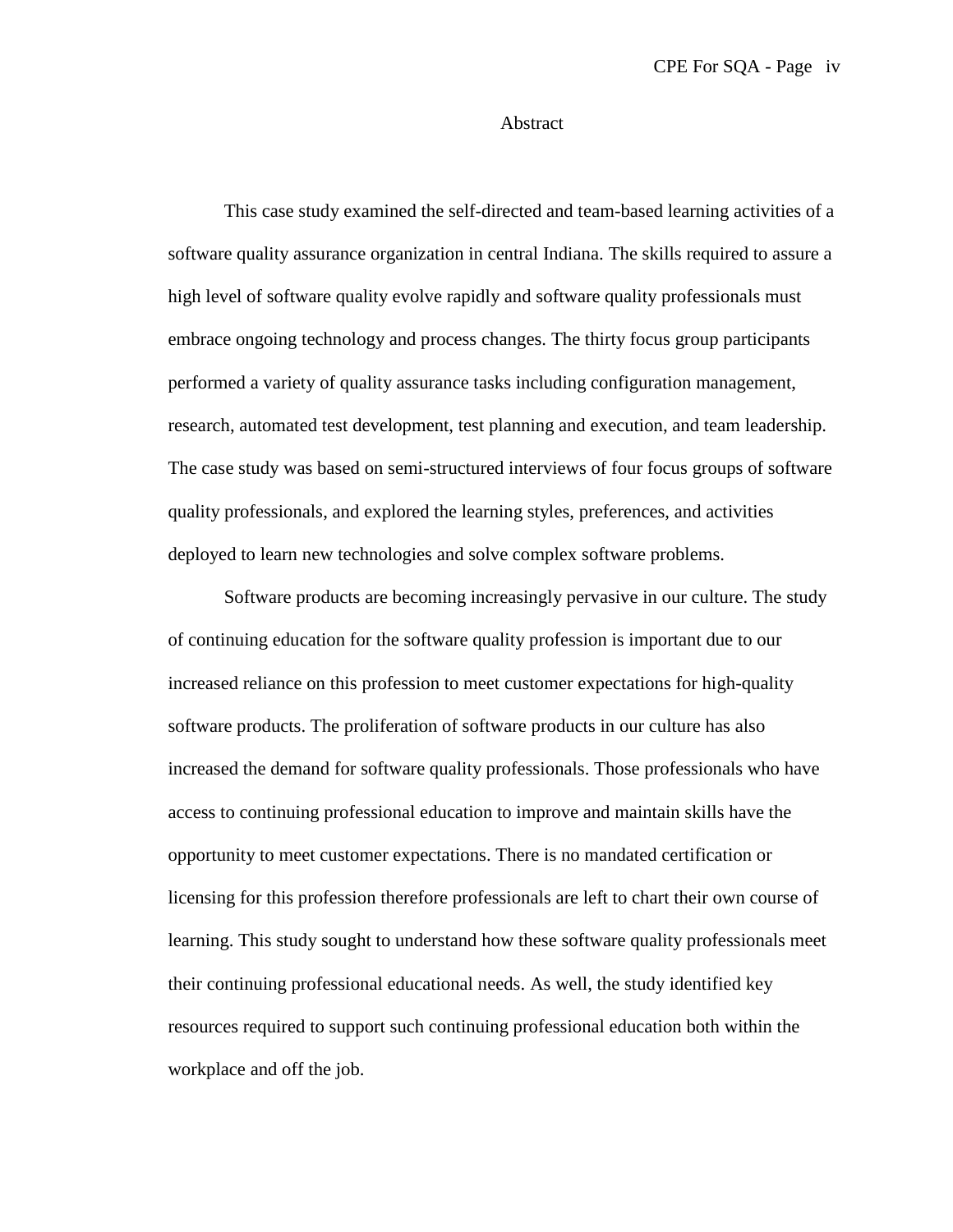# Abstract

This case study examined the self-directed and team-based learning activities of a software quality assurance organization in central Indiana. The skills required to assure a high level of software quality evolve rapidly and software quality professionals must embrace ongoing technology and process changes. The thirty focus group participants performed a variety of quality assurance tasks including configuration management, research, automated test development, test planning and execution, and team leadership. The case study was based on semi-structured interviews of four focus groups of software quality professionals, and explored the learning styles, preferences, and activities deployed to learn new technologies and solve complex software problems.

Software products are becoming increasingly pervasive in our culture. The study of continuing education for the software quality profession is important due to our increased reliance on this profession to meet customer expectations for high-quality software products. The proliferation of software products in our culture has also increased the demand for software quality professionals. Those professionals who have access to continuing professional education to improve and maintain skills have the opportunity to meet customer expectations. There is no mandated certification or licensing for this profession therefore professionals are left to chart their own course of learning. This study sought to understand how these software quality professionals meet their continuing professional educational needs. As well, the study identified key resources required to support such continuing professional education both within the workplace and off the job.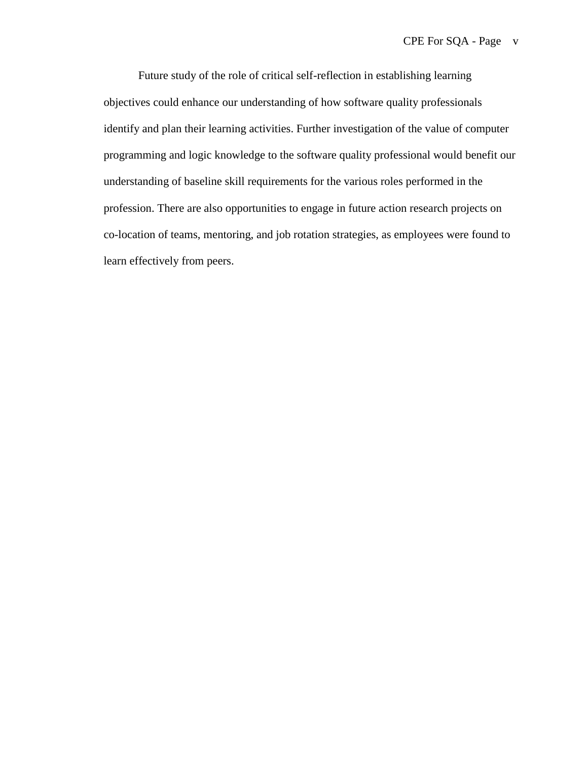Future study of the role of critical self-reflection in establishing learning objectives could enhance our understanding of how software quality professionals identify and plan their learning activities. Further investigation of the value of computer programming and logic knowledge to the software quality professional would benefit our understanding of baseline skill requirements for the various roles performed in the profession. There are also opportunities to engage in future action research projects on co-location of teams, mentoring, and job rotation strategies, as employees were found to learn effectively from peers.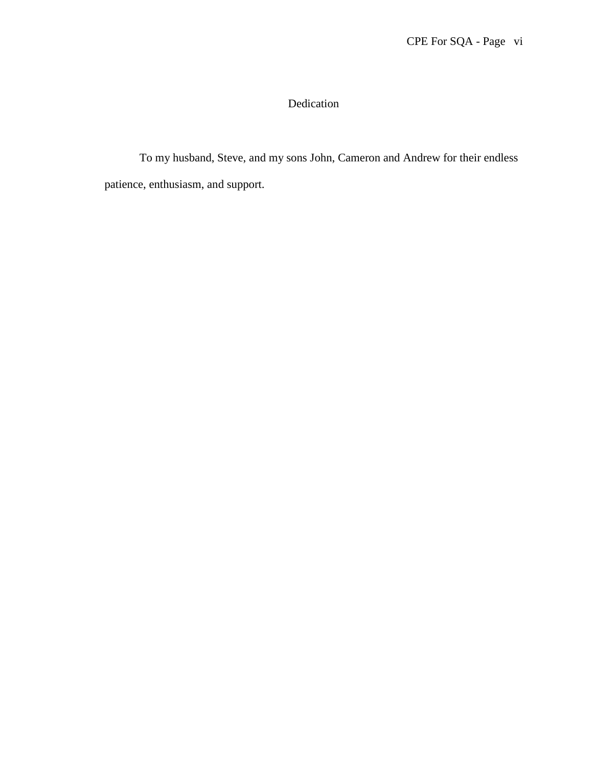# Dedication

To my husband, Steve, and my sons John, Cameron and Andrew for their endless patience, enthusiasm, and support.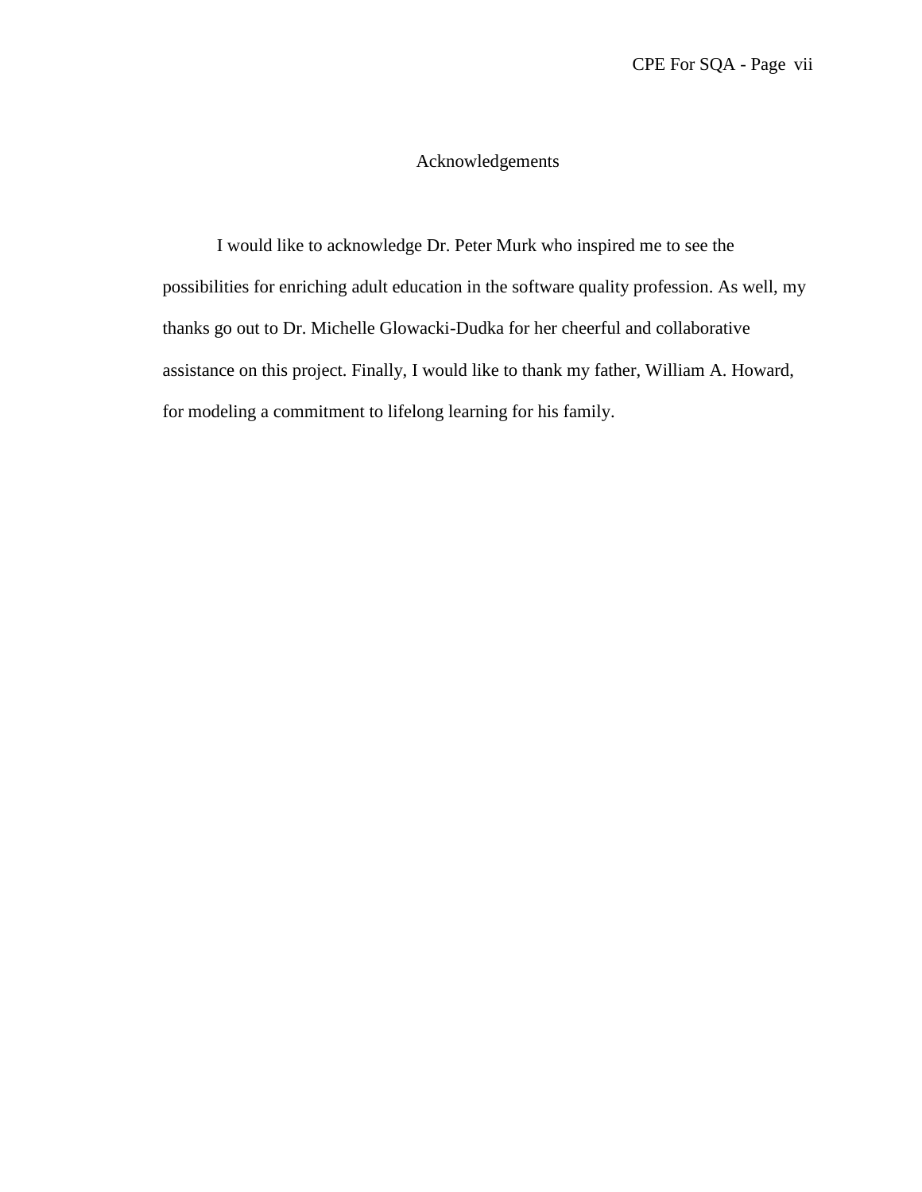# Acknowledgements

I would like to acknowledge Dr. Peter Murk who inspired me to see the possibilities for enriching adult education in the software quality profession. As well, my thanks go out to Dr. Michelle Glowacki-Dudka for her cheerful and collaborative assistance on this project. Finally, I would like to thank my father, William A. Howard, for modeling a commitment to lifelong learning for his family.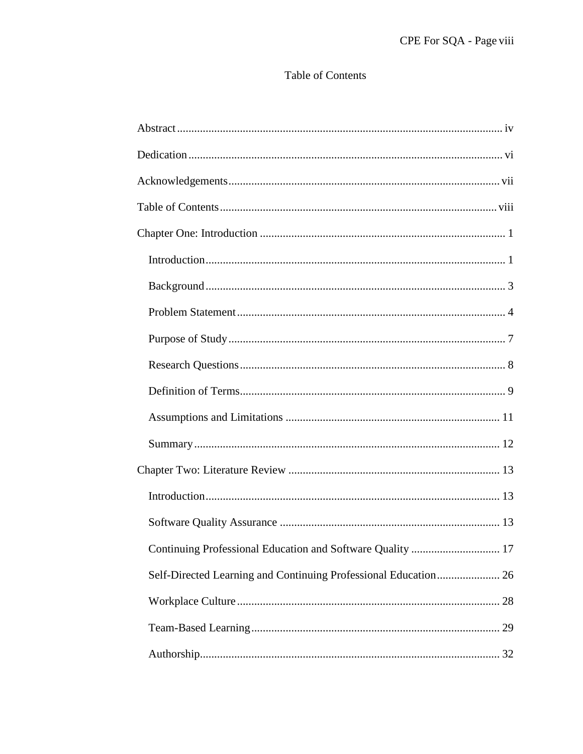# Table of Contents

Abstract ................................................................................................................. iv

Dedication ............................................................................................................. vi

Acknowledgements .............................................................................................. vii

Table of Contents ................................................................................................ viii

Chapter One: Introduction ..................................................................................... 1

- Introduction ........................................................................................................ 1
- Background ........................................................................................................ 3
- Problem Statement ............................................................................................. 4
- Purpose of Study ................................................................................................ 7
- Research Questions ............................................................................................ 8
- Definition of Terms ............................................................................................ 9
- Assumptions and Limitations .......................................................................... 11
- Summary .......................................................................................................... 12

Chapter Two: Literature Review ......................................................................... 13

- Introduction ...................................................................................................... 13
- Software Quality Assurance ............................................................................ 13
- Continuing Professional Education and Software Quality ............................... 17
- Self-Directed Learning and Continuing Professional Education ...................... 26
- Workplace Culture ........................................................................................... 28
- Team-Based Learning ...................................................................................... 29
- Authorship ........................................................................................................ 32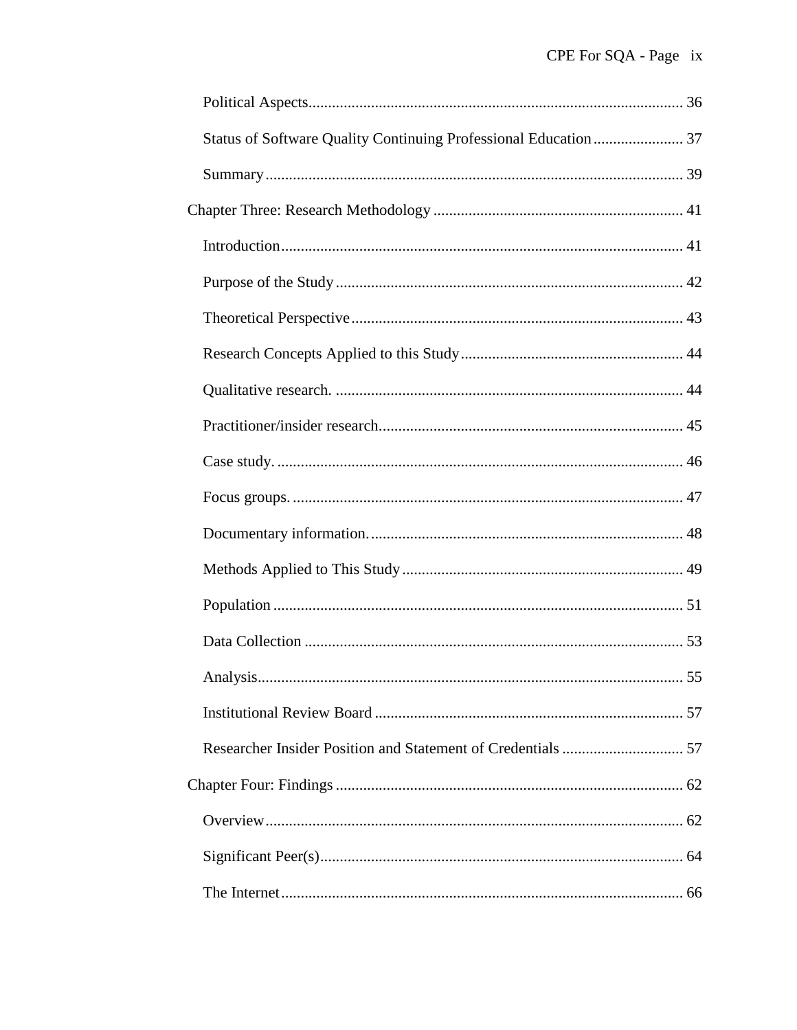Political Aspects ............................................................................................. 36

Status of Software Quality Continuing Professional Education ....................... 37

Summary ......................................................................................................... 39

Chapter Three: Research Methodology ................................................................ 41

Introduction ..................................................................................................... 41

Purpose of the Study ....................................................................................... 42

Theoretical Perspective ................................................................................... 43

Research Concepts Applied to this Study ........................................................ 44

Qualitative research. ....................................................................................... 44

Practitioner/insider research. ........................................................................... 45

Case study. ...................................................................................................... 46

Focus groups. .................................................................................................. 47

Documentary information. .............................................................................. 48

Methods Applied to This Study ....................................................................... 49

Population ....................................................................................................... 51

Data Collection ............................................................................................... 53

Analysis ........................................................................................................... 55

Institutional Review Board ............................................................................. 57

Researcher Insider Position and Statement of Credentials ............................... 57

Chapter Four: Findings ......................................................................................... 62

Overview ......................................................................................................... 62

Significant Peer(s) ........................................................................................... 64

The Internet ..................................................................................................... 66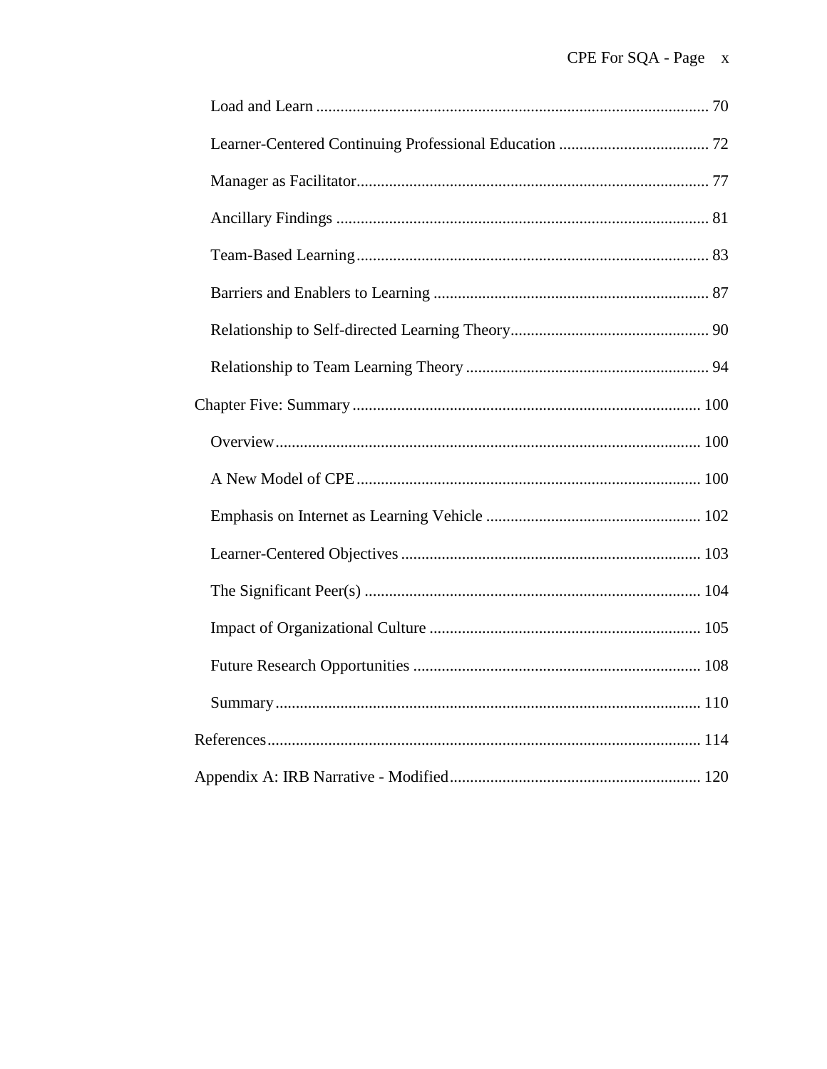Load and Learn ........................................................................................ 70

Learner-Centered Continuing Professional Education ..................................... 72

Manager as Facilitator...................................................................................... 77

Ancillary Findings ........................................................................................... 81

Team-Based Learning ...................................................................................... 83

Barriers and Enablers to Learning ................................................................... 87

Relationship to Self-directed Learning Theory................................................. 90

Relationship to Team Learning Theory ........................................................... 94

Chapter Five: Summary ...................................................................................... 100

Overview......................................................................................................... 100

A New Model of CPE ..................................................................................... 100

Emphasis on Internet as Learning Vehicle ..................................................... 102

Learner-Centered Objectives .......................................................................... 103

The Significant Peer(s) ................................................................................... 104

Impact of Organizational Culture ................................................................... 105

Future Research Opportunities ....................................................................... 108

Summary......................................................................................................... 110

References.......................................................................................................... 114

Appendix A: IRB Narrative - Modified............................................................. 120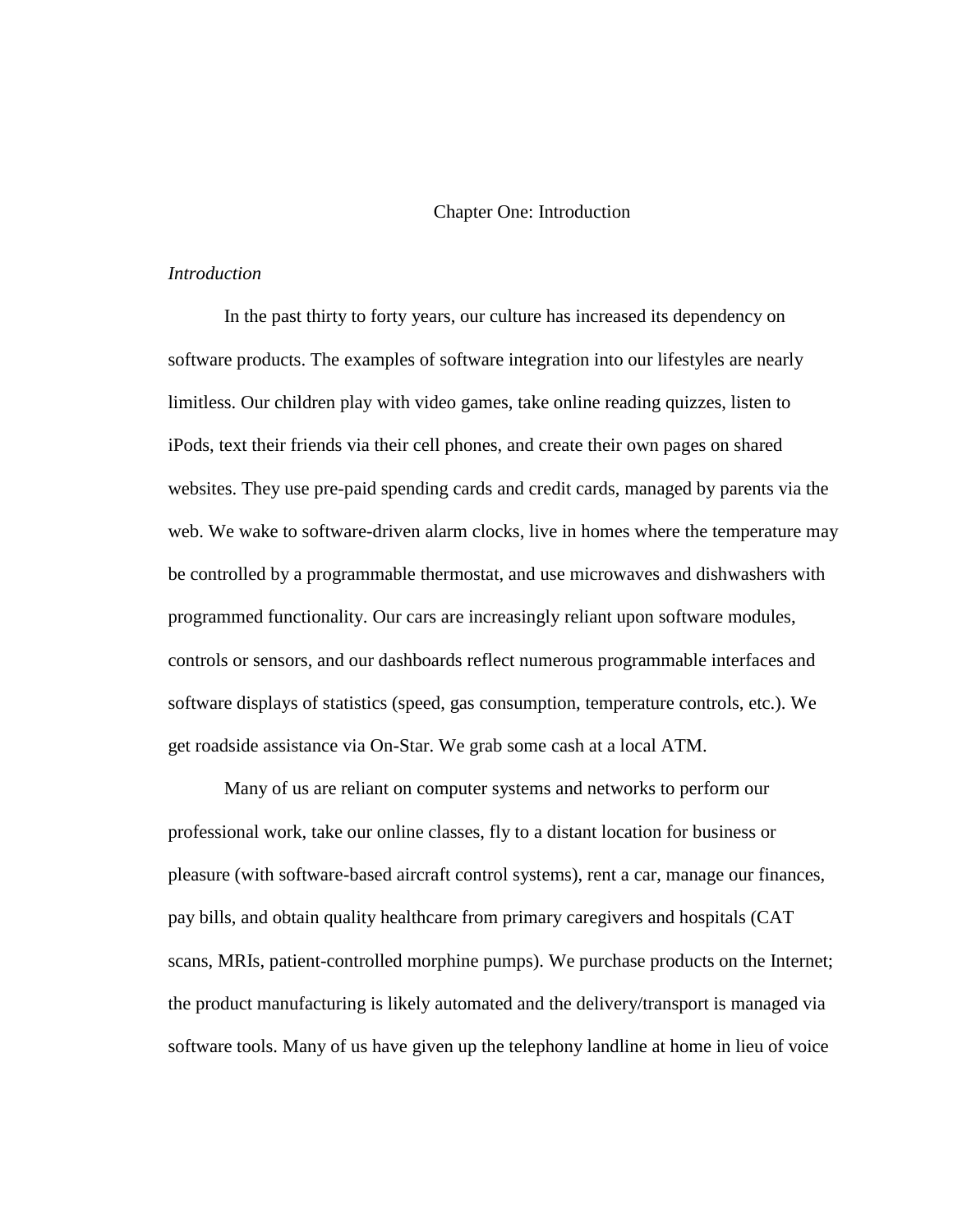# Chapter One: Introduction

*Introduction*

In the past thirty to forty years, our culture has increased its dependency on software products. The examples of software integration into our lifestyles are nearly limitless. Our children play with video games, take online reading quizzes, listen to iPods, text their friends via their cell phones, and create their own pages on shared websites. They use pre-paid spending cards and credit cards, managed by parents via the web. We wake to software-driven alarm clocks, live in homes where the temperature may be controlled by a programmable thermostat, and use microwaves and dishwashers with programmed functionality. Our cars are increasingly reliant upon software modules, controls or sensors, and our dashboards reflect numerous programmable interfaces and software displays of statistics (speed, gas consumption, temperature controls, etc.). We get roadside assistance via On-Star. We grab some cash at a local ATM.

Many of us are reliant on computer systems and networks to perform our professional work, take our online classes, fly to a distant location for business or pleasure (with software-based aircraft control systems), rent a car, manage our finances, pay bills, and obtain quality healthcare from primary caregivers and hospitals (CAT scans, MRIs, patient-controlled morphine pumps). We purchase products on the Internet; the product manufacturing is likely automated and the delivery/transport is managed via software tools. Many of us have given up the telephony landline at home in lieu of voice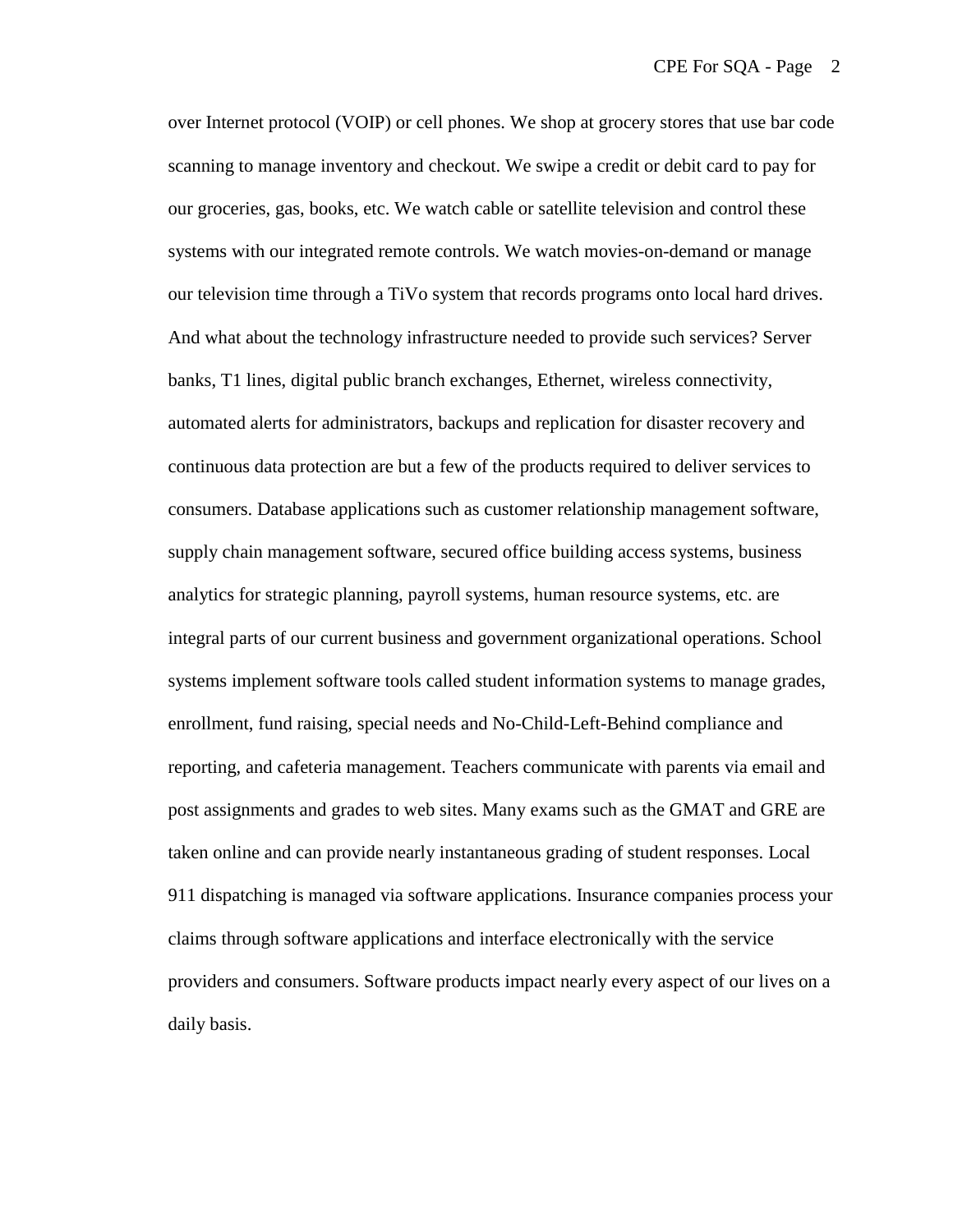over Internet protocol (VOIP) or cell phones. We shop at grocery stores that use bar code scanning to manage inventory and checkout. We swipe a credit or debit card to pay for our groceries, gas, books, etc. We watch cable or satellite television and control these systems with our integrated remote controls. We watch movies-on-demand or manage our television time through a TiVo system that records programs onto local hard drives. And what about the technology infrastructure needed to provide such services? Server banks, T1 lines, digital public branch exchanges, Ethernet, wireless connectivity, automated alerts for administrators, backups and replication for disaster recovery and continuous data protection are but a few of the products required to deliver services to consumers. Database applications such as customer relationship management software, supply chain management software, secured office building access systems, business analytics for strategic planning, payroll systems, human resource systems, etc. are integral parts of our current business and government organizational operations. School systems implement software tools called student information systems to manage grades, enrollment, fund raising, special needs and No-Child-Left-Behind compliance and reporting, and cafeteria management. Teachers communicate with parents via email and post assignments and grades to web sites. Many exams such as the GMAT and GRE are taken online and can provide nearly instantaneous grading of student responses. Local 911 dispatching is managed via software applications. Insurance companies process your claims through software applications and interface electronically with the service providers and consumers. Software products impact nearly every aspect of our lives on a daily basis.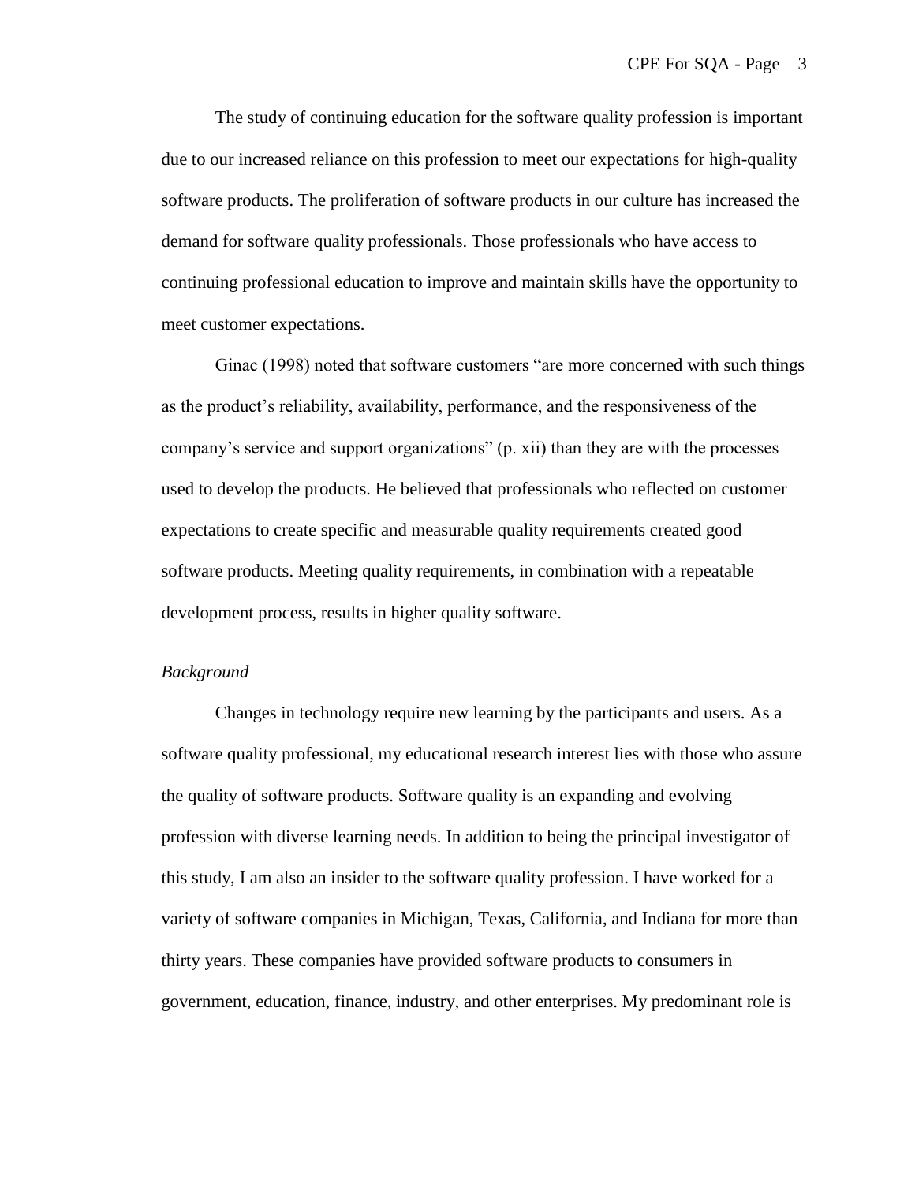The study of continuing education for the software quality profession is important due to our increased reliance on this profession to meet our expectations for high-quality software products. The proliferation of software products in our culture has increased the demand for software quality professionals. Those professionals who have access to continuing professional education to improve and maintain skills have the opportunity to meet customer expectations.

Ginac (1998) noted that software customers "are more concerned with such things as the product's reliability, availability, performance, and the responsiveness of the company's service and support organizations" (p. xii) than they are with the processes used to develop the products. He believed that professionals who reflected on customer expectations to create specific and measurable quality requirements created good software products. Meeting quality requirements, in combination with a repeatable development process, results in higher quality software.

*Background*

Changes in technology require new learning by the participants and users. As a software quality professional, my educational research interest lies with those who assure the quality of software products. Software quality is an expanding and evolving profession with diverse learning needs. In addition to being the principal investigator of this study, I am also an insider to the software quality profession. I have worked for a variety of software companies in Michigan, Texas, California, and Indiana for more than thirty years. These companies have provided software products to consumers in government, education, finance, industry, and other enterprises. My predominant role is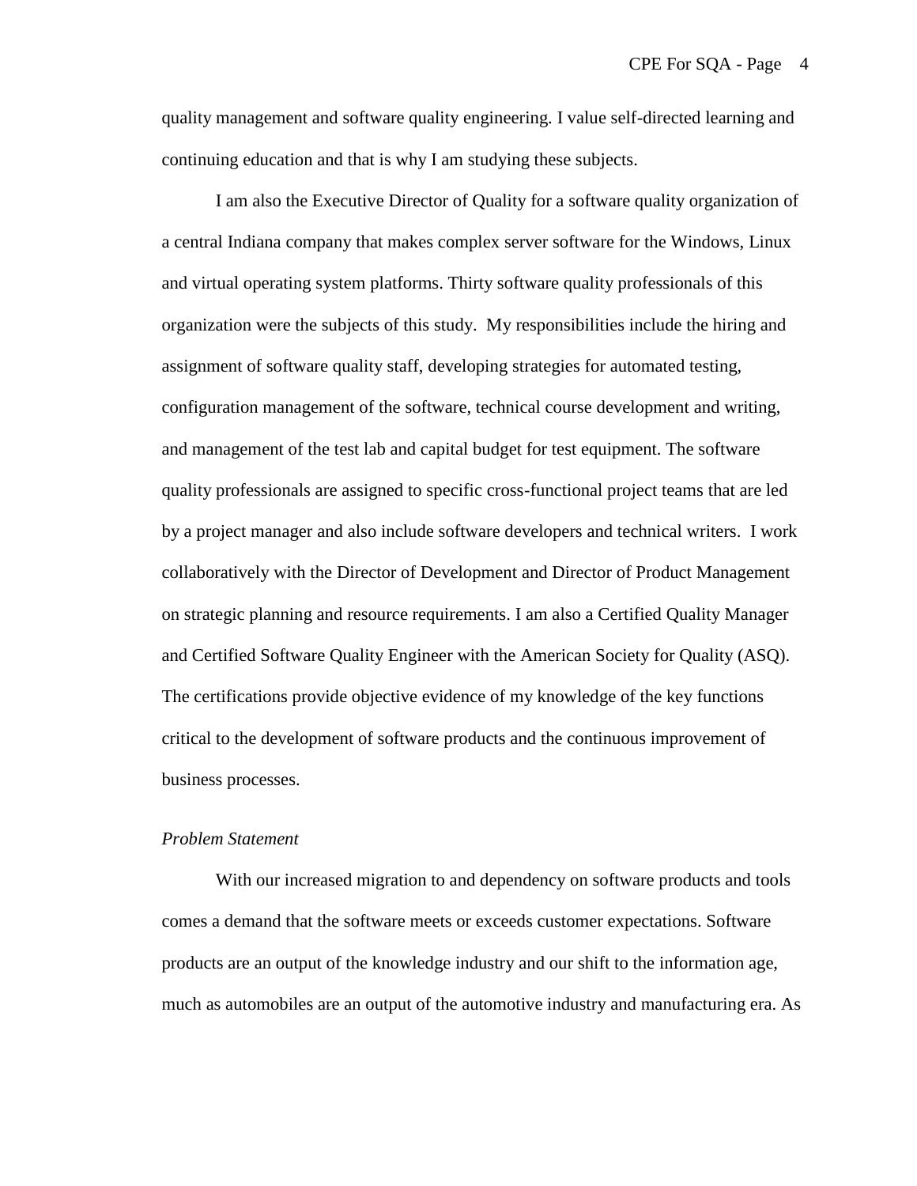quality management and software quality engineering. I value self-directed learning and continuing education and that is why I am studying these subjects.

I am also the Executive Director of Quality for a software quality organization of a central Indiana company that makes complex server software for the Windows, Linux and virtual operating system platforms. Thirty software quality professionals of this organization were the subjects of this study. My responsibilities include the hiring and assignment of software quality staff, developing strategies for automated testing, configuration management of the software, technical course development and writing, and management of the test lab and capital budget for test equipment. The software quality professionals are assigned to specific cross-functional project teams that are led by a project manager and also include software developers and technical writers. I work collaboratively with the Director of Development and Director of Product Management on strategic planning and resource requirements. I am also a Certified Quality Manager and Certified Software Quality Engineer with the American Society for Quality (ASQ). The certifications provide objective evidence of my knowledge of the key functions critical to the development of software products and the continuous improvement of business processes.

*Problem Statement*

With our increased migration to and dependency on software products and tools comes a demand that the software meets or exceeds customer expectations. Software products are an output of the knowledge industry and our shift to the information age, much as automobiles are an output of the automotive industry and manufacturing era. As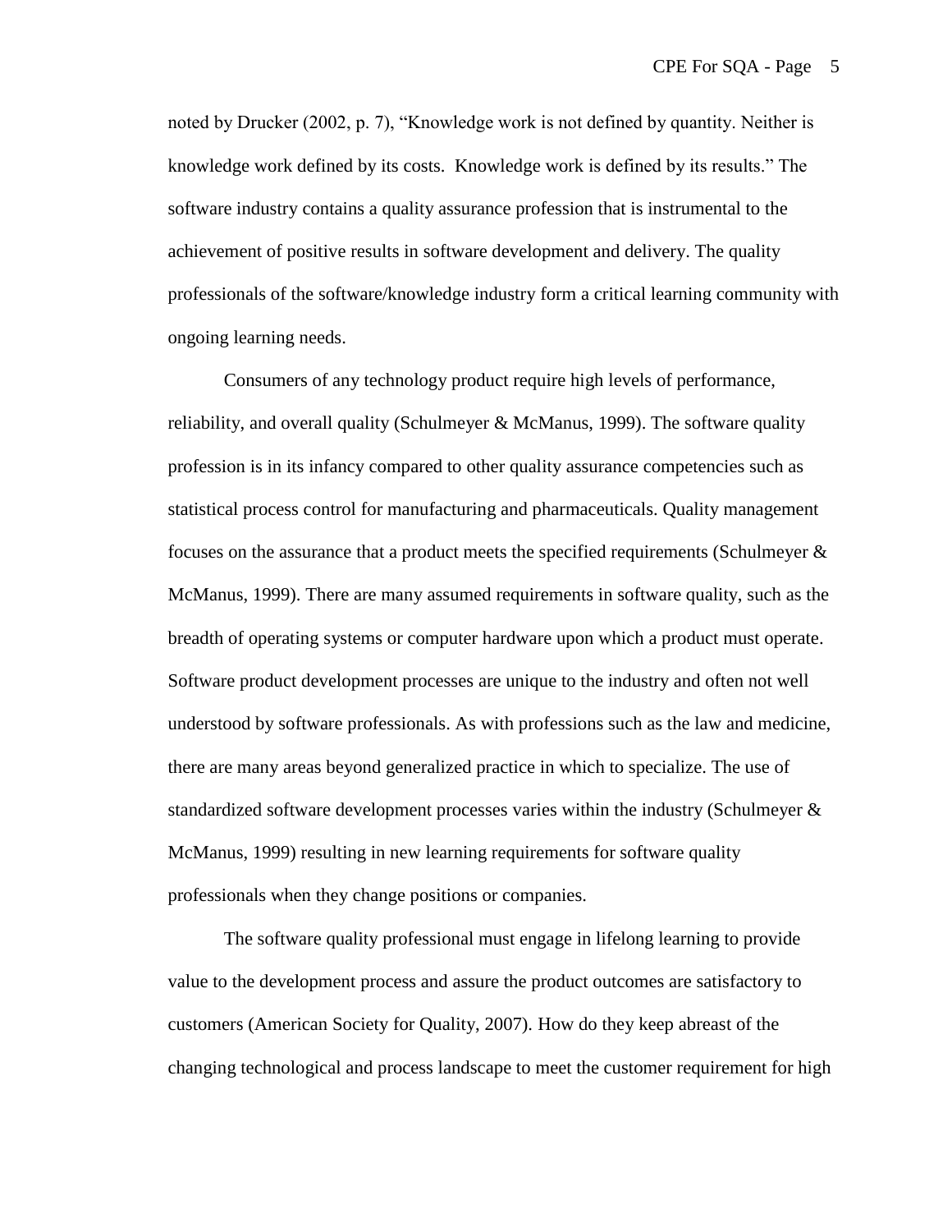noted by Drucker (2002, p. 7), "Knowledge work is not defined by quantity. Neither is knowledge work defined by its costs. Knowledge work is defined by its results." The software industry contains a quality assurance profession that is instrumental to the achievement of positive results in software development and delivery. The quality professionals of the software/knowledge industry form a critical learning community with ongoing learning needs.

Consumers of any technology product require high levels of performance, reliability, and overall quality (Schulmeyer & McManus, 1999). The software quality profession is in its infancy compared to other quality assurance competencies such as statistical process control for manufacturing and pharmaceuticals. Quality management focuses on the assurance that a product meets the specified requirements (Schulmeyer & McManus, 1999). There are many assumed requirements in software quality, such as the breadth of operating systems or computer hardware upon which a product must operate. Software product development processes are unique to the industry and often not well understood by software professionals. As with professions such as the law and medicine, there are many areas beyond generalized practice in which to specialize. The use of standardized software development processes varies within the industry (Schulmeyer & McManus, 1999) resulting in new learning requirements for software quality professionals when they change positions or companies.

The software quality professional must engage in lifelong learning to provide value to the development process and assure the product outcomes are satisfactory to customers (American Society for Quality, 2007). How do they keep abreast of the changing technological and process landscape to meet the customer requirement for high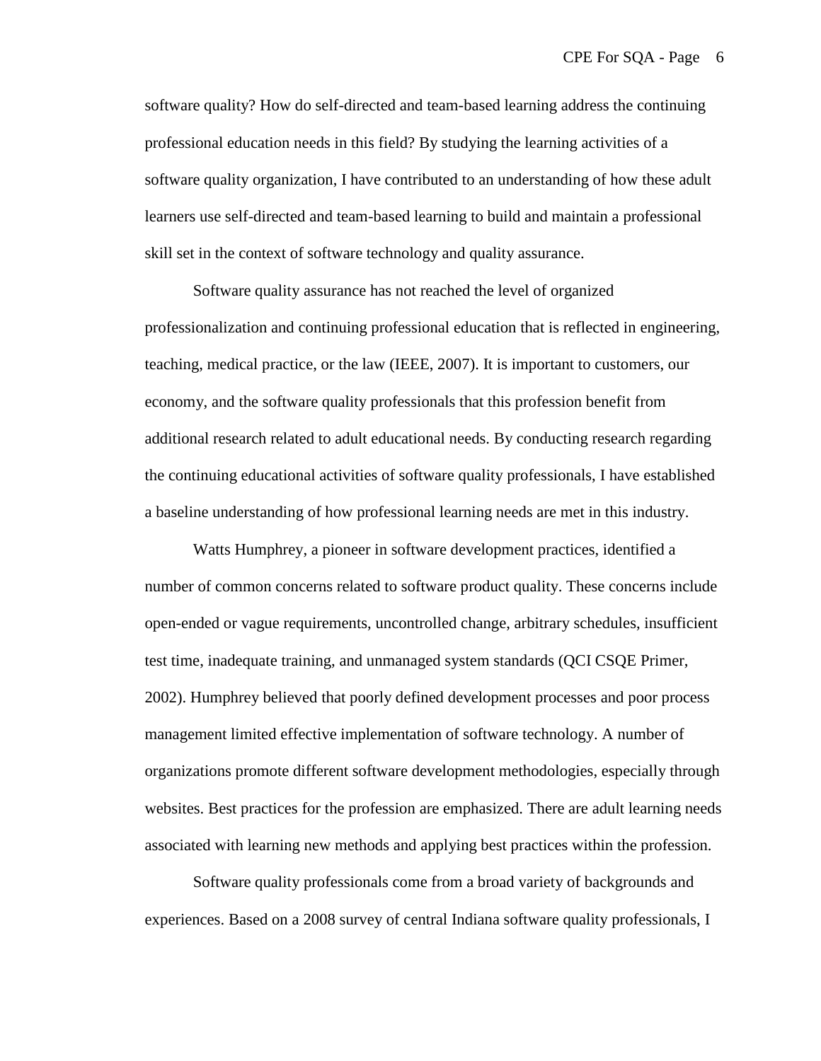software quality? How do self-directed and team-based learning address the continuing professional education needs in this field? By studying the learning activities of a software quality organization, I have contributed to an understanding of how these adult learners use self-directed and team-based learning to build and maintain a professional skill set in the context of software technology and quality assurance.

Software quality assurance has not reached the level of organized professionalization and continuing professional education that is reflected in engineering, teaching, medical practice, or the law (IEEE, 2007). It is important to customers, our economy, and the software quality professionals that this profession benefit from additional research related to adult educational needs. By conducting research regarding the continuing educational activities of software quality professionals, I have established a baseline understanding of how professional learning needs are met in this industry.

Watts Humphrey, a pioneer in software development practices, identified a number of common concerns related to software product quality. These concerns include open-ended or vague requirements, uncontrolled change, arbitrary schedules, insufficient test time, inadequate training, and unmanaged system standards (QCI CSQE Primer, 2002). Humphrey believed that poorly defined development processes and poor process management limited effective implementation of software technology. A number of organizations promote different software development methodologies, especially through websites. Best practices for the profession are emphasized. There are adult learning needs associated with learning new methods and applying best practices within the profession.

Software quality professionals come from a broad variety of backgrounds and experiences. Based on a 2008 survey of central Indiana software quality professionals, I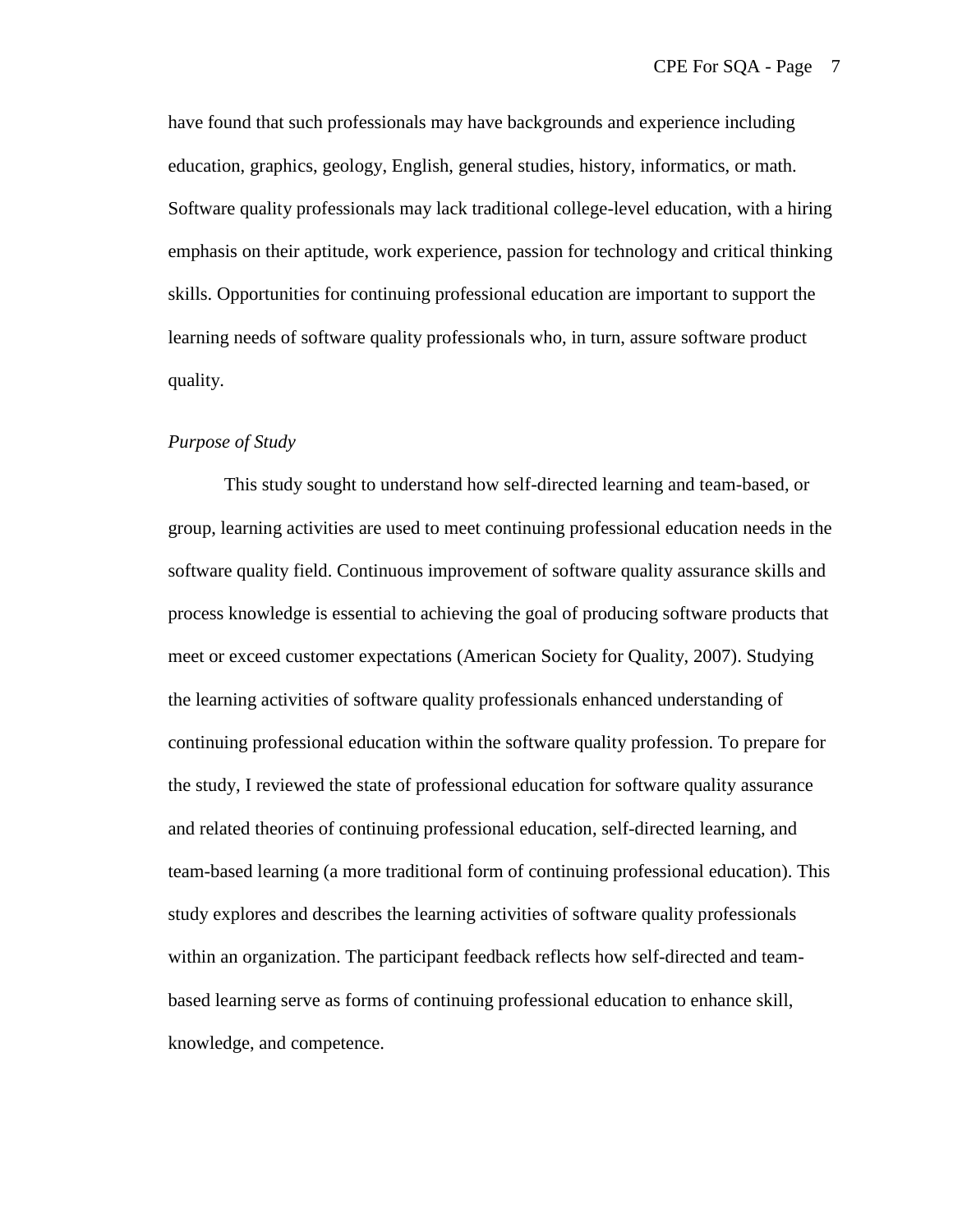have found that such professionals may have backgrounds and experience including education, graphics, geology, English, general studies, history, informatics, or math. Software quality professionals may lack traditional college-level education, with a hiring emphasis on their aptitude, work experience, passion for technology and critical thinking skills. Opportunities for continuing professional education are important to support the learning needs of software quality professionals who, in turn, assure software product quality.

*Purpose of Study*

This study sought to understand how self-directed learning and team-based, or group, learning activities are used to meet continuing professional education needs in the software quality field. Continuous improvement of software quality assurance skills and process knowledge is essential to achieving the goal of producing software products that meet or exceed customer expectations (American Society for Quality, 2007). Studying the learning activities of software quality professionals enhanced understanding of continuing professional education within the software quality profession. To prepare for the study, I reviewed the state of professional education for software quality assurance and related theories of continuing professional education, self-directed learning, and team-based learning (a more traditional form of continuing professional education). This study explores and describes the learning activities of software quality professionals within an organization. The participant feedback reflects how self-directed and team-based learning serve as forms of continuing professional education to enhance skill, knowledge, and competence.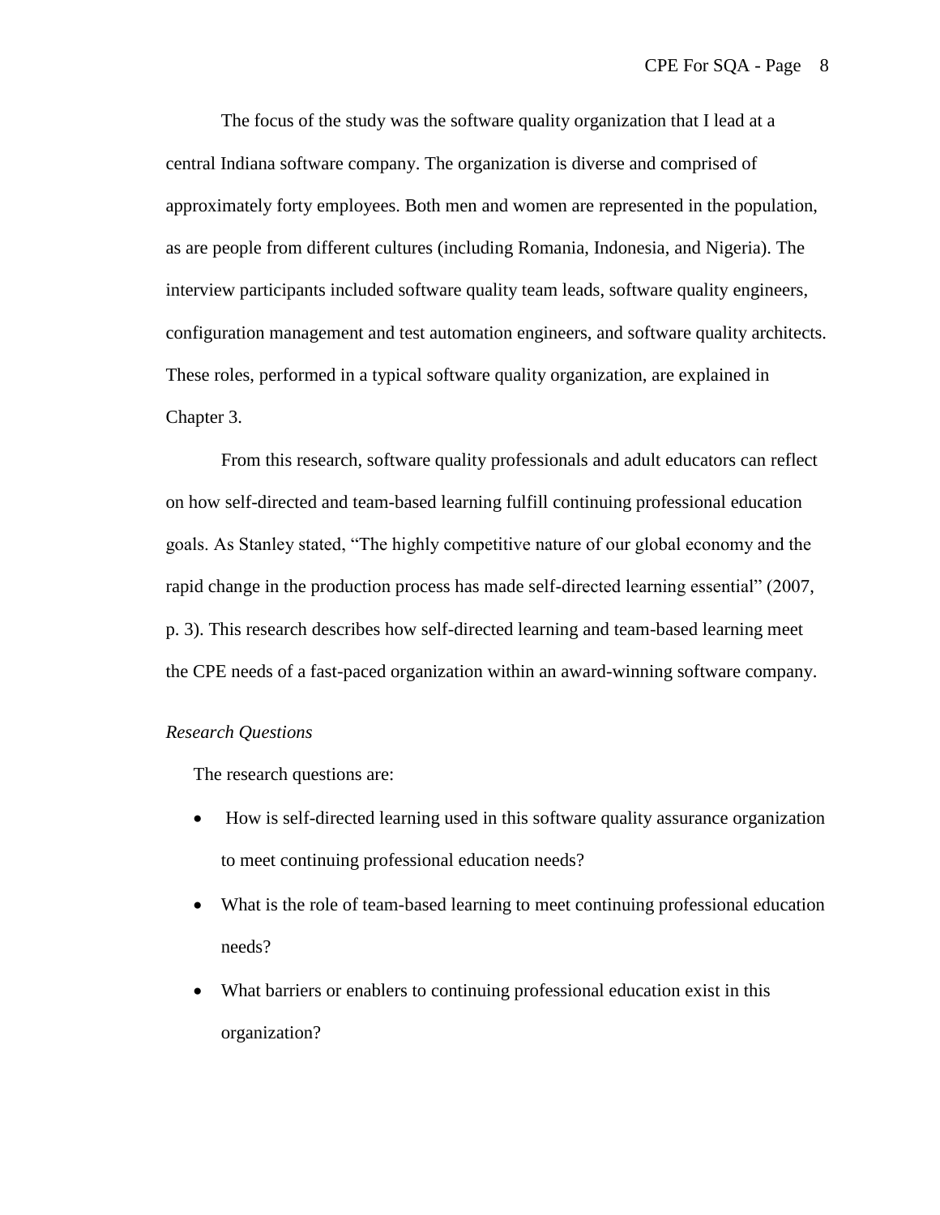The focus of the study was the software quality organization that I lead at a central Indiana software company. The organization is diverse and comprised of approximately forty employees. Both men and women are represented in the population, as are people from different cultures (including Romania, Indonesia, and Nigeria). The interview participants included software quality team leads, software quality engineers, configuration management and test automation engineers, and software quality architects. These roles, performed in a typical software quality organization, are explained in Chapter 3.

From this research, software quality professionals and adult educators can reflect on how self-directed and team-based learning fulfill continuing professional education goals. As Stanley stated, "The highly competitive nature of our global economy and the rapid change in the production process has made self-directed learning essential" (2007, p. 3). This research describes how self-directed learning and team-based learning meet the CPE needs of a fast-paced organization within an award-winning software company.

*Research Questions*

The research questions are:

- How is self-directed learning used in this software quality assurance organization to meet continuing professional education needs?
- What is the role of team-based learning to meet continuing professional education needs?
- What barriers or enablers to continuing professional education exist in this organization?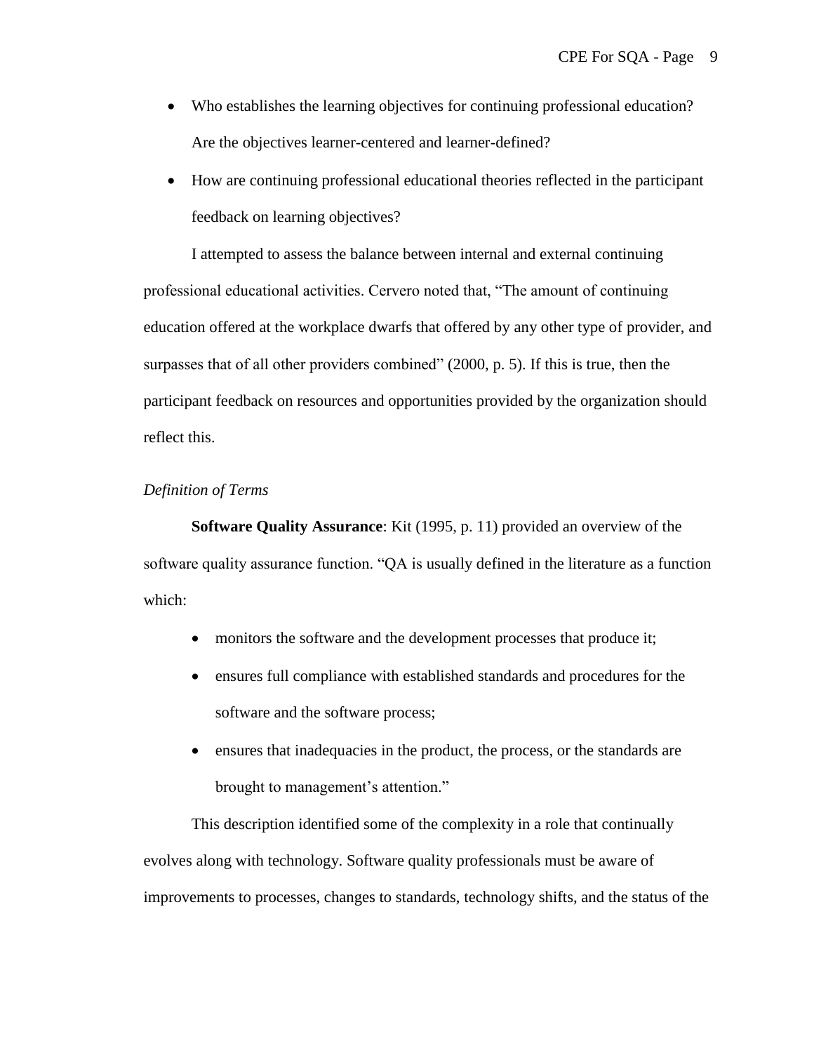- Who establishes the learning objectives for continuing professional education? Are the objectives learner-centered and learner-defined?
- How are continuing professional educational theories reflected in the participant feedback on learning objectives?

I attempted to assess the balance between internal and external continuing professional educational activities. Cervero noted that, “The amount of continuing education offered at the workplace dwarfs that offered by any other type of provider, and surpasses that of all other providers combined” (2000, p. 5). If this is true, then the participant feedback on resources and opportunities provided by the organization should reflect this.

*Definition of Terms*

**Software Quality Assurance**: Kit (1995, p. 11) provided an overview of the software quality assurance function. “QA is usually defined in the literature as a function which:

- monitors the software and the development processes that produce it;
- ensures full compliance with established standards and procedures for the software and the software process;
- ensures that inadequacies in the product, the process, or the standards are brought to management’s attention.”

This description identified some of the complexity in a role that continually evolves along with technology. Software quality professionals must be aware of improvements to processes, changes to standards, technology shifts, and the status of the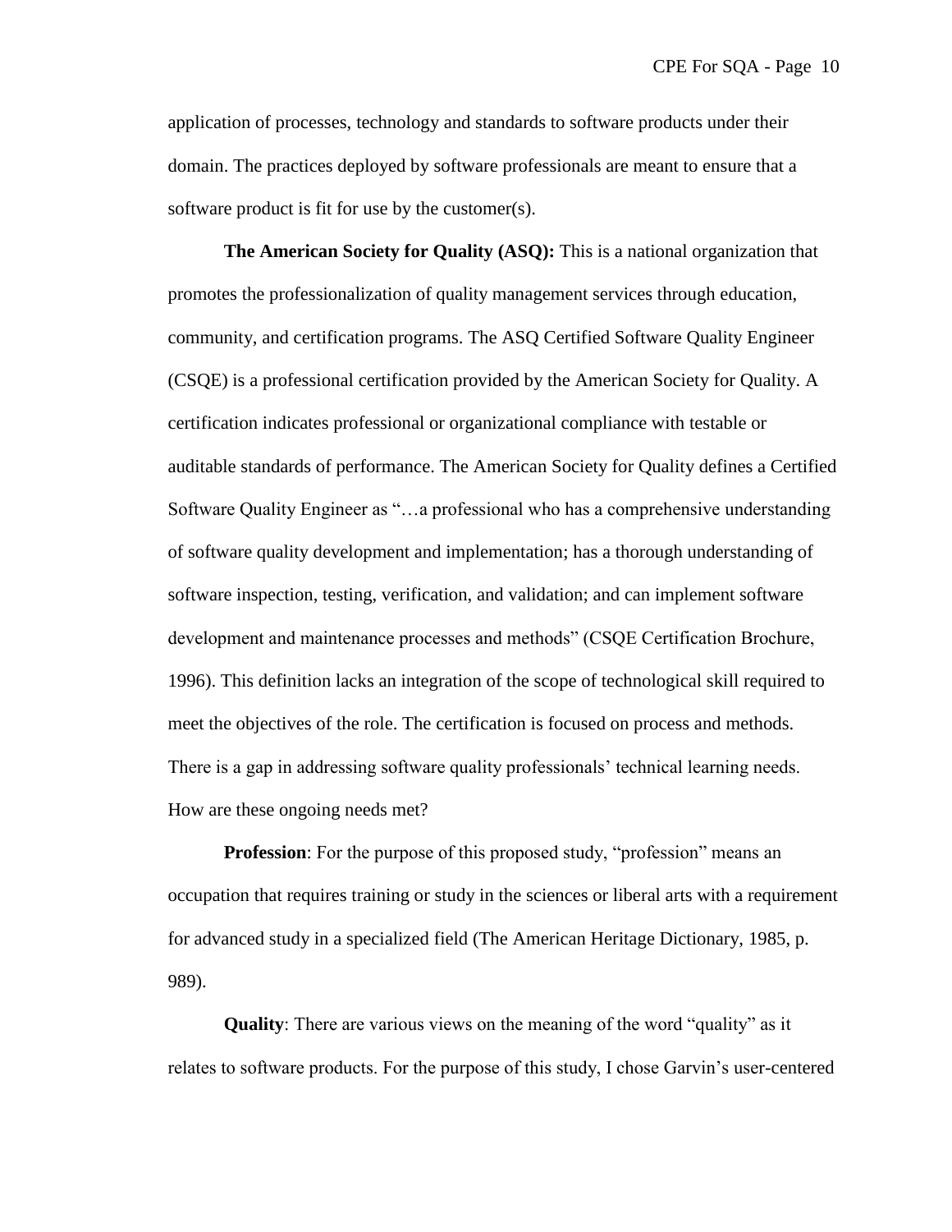application of processes, technology and standards to software products under their domain. The practices deployed by software professionals are meant to ensure that a software product is fit for use by the customer(s).

**The American Society for Quality (ASQ):** This is a national organization that promotes the professionalization of quality management services through education, community, and certification programs. The ASQ Certified Software Quality Engineer (CSQE) is a professional certification provided by the American Society for Quality. A certification indicates professional or organizational compliance with testable or auditable standards of performance. The American Society for Quality defines a Certified Software Quality Engineer as "…a professional who has a comprehensive understanding of software quality development and implementation; has a thorough understanding of software inspection, testing, verification, and validation; and can implement software development and maintenance processes and methods" (CSQE Certification Brochure, 1996). This definition lacks an integration of the scope of technological skill required to meet the objectives of the role. The certification is focused on process and methods. There is a gap in addressing software quality professionals' technical learning needs. How are these ongoing needs met?

**Profession**: For the purpose of this proposed study, "profession" means an occupation that requires training or study in the sciences or liberal arts with a requirement for advanced study in a specialized field (The American Heritage Dictionary, 1985, p. 989).

**Quality**: There are various views on the meaning of the word "quality" as it relates to software products. For the purpose of this study, I chose Garvin's user-centered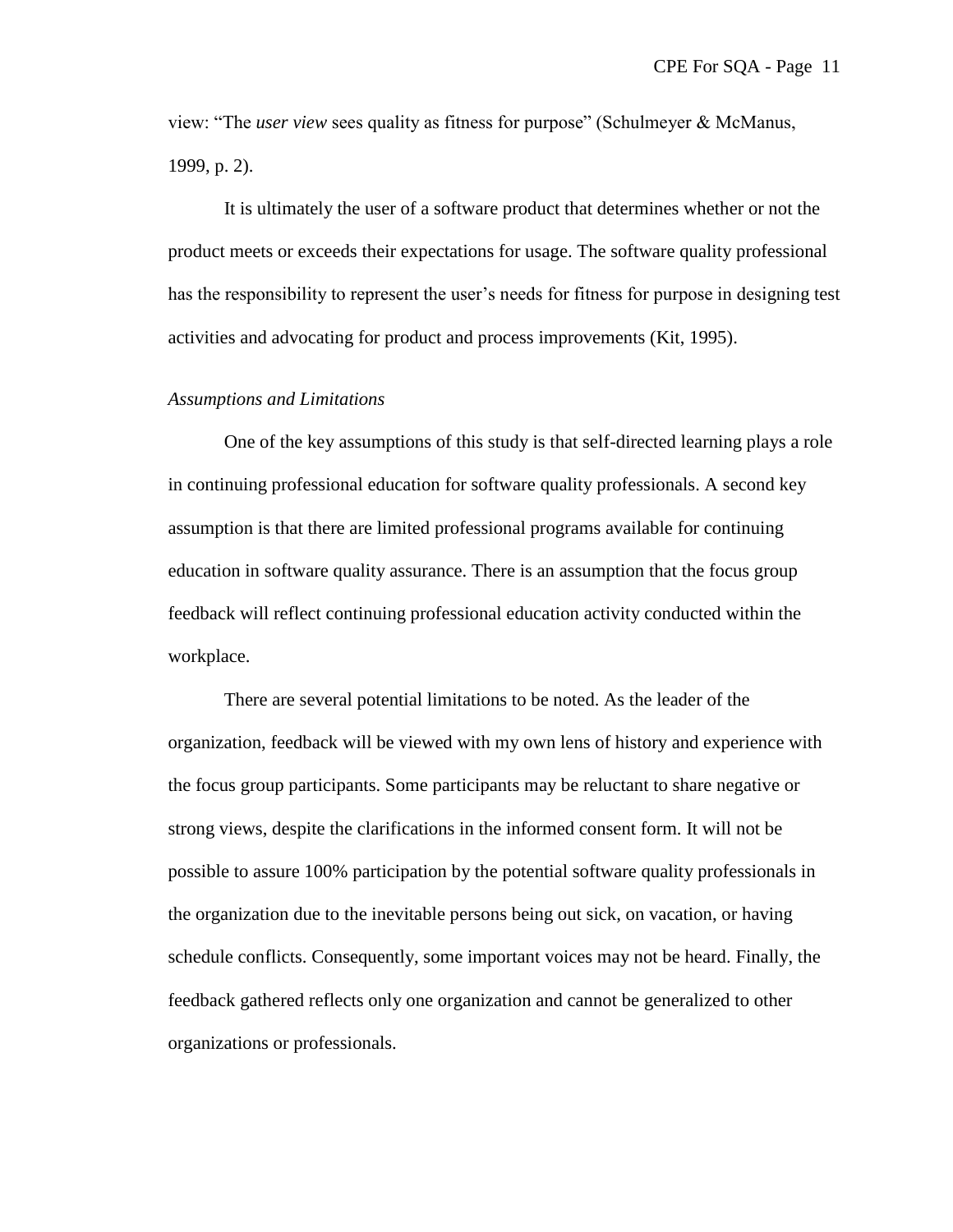view: "The *user view* sees quality as fitness for purpose" (Schulmeyer & McManus, 1999, p. 2).

It is ultimately the user of a software product that determines whether or not the product meets or exceeds their expectations for usage. The software quality professional has the responsibility to represent the user's needs for fitness for purpose in designing test activities and advocating for product and process improvements (Kit, 1995).

*Assumptions and Limitations*

One of the key assumptions of this study is that self-directed learning plays a role in continuing professional education for software quality professionals. A second key assumption is that there are limited professional programs available for continuing education in software quality assurance. There is an assumption that the focus group feedback will reflect continuing professional education activity conducted within the workplace.

There are several potential limitations to be noted. As the leader of the organization, feedback will be viewed with my own lens of history and experience with the focus group participants. Some participants may be reluctant to share negative or strong views, despite the clarifications in the informed consent form. It will not be possible to assure 100% participation by the potential software quality professionals in the organization due to the inevitable persons being out sick, on vacation, or having schedule conflicts. Consequently, some important voices may not be heard. Finally, the feedback gathered reflects only one organization and cannot be generalized to other organizations or professionals.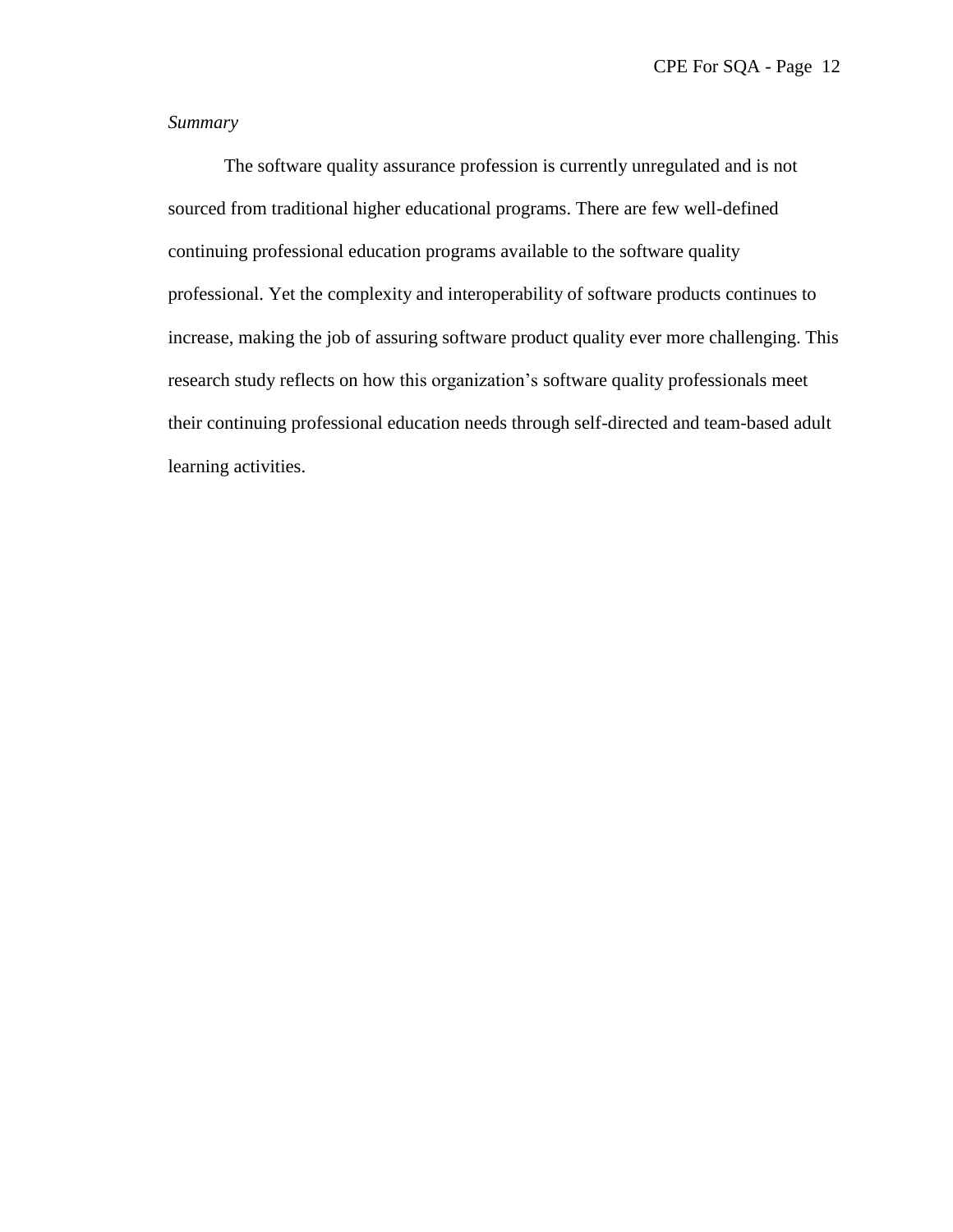*Summary*

The software quality assurance profession is currently unregulated and is not sourced from traditional higher educational programs. There are few well-defined continuing professional education programs available to the software quality professional. Yet the complexity and interoperability of software products continues to increase, making the job of assuring software product quality ever more challenging. This research study reflects on how this organization's software quality professionals meet their continuing professional education needs through self-directed and team-based adult learning activities.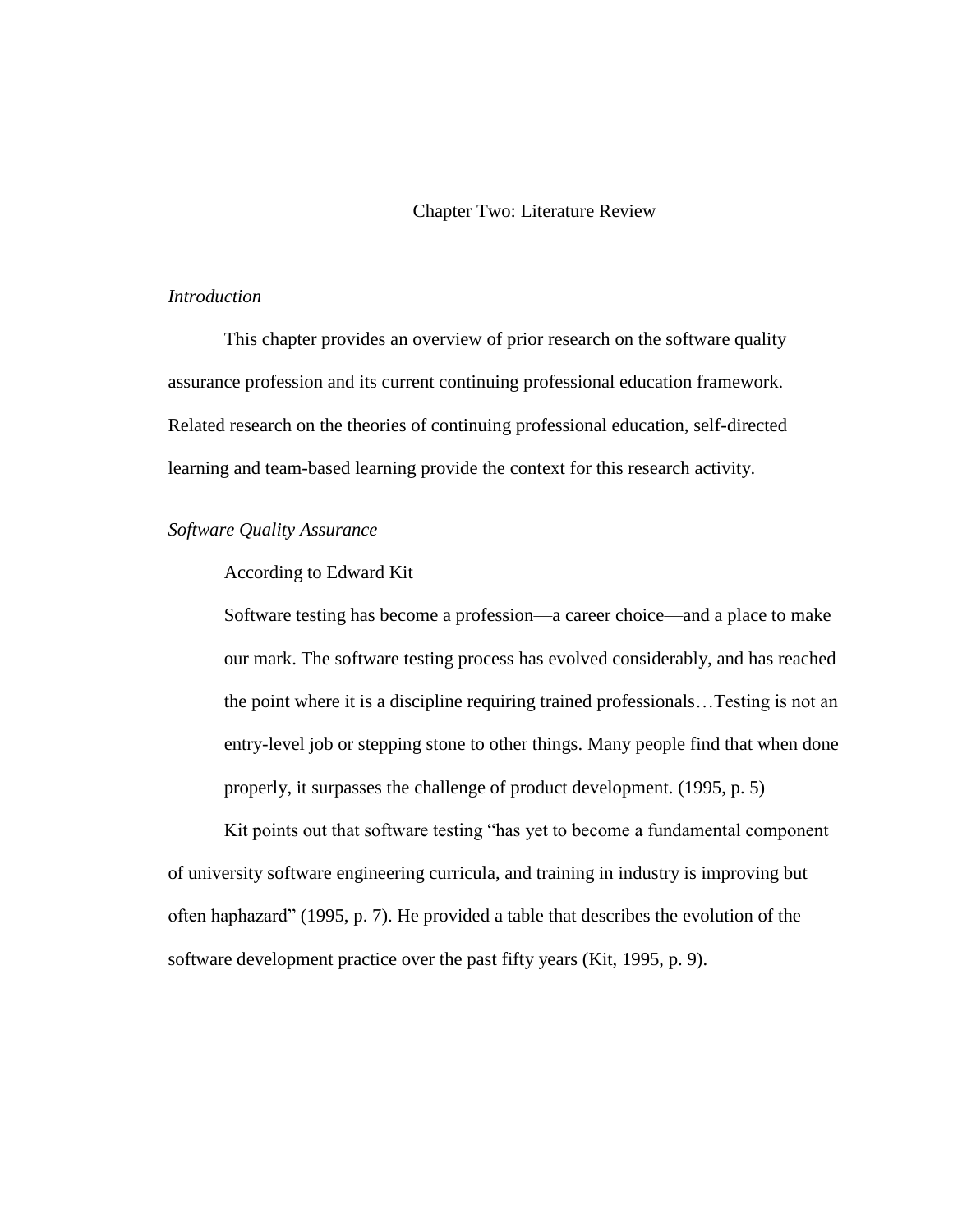# Chapter Two: Literature Review

*Introduction*

This chapter provides an overview of prior research on the software quality assurance profession and its current continuing professional education framework. Related research on the theories of continuing professional education, self-directed learning and team-based learning provide the context for this research activity.

*Software Quality Assurance*

According to Edward Kit

> Software testing has become a profession—a career choice—and a place to make our mark. The software testing process has evolved considerably, and has reached the point where it is a discipline requiring trained professionals…Testing is not an entry-level job or stepping stone to other things. Many people find that when done properly, it surpasses the challenge of product development. (1995, p. 5)

Kit points out that software testing "has yet to become a fundamental component of university software engineering curricula, and training in industry is improving but often haphazard" (1995, p. 7). He provided a table that describes the evolution of the software development practice over the past fifty years (Kit, 1995, p. 9).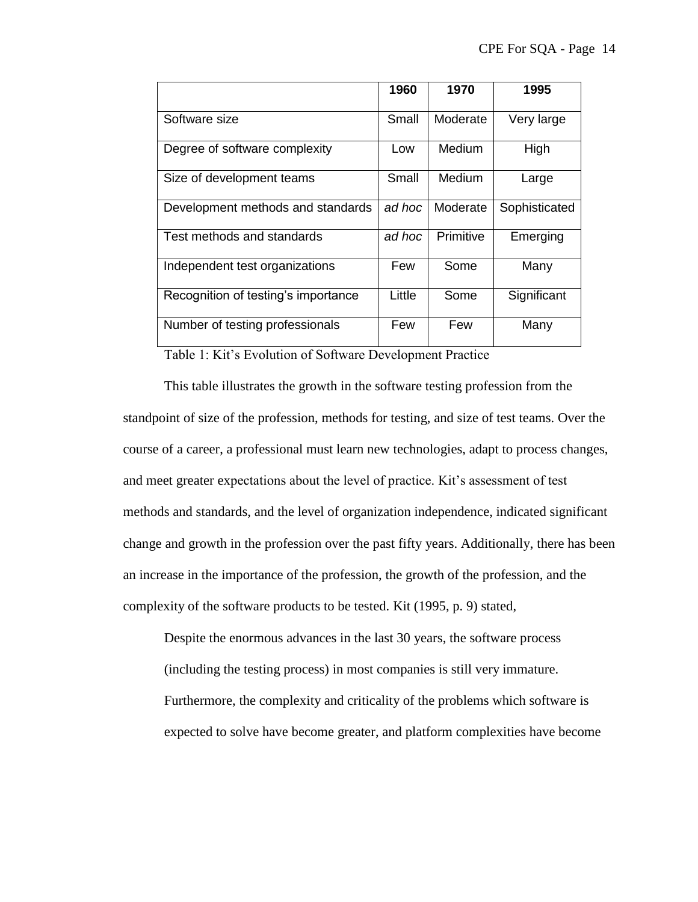| | 1960 | 1970 | 1995 |
|---|---|---|---|
| Software size | Small | Moderate | Very large |
| Degree of software complexity | Low | Medium | High |
| Size of development teams | Small | Medium | Large |
| Development methods and standards | *ad hoc* | Moderate | Sophisticated |
| Test methods and standards | *ad hoc* | Primitive | Emerging |
| Independent test organizations | Few | Some | Many |
| Recognition of testing's importance | Little | Some | Significant |
| Number of testing professionals | Few | Few | Many |

Table 1: Kit's Evolution of Software Development Practice

This table illustrates the growth in the software testing profession from the standpoint of size of the profession, methods for testing, and size of test teams. Over the course of a career, a professional must learn new technologies, adapt to process changes, and meet greater expectations about the level of practice. Kit's assessment of test methods and standards, and the level of organization independence, indicated significant change and growth in the profession over the past fifty years. Additionally, there has been an increase in the importance of the profession, the growth of the profession, and the complexity of the software products to be tested. Kit (1995, p. 9) stated,

> Despite the enormous advances in the last 30 years, the software process (including the testing process) in most companies is still very immature. Furthermore, the complexity and criticality of the problems which software is expected to solve have become greater, and platform complexities have become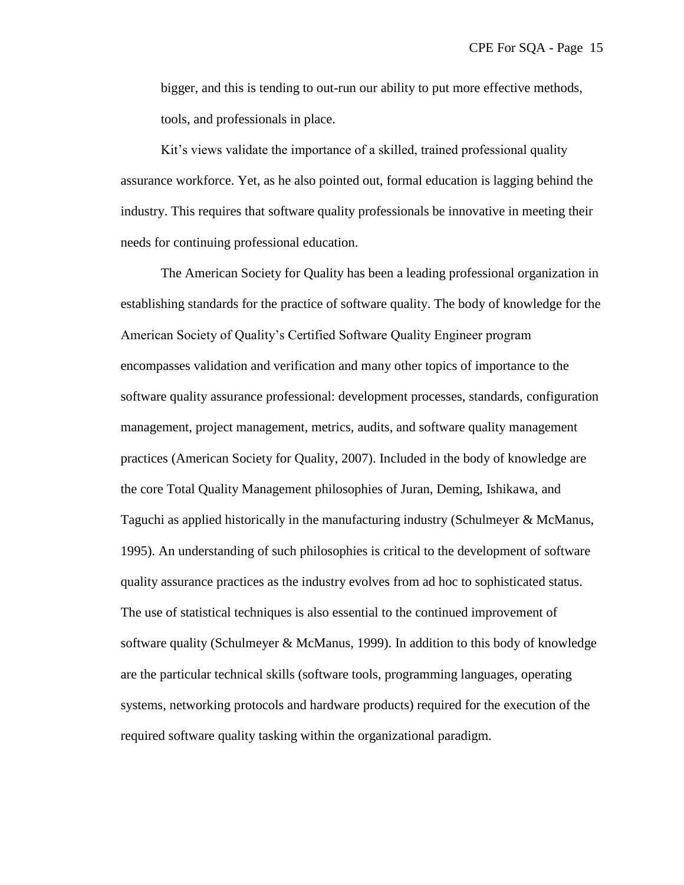bigger, and this is tending to out-run our ability to put more effective methods, tools, and professionals in place.

Kit's views validate the importance of a skilled, trained professional quality assurance workforce. Yet, as he also pointed out, formal education is lagging behind the industry. This requires that software quality professionals be innovative in meeting their needs for continuing professional education.

The American Society for Quality has been a leading professional organization in establishing standards for the practice of software quality. The body of knowledge for the American Society of Quality's Certified Software Quality Engineer program encompasses validation and verification and many other topics of importance to the software quality assurance professional: development processes, standards, configuration management, project management, metrics, audits, and software quality management practices (American Society for Quality, 2007). Included in the body of knowledge are the core Total Quality Management philosophies of Juran, Deming, Ishikawa, and Taguchi as applied historically in the manufacturing industry (Schulmeyer & McManus, 1995). An understanding of such philosophies is critical to the development of software quality assurance practices as the industry evolves from ad hoc to sophisticated status. The use of statistical techniques is also essential to the continued improvement of software quality (Schulmeyer & McManus, 1999). In addition to this body of knowledge are the particular technical skills (software tools, programming languages, operating systems, networking protocols and hardware products) required for the execution of the required software quality tasking within the organizational paradigm.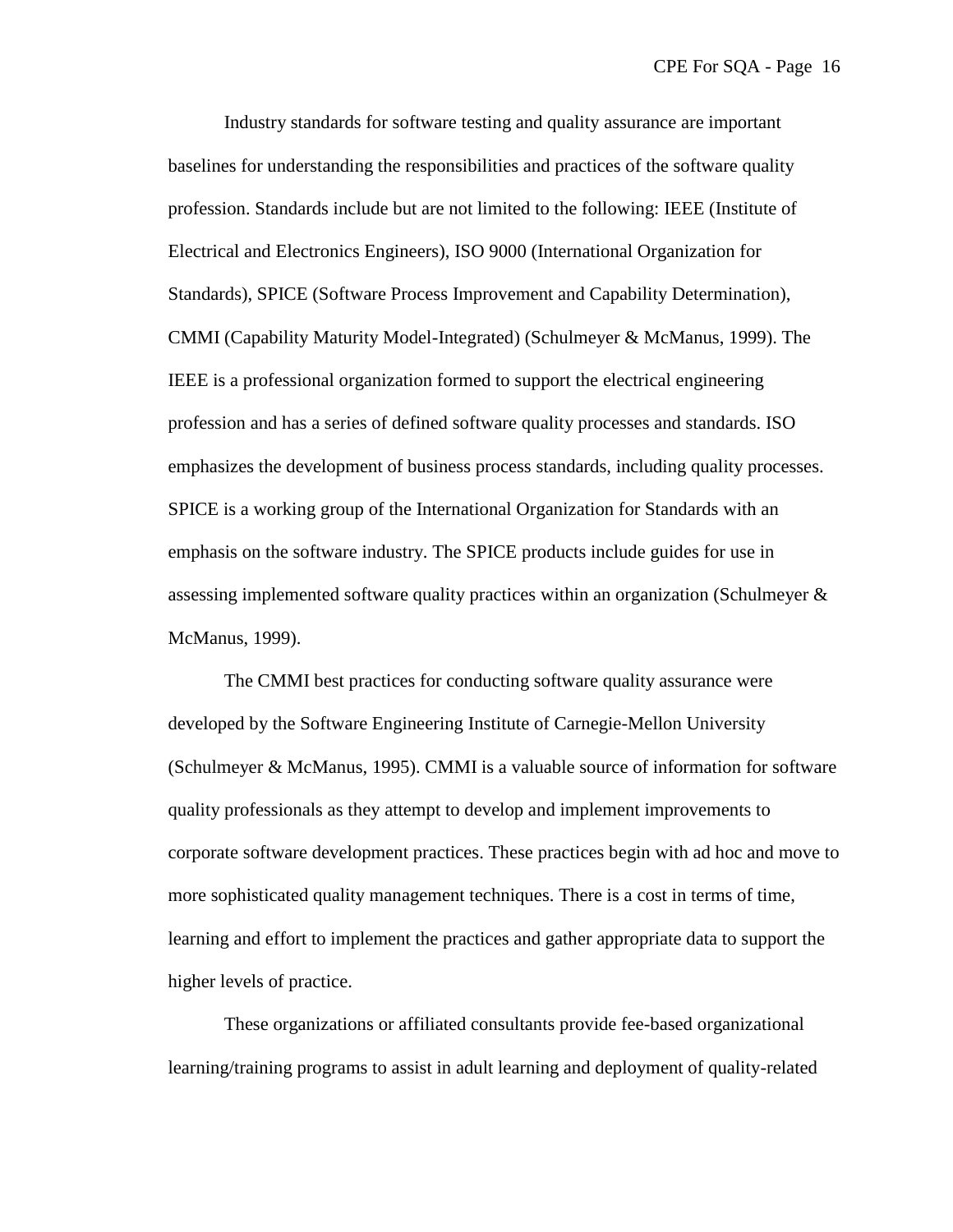Industry standards for software testing and quality assurance are important baselines for understanding the responsibilities and practices of the software quality profession. Standards include but are not limited to the following: IEEE (Institute of Electrical and Electronics Engineers), ISO 9000 (International Organization for Standards), SPICE (Software Process Improvement and Capability Determination), CMMI (Capability Maturity Model-Integrated) (Schulmeyer & McManus, 1999). The IEEE is a professional organization formed to support the electrical engineering profession and has a series of defined software quality processes and standards. ISO emphasizes the development of business process standards, including quality processes. SPICE is a working group of the International Organization for Standards with an emphasis on the software industry. The SPICE products include guides for use in assessing implemented software quality practices within an organization (Schulmeyer & McManus, 1999).

The CMMI best practices for conducting software quality assurance were developed by the Software Engineering Institute of Carnegie-Mellon University (Schulmeyer & McManus, 1995). CMMI is a valuable source of information for software quality professionals as they attempt to develop and implement improvements to corporate software development practices. These practices begin with ad hoc and move to more sophisticated quality management techniques. There is a cost in terms of time, learning and effort to implement the practices and gather appropriate data to support the higher levels of practice.

These organizations or affiliated consultants provide fee-based organizational learning/training programs to assist in adult learning and deployment of quality-related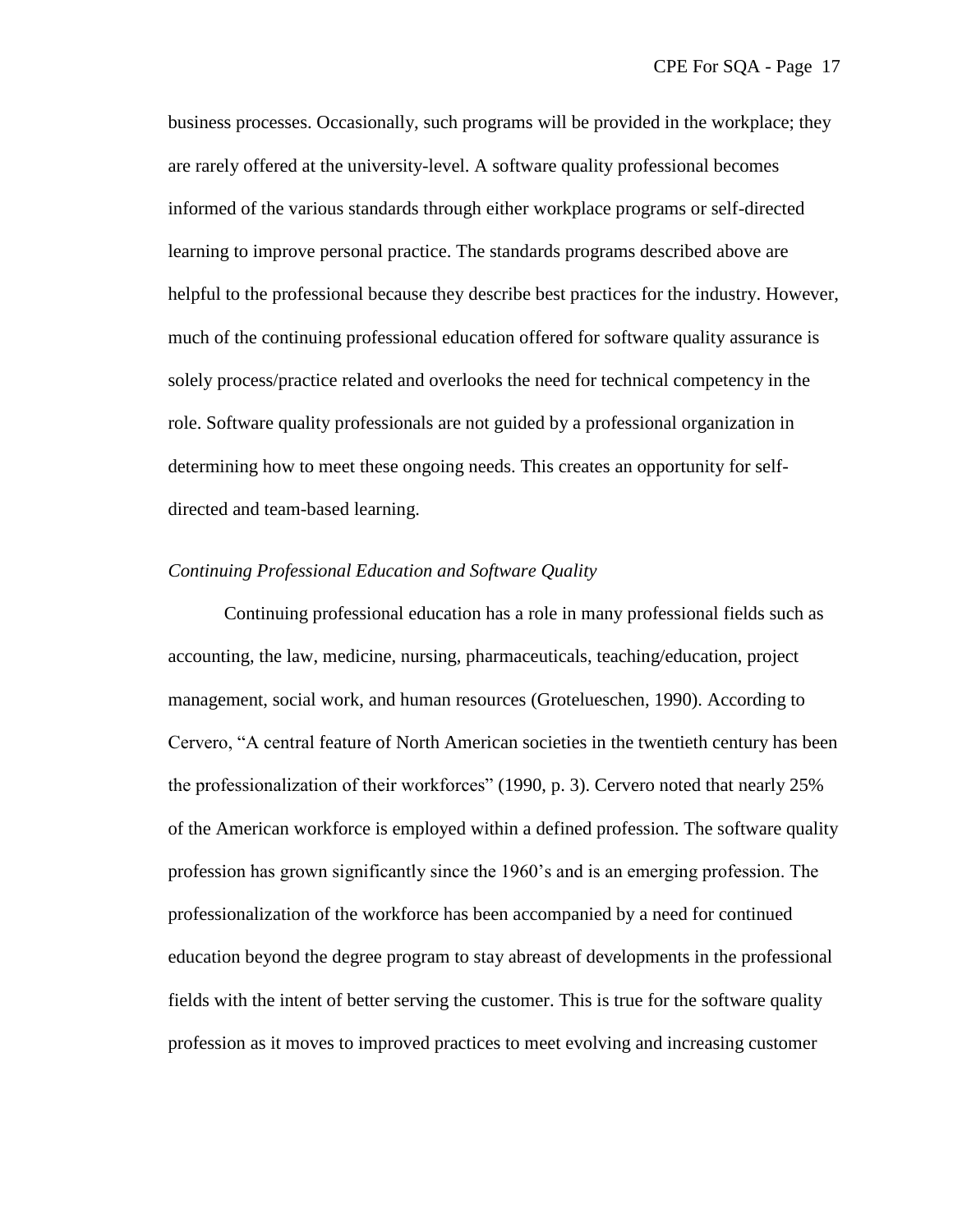business processes. Occasionally, such programs will be provided in the workplace; they are rarely offered at the university-level. A software quality professional becomes informed of the various standards through either workplace programs or self-directed learning to improve personal practice. The standards programs described above are helpful to the professional because they describe best practices for the industry. However, much of the continuing professional education offered for software quality assurance is solely process/practice related and overlooks the need for technical competency in the role. Software quality professionals are not guided by a professional organization in determining how to meet these ongoing needs. This creates an opportunity for self-directed and team-based learning.

### *Continuing Professional Education and Software Quality*

Continuing professional education has a role in many professional fields such as accounting, the law, medicine, nursing, pharmaceuticals, teaching/education, project management, social work, and human resources (Grotelueschen, 1990). According to Cervero, "A central feature of North American societies in the twentieth century has been the professionalization of their workforces" (1990, p. 3). Cervero noted that nearly 25% of the American workforce is employed within a defined profession. The software quality profession has grown significantly since the 1960's and is an emerging profession. The professionalization of the workforce has been accompanied by a need for continued education beyond the degree program to stay abreast of developments in the professional fields with the intent of better serving the customer. This is true for the software quality profession as it moves to improved practices to meet evolving and increasing customer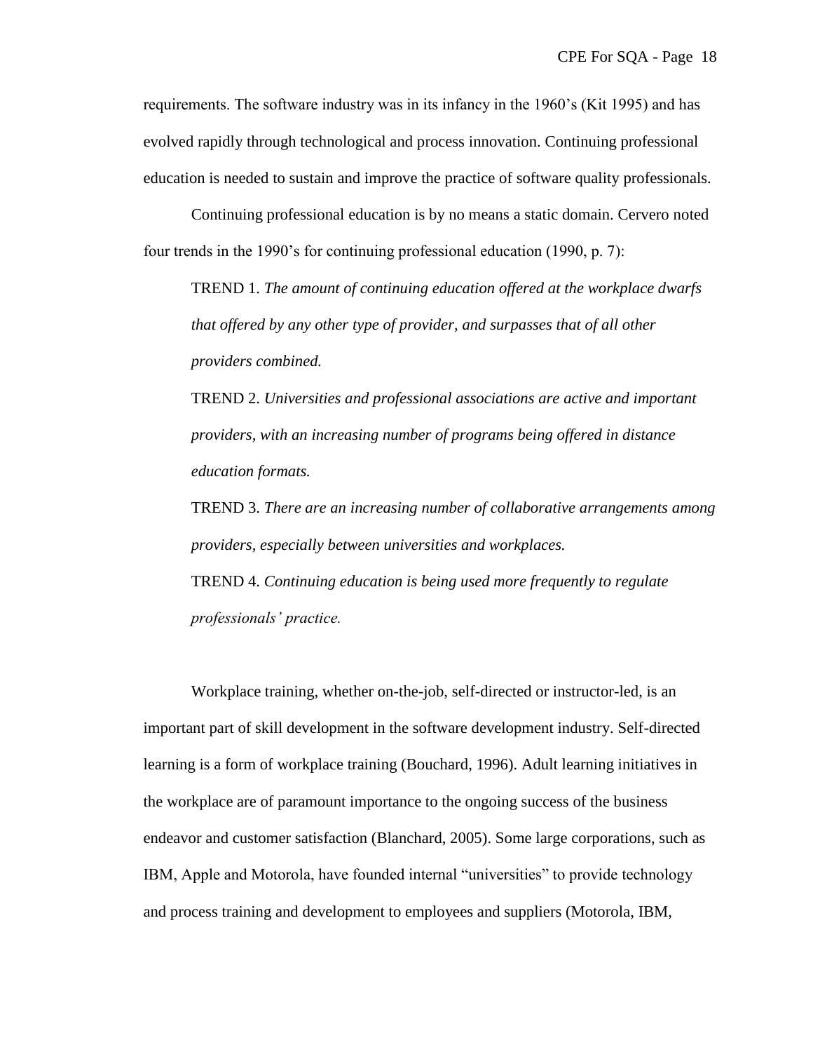requirements. The software industry was in its infancy in the 1960's (Kit 1995) and has evolved rapidly through technological and process innovation. Continuing professional education is needed to sustain and improve the practice of software quality professionals.

Continuing professional education is by no means a static domain. Cervero noted four trends in the 1990's for continuing professional education (1990, p. 7):

> TREND 1. *The amount of continuing education offered at the workplace dwarfs that offered by any other type of provider, and surpasses that of all other providers combined.*
>
> TREND 2. *Universities and professional associations are active and important providers, with an increasing number of programs being offered in distance education formats.*
>
> TREND 3. *There are an increasing number of collaborative arrangements among providers, especially between universities and workplaces.*
>
> TREND 4. *Continuing education is being used more frequently to regulate professionals' practice.*

Workplace training, whether on-the-job, self-directed or instructor-led, is an important part of skill development in the software development industry. Self-directed learning is a form of workplace training (Bouchard, 1996). Adult learning initiatives in the workplace are of paramount importance to the ongoing success of the business endeavor and customer satisfaction (Blanchard, 2005). Some large corporations, such as IBM, Apple and Motorola, have founded internal "universities" to provide technology and process training and development to employees and suppliers (Motorola, IBM,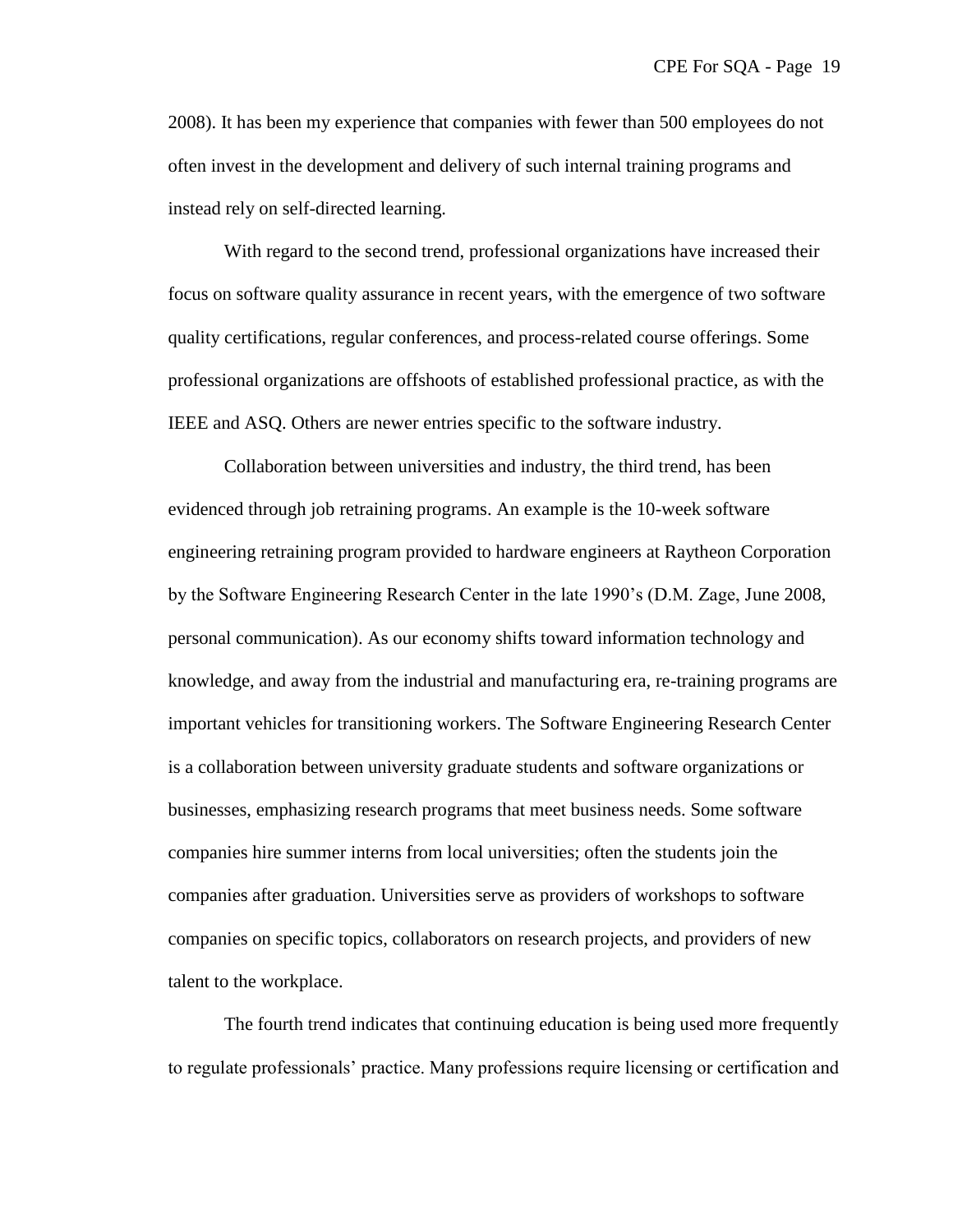2008). It has been my experience that companies with fewer than 500 employees do not often invest in the development and delivery of such internal training programs and instead rely on self-directed learning.

With regard to the second trend, professional organizations have increased their focus on software quality assurance in recent years, with the emergence of two software quality certifications, regular conferences, and process-related course offerings. Some professional organizations are offshoots of established professional practice, as with the IEEE and ASQ. Others are newer entries specific to the software industry.

Collaboration between universities and industry, the third trend, has been evidenced through job retraining programs. An example is the 10-week software engineering retraining program provided to hardware engineers at Raytheon Corporation by the Software Engineering Research Center in the late 1990's (D.M. Zage, June 2008, personal communication). As our economy shifts toward information technology and knowledge, and away from the industrial and manufacturing era, re-training programs are important vehicles for transitioning workers. The Software Engineering Research Center is a collaboration between university graduate students and software organizations or businesses, emphasizing research programs that meet business needs. Some software companies hire summer interns from local universities; often the students join the companies after graduation. Universities serve as providers of workshops to software companies on specific topics, collaborators on research projects, and providers of new talent to the workplace.

The fourth trend indicates that continuing education is being used more frequently to regulate professionals' practice. Many professions require licensing or certification and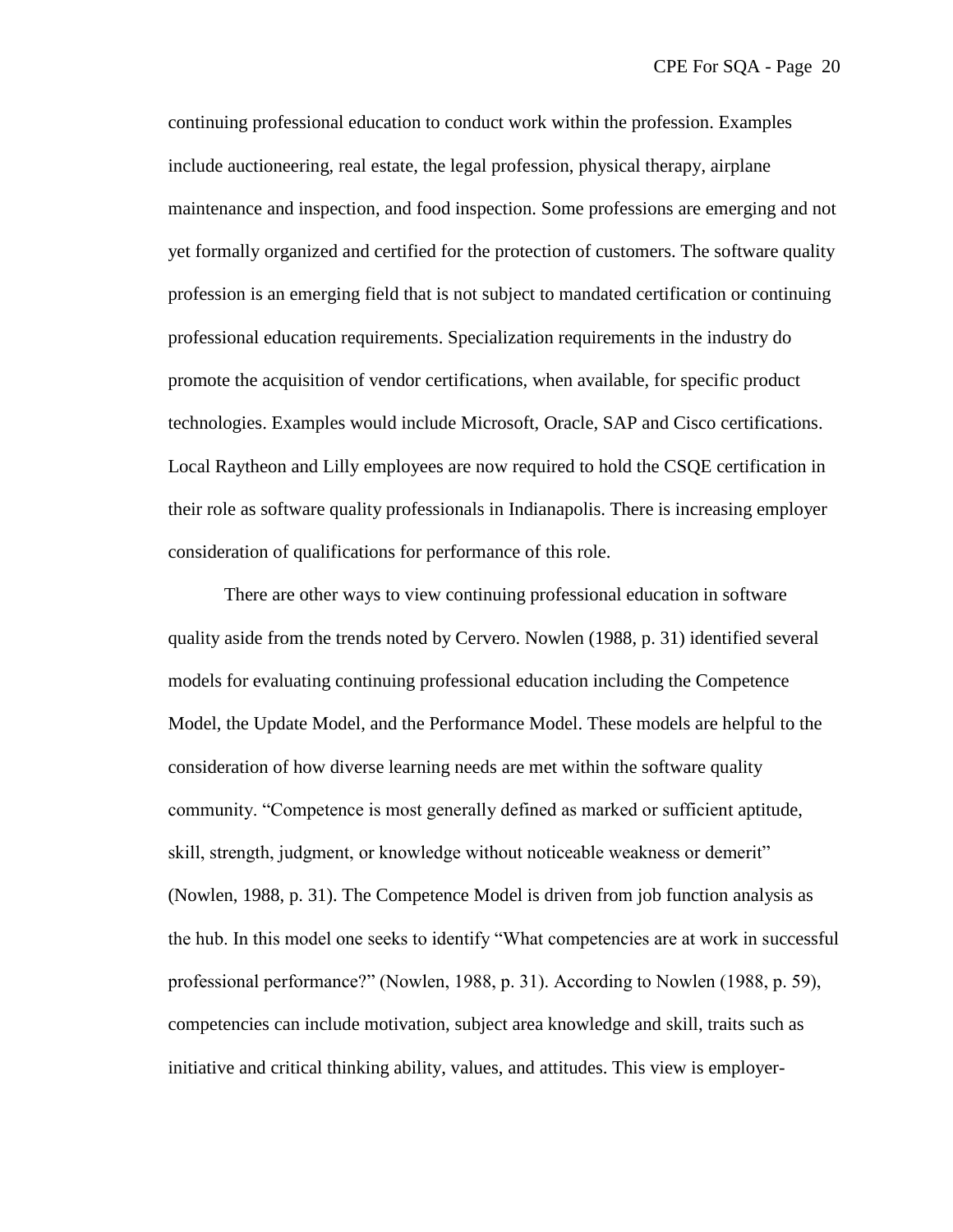continuing professional education to conduct work within the profession. Examples include auctioneering, real estate, the legal profession, physical therapy, airplane maintenance and inspection, and food inspection. Some professions are emerging and not yet formally organized and certified for the protection of customers. The software quality profession is an emerging field that is not subject to mandated certification or continuing professional education requirements. Specialization requirements in the industry do promote the acquisition of vendor certifications, when available, for specific product technologies. Examples would include Microsoft, Oracle, SAP and Cisco certifications. Local Raytheon and Lilly employees are now required to hold the CSQE certification in their role as software quality professionals in Indianapolis. There is increasing employer consideration of qualifications for performance of this role.

There are other ways to view continuing professional education in software quality aside from the trends noted by Cervero. Nowlen (1988, p. 31) identified several models for evaluating continuing professional education including the Competence Model, the Update Model, and the Performance Model. These models are helpful to the consideration of how diverse learning needs are met within the software quality community. "Competence is most generally defined as marked or sufficient aptitude, skill, strength, judgment, or knowledge without noticeable weakness or demerit" (Nowlen, 1988, p. 31). The Competence Model is driven from job function analysis as the hub. In this model one seeks to identify "What competencies are at work in successful professional performance?" (Nowlen, 1988, p. 31). According to Nowlen (1988, p. 59), competencies can include motivation, subject area knowledge and skill, traits such as initiative and critical thinking ability, values, and attitudes. This view is employer-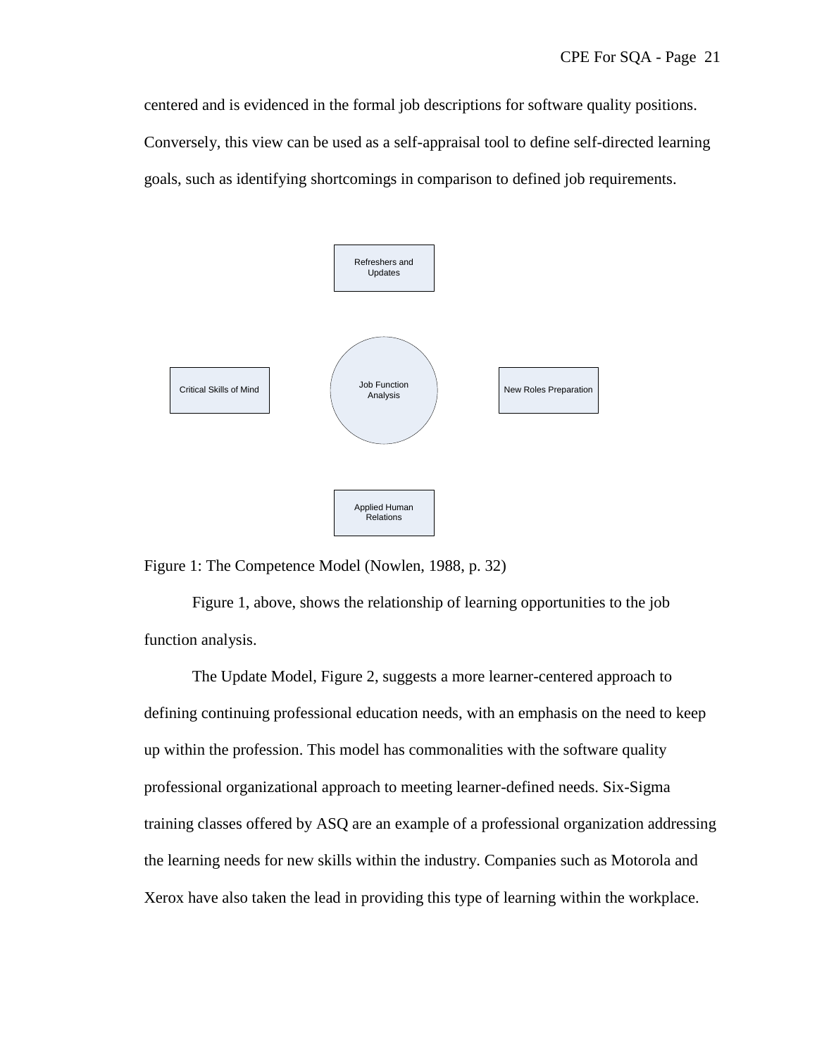centered and is evidenced in the formal job descriptions for software quality positions. Conversely, this view can be used as a self-appraisal tool to define self-directed learning goals, such as identifying shortcomings in comparison to defined job requirements.

Refreshers and Updates

Critical Skills of Mind

Job Function Analysis

New Roles Preparation

Applied Human Relations

Figure 1: The Competence Model (Nowlen, 1988, p. 32)

Figure 1, above, shows the relationship of learning opportunities to the job function analysis.

The Update Model, Figure 2, suggests a more learner-centered approach to defining continuing professional education needs, with an emphasis on the need to keep up within the profession. This model has commonalities with the software quality professional organizational approach to meeting learner-defined needs. Six-Sigma training classes offered by ASQ are an example of a professional organization addressing the learning needs for new skills within the industry. Companies such as Motorola and Xerox have also taken the lead in providing this type of learning within the workplace.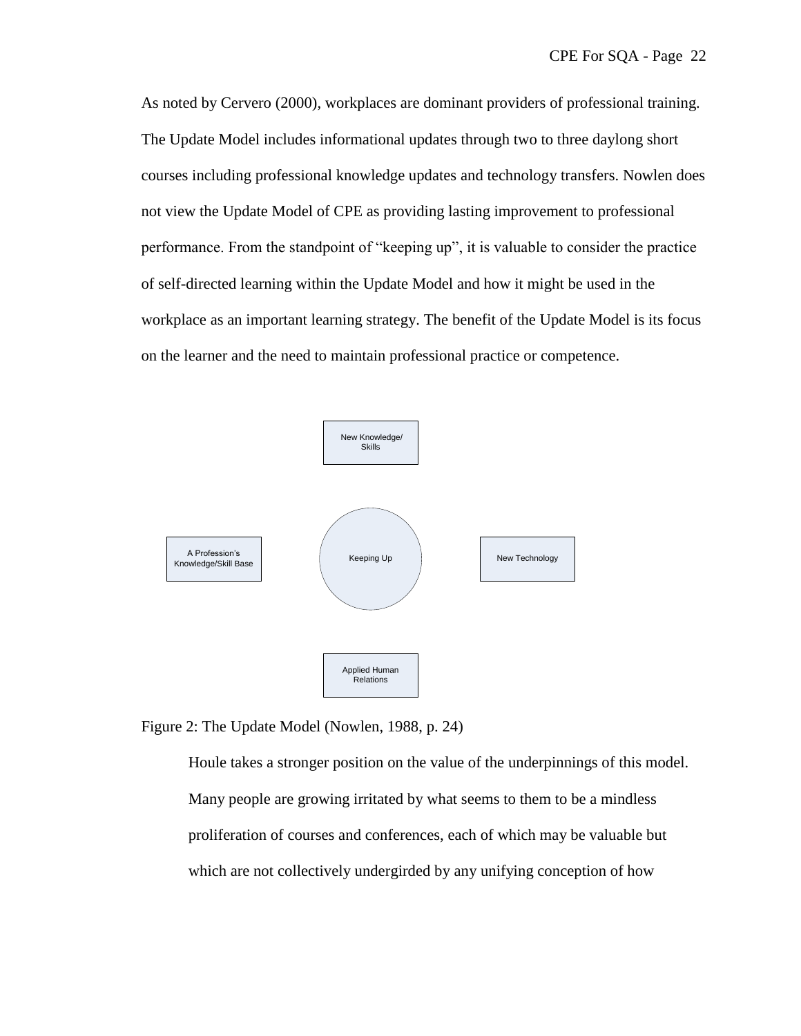As noted by Cervero (2000), workplaces are dominant providers of professional training. The Update Model includes informational updates through two to three daylong short courses including professional knowledge updates and technology transfers. Nowlen does not view the Update Model of CPE as providing lasting improvement to professional performance. From the standpoint of "keeping up", it is valuable to consider the practice of self-directed learning within the Update Model and how it might be used in the workplace as an important learning strategy. The benefit of the Update Model is its focus on the learner and the need to maintain professional practice or competence.

New Knowledge/ Skills

A Profession's Knowledge/Skill Base

Keeping Up

New Technology

Applied Human Relations

Figure 2: The Update Model (Nowlen, 1988, p. 24)

> Houle takes a stronger position on the value of the underpinnings of this model. Many people are growing irritated by what seems to them to be a mindless proliferation of courses and conferences, each of which may be valuable but which are not collectively undergirded by any unifying conception of how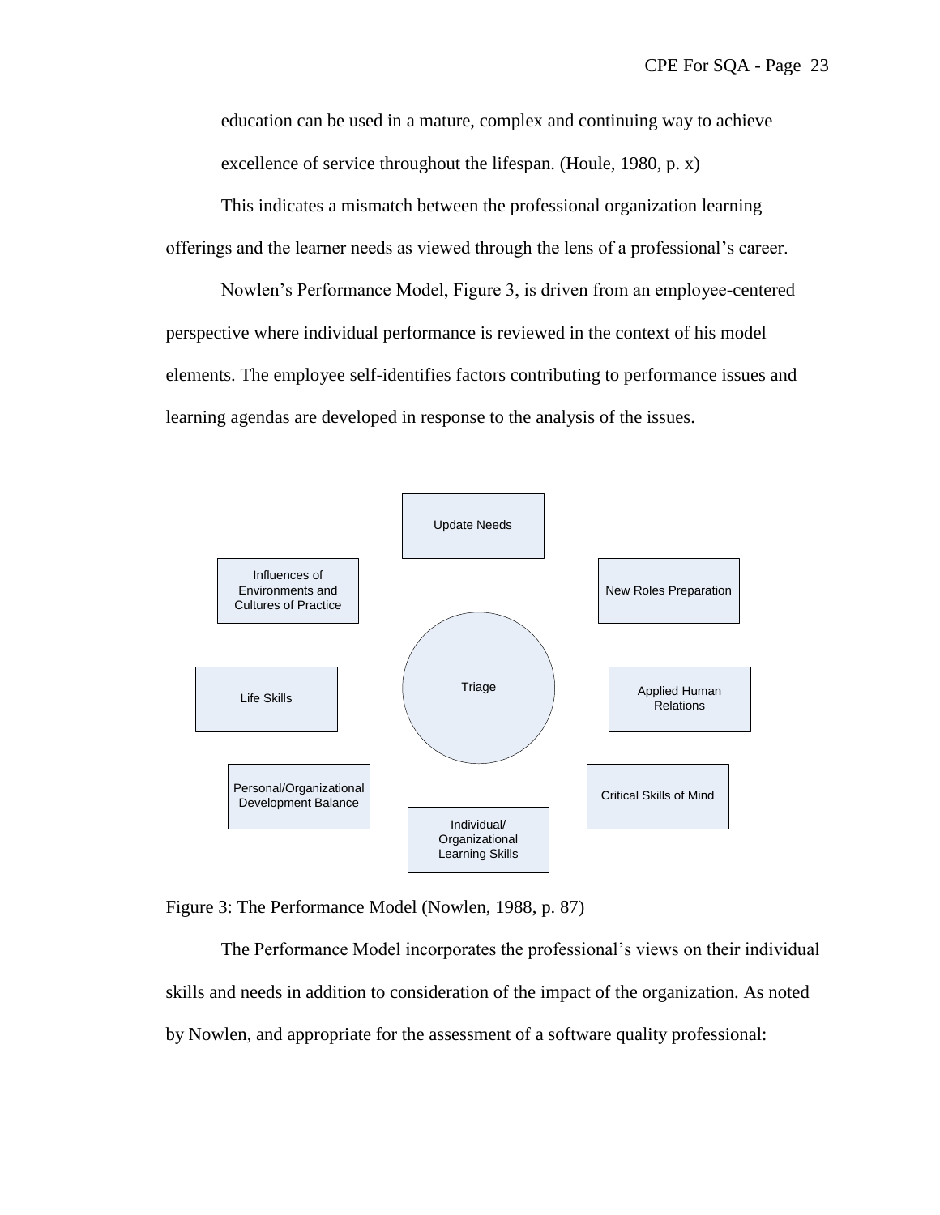education can be used in a mature, complex and continuing way to achieve excellence of service throughout the lifespan. (Houle, 1980, p. x)

This indicates a mismatch between the professional organization learning offerings and the learner needs as viewed through the lens of a professional's career.

Nowlen's Performance Model, Figure 3, is driven from an employee-centered perspective where individual performance is reviewed in the context of his model elements. The employee self-identifies factors contributing to performance issues and learning agendas are developed in response to the analysis of the issues.

Update Needs

Influences of Environments and Cultures of Practice

New Roles Preparation

Life Skills

Triage

Applied Human Relations

Personal/Organizational Development Balance

Critical Skills of Mind

Individual/ Organizational Learning Skills

Figure 3: The Performance Model (Nowlen, 1988, p. 87)

The Performance Model incorporates the professional's views on their individual skills and needs in addition to consideration of the impact of the organization. As noted by Nowlen, and appropriate for the assessment of a software quality professional: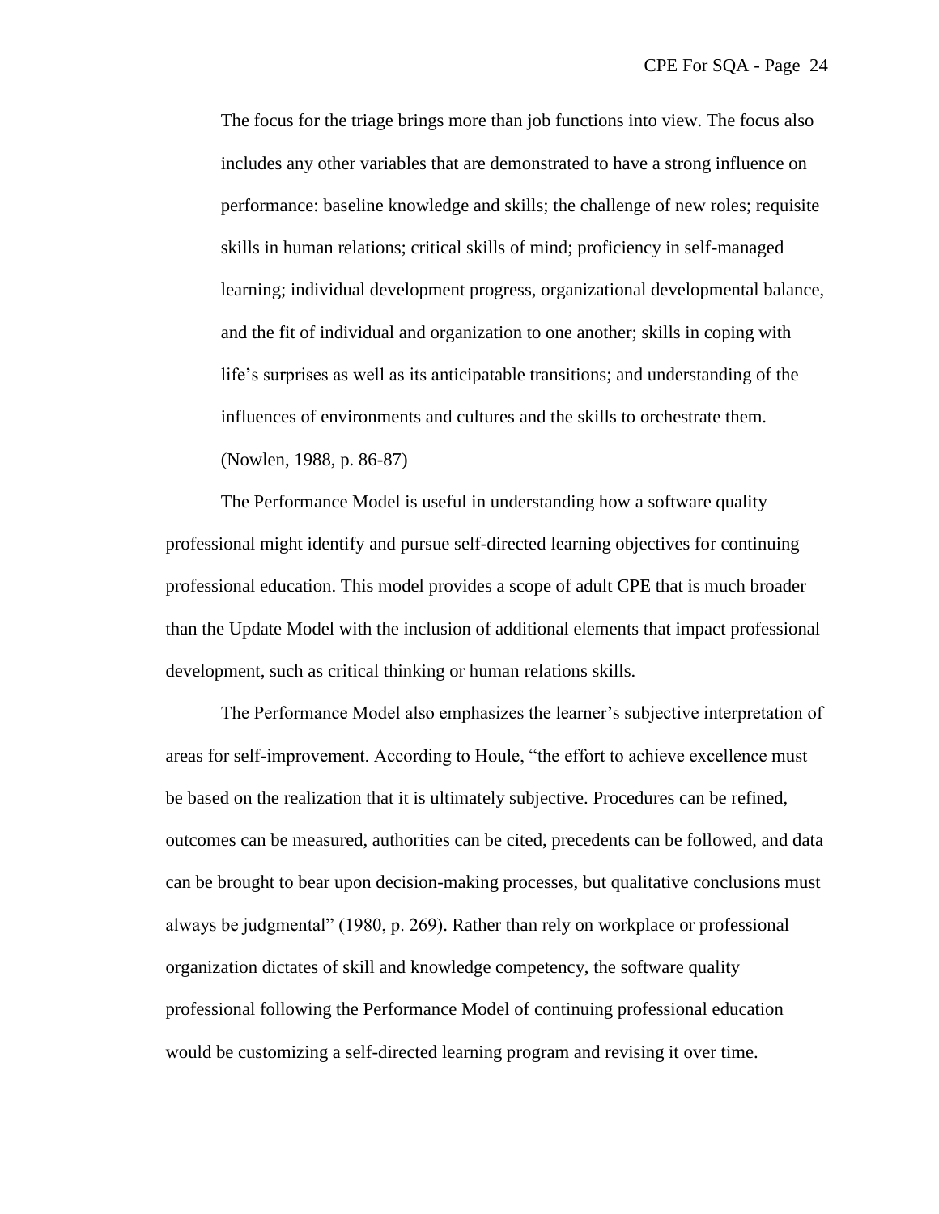> The focus for the triage brings more than job functions into view. The focus also includes any other variables that are demonstrated to have a strong influence on performance: baseline knowledge and skills; the challenge of new roles; requisite skills in human relations; critical skills of mind; proficiency in self-managed learning; individual development progress, organizational developmental balance, and the fit of individual and organization to one another; skills in coping with life's surprises as well as its anticipatable transitions; and understanding of the influences of environments and cultures and the skills to orchestrate them. (Nowlen, 1988, p. 86-87)

The Performance Model is useful in understanding how a software quality professional might identify and pursue self-directed learning objectives for continuing professional education. This model provides a scope of adult CPE that is much broader than the Update Model with the inclusion of additional elements that impact professional development, such as critical thinking or human relations skills.

The Performance Model also emphasizes the learner's subjective interpretation of areas for self-improvement. According to Houle, "the effort to achieve excellence must be based on the realization that it is ultimately subjective. Procedures can be refined, outcomes can be measured, authorities can be cited, precedents can be followed, and data can be brought to bear upon decision-making processes, but qualitative conclusions must always be judgmental" (1980, p. 269). Rather than rely on workplace or professional organization dictates of skill and knowledge competency, the software quality professional following the Performance Model of continuing professional education would be customizing a self-directed learning program and revising it over time.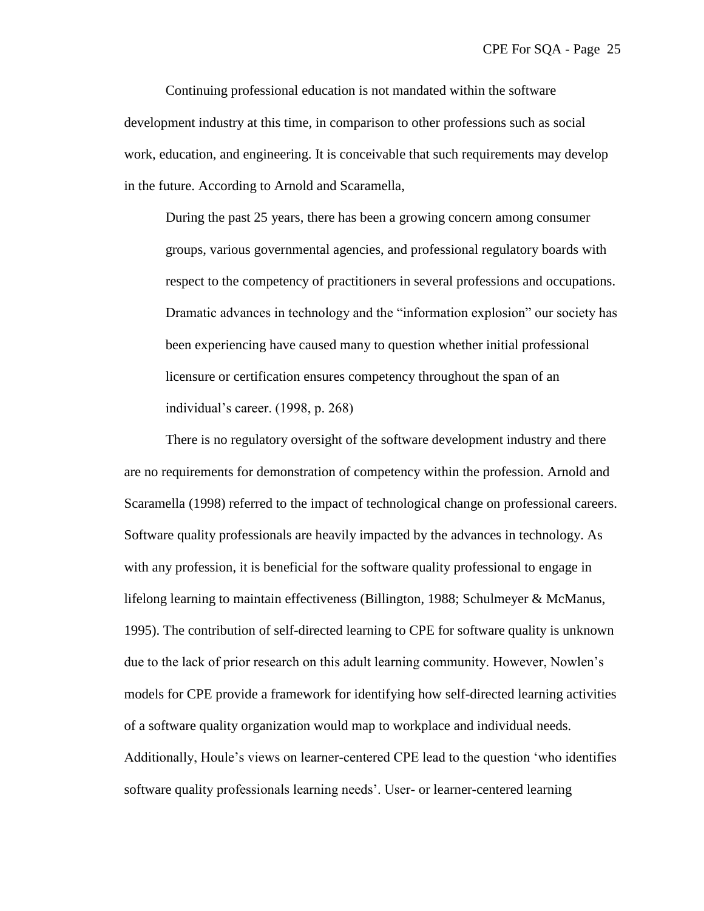Continuing professional education is not mandated within the software development industry at this time, in comparison to other professions such as social work, education, and engineering. It is conceivable that such requirements may develop in the future. According to Arnold and Scaramella,

> During the past 25 years, there has been a growing concern among consumer groups, various governmental agencies, and professional regulatory boards with respect to the competency of practitioners in several professions and occupations. Dramatic advances in technology and the "information explosion" our society has been experiencing have caused many to question whether initial professional licensure or certification ensures competency throughout the span of an individual's career. (1998, p. 268)

There is no regulatory oversight of the software development industry and there are no requirements for demonstration of competency within the profession. Arnold and Scaramella (1998) referred to the impact of technological change on professional careers. Software quality professionals are heavily impacted by the advances in technology. As with any profession, it is beneficial for the software quality professional to engage in lifelong learning to maintain effectiveness (Billington, 1988; Schulmeyer & McManus, 1995). The contribution of self-directed learning to CPE for software quality is unknown due to the lack of prior research on this adult learning community. However, Nowlen's models for CPE provide a framework for identifying how self-directed learning activities of a software quality organization would map to workplace and individual needs. Additionally, Houle's views on learner-centered CPE lead to the question 'who identifies software quality professionals learning needs'. User- or learner-centered learning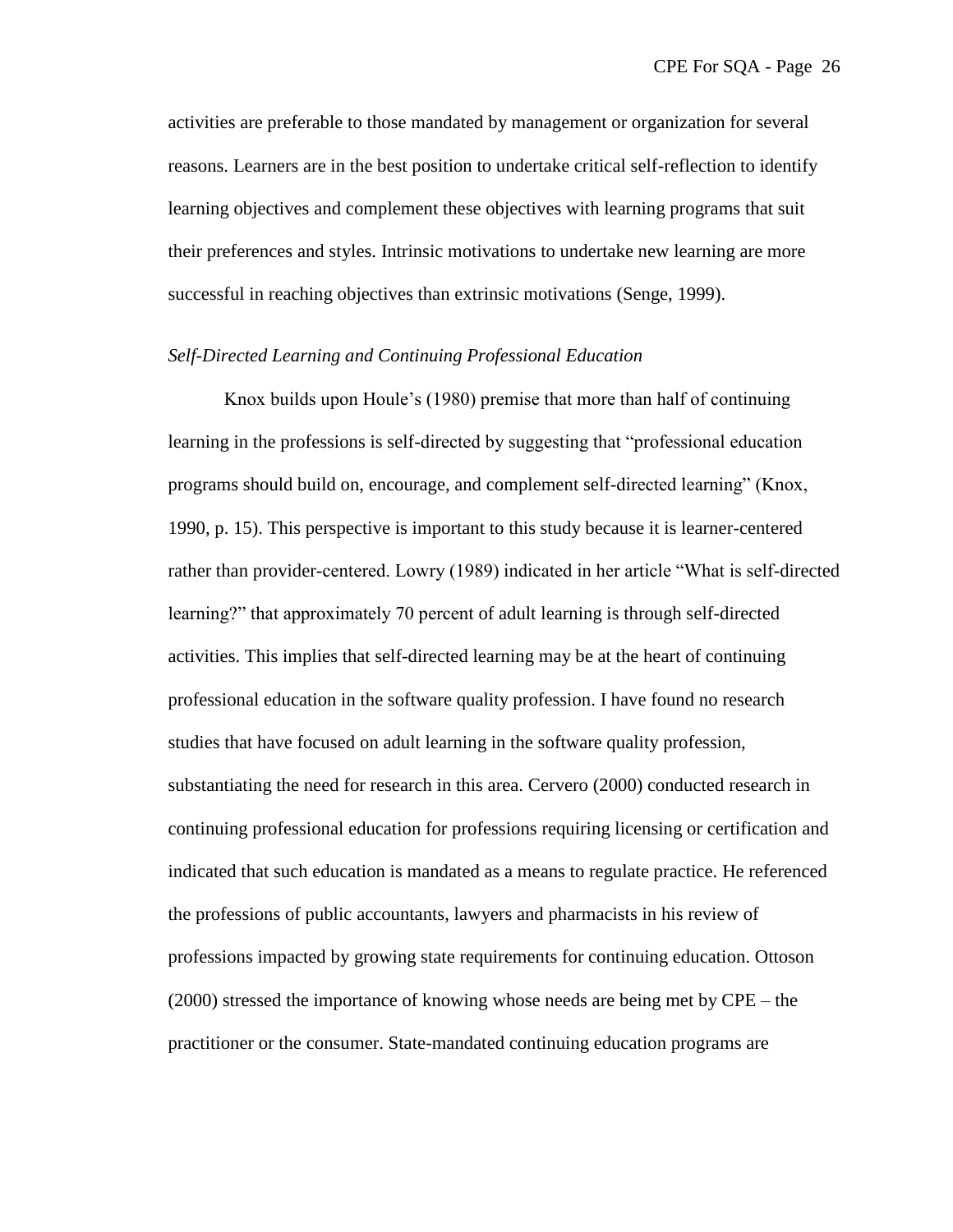activities are preferable to those mandated by management or organization for several reasons. Learners are in the best position to undertake critical self-reflection to identify learning objectives and complement these objectives with learning programs that suit their preferences and styles. Intrinsic motivations to undertake new learning are more successful in reaching objectives than extrinsic motivations (Senge, 1999).

*Self-Directed Learning and Continuing Professional Education*

Knox builds upon Houle's (1980) premise that more than half of continuing learning in the professions is self-directed by suggesting that "professional education programs should build on, encourage, and complement self-directed learning" (Knox, 1990, p. 15). This perspective is important to this study because it is learner-centered rather than provider-centered. Lowry (1989) indicated in her article "What is self-directed learning?" that approximately 70 percent of adult learning is through self-directed activities. This implies that self-directed learning may be at the heart of continuing professional education in the software quality profession. I have found no research studies that have focused on adult learning in the software quality profession, substantiating the need for research in this area. Cervero (2000) conducted research in continuing professional education for professions requiring licensing or certification and indicated that such education is mandated as a means to regulate practice. He referenced the professions of public accountants, lawyers and pharmacists in his review of professions impacted by growing state requirements for continuing education. Ottoson (2000) stressed the importance of knowing whose needs are being met by CPE – the practitioner or the consumer. State-mandated continuing education programs are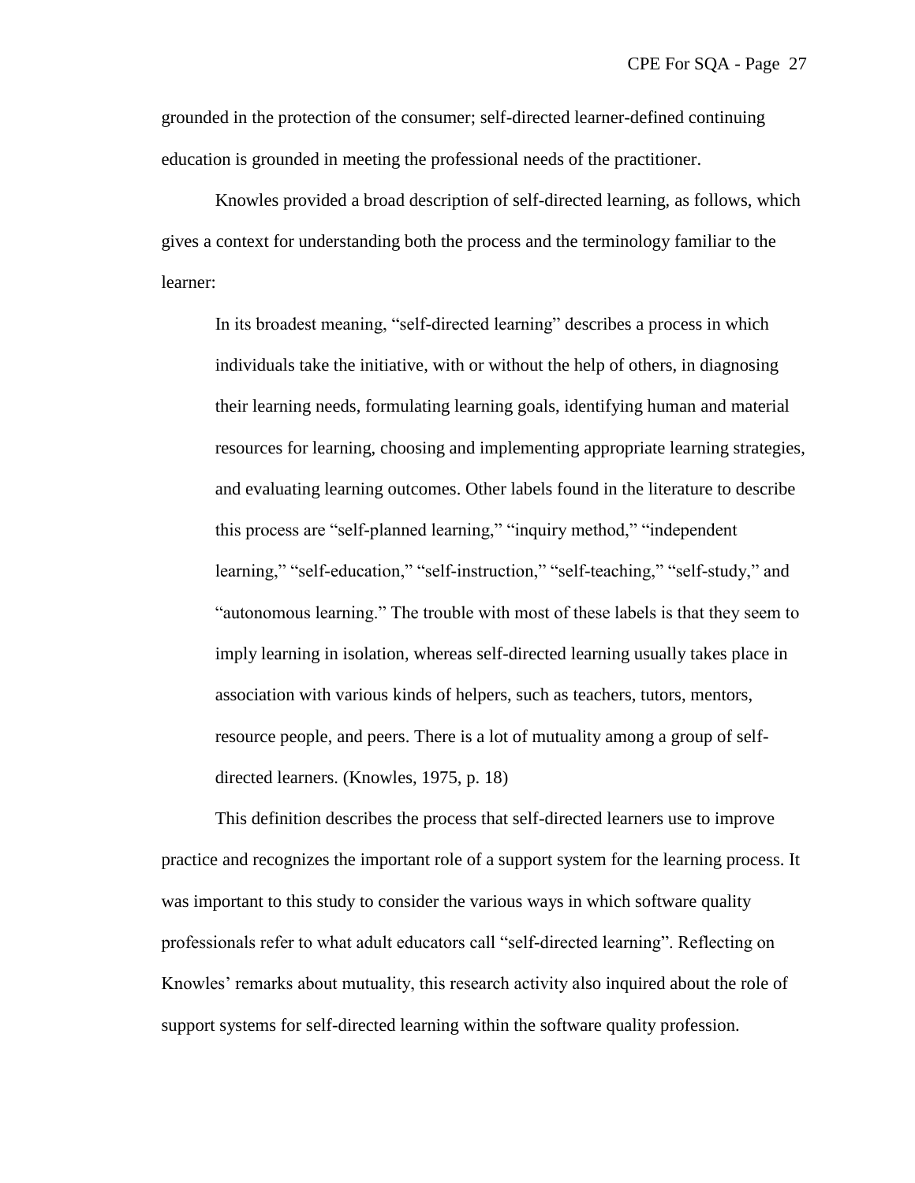grounded in the protection of the consumer; self-directed learner-defined continuing education is grounded in meeting the professional needs of the practitioner.

Knowles provided a broad description of self-directed learning, as follows, which gives a context for understanding both the process and the terminology familiar to the learner:

> In its broadest meaning, “self-directed learning” describes a process in which individuals take the initiative, with or without the help of others, in diagnosing their learning needs, formulating learning goals, identifying human and material resources for learning, choosing and implementing appropriate learning strategies, and evaluating learning outcomes. Other labels found in the literature to describe this process are “self-planned learning,” “inquiry method,” “independent learning,” “self-education,” “self-instruction,” “self-teaching,” “self-study,” and “autonomous learning.” The trouble with most of these labels is that they seem to imply learning in isolation, whereas self-directed learning usually takes place in association with various kinds of helpers, such as teachers, tutors, mentors, resource people, and peers. There is a lot of mutuality among a group of self-directed learners. (Knowles, 1975, p. 18)

This definition describes the process that self-directed learners use to improve practice and recognizes the important role of a support system for the learning process. It was important to this study to consider the various ways in which software quality professionals refer to what adult educators call “self-directed learning”. Reflecting on Knowles’ remarks about mutuality, this research activity also inquired about the role of support systems for self-directed learning within the software quality profession.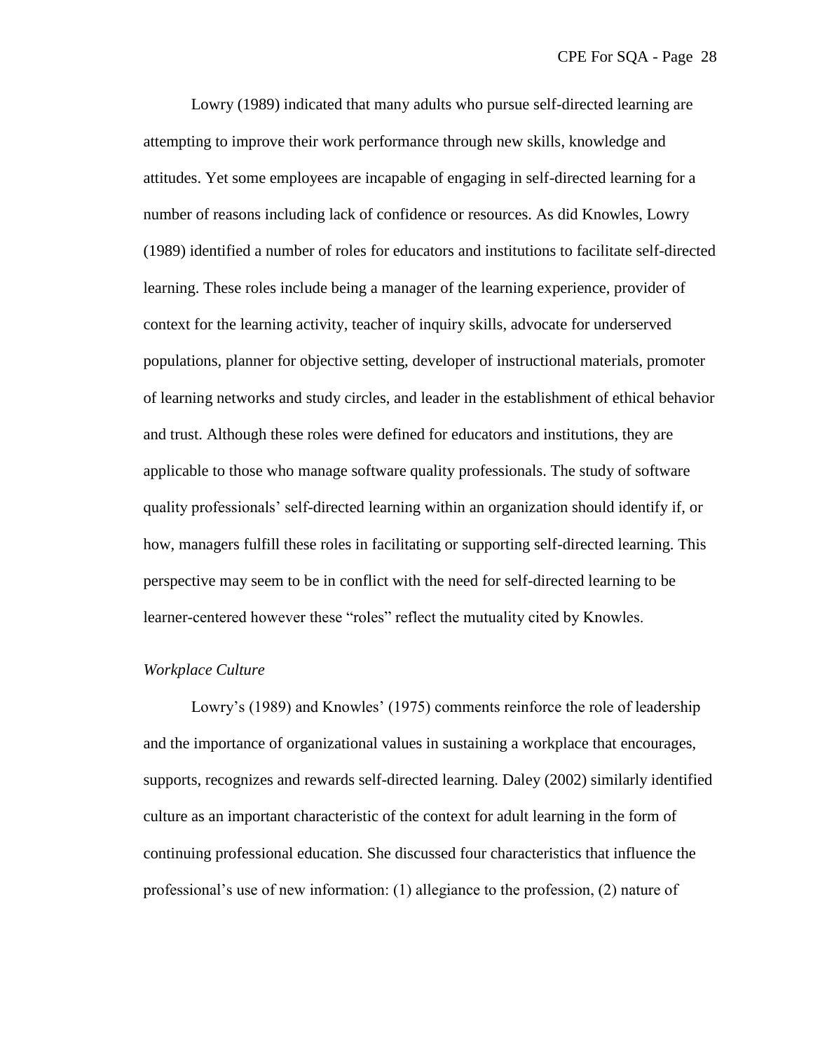Lowry (1989) indicated that many adults who pursue self-directed learning are attempting to improve their work performance through new skills, knowledge and attitudes. Yet some employees are incapable of engaging in self-directed learning for a number of reasons including lack of confidence or resources. As did Knowles, Lowry (1989) identified a number of roles for educators and institutions to facilitate self-directed learning. These roles include being a manager of the learning experience, provider of context for the learning activity, teacher of inquiry skills, advocate for underserved populations, planner for objective setting, developer of instructional materials, promoter of learning networks and study circles, and leader in the establishment of ethical behavior and trust. Although these roles were defined for educators and institutions, they are applicable to those who manage software quality professionals. The study of software quality professionals' self-directed learning within an organization should identify if, or how, managers fulfill these roles in facilitating or supporting self-directed learning. This perspective may seem to be in conflict with the need for self-directed learning to be learner-centered however these "roles" reflect the mutuality cited by Knowles.

*Workplace Culture*

Lowry's (1989) and Knowles' (1975) comments reinforce the role of leadership and the importance of organizational values in sustaining a workplace that encourages, supports, recognizes and rewards self-directed learning. Daley (2002) similarly identified culture as an important characteristic of the context for adult learning in the form of continuing professional education. She discussed four characteristics that influence the professional's use of new information: (1) allegiance to the profession, (2) nature of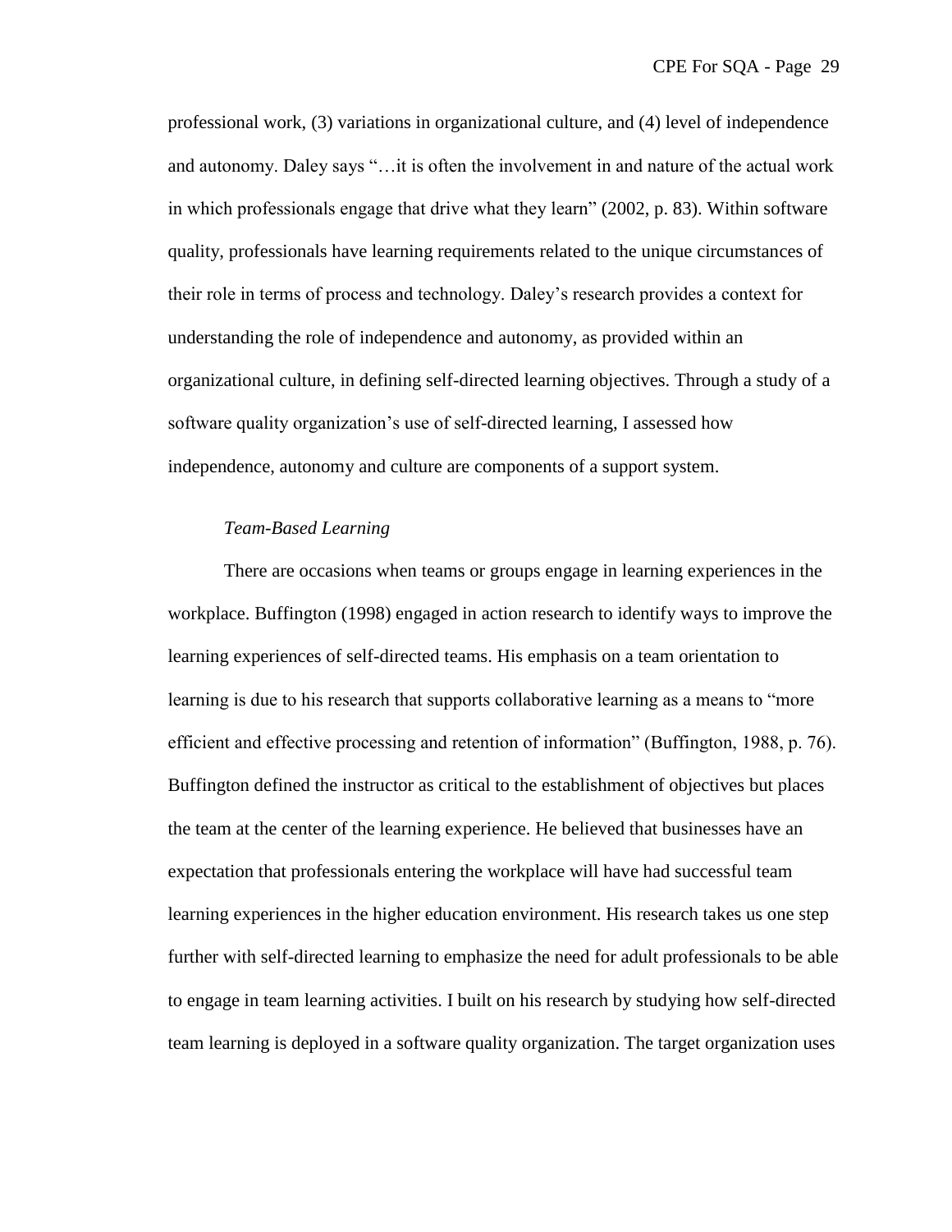professional work, (3) variations in organizational culture, and (4) level of independence and autonomy. Daley says "…it is often the involvement in and nature of the actual work in which professionals engage that drive what they learn" (2002, p. 83). Within software quality, professionals have learning requirements related to the unique circumstances of their role in terms of process and technology. Daley's research provides a context for understanding the role of independence and autonomy, as provided within an organizational culture, in defining self-directed learning objectives. Through a study of a software quality organization's use of self-directed learning, I assessed how independence, autonomy and culture are components of a support system.

*Team-Based Learning*

There are occasions when teams or groups engage in learning experiences in the workplace. Buffington (1998) engaged in action research to identify ways to improve the learning experiences of self-directed teams. His emphasis on a team orientation to learning is due to his research that supports collaborative learning as a means to "more efficient and effective processing and retention of information" (Buffington, 1988, p. 76). Buffington defined the instructor as critical to the establishment of objectives but places the team at the center of the learning experience. He believed that businesses have an expectation that professionals entering the workplace will have had successful team learning experiences in the higher education environment. His research takes us one step further with self-directed learning to emphasize the need for adult professionals to be able to engage in team learning activities. I built on his research by studying how self-directed team learning is deployed in a software quality organization. The target organization uses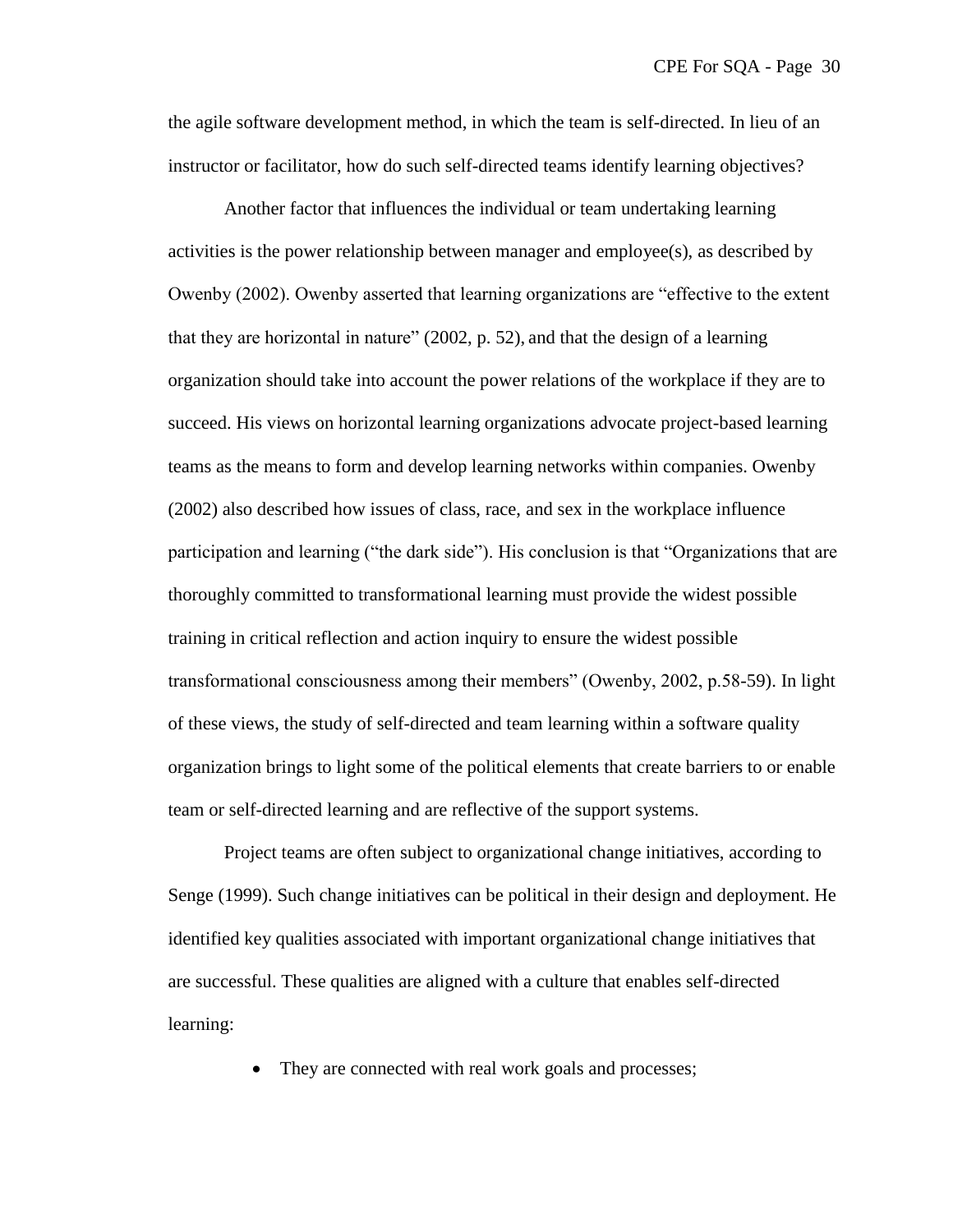the agile software development method, in which the team is self-directed. In lieu of an instructor or facilitator, how do such self-directed teams identify learning objectives?

Another factor that influences the individual or team undertaking learning activities is the power relationship between manager and employee(s), as described by Owenby (2002). Owenby asserted that learning organizations are "effective to the extent that they are horizontal in nature" (2002, p. 52), and that the design of a learning organization should take into account the power relations of the workplace if they are to succeed. His views on horizontal learning organizations advocate project-based learning teams as the means to form and develop learning networks within companies. Owenby (2002) also described how issues of class, race, and sex in the workplace influence participation and learning ("the dark side"). His conclusion is that "Organizations that are thoroughly committed to transformational learning must provide the widest possible training in critical reflection and action inquiry to ensure the widest possible transformational consciousness among their members" (Owenby, 2002, p.58-59). In light of these views, the study of self-directed and team learning within a software quality organization brings to light some of the political elements that create barriers to or enable team or self-directed learning and are reflective of the support systems.

Project teams are often subject to organizational change initiatives, according to Senge (1999). Such change initiatives can be political in their design and deployment. He identified key qualities associated with important organizational change initiatives that are successful. These qualities are aligned with a culture that enables self-directed learning:

- They are connected with real work goals and processes;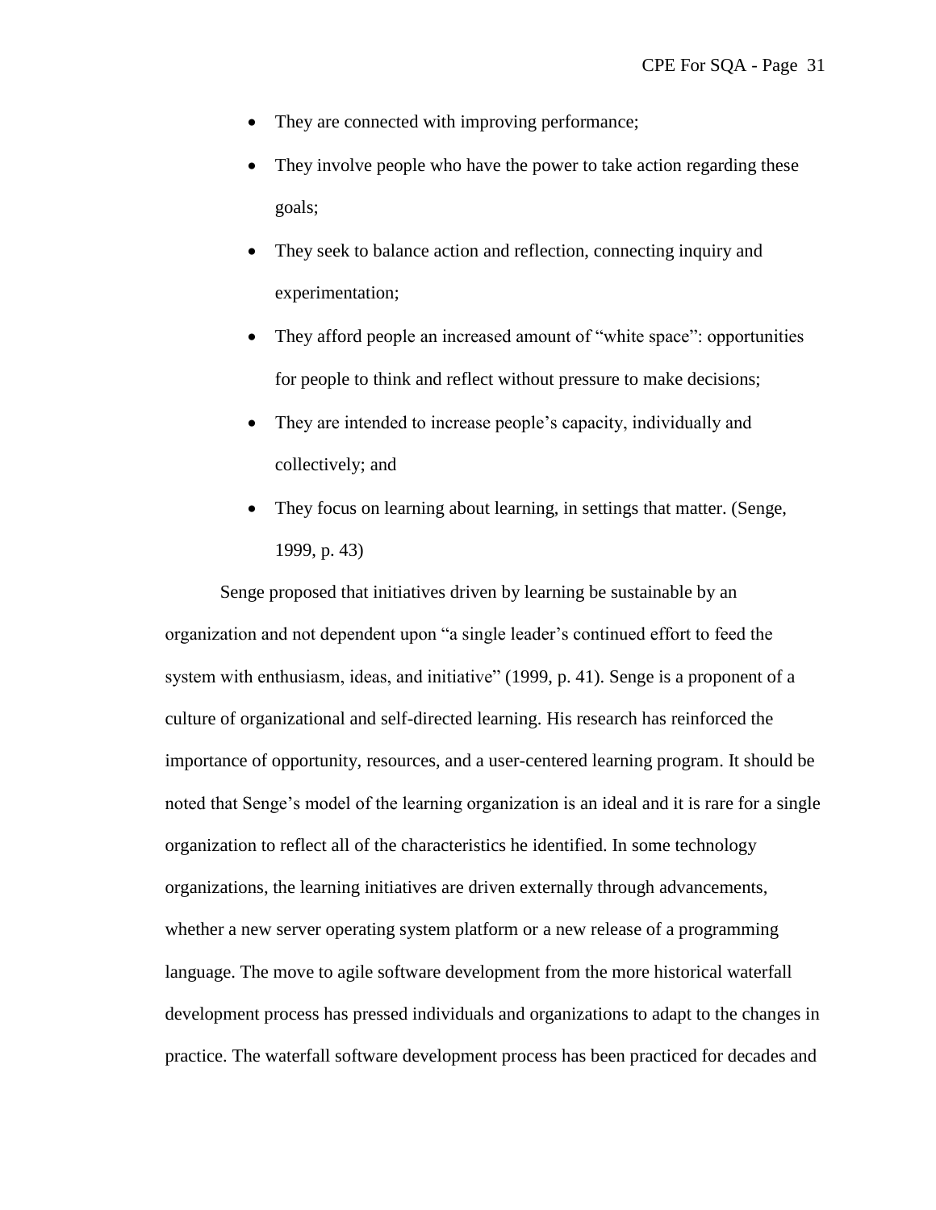- They are connected with improving performance;
- They involve people who have the power to take action regarding these goals;
- They seek to balance action and reflection, connecting inquiry and experimentation;
- They afford people an increased amount of "white space": opportunities for people to think and reflect without pressure to make decisions;
- They are intended to increase people's capacity, individually and collectively; and
- They focus on learning about learning, in settings that matter. (Senge, 1999, p. 43)

Senge proposed that initiatives driven by learning be sustainable by an organization and not dependent upon "a single leader's continued effort to feed the system with enthusiasm, ideas, and initiative" (1999, p. 41). Senge is a proponent of a culture of organizational and self-directed learning. His research has reinforced the importance of opportunity, resources, and a user-centered learning program. It should be noted that Senge's model of the learning organization is an ideal and it is rare for a single organization to reflect all of the characteristics he identified. In some technology organizations, the learning initiatives are driven externally through advancements, whether a new server operating system platform or a new release of a programming language. The move to agile software development from the more historical waterfall development process has pressed individuals and organizations to adapt to the changes in practice. The waterfall software development process has been practiced for decades and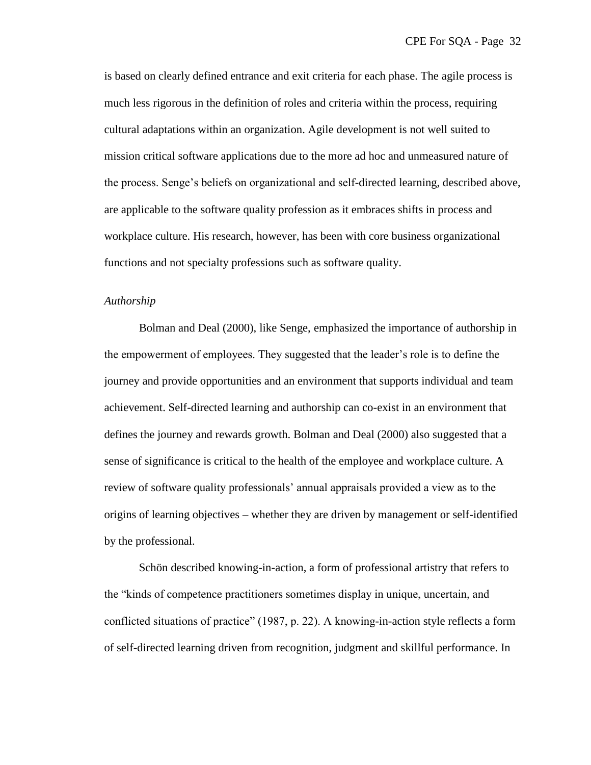is based on clearly defined entrance and exit criteria for each phase. The agile process is much less rigorous in the definition of roles and criteria within the process, requiring cultural adaptations within an organization. Agile development is not well suited to mission critical software applications due to the more ad hoc and unmeasured nature of the process. Senge's beliefs on organizational and self-directed learning, described above, are applicable to the software quality profession as it embraces shifts in process and workplace culture. His research, however, has been with core business organizational functions and not specialty professions such as software quality.

*Authorship*

Bolman and Deal (2000), like Senge, emphasized the importance of authorship in the empowerment of employees. They suggested that the leader's role is to define the journey and provide opportunities and an environment that supports individual and team achievement. Self-directed learning and authorship can co-exist in an environment that defines the journey and rewards growth. Bolman and Deal (2000) also suggested that a sense of significance is critical to the health of the employee and workplace culture. A review of software quality professionals' annual appraisals provided a view as to the origins of learning objectives – whether they are driven by management or self-identified by the professional.

Schön described knowing-in-action, a form of professional artistry that refers to the "kinds of competence practitioners sometimes display in unique, uncertain, and conflicted situations of practice" (1987, p. 22). A knowing-in-action style reflects a form of self-directed learning driven from recognition, judgment and skillful performance. In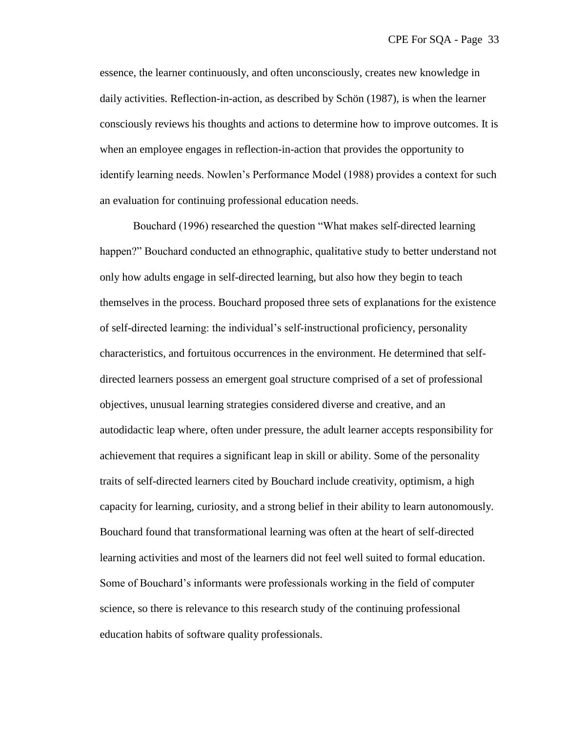essence, the learner continuously, and often unconsciously, creates new knowledge in daily activities. Reflection-in-action, as described by Schön (1987), is when the learner consciously reviews his thoughts and actions to determine how to improve outcomes. It is when an employee engages in reflection-in-action that provides the opportunity to identify learning needs. Nowlen's Performance Model (1988) provides a context for such an evaluation for continuing professional education needs.

Bouchard (1996) researched the question "What makes self-directed learning happen?" Bouchard conducted an ethnographic, qualitative study to better understand not only how adults engage in self-directed learning, but also how they begin to teach themselves in the process. Bouchard proposed three sets of explanations for the existence of self-directed learning: the individual's self-instructional proficiency, personality characteristics, and fortuitous occurrences in the environment. He determined that self-directed learners possess an emergent goal structure comprised of a set of professional objectives, unusual learning strategies considered diverse and creative, and an autodidactic leap where, often under pressure, the adult learner accepts responsibility for achievement that requires a significant leap in skill or ability. Some of the personality traits of self-directed learners cited by Bouchard include creativity, optimism, a high capacity for learning, curiosity, and a strong belief in their ability to learn autonomously. Bouchard found that transformational learning was often at the heart of self-directed learning activities and most of the learners did not feel well suited to formal education. Some of Bouchard's informants were professionals working in the field of computer science, so there is relevance to this research study of the continuing professional education habits of software quality professionals.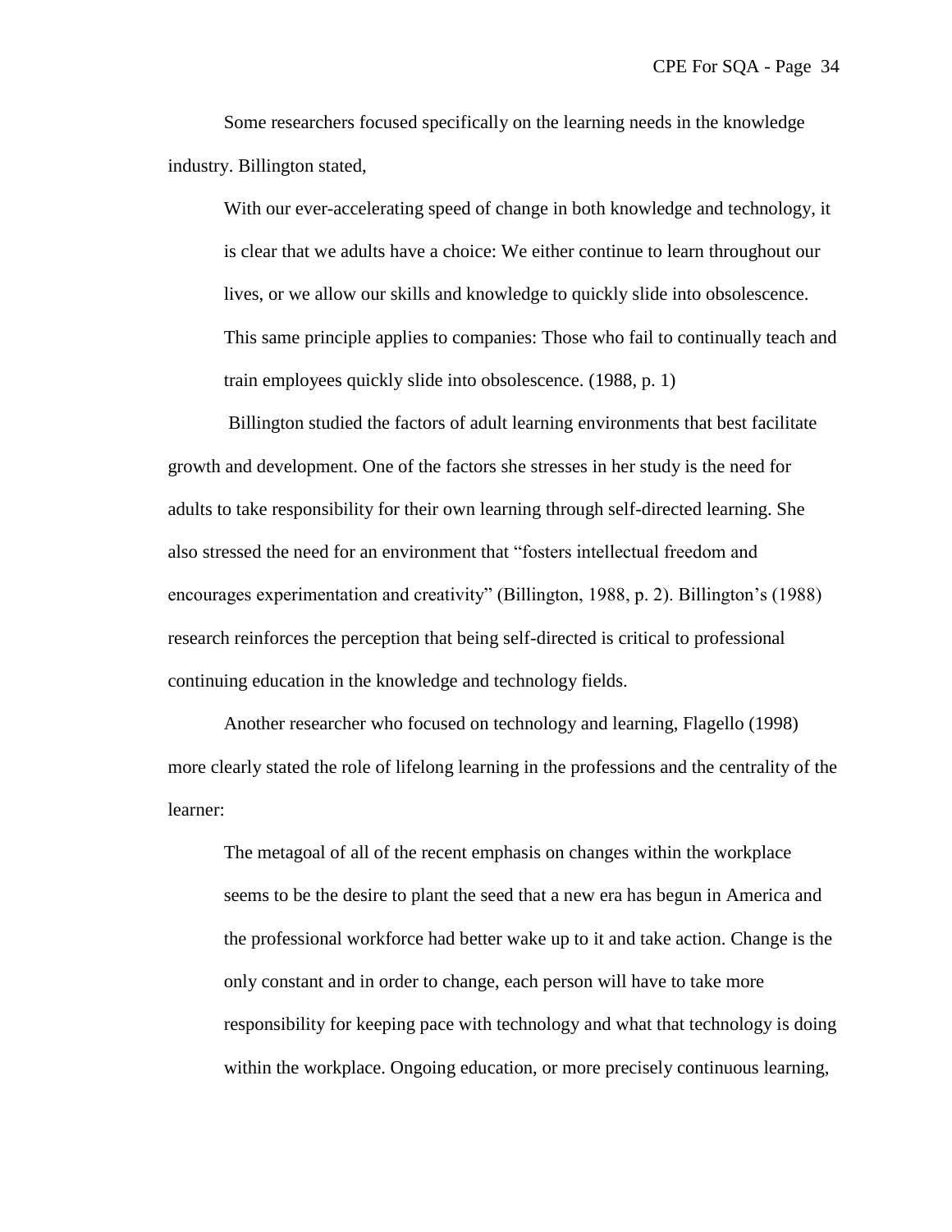Some researchers focused specifically on the learning needs in the knowledge industry. Billington stated,

> With our ever-accelerating speed of change in both knowledge and technology, it is clear that we adults have a choice: We either continue to learn throughout our lives, or we allow our skills and knowledge to quickly slide into obsolescence. This same principle applies to companies: Those who fail to continually teach and train employees quickly slide into obsolescence. (1988, p. 1)

Billington studied the factors of adult learning environments that best facilitate growth and development. One of the factors she stresses in her study is the need for adults to take responsibility for their own learning through self-directed learning. She also stressed the need for an environment that "fosters intellectual freedom and encourages experimentation and creativity" (Billington, 1988, p. 2). Billington's (1988) research reinforces the perception that being self-directed is critical to professional continuing education in the knowledge and technology fields.

Another researcher who focused on technology and learning, Flagello (1998) more clearly stated the role of lifelong learning in the professions and the centrality of the learner:

> The metagoal of all of the recent emphasis on changes within the workplace seems to be the desire to plant the seed that a new era has begun in America and the professional workforce had better wake up to it and take action. Change is the only constant and in order to change, each person will have to take more responsibility for keeping pace with technology and what that technology is doing within the workplace. Ongoing education, or more precisely continuous learning,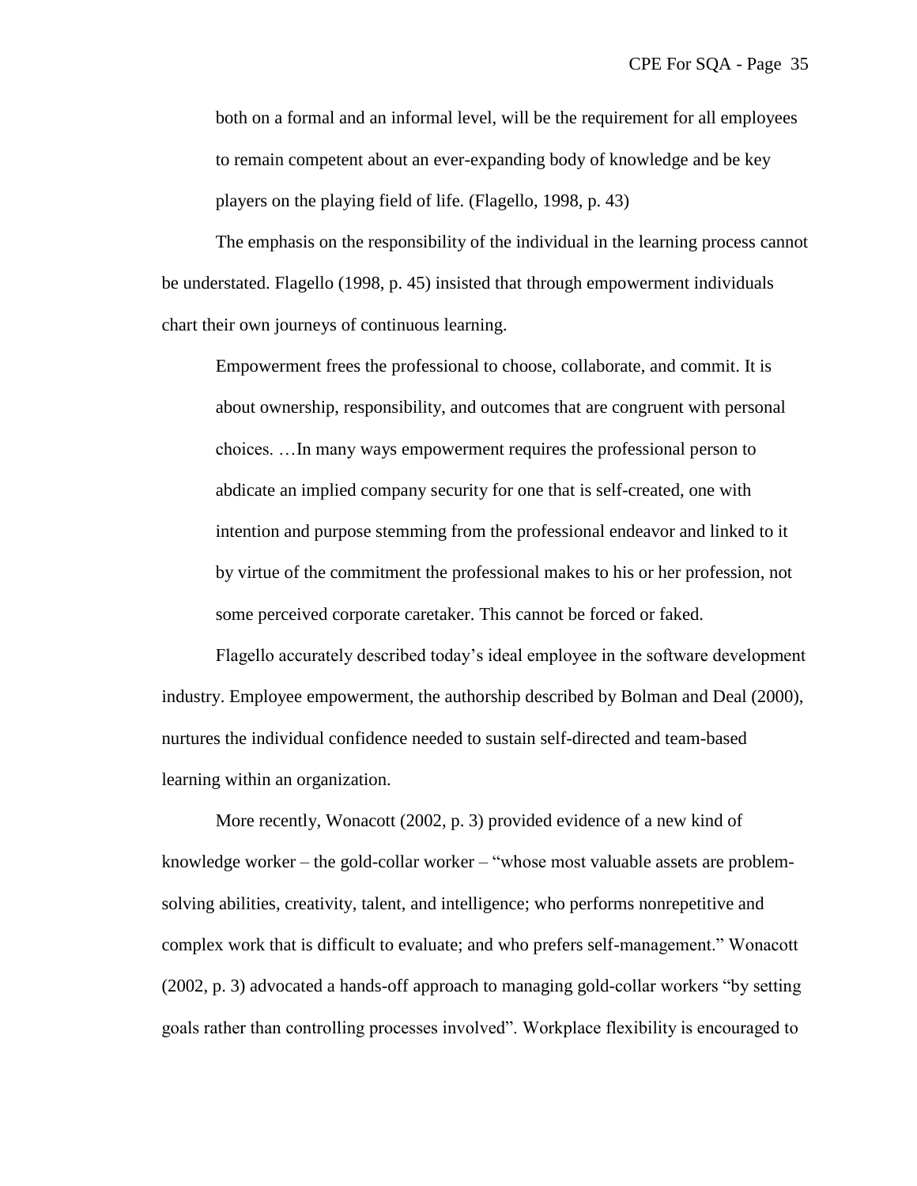> both on a formal and an informal level, will be the requirement for all employees to remain competent about an ever-expanding body of knowledge and be key players on the playing field of life. (Flagello, 1998, p. 43)

The emphasis on the responsibility of the individual in the learning process cannot be understated. Flagello (1998, p. 45) insisted that through empowerment individuals chart their own journeys of continuous learning.

> Empowerment frees the professional to choose, collaborate, and commit. It is about ownership, responsibility, and outcomes that are congruent with personal choices. …In many ways empowerment requires the professional person to abdicate an implied company security for one that is self-created, one with intention and purpose stemming from the professional endeavor and linked to it by virtue of the commitment the professional makes to his or her profession, not some perceived corporate caretaker. This cannot be forced or faked.

Flagello accurately described today's ideal employee in the software development industry. Employee empowerment, the authorship described by Bolman and Deal (2000), nurtures the individual confidence needed to sustain self-directed and team-based learning within an organization.

More recently, Wonacott (2002, p. 3) provided evidence of a new kind of knowledge worker – the gold-collar worker – "whose most valuable assets are problem-solving abilities, creativity, talent, and intelligence; who performs nonrepetitive and complex work that is difficult to evaluate; and who prefers self-management." Wonacott (2002, p. 3) advocated a hands-off approach to managing gold-collar workers "by setting goals rather than controlling processes involved". Workplace flexibility is encouraged to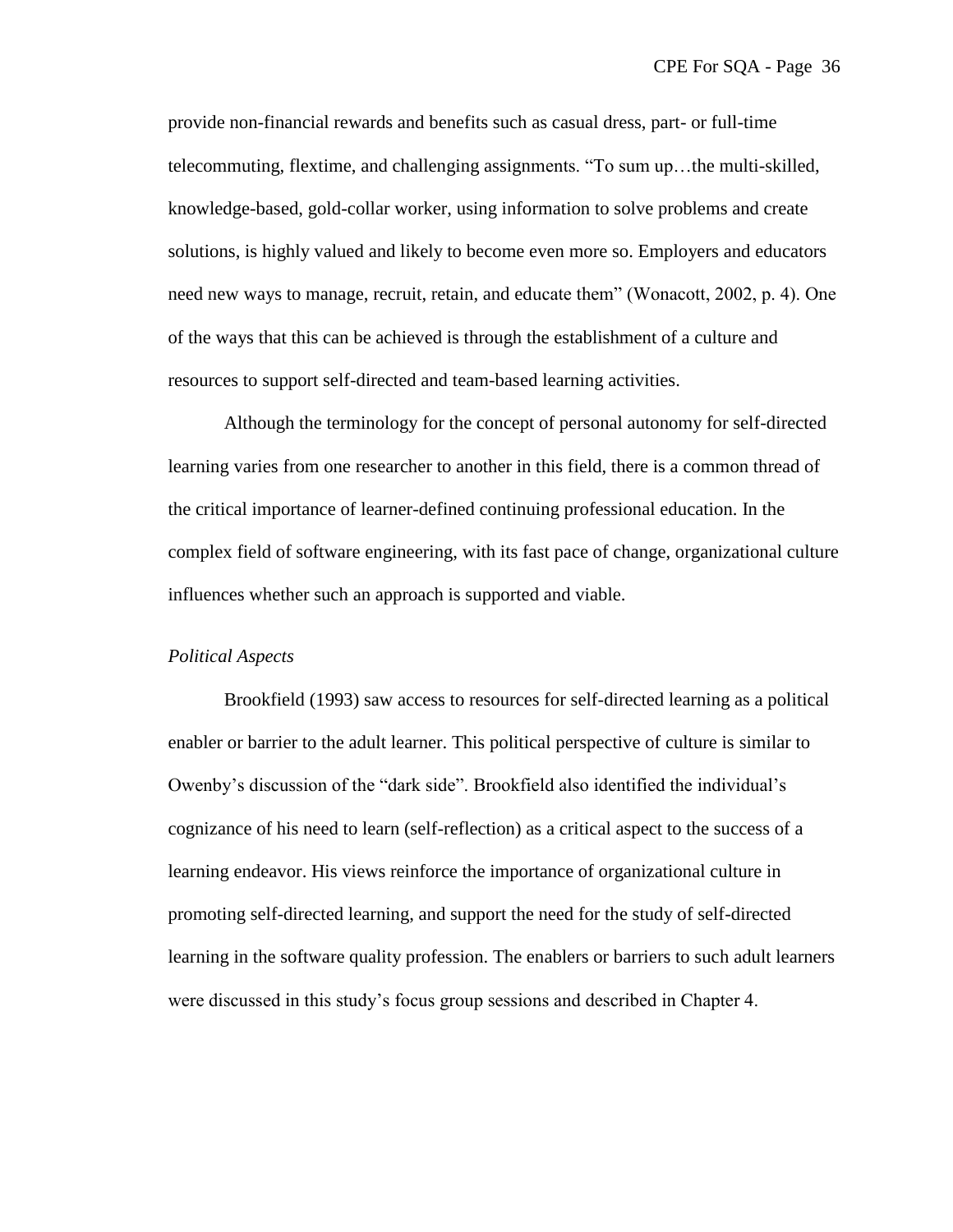provide non-financial rewards and benefits such as casual dress, part- or full-time telecommuting, flextime, and challenging assignments. "To sum up…the multi-skilled, knowledge-based, gold-collar worker, using information to solve problems and create solutions, is highly valued and likely to become even more so. Employers and educators need new ways to manage, recruit, retain, and educate them" (Wonacott, 2002, p. 4). One of the ways that this can be achieved is through the establishment of a culture and resources to support self-directed and team-based learning activities.

Although the terminology for the concept of personal autonomy for self-directed learning varies from one researcher to another in this field, there is a common thread of the critical importance of learner-defined continuing professional education. In the complex field of software engineering, with its fast pace of change, organizational culture influences whether such an approach is supported and viable.

*Political Aspects*

Brookfield (1993) saw access to resources for self-directed learning as a political enabler or barrier to the adult learner. This political perspective of culture is similar to Owenby's discussion of the "dark side". Brookfield also identified the individual's cognizance of his need to learn (self-reflection) as a critical aspect to the success of a learning endeavor. His views reinforce the importance of organizational culture in promoting self-directed learning, and support the need for the study of self-directed learning in the software quality profession. The enablers or barriers to such adult learners were discussed in this study's focus group sessions and described in Chapter 4.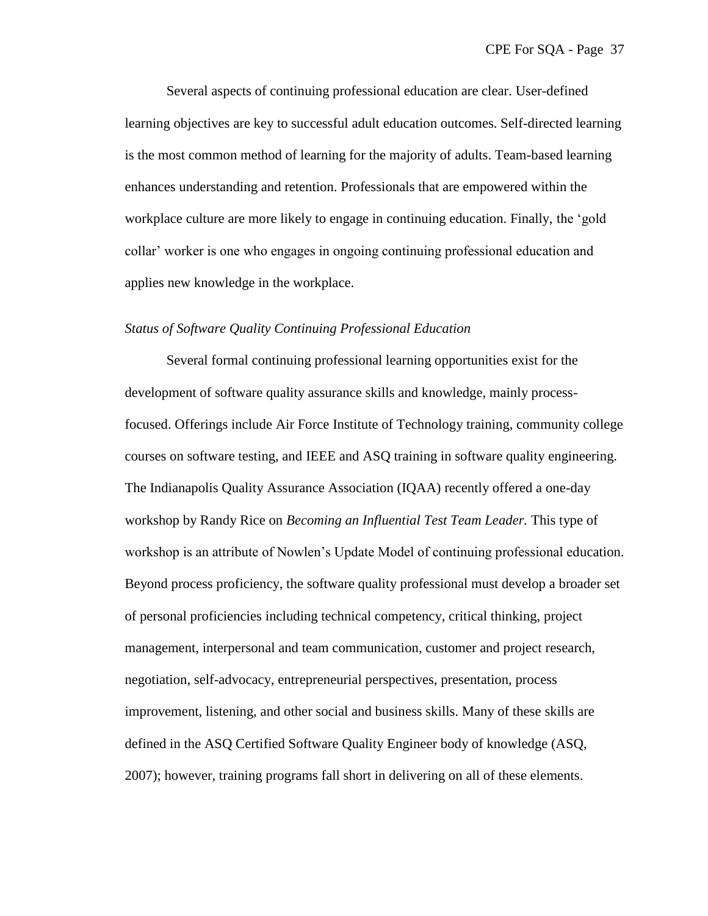Several aspects of continuing professional education are clear. User-defined learning objectives are key to successful adult education outcomes. Self-directed learning is the most common method of learning for the majority of adults. Team-based learning enhances understanding and retention. Professionals that are empowered within the workplace culture are more likely to engage in continuing education. Finally, the 'gold collar' worker is one who engages in ongoing continuing professional education and applies new knowledge in the workplace.

*Status of Software Quality Continuing Professional Education*

Several formal continuing professional learning opportunities exist for the development of software quality assurance skills and knowledge, mainly process-focused. Offerings include Air Force Institute of Technology training, community college courses on software testing, and IEEE and ASQ training in software quality engineering. The Indianapolis Quality Assurance Association (IQAA) recently offered a one-day workshop by Randy Rice on *Becoming an Influential Test Team Leader.* This type of workshop is an attribute of Nowlen's Update Model of continuing professional education. Beyond process proficiency, the software quality professional must develop a broader set of personal proficiencies including technical competency, critical thinking, project management, interpersonal and team communication, customer and project research, negotiation, self-advocacy, entrepreneurial perspectives, presentation, process improvement, listening, and other social and business skills. Many of these skills are defined in the ASQ Certified Software Quality Engineer body of knowledge (ASQ, 2007); however, training programs fall short in delivering on all of these elements.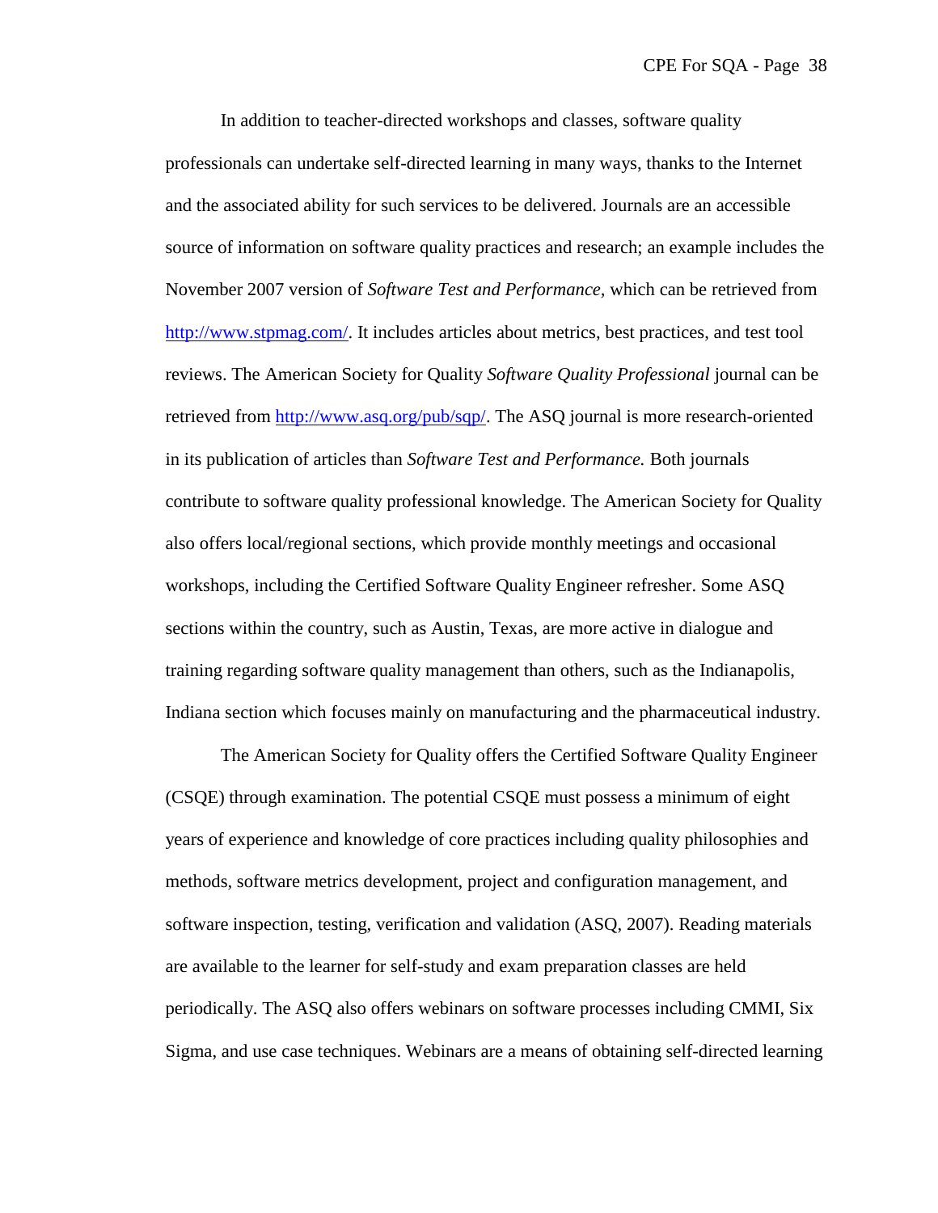In addition to teacher-directed workshops and classes, software quality professionals can undertake self-directed learning in many ways, thanks to the Internet and the associated ability for such services to be delivered. Journals are an accessible source of information on software quality practices and research; an example includes the November 2007 version of *Software Test and Performance,* which can be retrieved from http://www.stpmag.com/. It includes articles about metrics, best practices, and test tool reviews. The American Society for Quality *Software Quality Professional* journal can be retrieved from http://www.asq.org/pub/sqp/. The ASQ journal is more research-oriented in its publication of articles than *Software Test and Performance.* Both journals contribute to software quality professional knowledge. The American Society for Quality also offers local/regional sections, which provide monthly meetings and occasional workshops, including the Certified Software Quality Engineer refresher. Some ASQ sections within the country, such as Austin, Texas, are more active in dialogue and training regarding software quality management than others, such as the Indianapolis, Indiana section which focuses mainly on manufacturing and the pharmaceutical industry.

The American Society for Quality offers the Certified Software Quality Engineer (CSQE) through examination. The potential CSQE must possess a minimum of eight years of experience and knowledge of core practices including quality philosophies and methods, software metrics development, project and configuration management, and software inspection, testing, verification and validation (ASQ, 2007). Reading materials are available to the learner for self-study and exam preparation classes are held periodically. The ASQ also offers webinars on software processes including CMMI, Six Sigma, and use case techniques. Webinars are a means of obtaining self-directed learning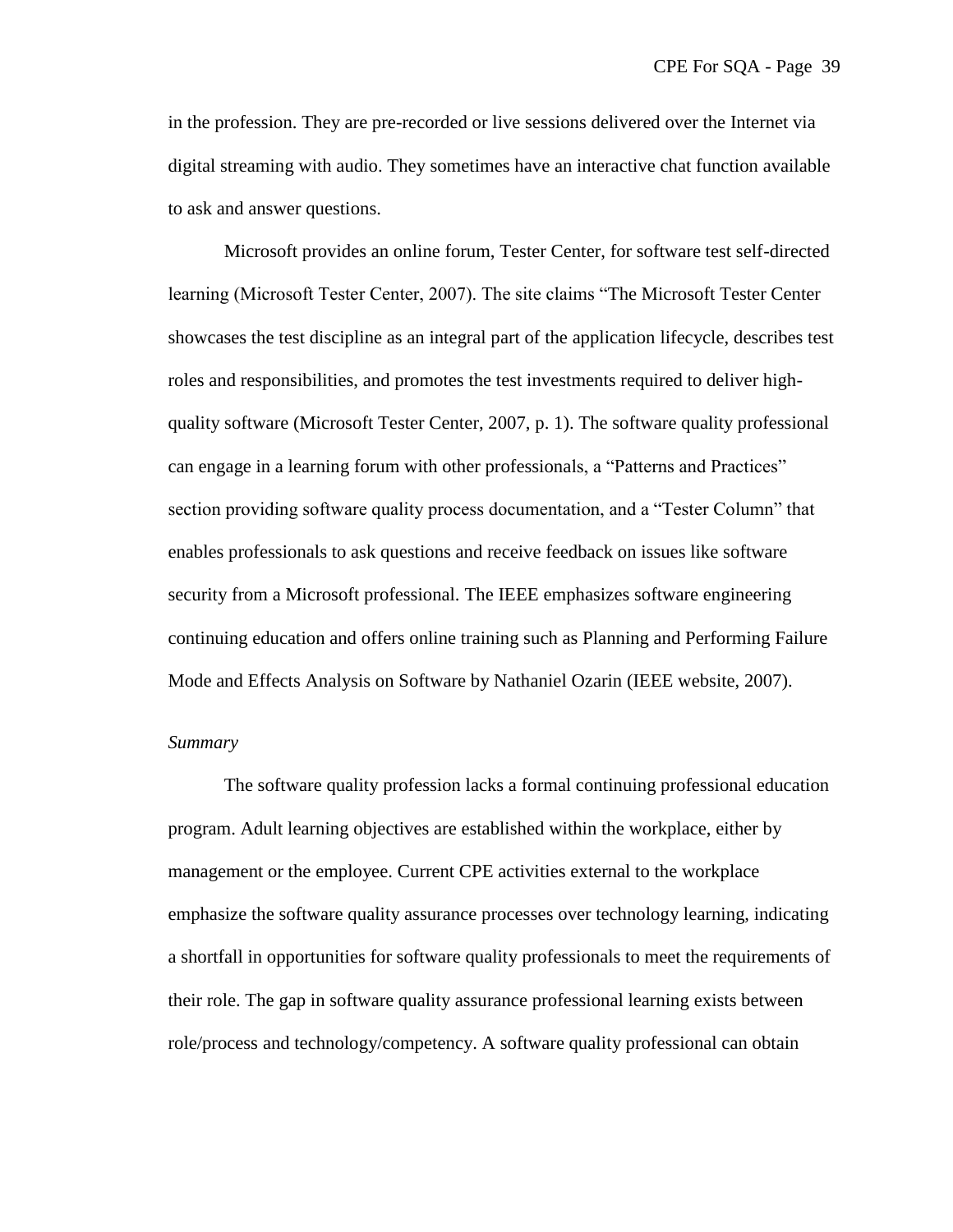in the profession. They are pre-recorded or live sessions delivered over the Internet via digital streaming with audio. They sometimes have an interactive chat function available to ask and answer questions.

Microsoft provides an online forum, Tester Center, for software test self-directed learning (Microsoft Tester Center, 2007). The site claims "The Microsoft Tester Center showcases the test discipline as an integral part of the application lifecycle, describes test roles and responsibilities, and promotes the test investments required to deliver high-quality software (Microsoft Tester Center, 2007, p. 1). The software quality professional can engage in a learning forum with other professionals, a "Patterns and Practices" section providing software quality process documentation, and a "Tester Column" that enables professionals to ask questions and receive feedback on issues like software security from a Microsoft professional. The IEEE emphasizes software engineering continuing education and offers online training such as Planning and Performing Failure Mode and Effects Analysis on Software by Nathaniel Ozarin (IEEE website, 2007).

*Summary*

The software quality profession lacks a formal continuing professional education program. Adult learning objectives are established within the workplace, either by management or the employee. Current CPE activities external to the workplace emphasize the software quality assurance processes over technology learning, indicating a shortfall in opportunities for software quality professionals to meet the requirements of their role. The gap in software quality assurance professional learning exists between role/process and technology/competency. A software quality professional can obtain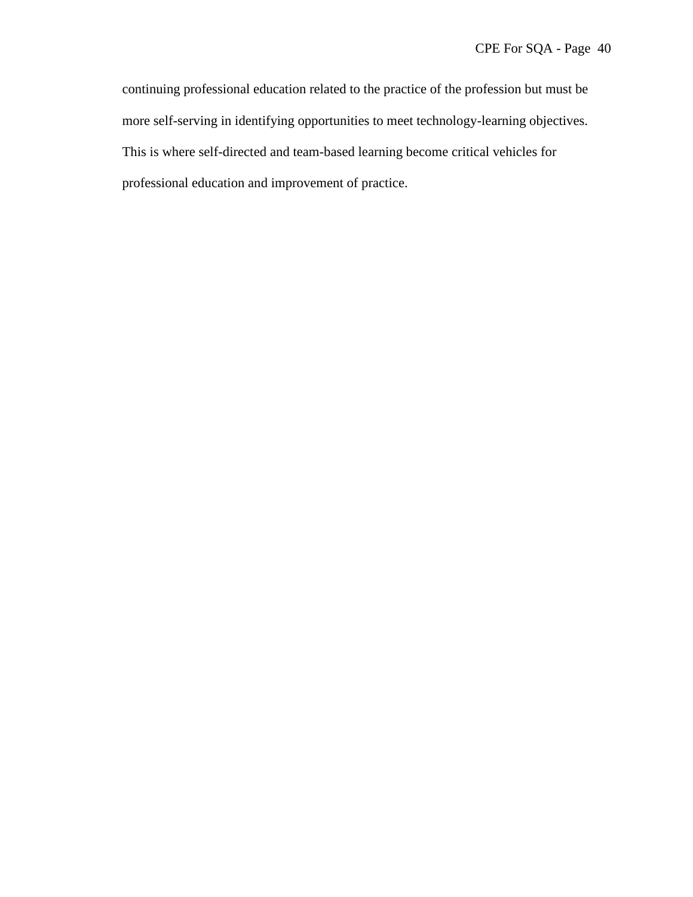continuing professional education related to the practice of the profession but must be more self-serving in identifying opportunities to meet technology-learning objectives. This is where self-directed and team-based learning become critical vehicles for professional education and improvement of practice.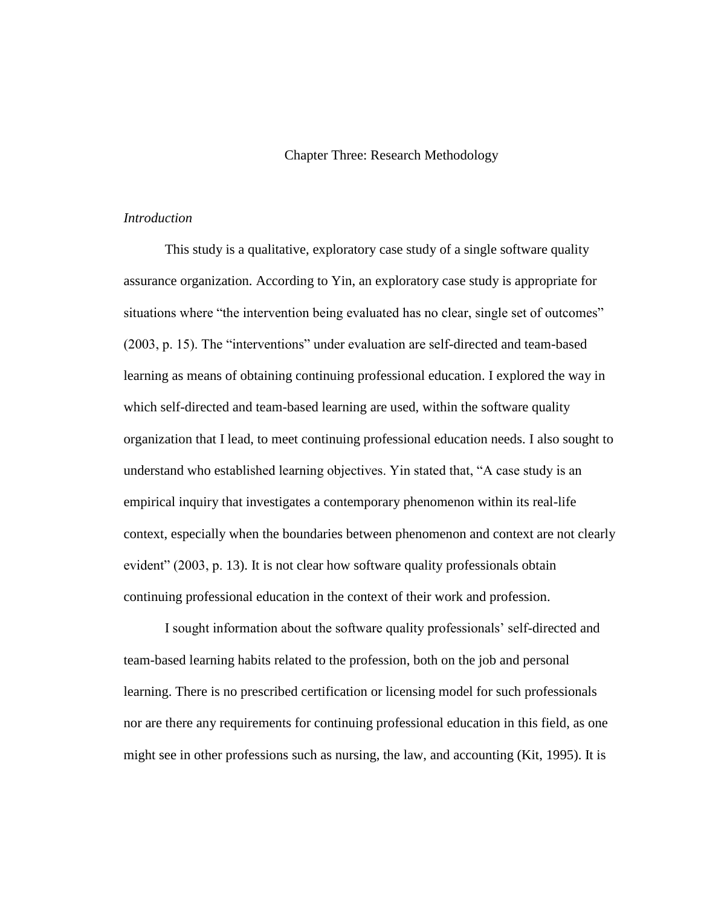# Chapter Three: Research Methodology

*Introduction*

This study is a qualitative, exploratory case study of a single software quality assurance organization. According to Yin, an exploratory case study is appropriate for situations where "the intervention being evaluated has no clear, single set of outcomes" (2003, p. 15). The "interventions" under evaluation are self-directed and team-based learning as means of obtaining continuing professional education. I explored the way in which self-directed and team-based learning are used, within the software quality organization that I lead, to meet continuing professional education needs. I also sought to understand who established learning objectives. Yin stated that, "A case study is an empirical inquiry that investigates a contemporary phenomenon within its real-life context, especially when the boundaries between phenomenon and context are not clearly evident" (2003, p. 13). It is not clear how software quality professionals obtain continuing professional education in the context of their work and profession.

I sought information about the software quality professionals' self-directed and team-based learning habits related to the profession, both on the job and personal learning. There is no prescribed certification or licensing model for such professionals nor are there any requirements for continuing professional education in this field, as one might see in other professions such as nursing, the law, and accounting (Kit, 1995). It is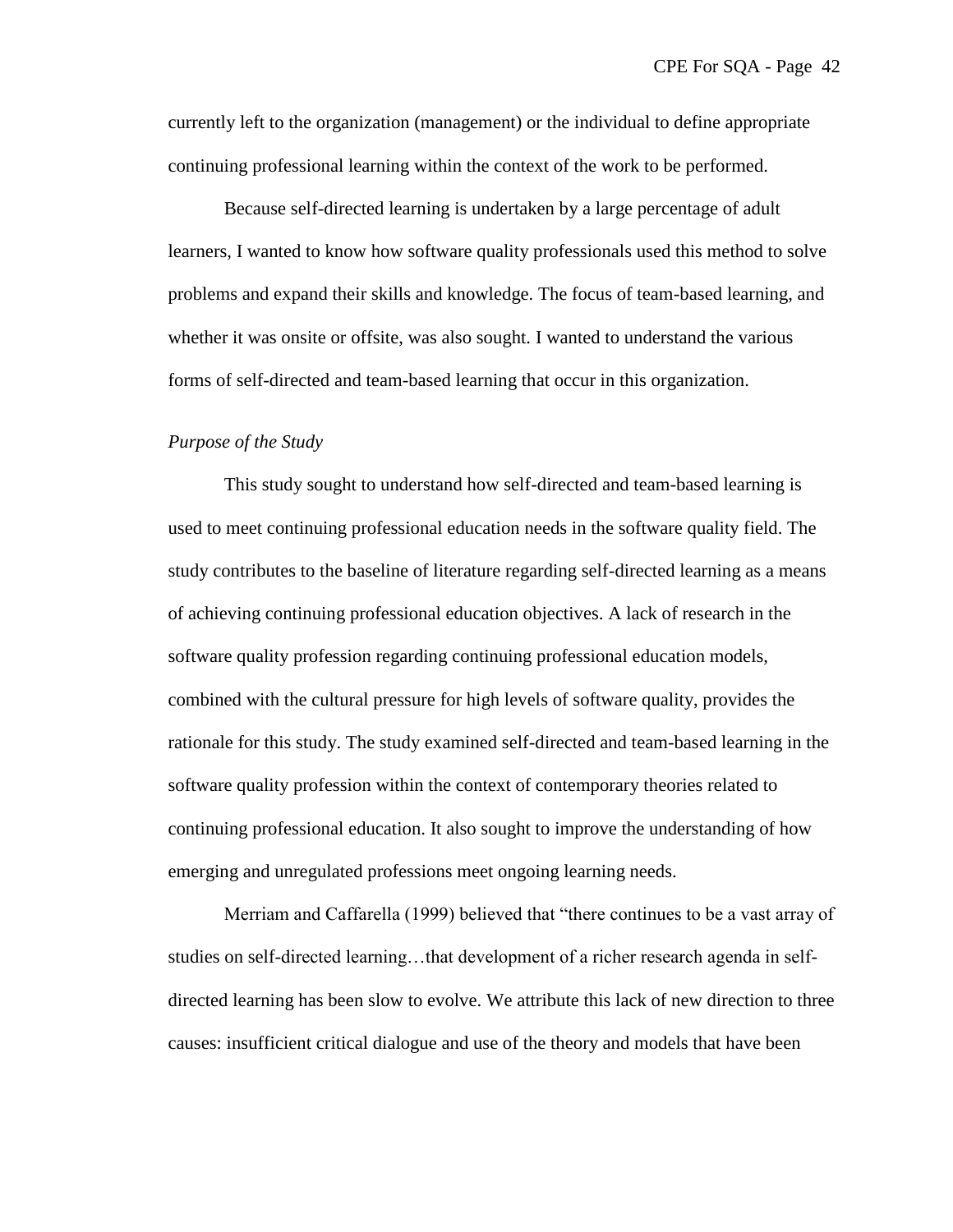currently left to the organization (management) or the individual to define appropriate continuing professional learning within the context of the work to be performed.

Because self-directed learning is undertaken by a large percentage of adult learners, I wanted to know how software quality professionals used this method to solve problems and expand their skills and knowledge. The focus of team-based learning, and whether it was onsite or offsite, was also sought. I wanted to understand the various forms of self-directed and team-based learning that occur in this organization.

### *Purpose of the Study*

This study sought to understand how self-directed and team-based learning is used to meet continuing professional education needs in the software quality field. The study contributes to the baseline of literature regarding self-directed learning as a means of achieving continuing professional education objectives. A lack of research in the software quality profession regarding continuing professional education models, combined with the cultural pressure for high levels of software quality, provides the rationale for this study. The study examined self-directed and team-based learning in the software quality profession within the context of contemporary theories related to continuing professional education. It also sought to improve the understanding of how emerging and unregulated professions meet ongoing learning needs.

Merriam and Caffarella (1999) believed that "there continues to be a vast array of studies on self-directed learning…that development of a richer research agenda in self-directed learning has been slow to evolve. We attribute this lack of new direction to three causes: insufficient critical dialogue and use of the theory and models that have been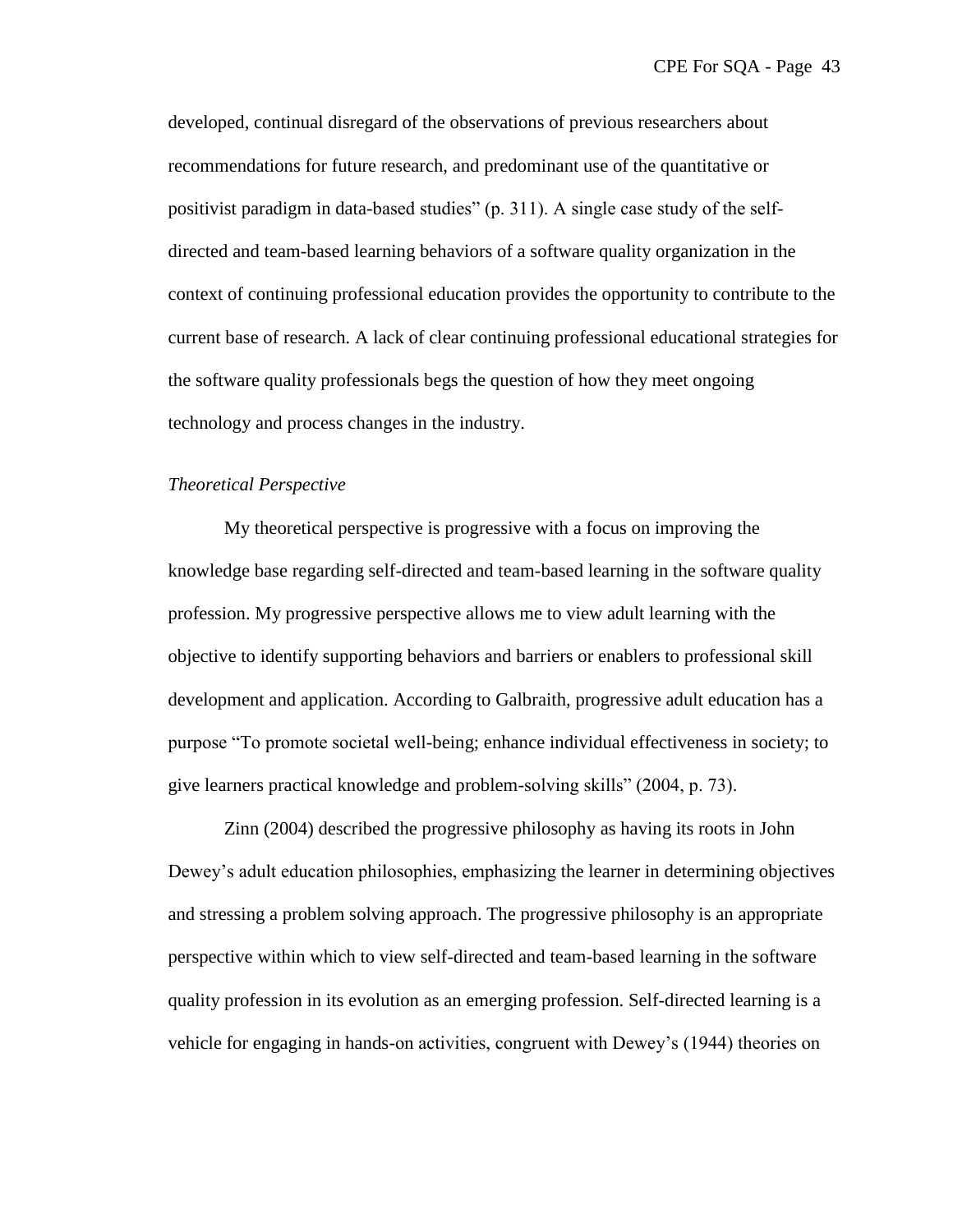developed, continual disregard of the observations of previous researchers about recommendations for future research, and predominant use of the quantitative or positivist paradigm in data-based studies" (p. 311). A single case study of the self-directed and team-based learning behaviors of a software quality organization in the context of continuing professional education provides the opportunity to contribute to the current base of research. A lack of clear continuing professional educational strategies for the software quality professionals begs the question of how they meet ongoing technology and process changes in the industry.

*Theoretical Perspective*

My theoretical perspective is progressive with a focus on improving the knowledge base regarding self-directed and team-based learning in the software quality profession. My progressive perspective allows me to view adult learning with the objective to identify supporting behaviors and barriers or enablers to professional skill development and application. According to Galbraith, progressive adult education has a purpose "To promote societal well-being; enhance individual effectiveness in society; to give learners practical knowledge and problem-solving skills" (2004, p. 73).

Zinn (2004) described the progressive philosophy as having its roots in John Dewey's adult education philosophies, emphasizing the learner in determining objectives and stressing a problem solving approach. The progressive philosophy is an appropriate perspective within which to view self-directed and team-based learning in the software quality profession in its evolution as an emerging profession. Self-directed learning is a vehicle for engaging in hands-on activities, congruent with Dewey's (1944) theories on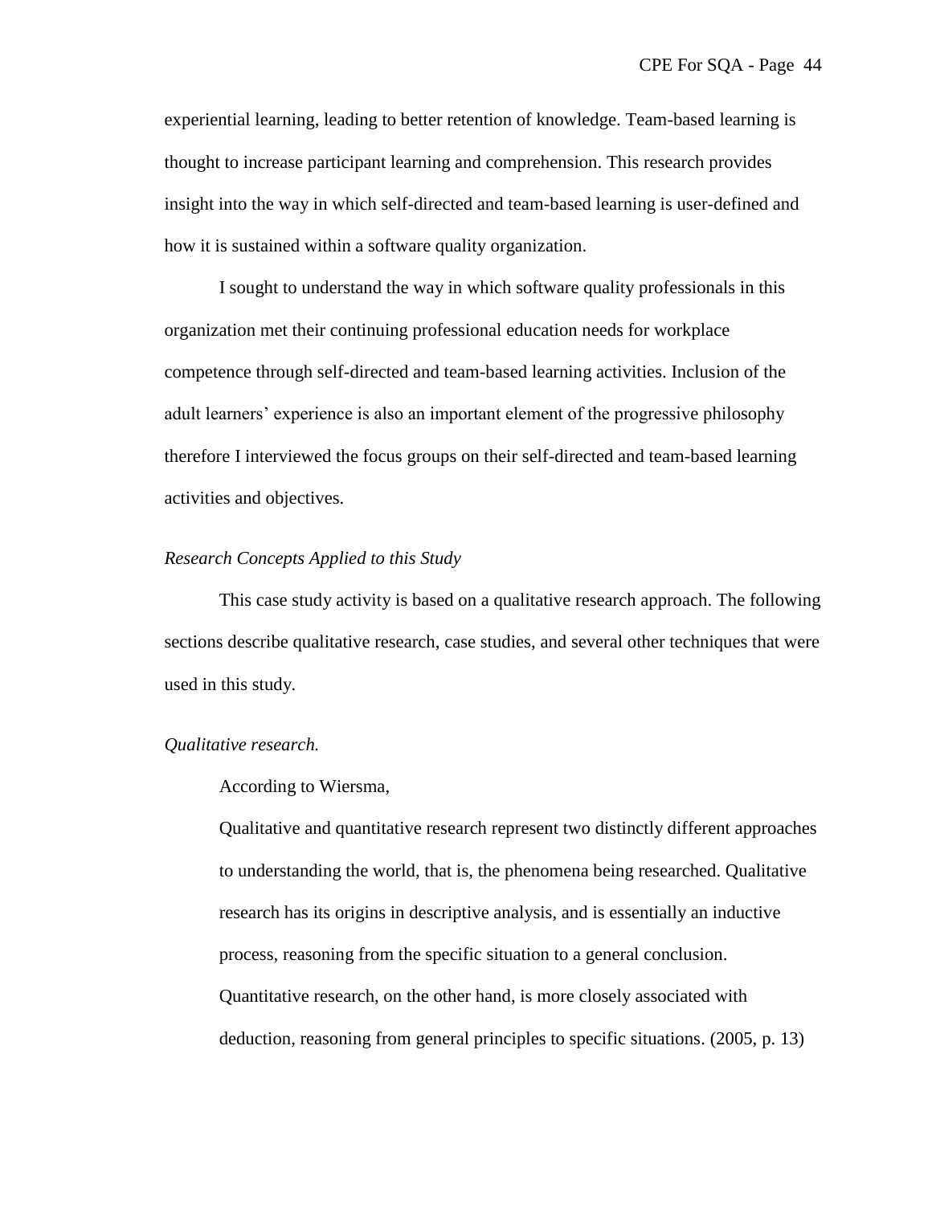experiential learning, leading to better retention of knowledge. Team-based learning is thought to increase participant learning and comprehension. This research provides insight into the way in which self-directed and team-based learning is user-defined and how it is sustained within a software quality organization.

I sought to understand the way in which software quality professionals in this organization met their continuing professional education needs for workplace competence through self-directed and team-based learning activities. Inclusion of the adult learners' experience is also an important element of the progressive philosophy therefore I interviewed the focus groups on their self-directed and team-based learning activities and objectives.

### *Research Concepts Applied to this Study*

This case study activity is based on a qualitative research approach. The following sections describe qualitative research, case studies, and several other techniques that were used in this study.

#### *Qualitative research.*

According to Wiersma,

> Qualitative and quantitative research represent two distinctly different approaches to understanding the world, that is, the phenomena being researched. Qualitative research has its origins in descriptive analysis, and is essentially an inductive process, reasoning from the specific situation to a general conclusion. Quantitative research, on the other hand, is more closely associated with deduction, reasoning from general principles to specific situations. (2005, p. 13)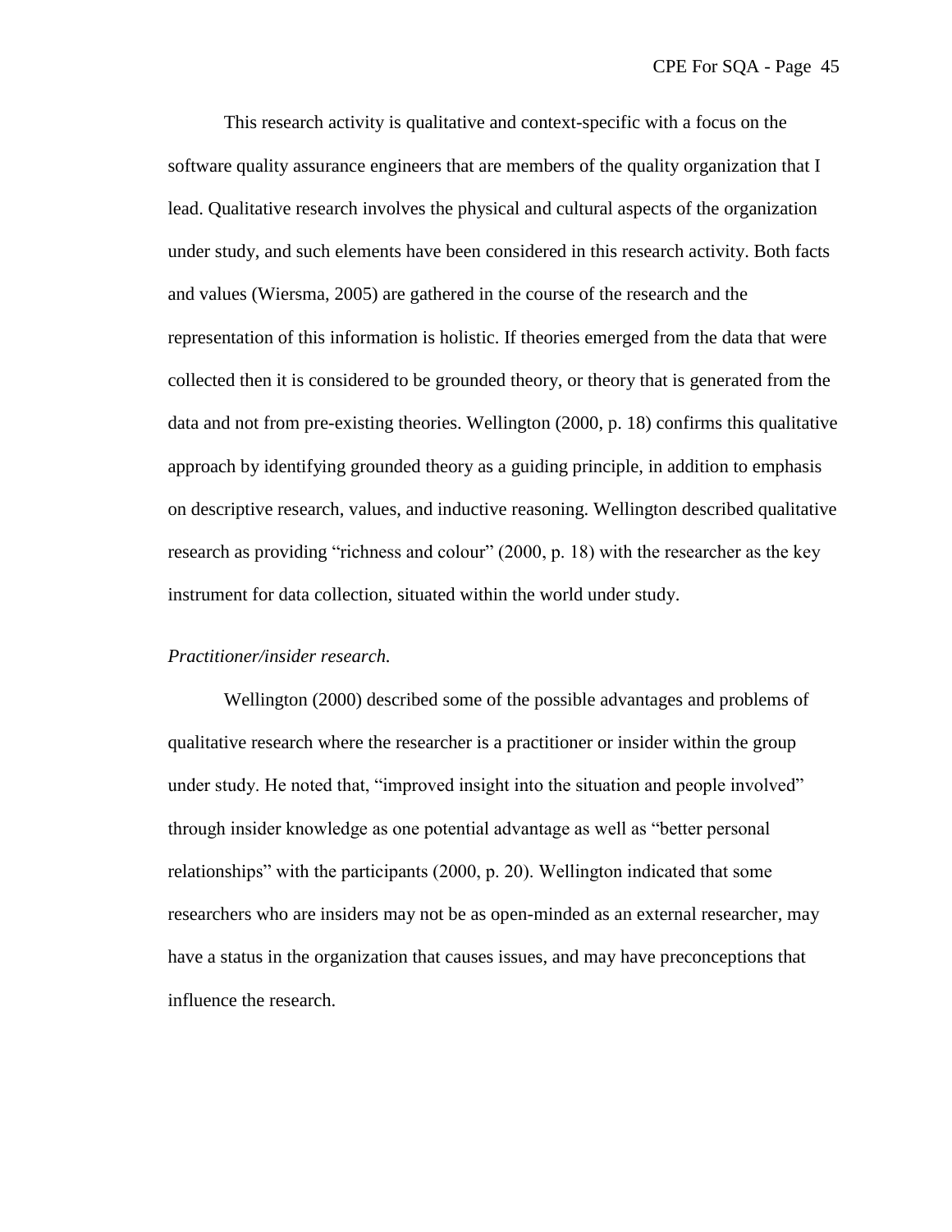This research activity is qualitative and context-specific with a focus on the software quality assurance engineers that are members of the quality organization that I lead. Qualitative research involves the physical and cultural aspects of the organization under study, and such elements have been considered in this research activity. Both facts and values (Wiersma, 2005) are gathered in the course of the research and the representation of this information is holistic. If theories emerged from the data that were collected then it is considered to be grounded theory, or theory that is generated from the data and not from pre-existing theories. Wellington (2000, p. 18) confirms this qualitative approach by identifying grounded theory as a guiding principle, in addition to emphasis on descriptive research, values, and inductive reasoning. Wellington described qualitative research as providing "richness and colour" (2000, p. 18) with the researcher as the key instrument for data collection, situated within the world under study.

*Practitioner/insider research.*

Wellington (2000) described some of the possible advantages and problems of qualitative research where the researcher is a practitioner or insider within the group under study. He noted that, "improved insight into the situation and people involved" through insider knowledge as one potential advantage as well as "better personal relationships" with the participants (2000, p. 20). Wellington indicated that some researchers who are insiders may not be as open-minded as an external researcher, may have a status in the organization that causes issues, and may have preconceptions that influence the research.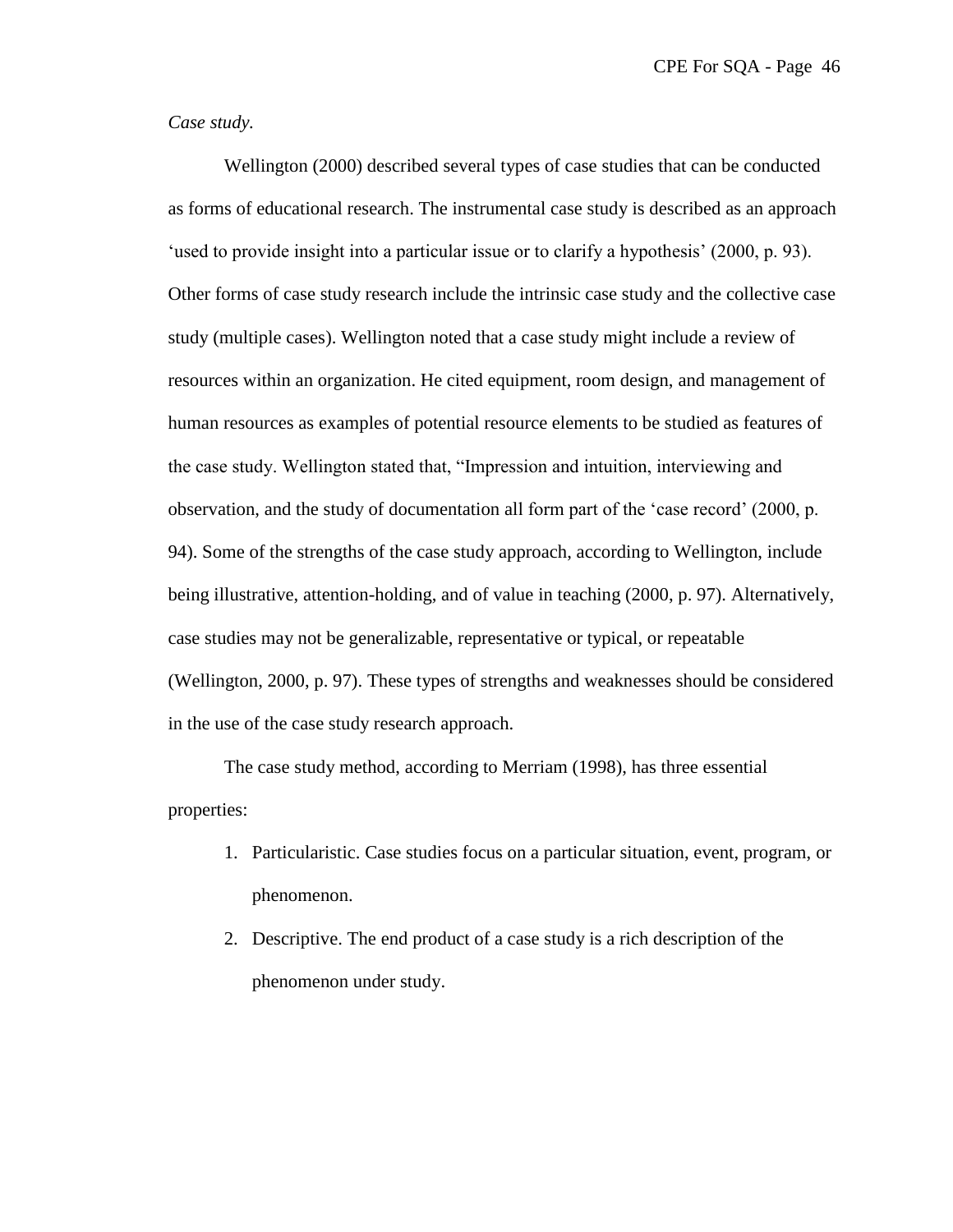*Case study.*

Wellington (2000) described several types of case studies that can be conducted as forms of educational research. The instrumental case study is described as an approach 'used to provide insight into a particular issue or to clarify a hypothesis' (2000, p. 93). Other forms of case study research include the intrinsic case study and the collective case study (multiple cases). Wellington noted that a case study might include a review of resources within an organization. He cited equipment, room design, and management of human resources as examples of potential resource elements to be studied as features of the case study. Wellington stated that, "Impression and intuition, interviewing and observation, and the study of documentation all form part of the 'case record' (2000, p. 94). Some of the strengths of the case study approach, according to Wellington, include being illustrative, attention-holding, and of value in teaching (2000, p. 97). Alternatively, case studies may not be generalizable, representative or typical, or repeatable (Wellington, 2000, p. 97). These types of strengths and weaknesses should be considered in the use of the case study research approach.

The case study method, according to Merriam (1998), has three essential properties:

1. Particularistic. Case studies focus on a particular situation, event, program, or phenomenon.
2. Descriptive. The end product of a case study is a rich description of the phenomenon under study.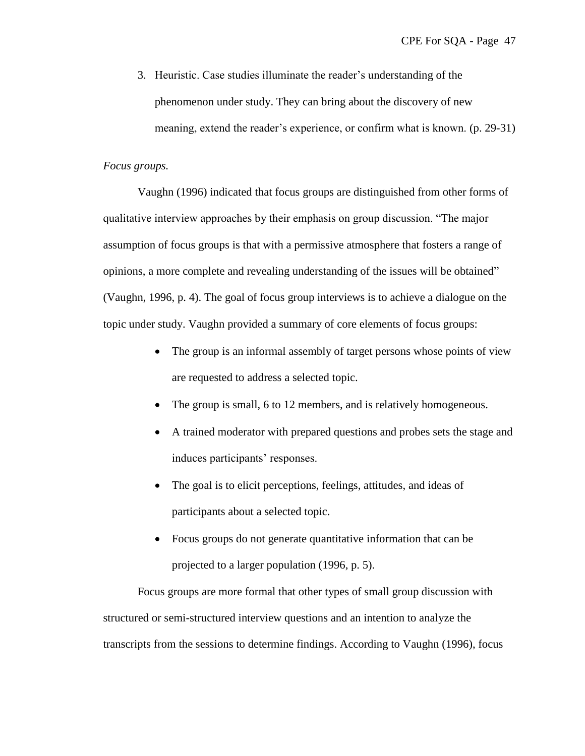3. Heuristic. Case studies illuminate the reader's understanding of the phenomenon under study. They can bring about the discovery of new meaning, extend the reader's experience, or confirm what is known. (p. 29-31)

*Focus groups.*

Vaughn (1996) indicated that focus groups are distinguished from other forms of qualitative interview approaches by their emphasis on group discussion. "The major assumption of focus groups is that with a permissive atmosphere that fosters a range of opinions, a more complete and revealing understanding of the issues will be obtained" (Vaughn, 1996, p. 4). The goal of focus group interviews is to achieve a dialogue on the topic under study. Vaughn provided a summary of core elements of focus groups:

- The group is an informal assembly of target persons whose points of view are requested to address a selected topic.
- The group is small, 6 to 12 members, and is relatively homogeneous.
- A trained moderator with prepared questions and probes sets the stage and induces participants' responses.
- The goal is to elicit perceptions, feelings, attitudes, and ideas of participants about a selected topic.
- Focus groups do not generate quantitative information that can be projected to a larger population (1996, p. 5).

Focus groups are more formal that other types of small group discussion with structured or semi-structured interview questions and an intention to analyze the transcripts from the sessions to determine findings. According to Vaughn (1996), focus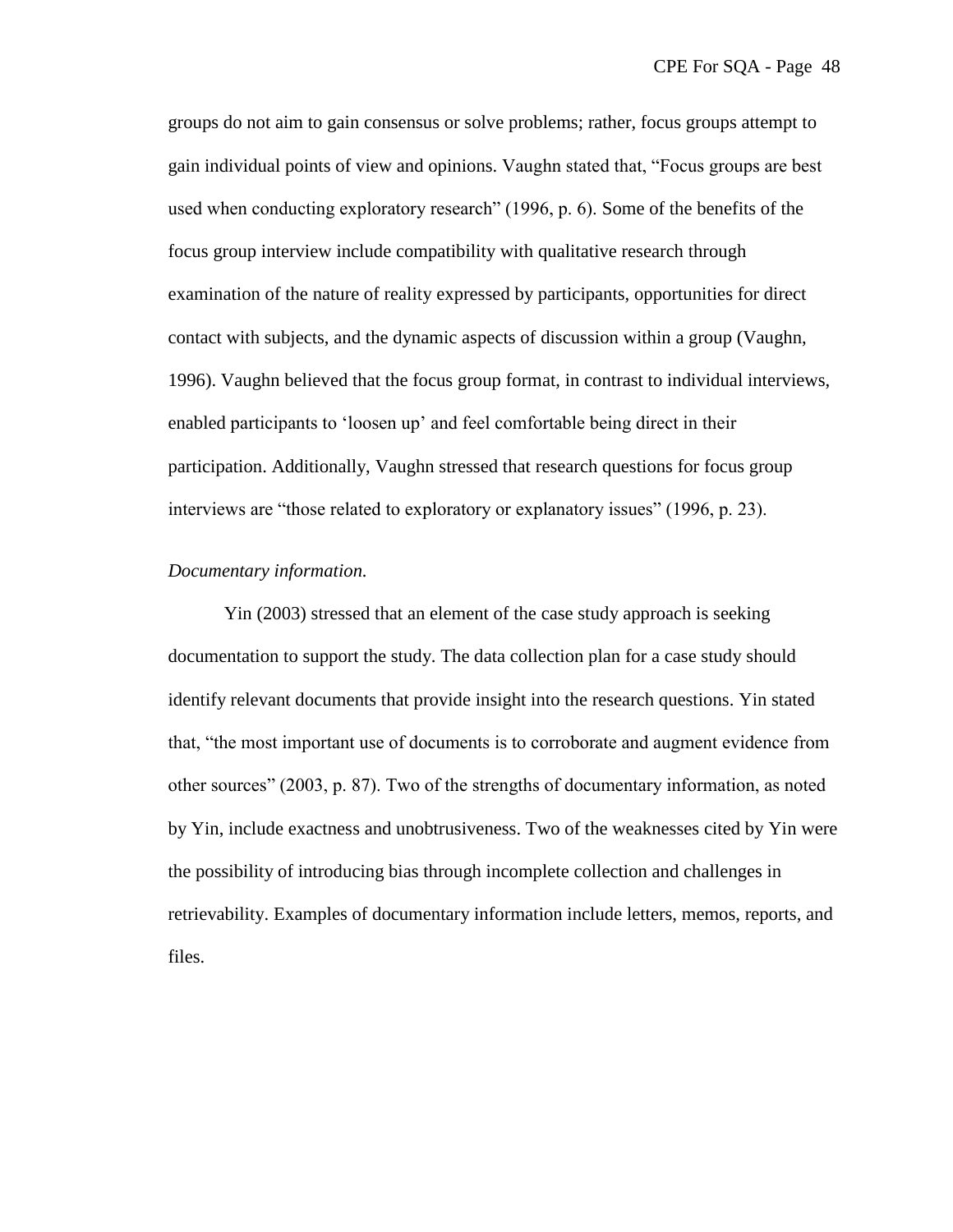groups do not aim to gain consensus or solve problems; rather, focus groups attempt to gain individual points of view and opinions. Vaughn stated that, “Focus groups are best used when conducting exploratory research” (1996, p. 6). Some of the benefits of the focus group interview include compatibility with qualitative research through examination of the nature of reality expressed by participants, opportunities for direct contact with subjects, and the dynamic aspects of discussion within a group (Vaughn, 1996). Vaughn believed that the focus group format, in contrast to individual interviews, enabled participants to ‘loosen up’ and feel comfortable being direct in their participation. Additionally, Vaughn stressed that research questions for focus group interviews are “those related to exploratory or explanatory issues” (1996, p. 23).

*Documentary information.*

Yin (2003) stressed that an element of the case study approach is seeking documentation to support the study. The data collection plan for a case study should identify relevant documents that provide insight into the research questions. Yin stated that, “the most important use of documents is to corroborate and augment evidence from other sources” (2003, p. 87). Two of the strengths of documentary information, as noted by Yin, include exactness and unobtrusiveness. Two of the weaknesses cited by Yin were the possibility of introducing bias through incomplete collection and challenges in retrievability. Examples of documentary information include letters, memos, reports, and files.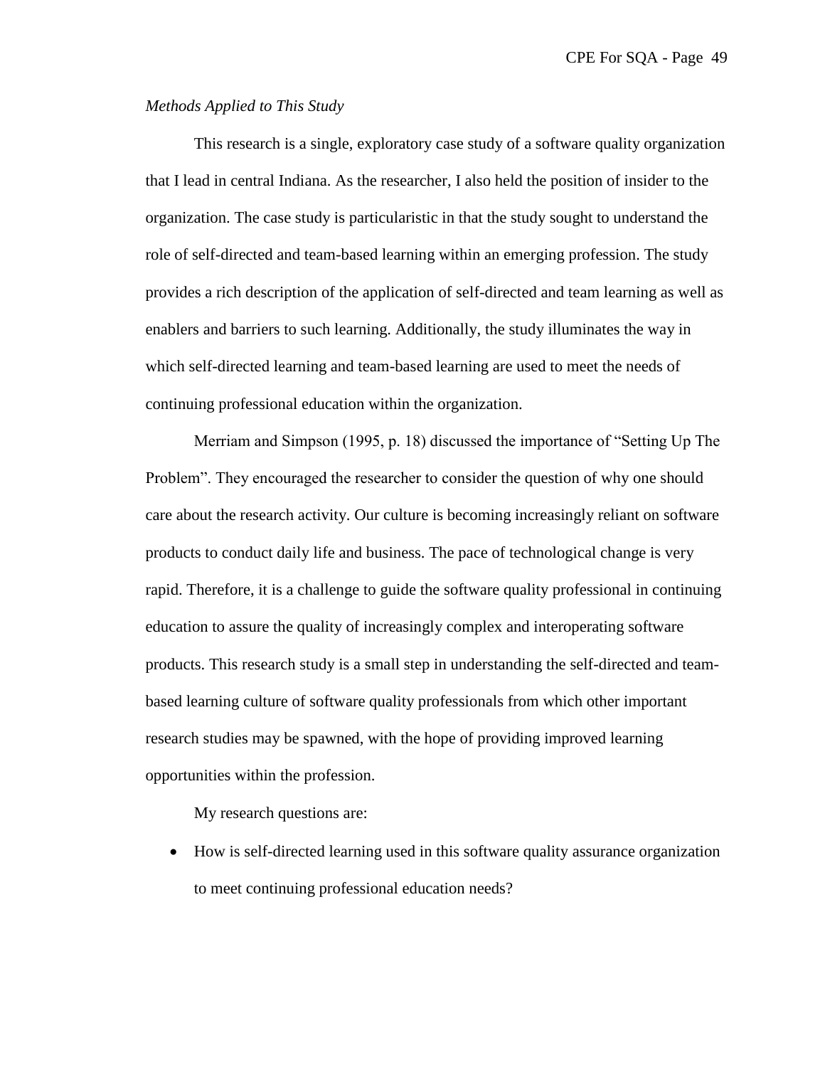*Methods Applied to This Study*

This research is a single, exploratory case study of a software quality organization that I lead in central Indiana. As the researcher, I also held the position of insider to the organization. The case study is particularistic in that the study sought to understand the role of self-directed and team-based learning within an emerging profession. The study provides a rich description of the application of self-directed and team learning as well as enablers and barriers to such learning. Additionally, the study illuminates the way in which self-directed learning and team-based learning are used to meet the needs of continuing professional education within the organization.

Merriam and Simpson (1995, p. 18) discussed the importance of "Setting Up The Problem". They encouraged the researcher to consider the question of why one should care about the research activity. Our culture is becoming increasingly reliant on software products to conduct daily life and business. The pace of technological change is very rapid. Therefore, it is a challenge to guide the software quality professional in continuing education to assure the quality of increasingly complex and interoperating software products. This research study is a small step in understanding the self-directed and team-based learning culture of software quality professionals from which other important research studies may be spawned, with the hope of providing improved learning opportunities within the profession.

My research questions are:

- How is self-directed learning used in this software quality assurance organization to meet continuing professional education needs?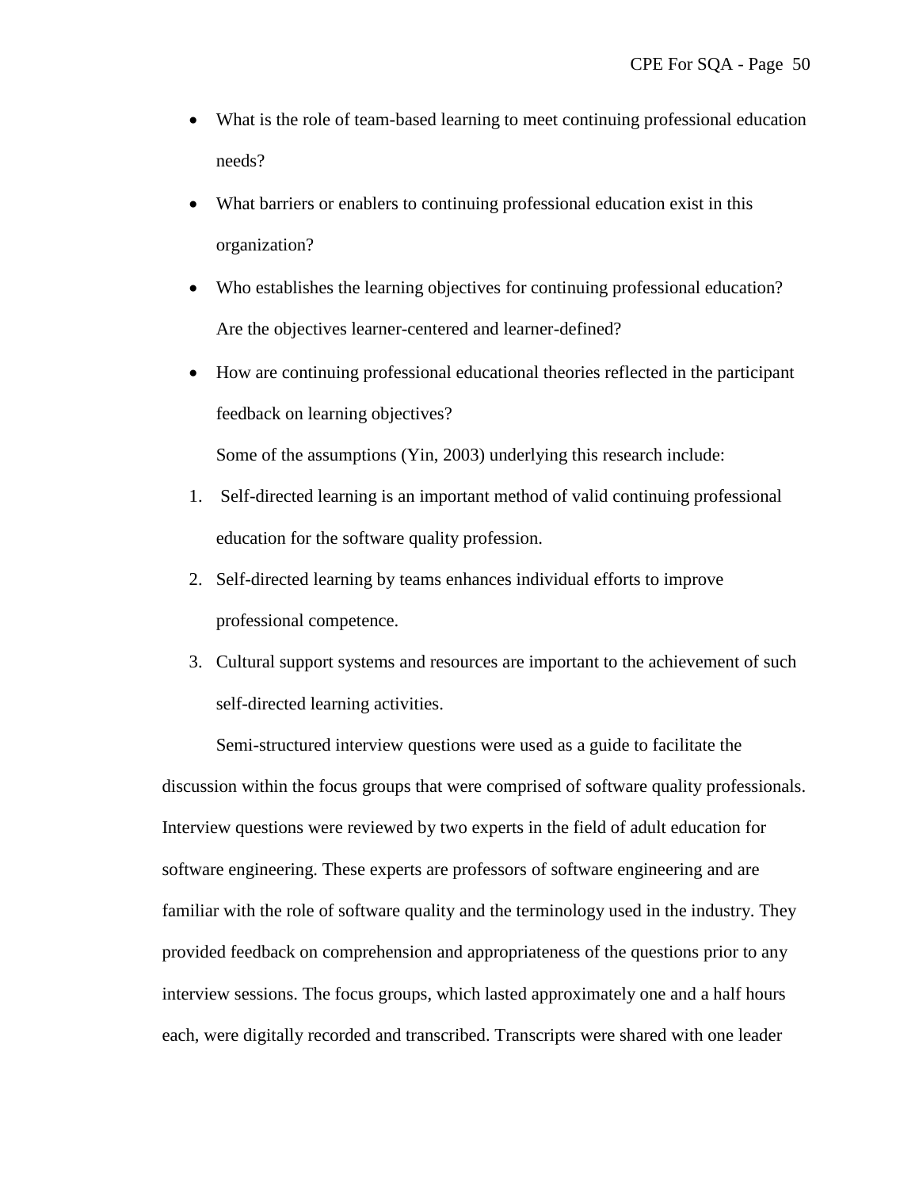- What is the role of team-based learning to meet continuing professional education needs?
- What barriers or enablers to continuing professional education exist in this organization?
- Who establishes the learning objectives for continuing professional education? Are the objectives learner-centered and learner-defined?
- How are continuing professional educational theories reflected in the participant feedback on learning objectives?

Some of the assumptions (Yin, 2003) underlying this research include:

1. Self-directed learning is an important method of valid continuing professional education for the software quality profession.
2. Self-directed learning by teams enhances individual efforts to improve professional competence.
3. Cultural support systems and resources are important to the achievement of such self-directed learning activities.

Semi-structured interview questions were used as a guide to facilitate the discussion within the focus groups that were comprised of software quality professionals. Interview questions were reviewed by two experts in the field of adult education for software engineering. These experts are professors of software engineering and are familiar with the role of software quality and the terminology used in the industry. They provided feedback on comprehension and appropriateness of the questions prior to any interview sessions. The focus groups, which lasted approximately one and a half hours each, were digitally recorded and transcribed. Transcripts were shared with one leader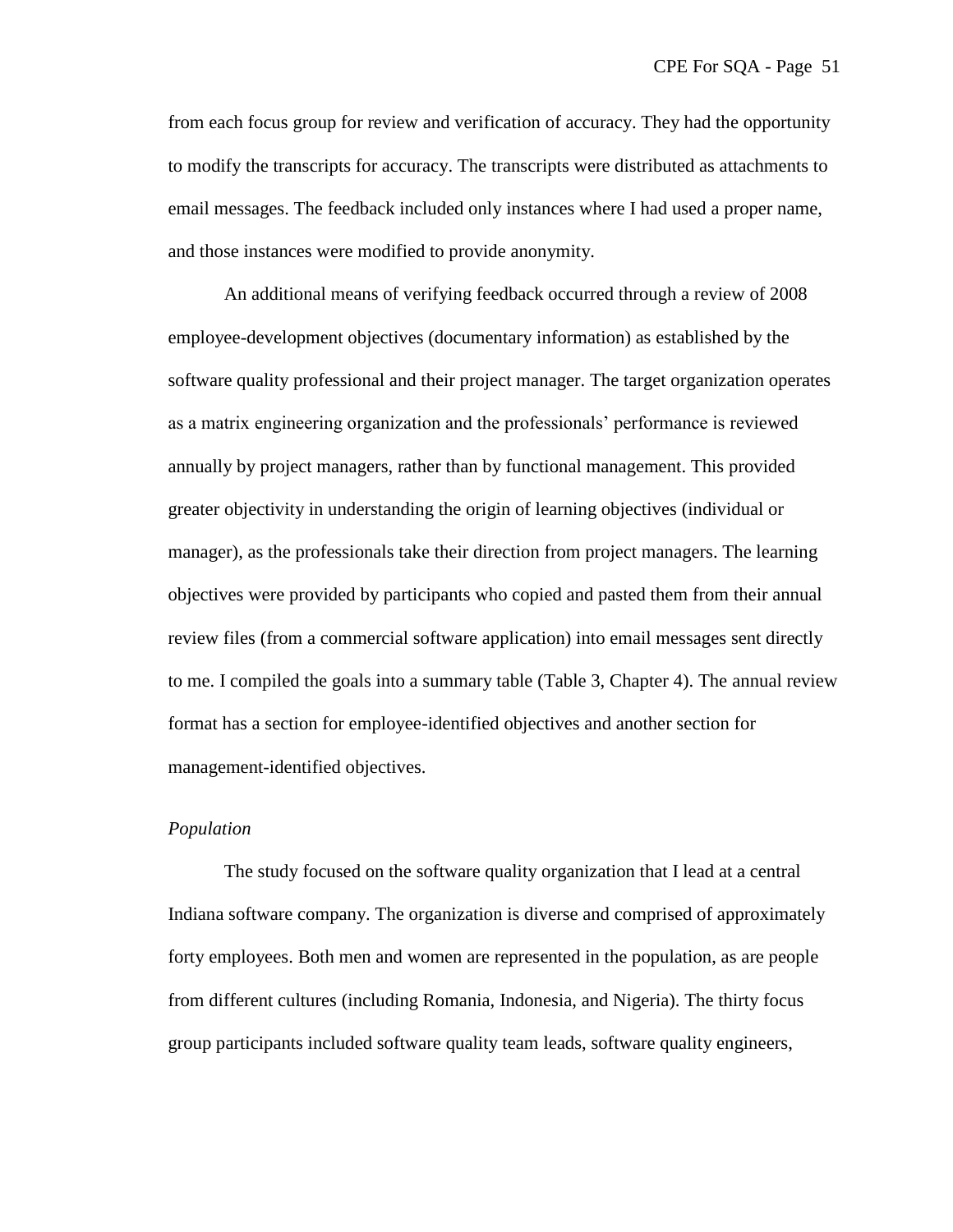from each focus group for review and verification of accuracy. They had the opportunity to modify the transcripts for accuracy. The transcripts were distributed as attachments to email messages. The feedback included only instances where I had used a proper name, and those instances were modified to provide anonymity.

An additional means of verifying feedback occurred through a review of 2008 employee-development objectives (documentary information) as established by the software quality professional and their project manager. The target organization operates as a matrix engineering organization and the professionals' performance is reviewed annually by project managers, rather than by functional management. This provided greater objectivity in understanding the origin of learning objectives (individual or manager), as the professionals take their direction from project managers. The learning objectives were provided by participants who copied and pasted them from their annual review files (from a commercial software application) into email messages sent directly to me. I compiled the goals into a summary table (Table 3, Chapter 4). The annual review format has a section for employee-identified objectives and another section for management-identified objectives.

*Population*

The study focused on the software quality organization that I lead at a central Indiana software company. The organization is diverse and comprised of approximately forty employees. Both men and women are represented in the population, as are people from different cultures (including Romania, Indonesia, and Nigeria). The thirty focus group participants included software quality team leads, software quality engineers,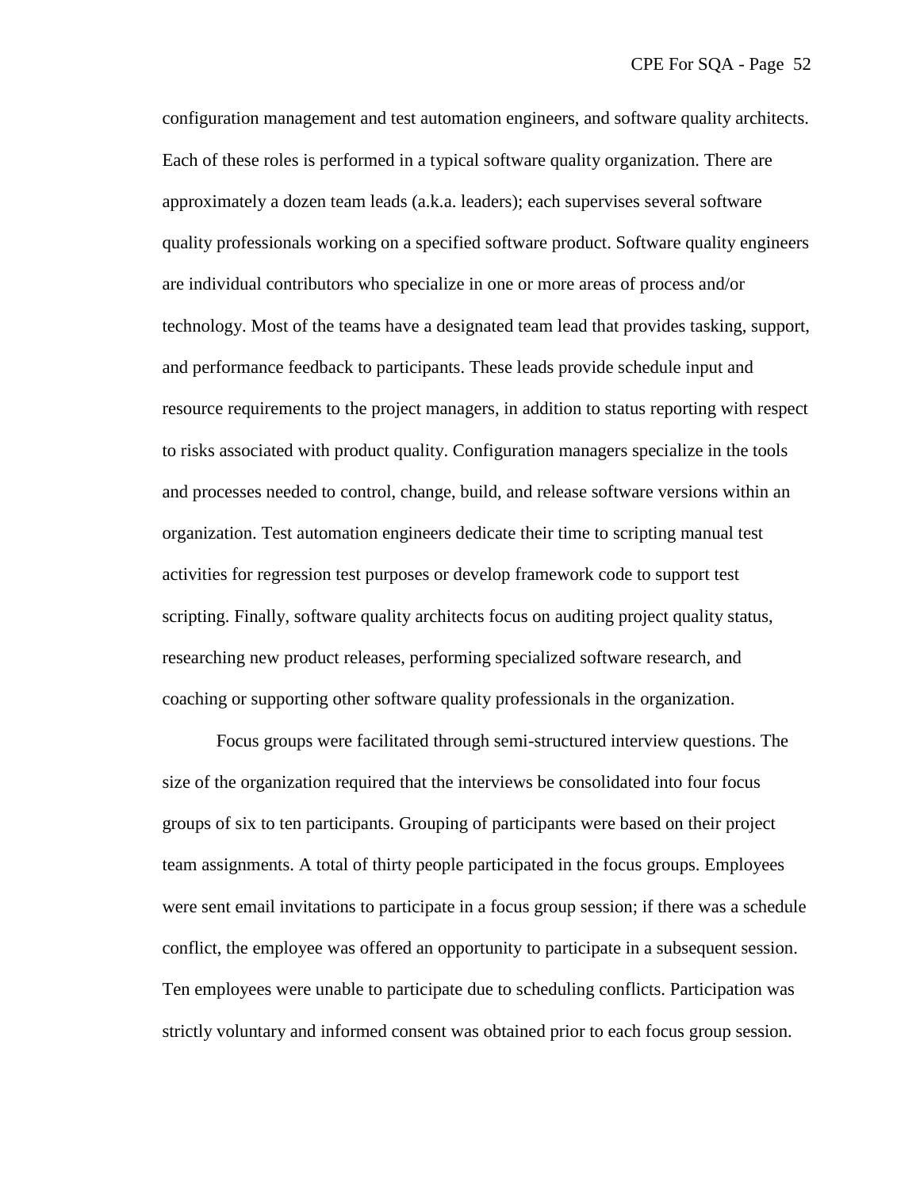configuration management and test automation engineers, and software quality architects. Each of these roles is performed in a typical software quality organization. There are approximately a dozen team leads (a.k.a. leaders); each supervises several software quality professionals working on a specified software product. Software quality engineers are individual contributors who specialize in one or more areas of process and/or technology. Most of the teams have a designated team lead that provides tasking, support, and performance feedback to participants. These leads provide schedule input and resource requirements to the project managers, in addition to status reporting with respect to risks associated with product quality. Configuration managers specialize in the tools and processes needed to control, change, build, and release software versions within an organization. Test automation engineers dedicate their time to scripting manual test activities for regression test purposes or develop framework code to support test scripting. Finally, software quality architects focus on auditing project quality status, researching new product releases, performing specialized software research, and coaching or supporting other software quality professionals in the organization.

Focus groups were facilitated through semi-structured interview questions. The size of the organization required that the interviews be consolidated into four focus groups of six to ten participants. Grouping of participants were based on their project team assignments. A total of thirty people participated in the focus groups. Employees were sent email invitations to participate in a focus group session; if there was a schedule conflict, the employee was offered an opportunity to participate in a subsequent session. Ten employees were unable to participate due to scheduling conflicts. Participation was strictly voluntary and informed consent was obtained prior to each focus group session.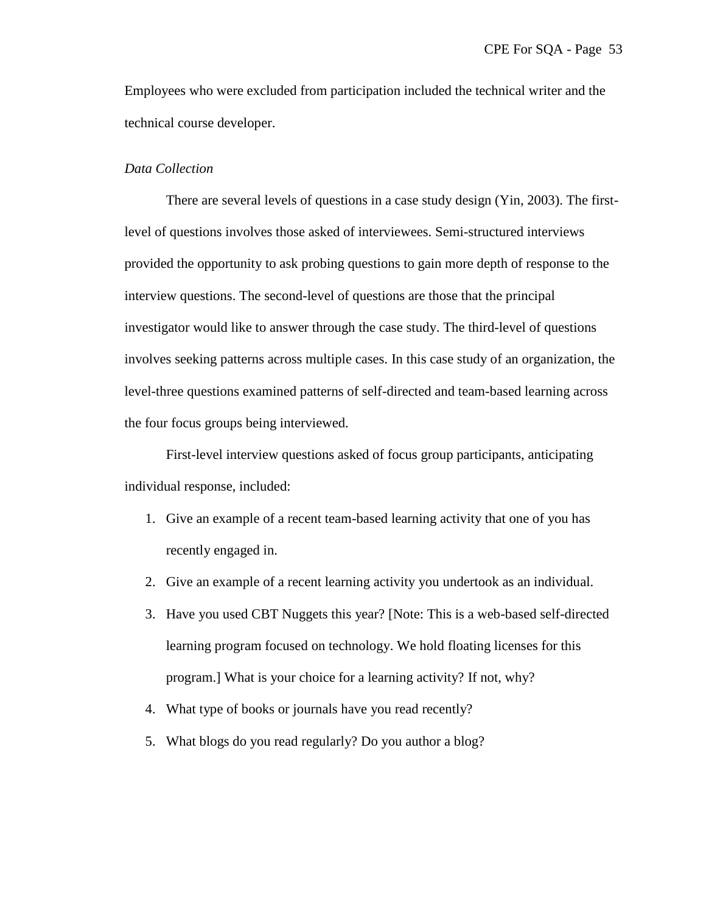Employees who were excluded from participation included the technical writer and the technical course developer.

*Data Collection*

There are several levels of questions in a case study design (Yin, 2003). The first-level of questions involves those asked of interviewees. Semi-structured interviews provided the opportunity to ask probing questions to gain more depth of response to the interview questions. The second-level of questions are those that the principal investigator would like to answer through the case study. The third-level of questions involves seeking patterns across multiple cases. In this case study of an organization, the level-three questions examined patterns of self-directed and team-based learning across the four focus groups being interviewed.

First-level interview questions asked of focus group participants, anticipating individual response, included:

1. Give an example of a recent team-based learning activity that one of you has recently engaged in.
2. Give an example of a recent learning activity you undertook as an individual.
3. Have you used CBT Nuggets this year? [Note: This is a web-based self-directed learning program focused on technology. We hold floating licenses for this program.] What is your choice for a learning activity? If not, why?
4. What type of books or journals have you read recently?
5. What blogs do you read regularly? Do you author a blog?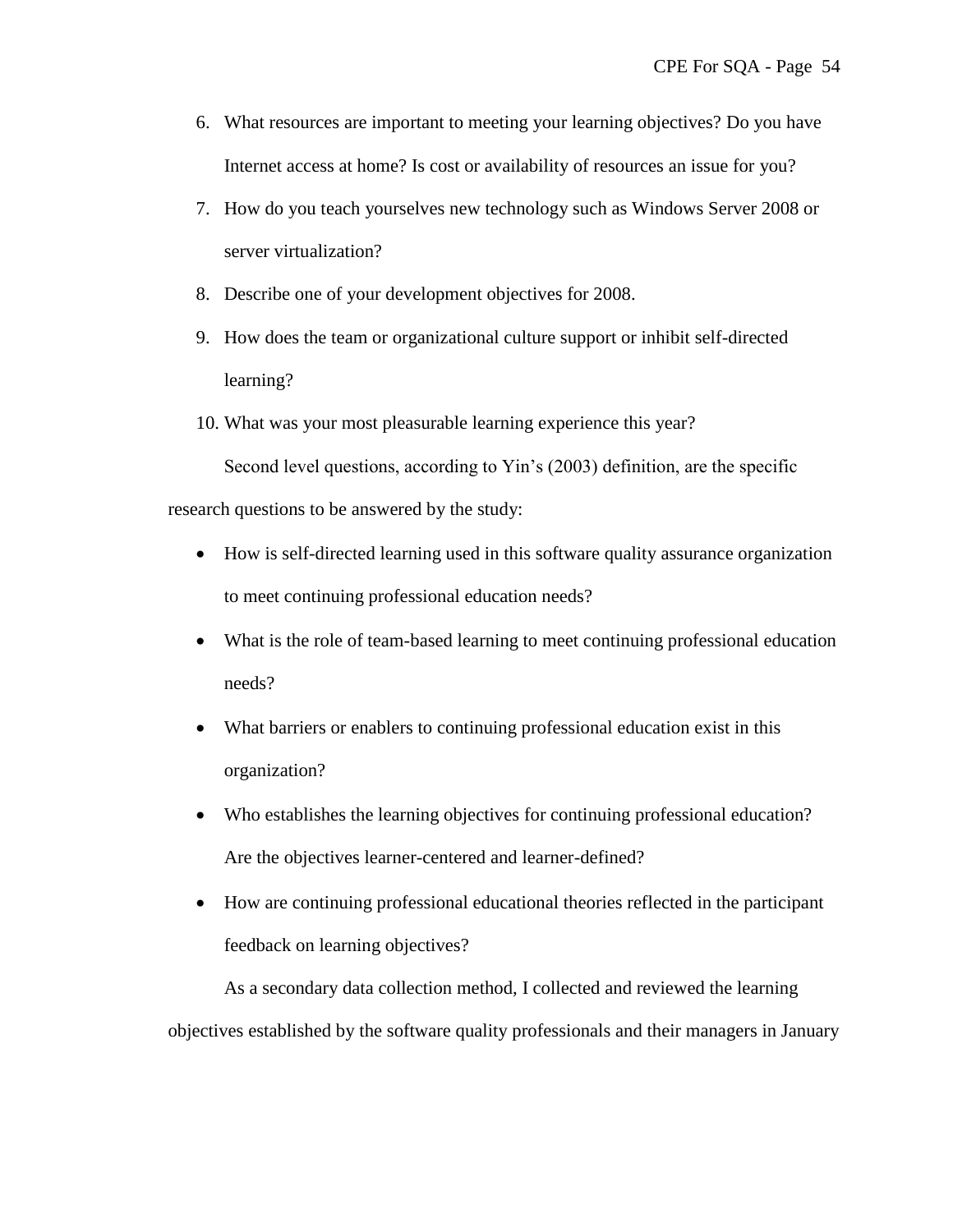6. What resources are important to meeting your learning objectives? Do you have Internet access at home? Is cost or availability of resources an issue for you?
7. How do you teach yourselves new technology such as Windows Server 2008 or server virtualization?
8. Describe one of your development objectives for 2008.
9. How does the team or organizational culture support or inhibit self-directed learning?
10. What was your most pleasurable learning experience this year?

Second level questions, according to Yin's (2003) definition, are the specific research questions to be answered by the study:

- How is self-directed learning used in this software quality assurance organization to meet continuing professional education needs?
- What is the role of team-based learning to meet continuing professional education needs?
- What barriers or enablers to continuing professional education exist in this organization?
- Who establishes the learning objectives for continuing professional education? Are the objectives learner-centered and learner-defined?
- How are continuing professional educational theories reflected in the participant feedback on learning objectives?

As a secondary data collection method, I collected and reviewed the learning objectives established by the software quality professionals and their managers in January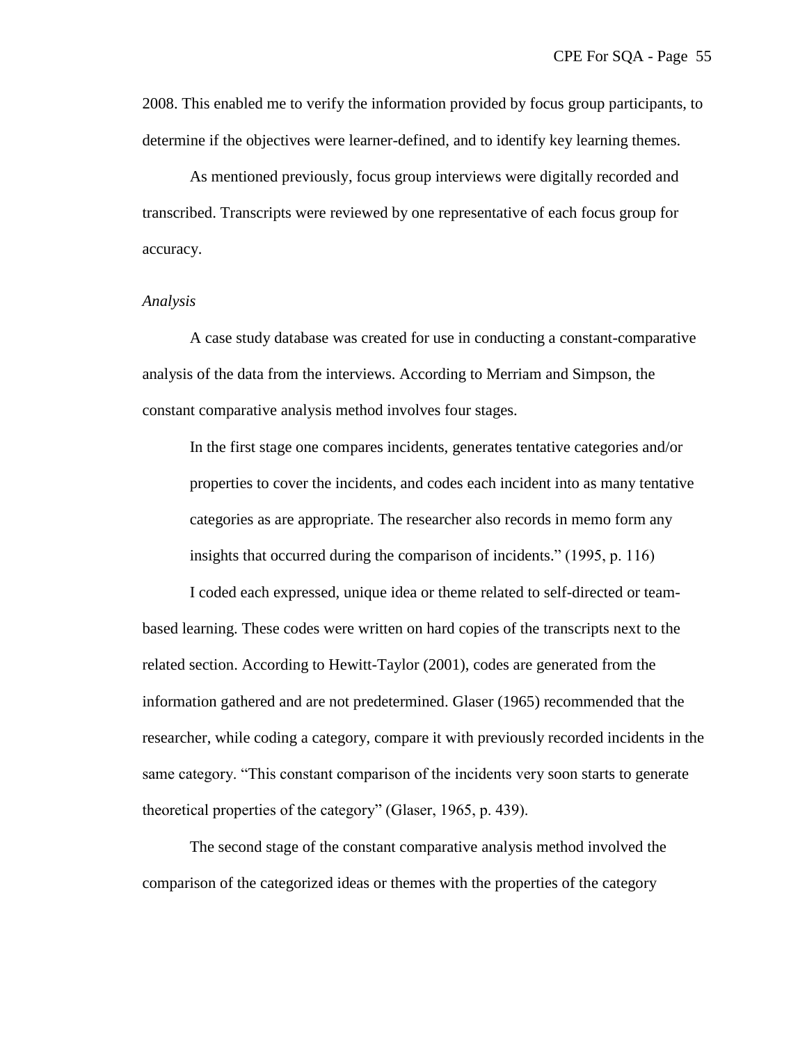2008. This enabled me to verify the information provided by focus group participants, to determine if the objectives were learner-defined, and to identify key learning themes.

As mentioned previously, focus group interviews were digitally recorded and transcribed. Transcripts were reviewed by one representative of each focus group for accuracy.

*Analysis*

A case study database was created for use in conducting a constant-comparative analysis of the data from the interviews. According to Merriam and Simpson, the constant comparative analysis method involves four stages.

> In the first stage one compares incidents, generates tentative categories and/or properties to cover the incidents, and codes each incident into as many tentative categories as are appropriate. The researcher also records in memo form any insights that occurred during the comparison of incidents." (1995, p. 116)

I coded each expressed, unique idea or theme related to self-directed or team-based learning. These codes were written on hard copies of the transcripts next to the related section. According to Hewitt-Taylor (2001), codes are generated from the information gathered and are not predetermined. Glaser (1965) recommended that the researcher, while coding a category, compare it with previously recorded incidents in the same category. "This constant comparison of the incidents very soon starts to generate theoretical properties of the category" (Glaser, 1965, p. 439).

The second stage of the constant comparative analysis method involved the comparison of the categorized ideas or themes with the properties of the category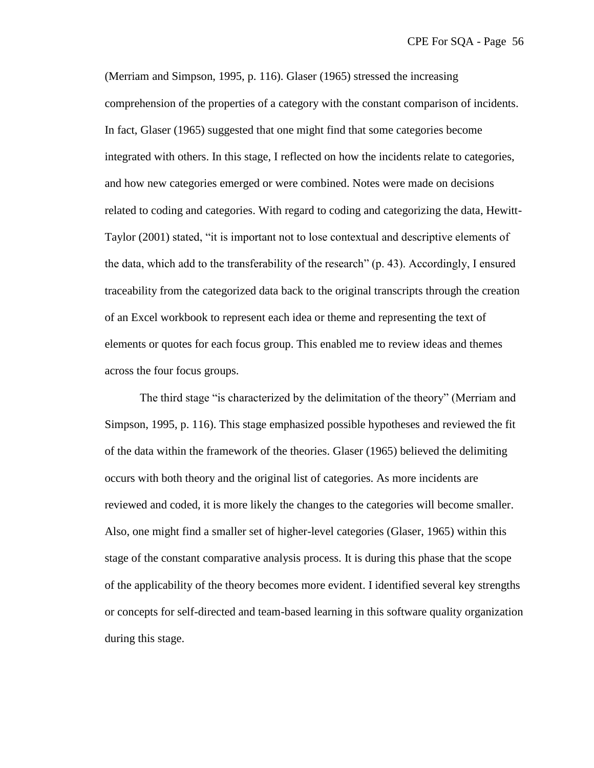(Merriam and Simpson, 1995, p. 116). Glaser (1965) stressed the increasing comprehension of the properties of a category with the constant comparison of incidents. In fact, Glaser (1965) suggested that one might find that some categories become integrated with others. In this stage, I reflected on how the incidents relate to categories, and how new categories emerged or were combined. Notes were made on decisions related to coding and categories. With regard to coding and categorizing the data, Hewitt-Taylor (2001) stated, "it is important not to lose contextual and descriptive elements of the data, which add to the transferability of the research" (p. 43). Accordingly, I ensured traceability from the categorized data back to the original transcripts through the creation of an Excel workbook to represent each idea or theme and representing the text of elements or quotes for each focus group. This enabled me to review ideas and themes across the four focus groups.

The third stage "is characterized by the delimitation of the theory" (Merriam and Simpson, 1995, p. 116). This stage emphasized possible hypotheses and reviewed the fit of the data within the framework of the theories. Glaser (1965) believed the delimiting occurs with both theory and the original list of categories. As more incidents are reviewed and coded, it is more likely the changes to the categories will become smaller. Also, one might find a smaller set of higher-level categories (Glaser, 1965) within this stage of the constant comparative analysis process. It is during this phase that the scope of the applicability of the theory becomes more evident. I identified several key strengths or concepts for self-directed and team-based learning in this software quality organization during this stage.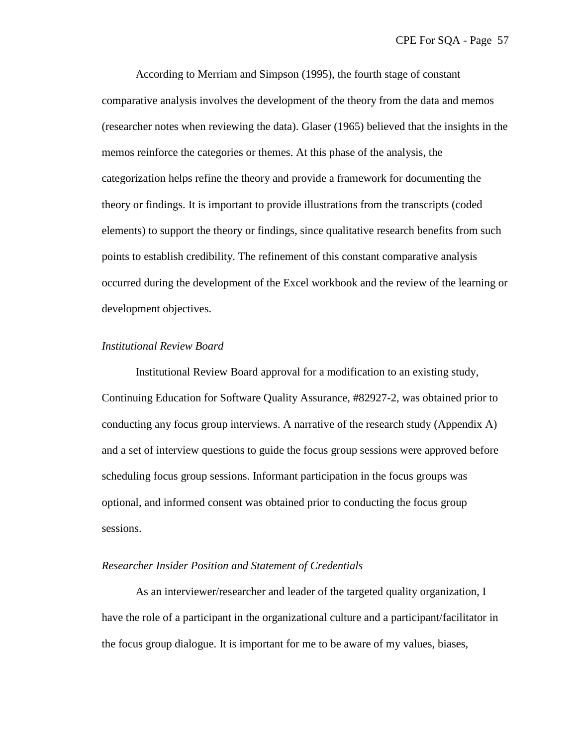According to Merriam and Simpson (1995), the fourth stage of constant comparative analysis involves the development of the theory from the data and memos (researcher notes when reviewing the data). Glaser (1965) believed that the insights in the memos reinforce the categories or themes. At this phase of the analysis, the categorization helps refine the theory and provide a framework for documenting the theory or findings. It is important to provide illustrations from the transcripts (coded elements) to support the theory or findings, since qualitative research benefits from such points to establish credibility. The refinement of this constant comparative analysis occurred during the development of the Excel workbook and the review of the learning or development objectives.

### *Institutional Review Board*

Institutional Review Board approval for a modification to an existing study, Continuing Education for Software Quality Assurance, #82927-2, was obtained prior to conducting any focus group interviews. A narrative of the research study (Appendix A) and a set of interview questions to guide the focus group sessions were approved before scheduling focus group sessions. Informant participation in the focus groups was optional, and informed consent was obtained prior to conducting the focus group sessions.

### *Researcher Insider Position and Statement of Credentials*

As an interviewer/researcher and leader of the targeted quality organization, I have the role of a participant in the organizational culture and a participant/facilitator in the focus group dialogue. It is important for me to be aware of my values, biases,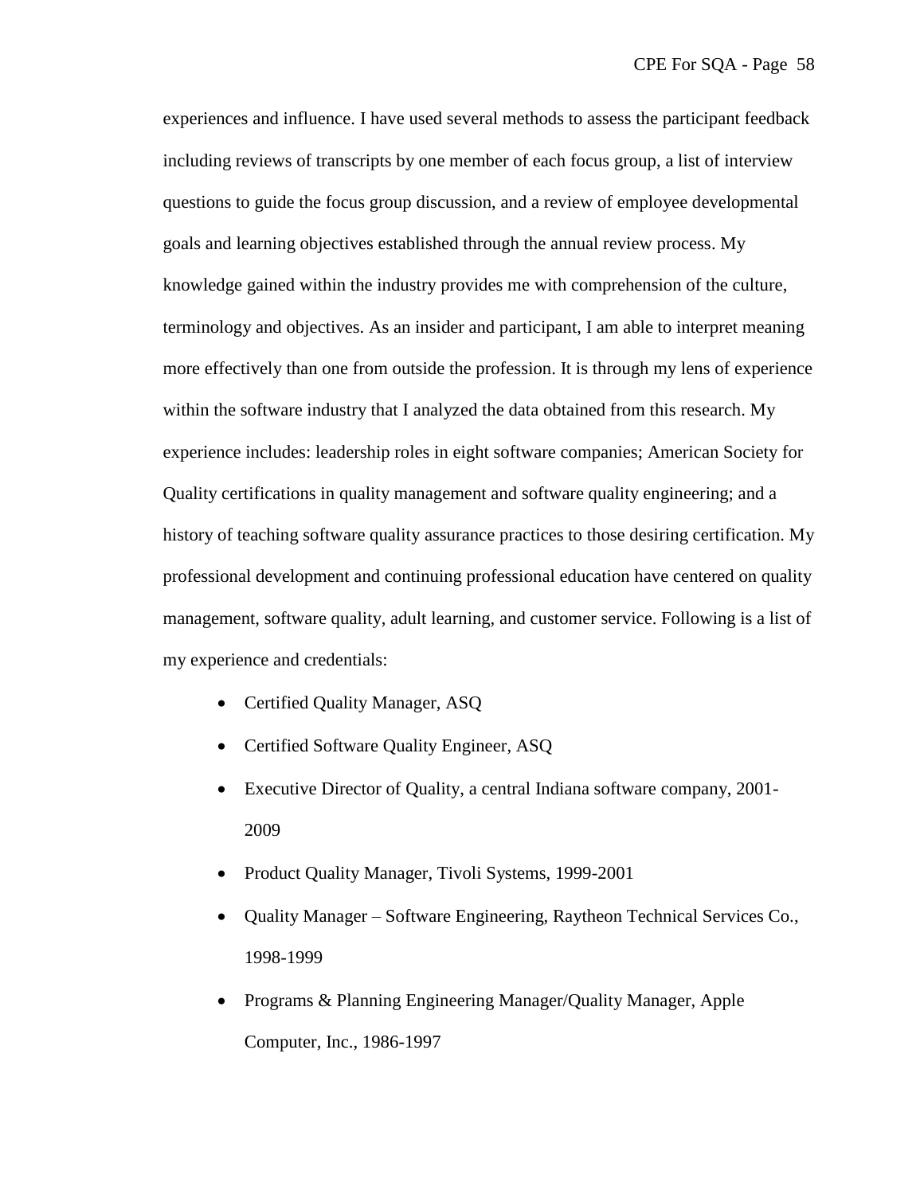experiences and influence. I have used several methods to assess the participant feedback including reviews of transcripts by one member of each focus group, a list of interview questions to guide the focus group discussion, and a review of employee developmental goals and learning objectives established through the annual review process. My knowledge gained within the industry provides me with comprehension of the culture, terminology and objectives. As an insider and participant, I am able to interpret meaning more effectively than one from outside the profession. It is through my lens of experience within the software industry that I analyzed the data obtained from this research. My experience includes: leadership roles in eight software companies; American Society for Quality certifications in quality management and software quality engineering; and a history of teaching software quality assurance practices to those desiring certification. My professional development and continuing professional education have centered on quality management, software quality, adult learning, and customer service. Following is a list of my experience and credentials:

- Certified Quality Manager, ASQ
- Certified Software Quality Engineer, ASQ
- Executive Director of Quality, a central Indiana software company, 2001-2009
- Product Quality Manager, Tivoli Systems, 1999-2001
- Quality Manager – Software Engineering, Raytheon Technical Services Co., 1998-1999
- Programs & Planning Engineering Manager/Quality Manager, Apple Computer, Inc., 1986-1997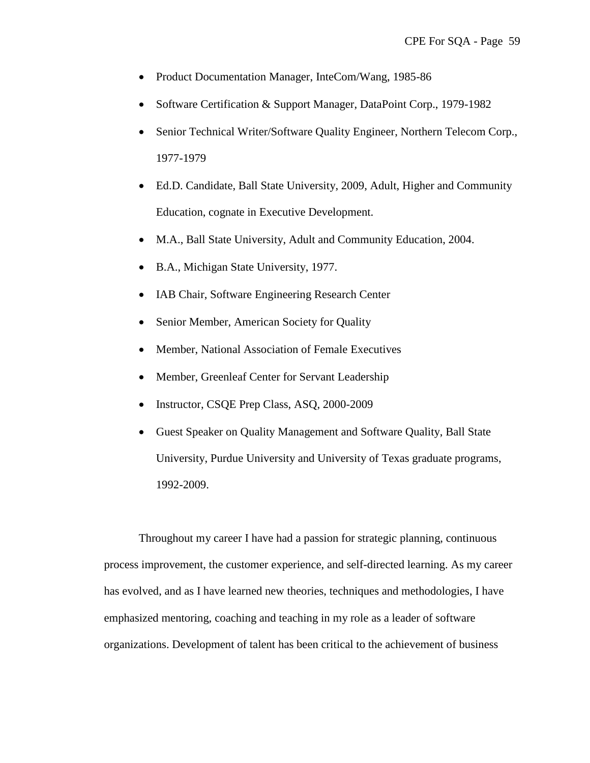- Product Documentation Manager, InteCom/Wang, 1985-86
- Software Certification & Support Manager, DataPoint Corp., 1979-1982
- Senior Technical Writer/Software Quality Engineer, Northern Telecom Corp., 1977-1979
- Ed.D. Candidate, Ball State University, 2009, Adult, Higher and Community Education, cognate in Executive Development.
- M.A., Ball State University, Adult and Community Education, 2004.
- B.A., Michigan State University, 1977.
- IAB Chair, Software Engineering Research Center
- Senior Member, American Society for Quality
- Member, National Association of Female Executives
- Member, Greenleaf Center for Servant Leadership
- Instructor, CSQE Prep Class, ASQ, 2000-2009
- Guest Speaker on Quality Management and Software Quality, Ball State University, Purdue University and University of Texas graduate programs, 1992-2009.

Throughout my career I have had a passion for strategic planning, continuous process improvement, the customer experience, and self-directed learning. As my career has evolved, and as I have learned new theories, techniques and methodologies, I have emphasized mentoring, coaching and teaching in my role as a leader of software organizations. Development of talent has been critical to the achievement of business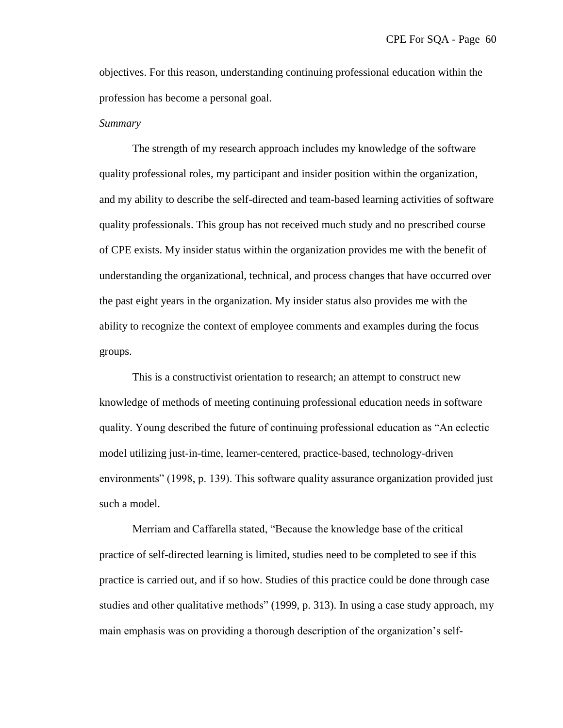objectives. For this reason, understanding continuing professional education within the profession has become a personal goal.

*Summary*

The strength of my research approach includes my knowledge of the software quality professional roles, my participant and insider position within the organization, and my ability to describe the self-directed and team-based learning activities of software quality professionals. This group has not received much study and no prescribed course of CPE exists. My insider status within the organization provides me with the benefit of understanding the organizational, technical, and process changes that have occurred over the past eight years in the organization. My insider status also provides me with the ability to recognize the context of employee comments and examples during the focus groups.

This is a constructivist orientation to research; an attempt to construct new knowledge of methods of meeting continuing professional education needs in software quality. Young described the future of continuing professional education as "An eclectic model utilizing just-in-time, learner-centered, practice-based, technology-driven environments" (1998, p. 139). This software quality assurance organization provided just such a model.

Merriam and Caffarella stated, "Because the knowledge base of the critical practice of self-directed learning is limited, studies need to be completed to see if this practice is carried out, and if so how. Studies of this practice could be done through case studies and other qualitative methods" (1999, p. 313). In using a case study approach, my main emphasis was on providing a thorough description of the organization's self-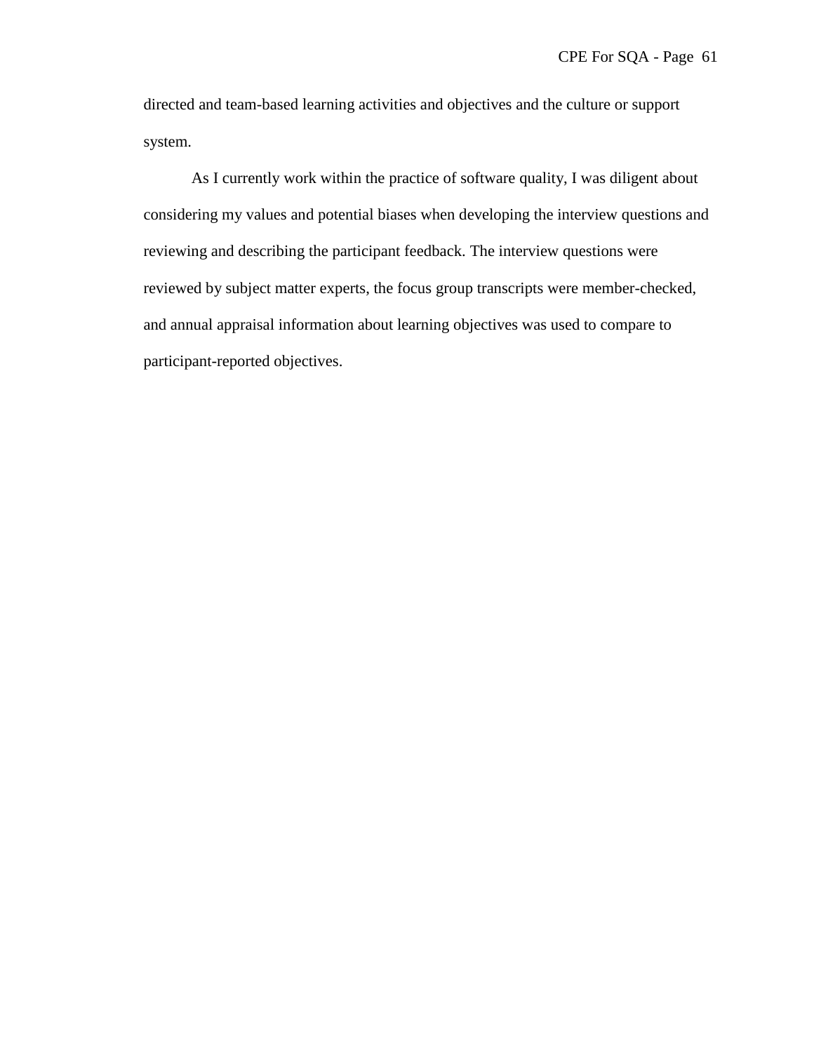directed and team-based learning activities and objectives and the culture or support system.

As I currently work within the practice of software quality, I was diligent about considering my values and potential biases when developing the interview questions and reviewing and describing the participant feedback. The interview questions were reviewed by subject matter experts, the focus group transcripts were member-checked, and annual appraisal information about learning objectives was used to compare to participant-reported objectives.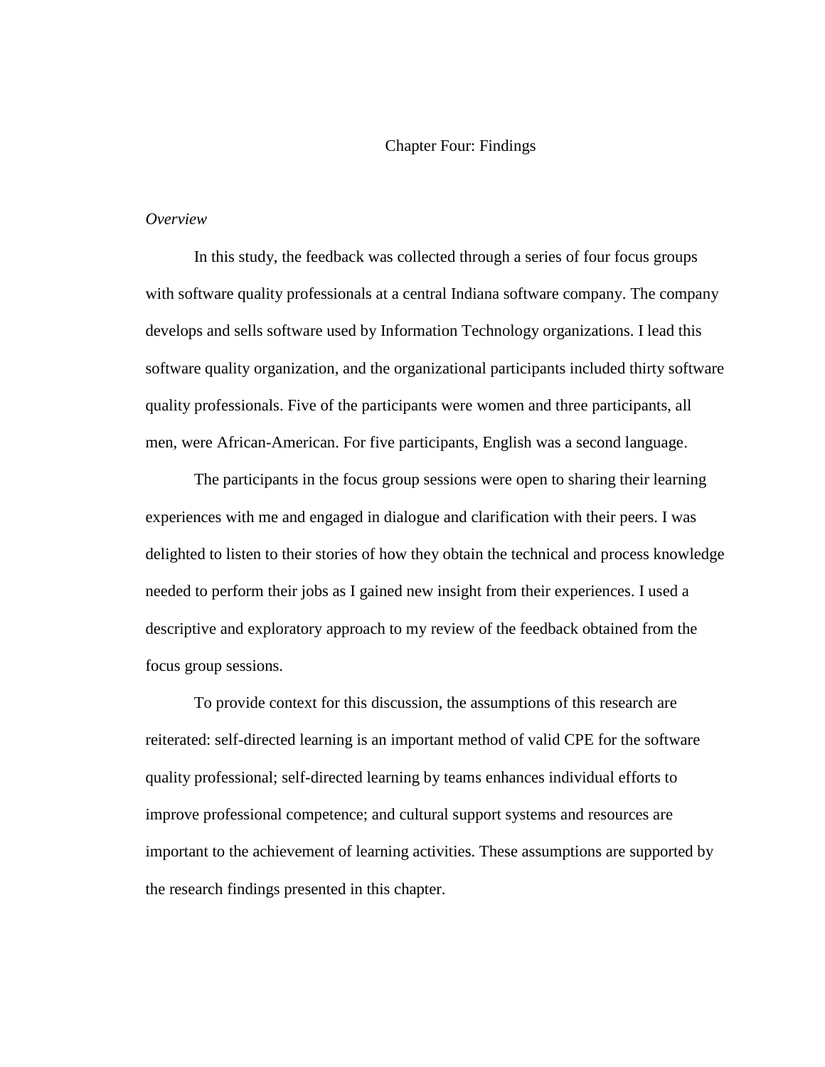# Chapter Four: Findings

*Overview*

In this study, the feedback was collected through a series of four focus groups with software quality professionals at a central Indiana software company. The company develops and sells software used by Information Technology organizations. I lead this software quality organization, and the organizational participants included thirty software quality professionals. Five of the participants were women and three participants, all men, were African-American. For five participants, English was a second language.

The participants in the focus group sessions were open to sharing their learning experiences with me and engaged in dialogue and clarification with their peers. I was delighted to listen to their stories of how they obtain the technical and process knowledge needed to perform their jobs as I gained new insight from their experiences. I used a descriptive and exploratory approach to my review of the feedback obtained from the focus group sessions.

To provide context for this discussion, the assumptions of this research are reiterated: self-directed learning is an important method of valid CPE for the software quality professional; self-directed learning by teams enhances individual efforts to improve professional competence; and cultural support systems and resources are important to the achievement of learning activities. These assumptions are supported by the research findings presented in this chapter.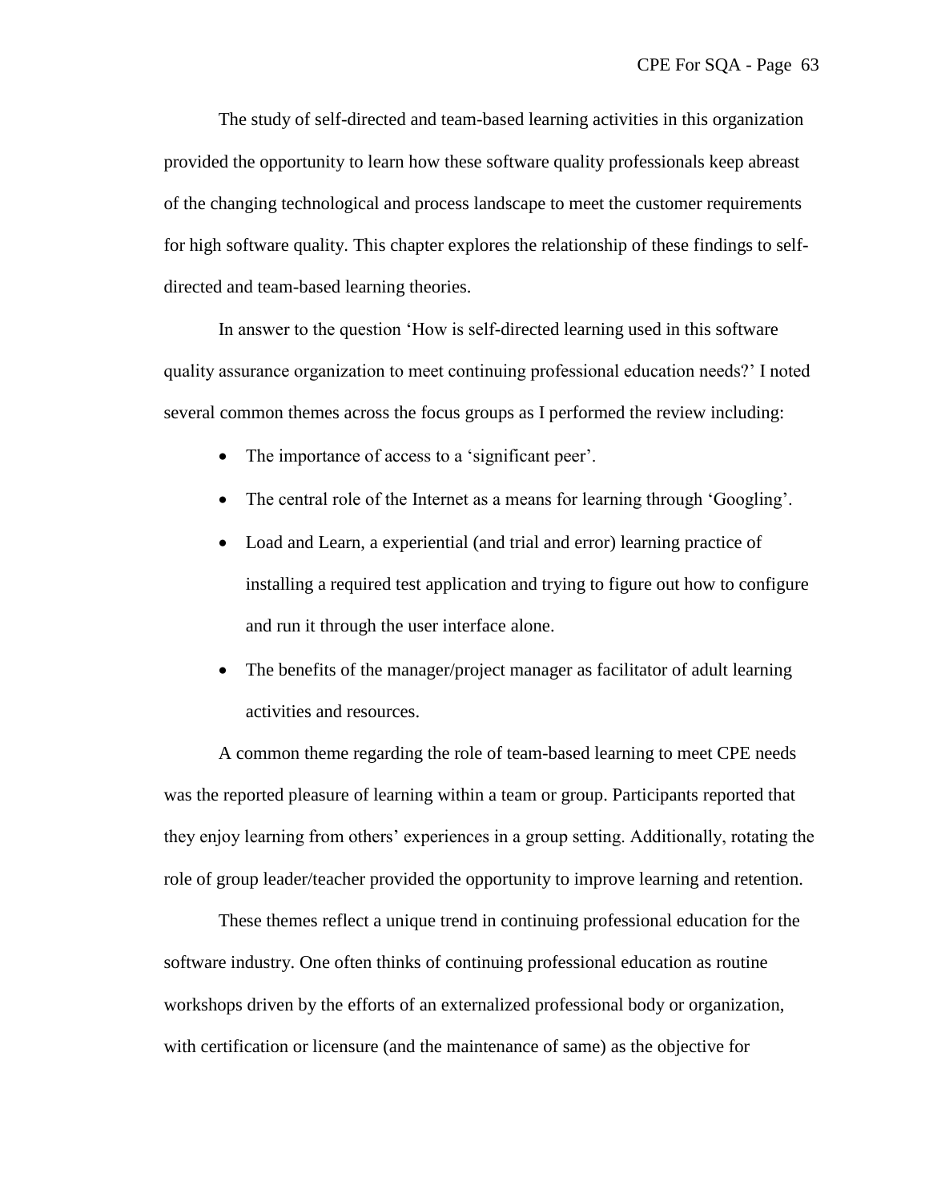The study of self-directed and team-based learning activities in this organization provided the opportunity to learn how these software quality professionals keep abreast of the changing technological and process landscape to meet the customer requirements for high software quality. This chapter explores the relationship of these findings to self-directed and team-based learning theories.

In answer to the question 'How is self-directed learning used in this software quality assurance organization to meet continuing professional education needs?' I noted several common themes across the focus groups as I performed the review including:

- The importance of access to a 'significant peer'.
- The central role of the Internet as a means for learning through 'Googling'.
- Load and Learn, a experiential (and trial and error) learning practice of installing a required test application and trying to figure out how to configure and run it through the user interface alone.
- The benefits of the manager/project manager as facilitator of adult learning activities and resources.

A common theme regarding the role of team-based learning to meet CPE needs was the reported pleasure of learning within a team or group. Participants reported that they enjoy learning from others' experiences in a group setting. Additionally, rotating the role of group leader/teacher provided the opportunity to improve learning and retention.

These themes reflect a unique trend in continuing professional education for the software industry. One often thinks of continuing professional education as routine workshops driven by the efforts of an externalized professional body or organization, with certification or licensure (and the maintenance of same) as the objective for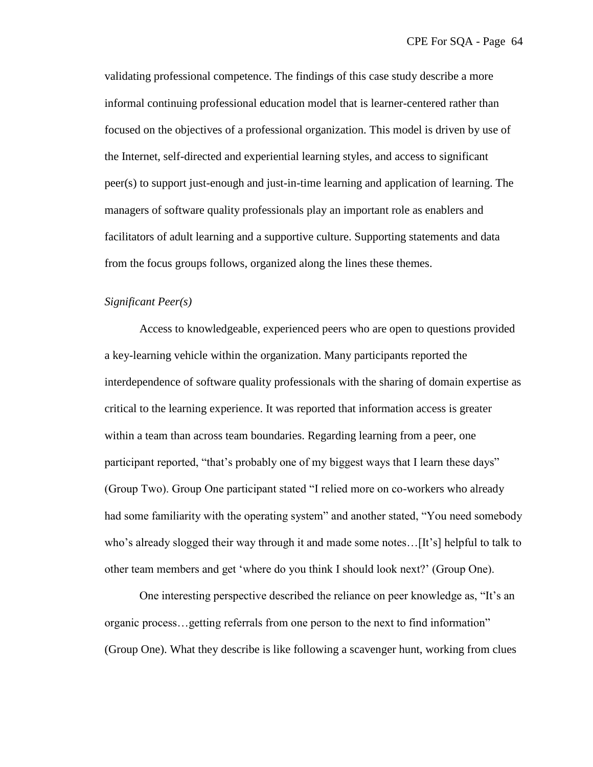validating professional competence. The findings of this case study describe a more informal continuing professional education model that is learner-centered rather than focused on the objectives of a professional organization. This model is driven by use of the Internet, self-directed and experiential learning styles, and access to significant peer(s) to support just-enough and just-in-time learning and application of learning. The managers of software quality professionals play an important role as enablers and facilitators of adult learning and a supportive culture. Supporting statements and data from the focus groups follows, organized along the lines these themes.

*Significant Peer(s)*

Access to knowledgeable, experienced peers who are open to questions provided a key-learning vehicle within the organization. Many participants reported the interdependence of software quality professionals with the sharing of domain expertise as critical to the learning experience. It was reported that information access is greater within a team than across team boundaries. Regarding learning from a peer, one participant reported, "that's probably one of my biggest ways that I learn these days" (Group Two). Group One participant stated "I relied more on co-workers who already had some familiarity with the operating system" and another stated, "You need somebody who's already slogged their way through it and made some notes…[It's] helpful to talk to other team members and get 'where do you think I should look next?' (Group One).

One interesting perspective described the reliance on peer knowledge as, "It's an organic process…getting referrals from one person to the next to find information" (Group One). What they describe is like following a scavenger hunt, working from clues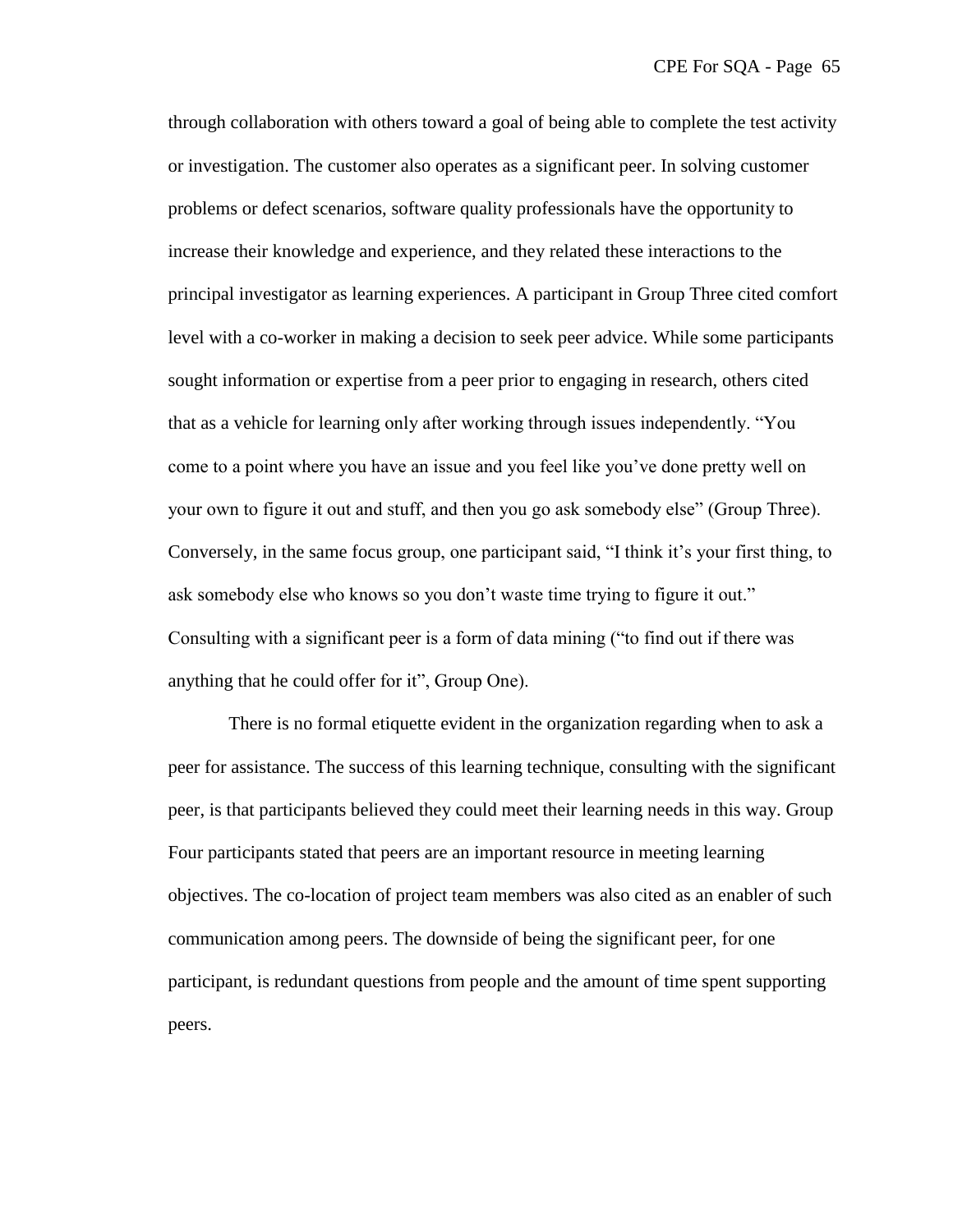through collaboration with others toward a goal of being able to complete the test activity or investigation. The customer also operates as a significant peer. In solving customer problems or defect scenarios, software quality professionals have the opportunity to increase their knowledge and experience, and they related these interactions to the principal investigator as learning experiences. A participant in Group Three cited comfort level with a co-worker in making a decision to seek peer advice. While some participants sought information or expertise from a peer prior to engaging in research, others cited that as a vehicle for learning only after working through issues independently. "You come to a point where you have an issue and you feel like you've done pretty well on your own to figure it out and stuff, and then you go ask somebody else" (Group Three). Conversely, in the same focus group, one participant said, "I think it's your first thing, to ask somebody else who knows so you don't waste time trying to figure it out." Consulting with a significant peer is a form of data mining ("to find out if there was anything that he could offer for it", Group One).

There is no formal etiquette evident in the organization regarding when to ask a peer for assistance. The success of this learning technique, consulting with the significant peer, is that participants believed they could meet their learning needs in this way. Group Four participants stated that peers are an important resource in meeting learning objectives. The co-location of project team members was also cited as an enabler of such communication among peers. The downside of being the significant peer, for one participant, is redundant questions from people and the amount of time spent supporting peers.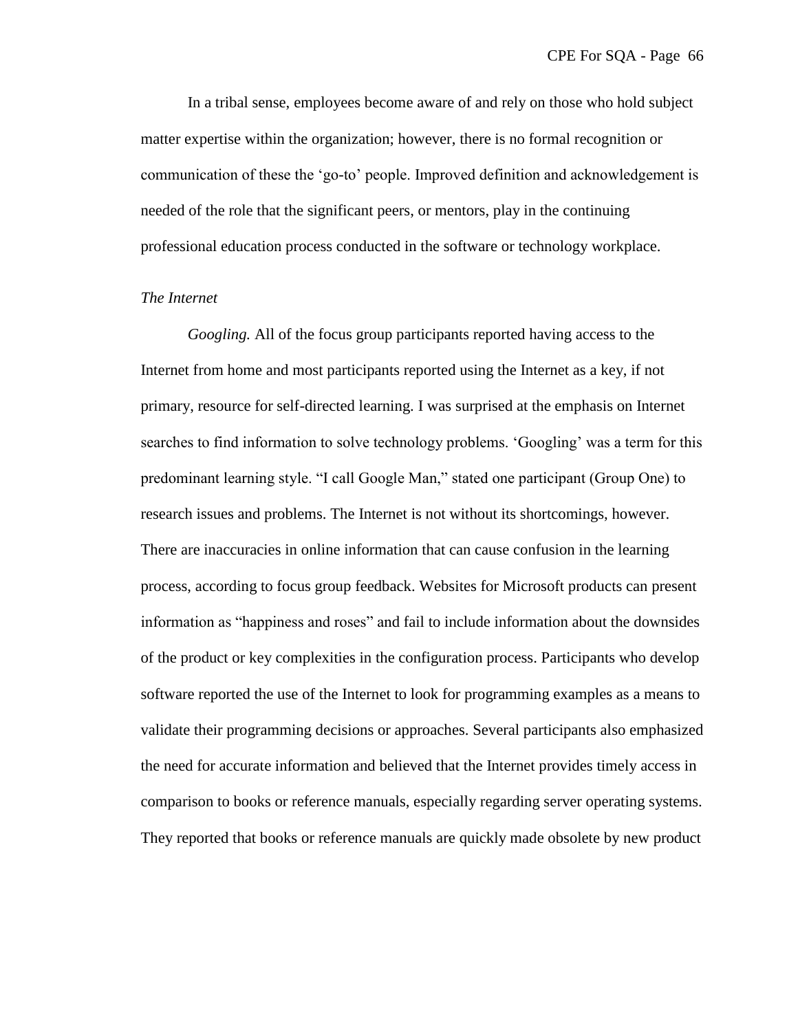In a tribal sense, employees become aware of and rely on those who hold subject matter expertise within the organization; however, there is no formal recognition or communication of these the 'go-to' people. Improved definition and acknowledgement is needed of the role that the significant peers, or mentors, play in the continuing professional education process conducted in the software or technology workplace.

*The Internet*

*Googling.* All of the focus group participants reported having access to the Internet from home and most participants reported using the Internet as a key, if not primary, resource for self-directed learning. I was surprised at the emphasis on Internet searches to find information to solve technology problems. 'Googling' was a term for this predominant learning style. "I call Google Man," stated one participant (Group One) to research issues and problems. The Internet is not without its shortcomings, however. There are inaccuracies in online information that can cause confusion in the learning process, according to focus group feedback. Websites for Microsoft products can present information as "happiness and roses" and fail to include information about the downsides of the product or key complexities in the configuration process. Participants who develop software reported the use of the Internet to look for programming examples as a means to validate their programming decisions or approaches. Several participants also emphasized the need for accurate information and believed that the Internet provides timely access in comparison to books or reference manuals, especially regarding server operating systems. They reported that books or reference manuals are quickly made obsolete by new product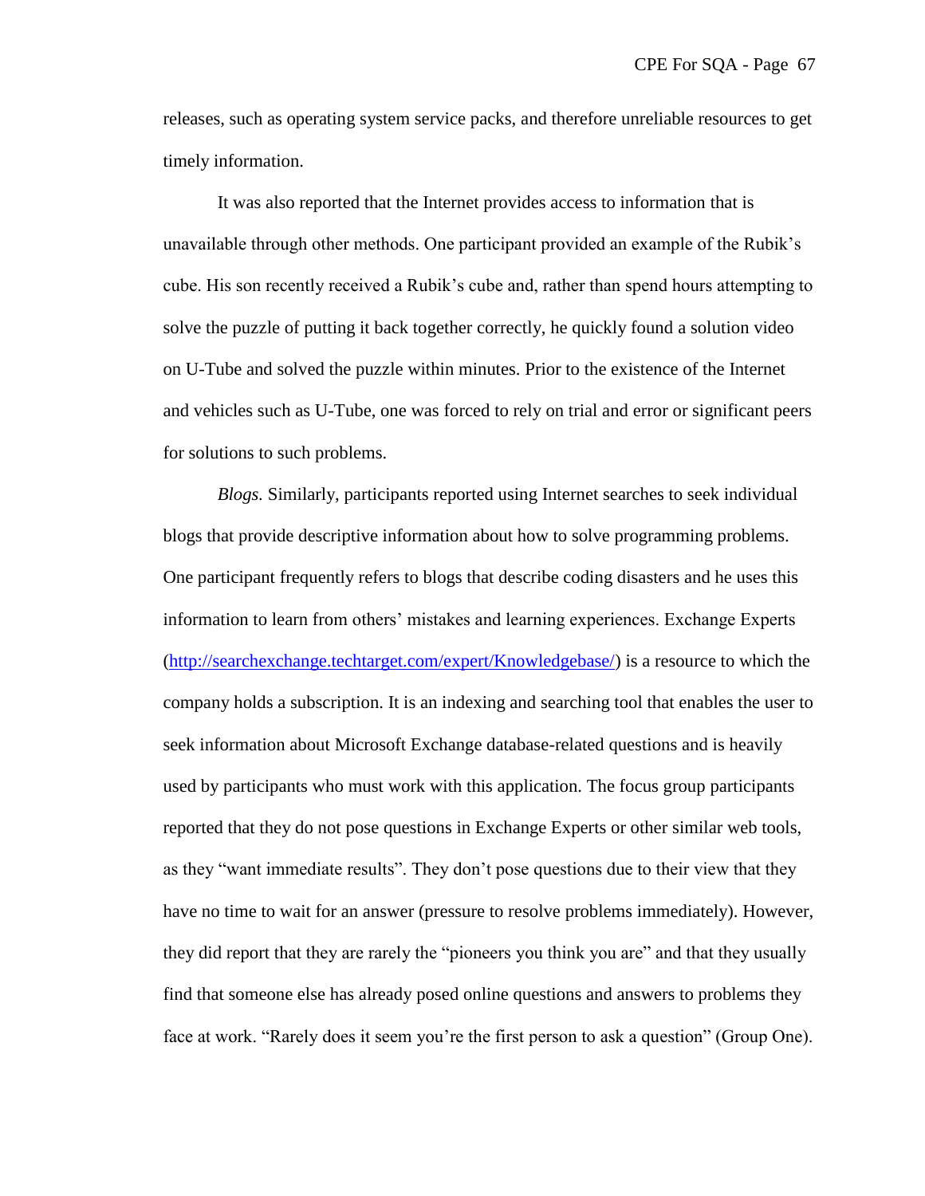releases, such as operating system service packs, and therefore unreliable resources to get timely information.

It was also reported that the Internet provides access to information that is unavailable through other methods. One participant provided an example of the Rubik's cube. His son recently received a Rubik's cube and, rather than spend hours attempting to solve the puzzle of putting it back together correctly, he quickly found a solution video on U-Tube and solved the puzzle within minutes. Prior to the existence of the Internet and vehicles such as U-Tube, one was forced to rely on trial and error or significant peers for solutions to such problems.

*Blogs.* Similarly, participants reported using Internet searches to seek individual blogs that provide descriptive information about how to solve programming problems. One participant frequently refers to blogs that describe coding disasters and he uses this information to learn from others' mistakes and learning experiences. Exchange Experts (http://searchexchange.techtarget.com/expert/Knowledgebase/) is a resource to which the company holds a subscription. It is an indexing and searching tool that enables the user to seek information about Microsoft Exchange database-related questions and is heavily used by participants who must work with this application. The focus group participants reported that they do not pose questions in Exchange Experts or other similar web tools, as they "want immediate results". They don't pose questions due to their view that they have no time to wait for an answer (pressure to resolve problems immediately). However, they did report that they are rarely the "pioneers you think you are" and that they usually find that someone else has already posed online questions and answers to problems they face at work. "Rarely does it seem you're the first person to ask a question" (Group One).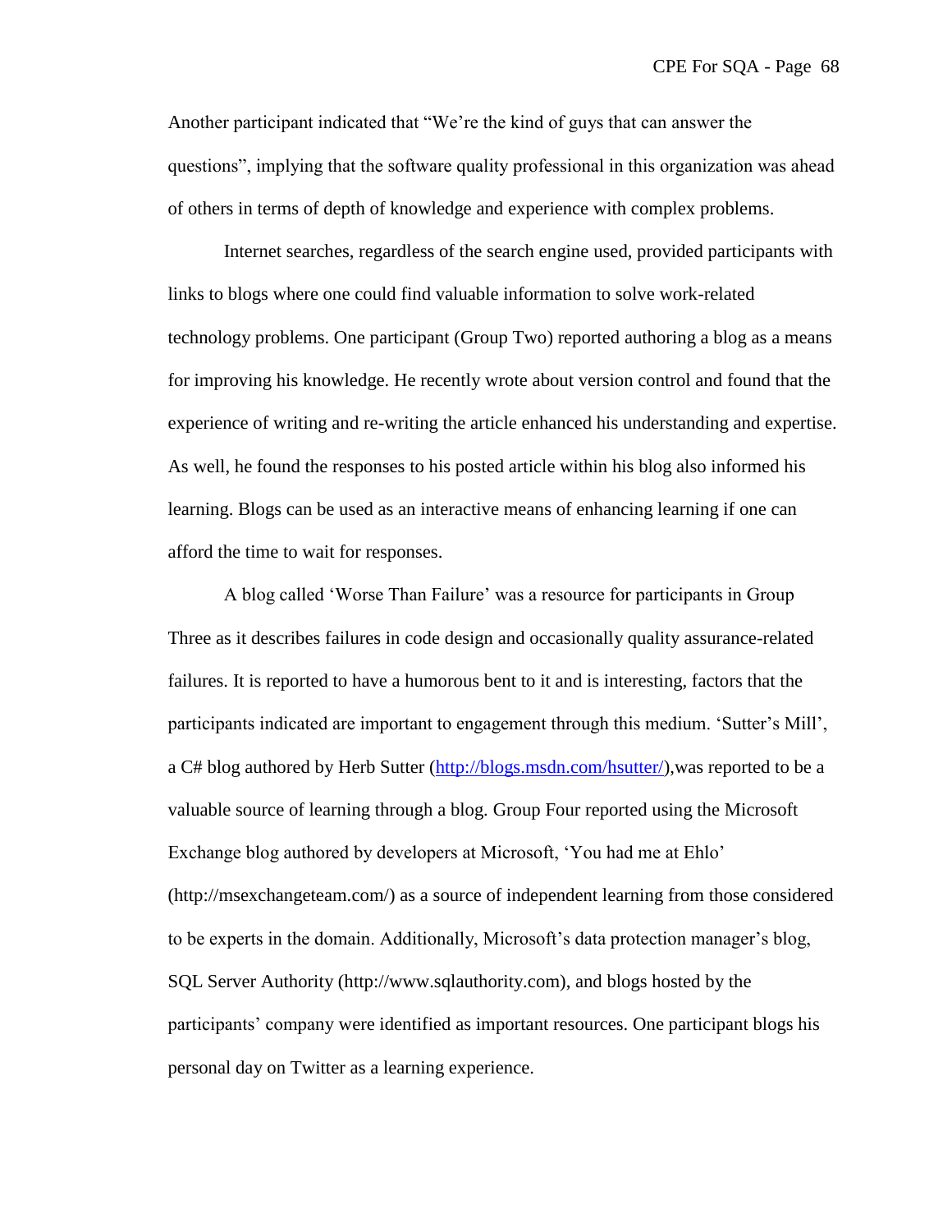Another participant indicated that "We're the kind of guys that can answer the questions", implying that the software quality professional in this organization was ahead of others in terms of depth of knowledge and experience with complex problems.

Internet searches, regardless of the search engine used, provided participants with links to blogs where one could find valuable information to solve work-related technology problems. One participant (Group Two) reported authoring a blog as a means for improving his knowledge. He recently wrote about version control and found that the experience of writing and re-writing the article enhanced his understanding and expertise. As well, he found the responses to his posted article within his blog also informed his learning. Blogs can be used as an interactive means of enhancing learning if one can afford the time to wait for responses.

A blog called 'Worse Than Failure' was a resource for participants in Group Three as it describes failures in code design and occasionally quality assurance-related failures. It is reported to have a humorous bent to it and is interesting, factors that the participants indicated are important to engagement through this medium. 'Sutter's Mill', a C# blog authored by Herb Sutter (http://blogs.msdn.com/hsutter/),was reported to be a valuable source of learning through a blog. Group Four reported using the Microsoft Exchange blog authored by developers at Microsoft, 'You had me at Ehlo' (http://msexchangeteam.com/) as a source of independent learning from those considered to be experts in the domain. Additionally, Microsoft's data protection manager's blog, SQL Server Authority (http://www.sqlauthority.com), and blogs hosted by the participants' company were identified as important resources. One participant blogs his personal day on Twitter as a learning experience.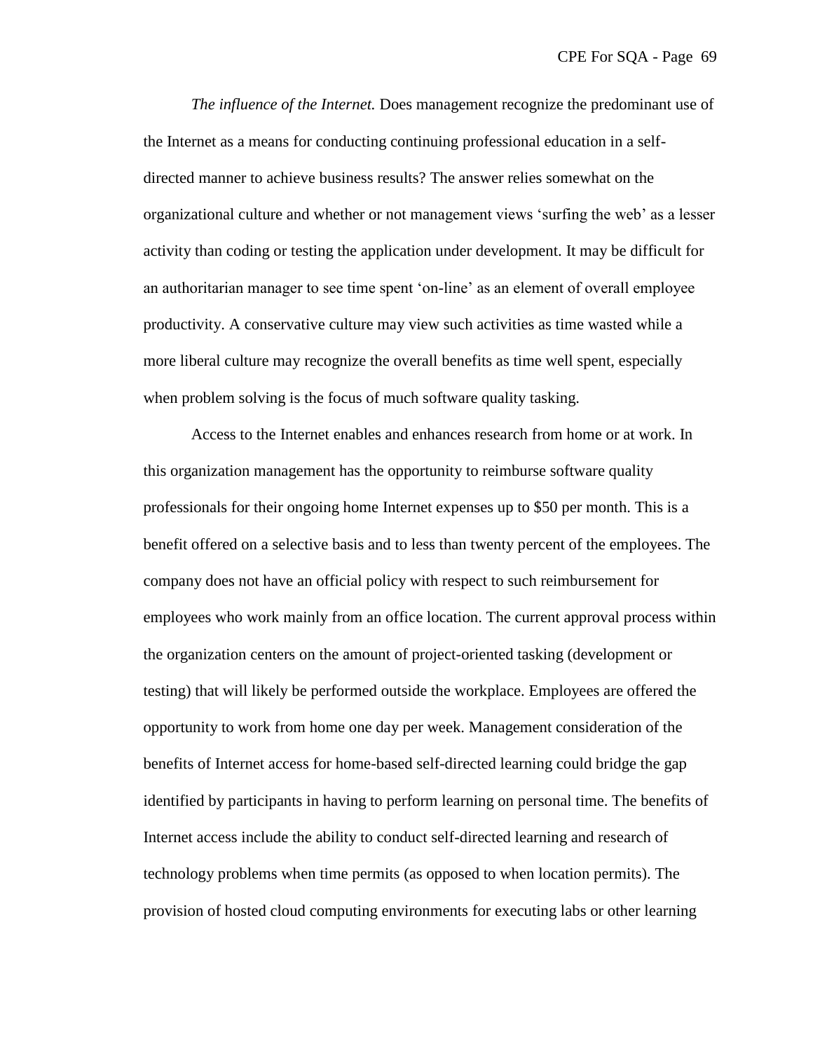*The influence of the Internet.* Does management recognize the predominant use of the Internet as a means for conducting continuing professional education in a self-directed manner to achieve business results? The answer relies somewhat on the organizational culture and whether or not management views 'surfing the web' as a lesser activity than coding or testing the application under development. It may be difficult for an authoritarian manager to see time spent 'on-line' as an element of overall employee productivity. A conservative culture may view such activities as time wasted while a more liberal culture may recognize the overall benefits as time well spent, especially when problem solving is the focus of much software quality tasking.

Access to the Internet enables and enhances research from home or at work. In this organization management has the opportunity to reimburse software quality professionals for their ongoing home Internet expenses up to $50 per month. This is a benefit offered on a selective basis and to less than twenty percent of the employees. The company does not have an official policy with respect to such reimbursement for employees who work mainly from an office location. The current approval process within the organization centers on the amount of project-oriented tasking (development or testing) that will likely be performed outside the workplace. Employees are offered the opportunity to work from home one day per week. Management consideration of the benefits of Internet access for home-based self-directed learning could bridge the gap identified by participants in having to perform learning on personal time. The benefits of Internet access include the ability to conduct self-directed learning and research of technology problems when time permits (as opposed to when location permits). The provision of hosted cloud computing environments for executing labs or other learning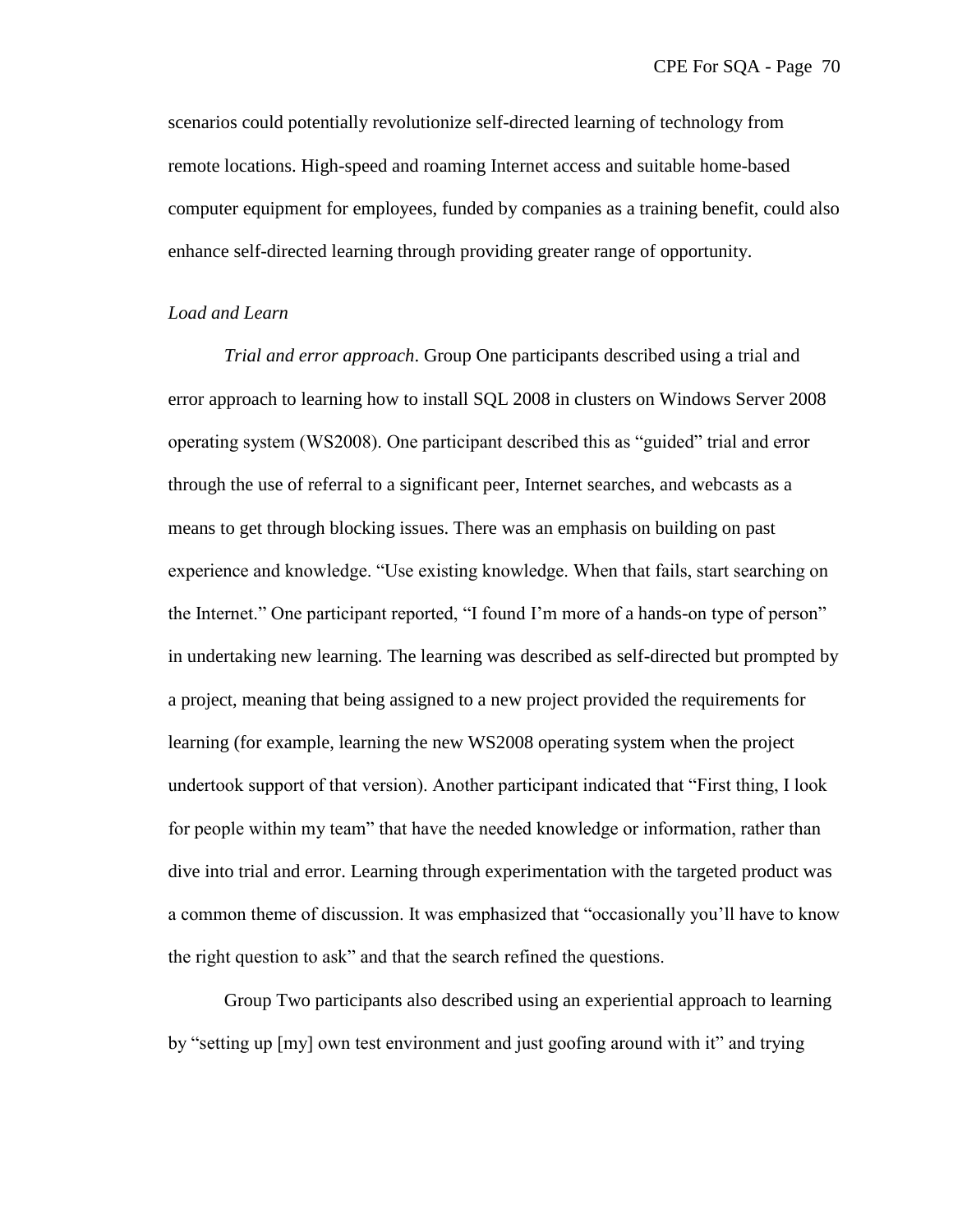scenarios could potentially revolutionize self-directed learning of technology from remote locations. High-speed and roaming Internet access and suitable home-based computer equipment for employees, funded by companies as a training benefit, could also enhance self-directed learning through providing greater range of opportunity.

### *Load and Learn*

*Trial and error approach*. Group One participants described using a trial and error approach to learning how to install SQL 2008 in clusters on Windows Server 2008 operating system (WS2008). One participant described this as "guided" trial and error through the use of referral to a significant peer, Internet searches, and webcasts as a means to get through blocking issues. There was an emphasis on building on past experience and knowledge. "Use existing knowledge. When that fails, start searching on the Internet." One participant reported, "I found I'm more of a hands-on type of person" in undertaking new learning. The learning was described as self-directed but prompted by a project, meaning that being assigned to a new project provided the requirements for learning (for example, learning the new WS2008 operating system when the project undertook support of that version). Another participant indicated that "First thing, I look for people within my team" that have the needed knowledge or information, rather than dive into trial and error. Learning through experimentation with the targeted product was a common theme of discussion. It was emphasized that "occasionally you'll have to know the right question to ask" and that the search refined the questions.

Group Two participants also described using an experiential approach to learning by "setting up [my] own test environment and just goofing around with it" and trying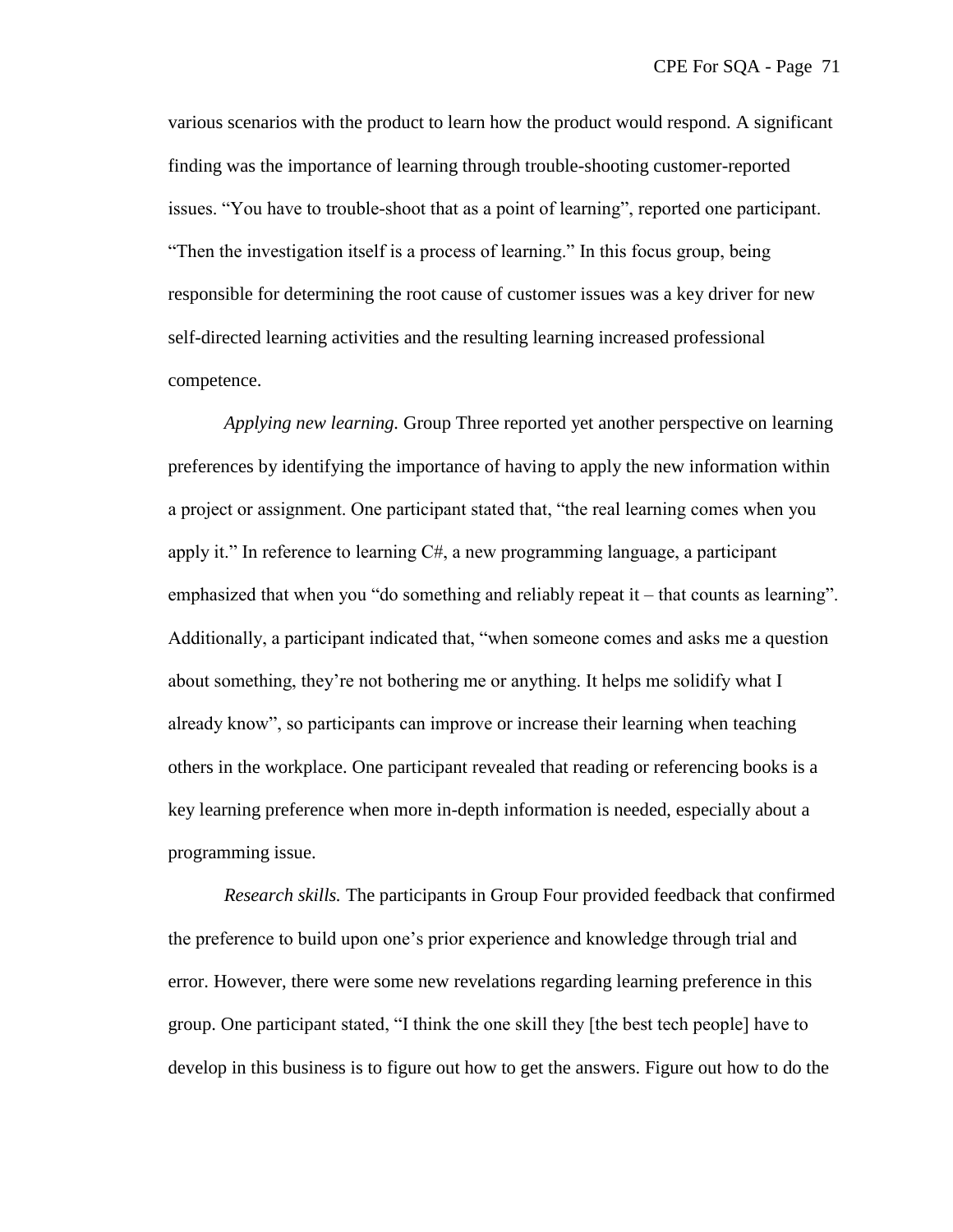various scenarios with the product to learn how the product would respond. A significant finding was the importance of learning through trouble-shooting customer-reported issues. “You have to trouble-shoot that as a point of learning”, reported one participant. “Then the investigation itself is a process of learning.” In this focus group, being responsible for determining the root cause of customer issues was a key driver for new self-directed learning activities and the resulting learning increased professional competence.

*Applying new learning.* Group Three reported yet another perspective on learning preferences by identifying the importance of having to apply the new information within a project or assignment. One participant stated that, “the real learning comes when you apply it.” In reference to learning C#, a new programming language, a participant emphasized that when you “do something and reliably repeat it – that counts as learning”. Additionally, a participant indicated that, “when someone comes and asks me a question about something, they’re not bothering me or anything. It helps me solidify what I already know”, so participants can improve or increase their learning when teaching others in the workplace. One participant revealed that reading or referencing books is a key learning preference when more in-depth information is needed, especially about a programming issue.

*Research skills.* The participants in Group Four provided feedback that confirmed the preference to build upon one’s prior experience and knowledge through trial and error. However, there were some new revelations regarding learning preference in this group. One participant stated, “I think the one skill they [the best tech people] have to develop in this business is to figure out how to get the answers. Figure out how to do the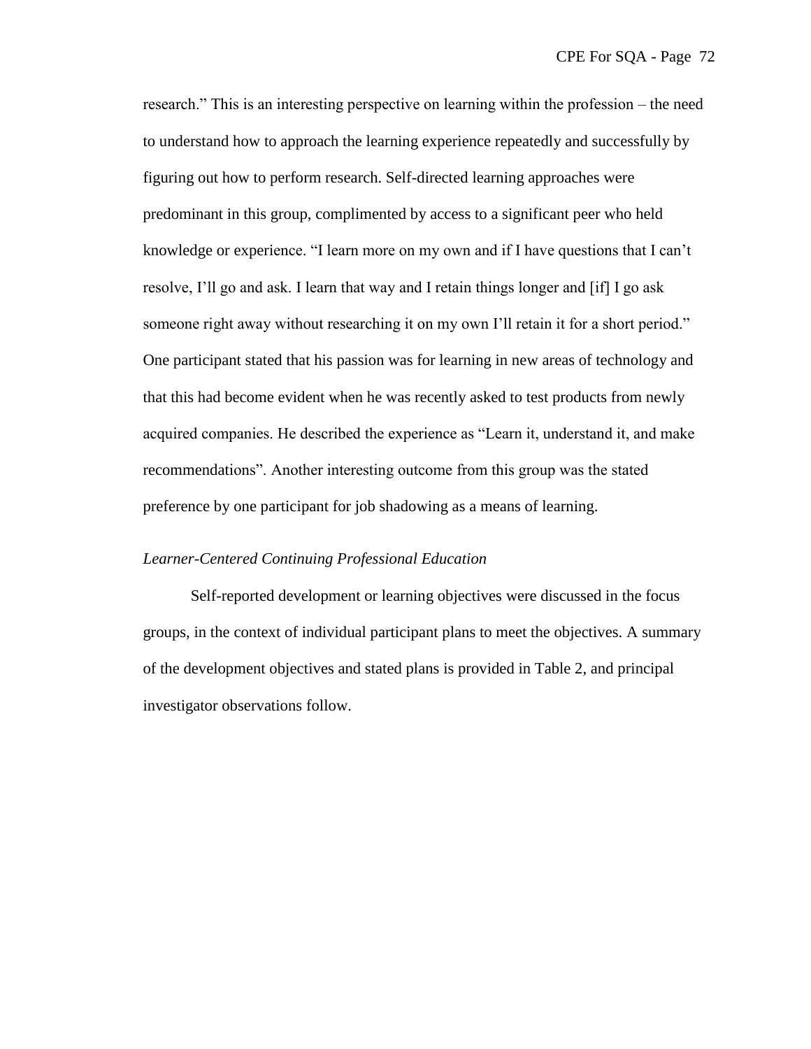research." This is an interesting perspective on learning within the profession – the need to understand how to approach the learning experience repeatedly and successfully by figuring out how to perform research. Self-directed learning approaches were predominant in this group, complimented by access to a significant peer who held knowledge or experience. "I learn more on my own and if I have questions that I can't resolve, I'll go and ask. I learn that way and I retain things longer and [if] I go ask someone right away without researching it on my own I'll retain it for a short period." One participant stated that his passion was for learning in new areas of technology and that this had become evident when he was recently asked to test products from newly acquired companies. He described the experience as "Learn it, understand it, and make recommendations". Another interesting outcome from this group was the stated preference by one participant for job shadowing as a means of learning.

*Learner-Centered Continuing Professional Education*

Self-reported development or learning objectives were discussed in the focus groups, in the context of individual participant plans to meet the objectives. A summary of the development objectives and stated plans is provided in Table 2, and principal investigator observations follow.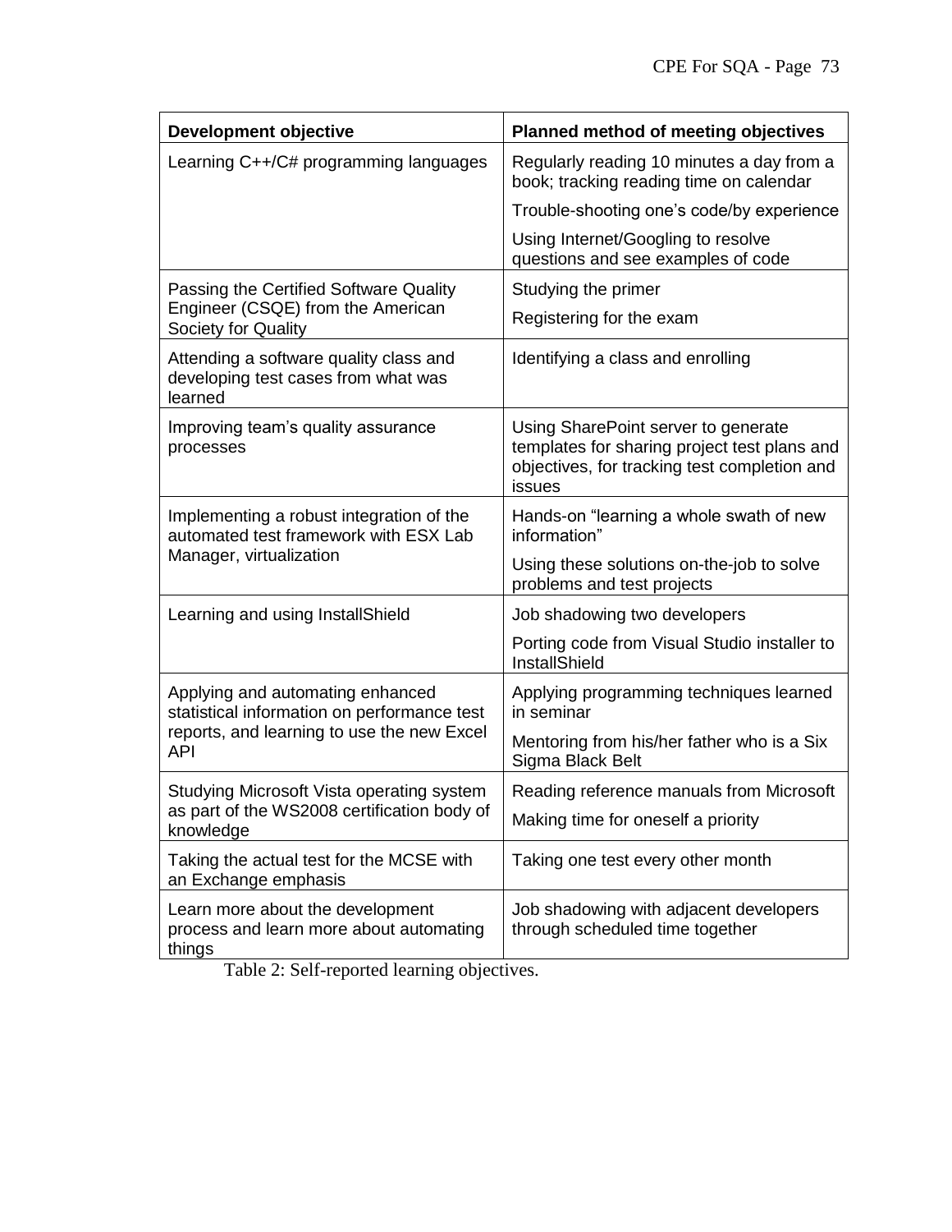| Development objective | Planned method of meeting objectives |
|---|---|
| Learning C++/C# programming languages | Regularly reading 10 minutes a day from a book; tracking reading time on calendar |
| | Trouble-shooting one's code/by experience |
| | Using Internet/Googling to resolve questions and see examples of code |
| Passing the Certified Software Quality Engineer (CSQE) from the American Society for Quality | Studying the primer |
| | Registering for the exam |
| Attending a software quality class and developing test cases from what was learned | Identifying a class and enrolling |
| Improving team's quality assurance processes | Using SharePoint server to generate templates for sharing project test plans and objectives, for tracking test completion and issues |
| Implementing a robust integration of the automated test framework with ESX Lab Manager, virtualization | Hands-on "learning a whole swath of new information" |
| | Using these solutions on-the-job to solve problems and test projects |
| Learning and using InstallShield | Job shadowing two developers |
| | Porting code from Visual Studio installer to InstallShield |
| Applying and automating enhanced statistical information on performance test reports, and learning to use the new Excel API | Applying programming techniques learned in seminar |
| | Mentoring from his/her father who is a Six Sigma Black Belt |
| Studying Microsoft Vista operating system as part of the WS2008 certification body of knowledge | Reading reference manuals from Microsoft |
| | Making time for oneself a priority |
| Taking the actual test for the MCSE with an Exchange emphasis | Taking one test every other month |
| Learn more about the development process and learn more about automating things | Job shadowing with adjacent developers through scheduled time together |

Table 2: Self-reported learning objectives.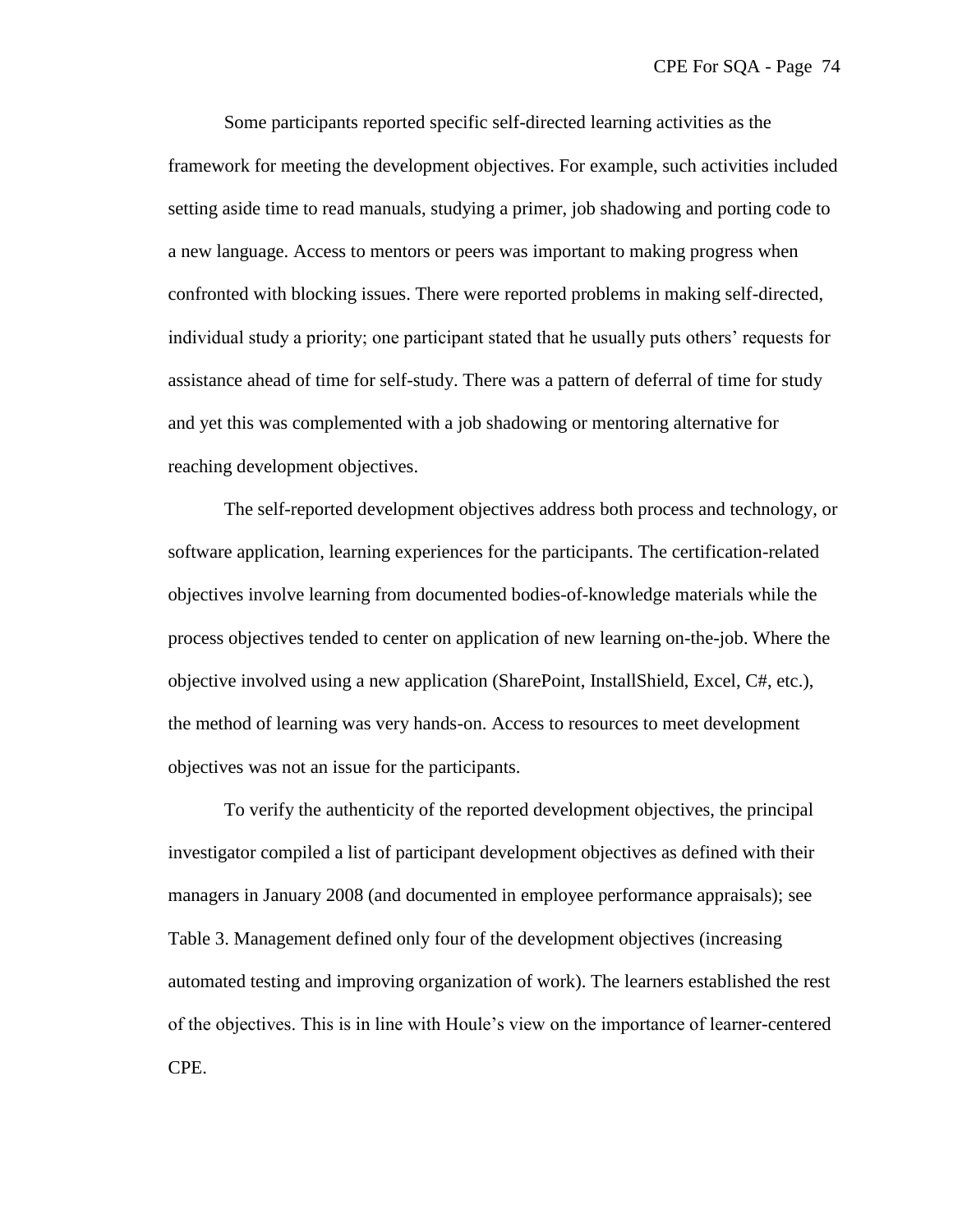Some participants reported specific self-directed learning activities as the framework for meeting the development objectives. For example, such activities included setting aside time to read manuals, studying a primer, job shadowing and porting code to a new language. Access to mentors or peers was important to making progress when confronted with blocking issues. There were reported problems in making self-directed, individual study a priority; one participant stated that he usually puts others' requests for assistance ahead of time for self-study. There was a pattern of deferral of time for study and yet this was complemented with a job shadowing or mentoring alternative for reaching development objectives.

The self-reported development objectives address both process and technology, or software application, learning experiences for the participants. The certification-related objectives involve learning from documented bodies-of-knowledge materials while the process objectives tended to center on application of new learning on-the-job. Where the objective involved using a new application (SharePoint, InstallShield, Excel, C#, etc.), the method of learning was very hands-on. Access to resources to meet development objectives was not an issue for the participants.

To verify the authenticity of the reported development objectives, the principal investigator compiled a list of participant development objectives as defined with their managers in January 2008 (and documented in employee performance appraisals); see Table 3. Management defined only four of the development objectives (increasing automated testing and improving organization of work). The learners established the rest of the objectives. This is in line with Houle's view on the importance of learner-centered CPE.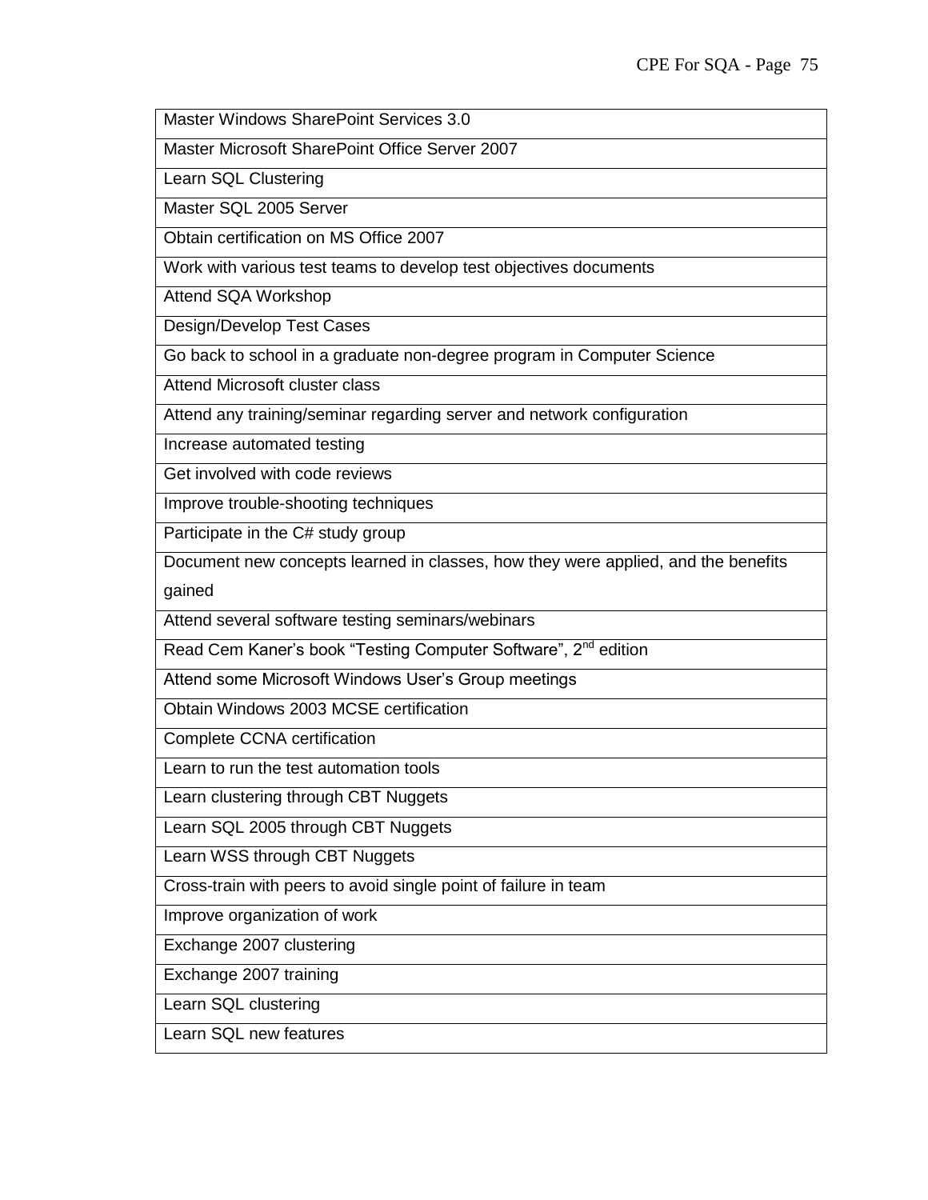| Master Windows SharePoint Services 3.0 |
|---|
| Master Microsoft SharePoint Office Server 2007 |
| Learn SQL Clustering |
| Master SQL 2005 Server |
| Obtain certification on MS Office 2007 |
| Work with various test teams to develop test objectives documents |
| Attend SQA Workshop |
| Design/Develop Test Cases |
| Go back to school in a graduate non-degree program in Computer Science |
| Attend Microsoft cluster class |
| Attend any training/seminar regarding server and network configuration |
| Increase automated testing |
| Get involved with code reviews |
| Improve trouble-shooting techniques |
| Participate in the C# study group |
| Document new concepts learned in classes, how they were applied, and the benefits gained |
| Attend several software testing seminars/webinars |
| Read Cem Kaner's book "Testing Computer Software", 2nd edition |
| Attend some Microsoft Windows User's Group meetings |
| Obtain Windows 2003 MCSE certification |
| Complete CCNA certification |
| Learn to run the test automation tools |
| Learn clustering through CBT Nuggets |
| Learn SQL 2005 through CBT Nuggets |
| Learn WSS through CBT Nuggets |
| Cross-train with peers to avoid single point of failure in team |
| Improve organization of work |
| Exchange 2007 clustering |
| Exchange 2007 training |
| Learn SQL clustering |
| Learn SQL new features |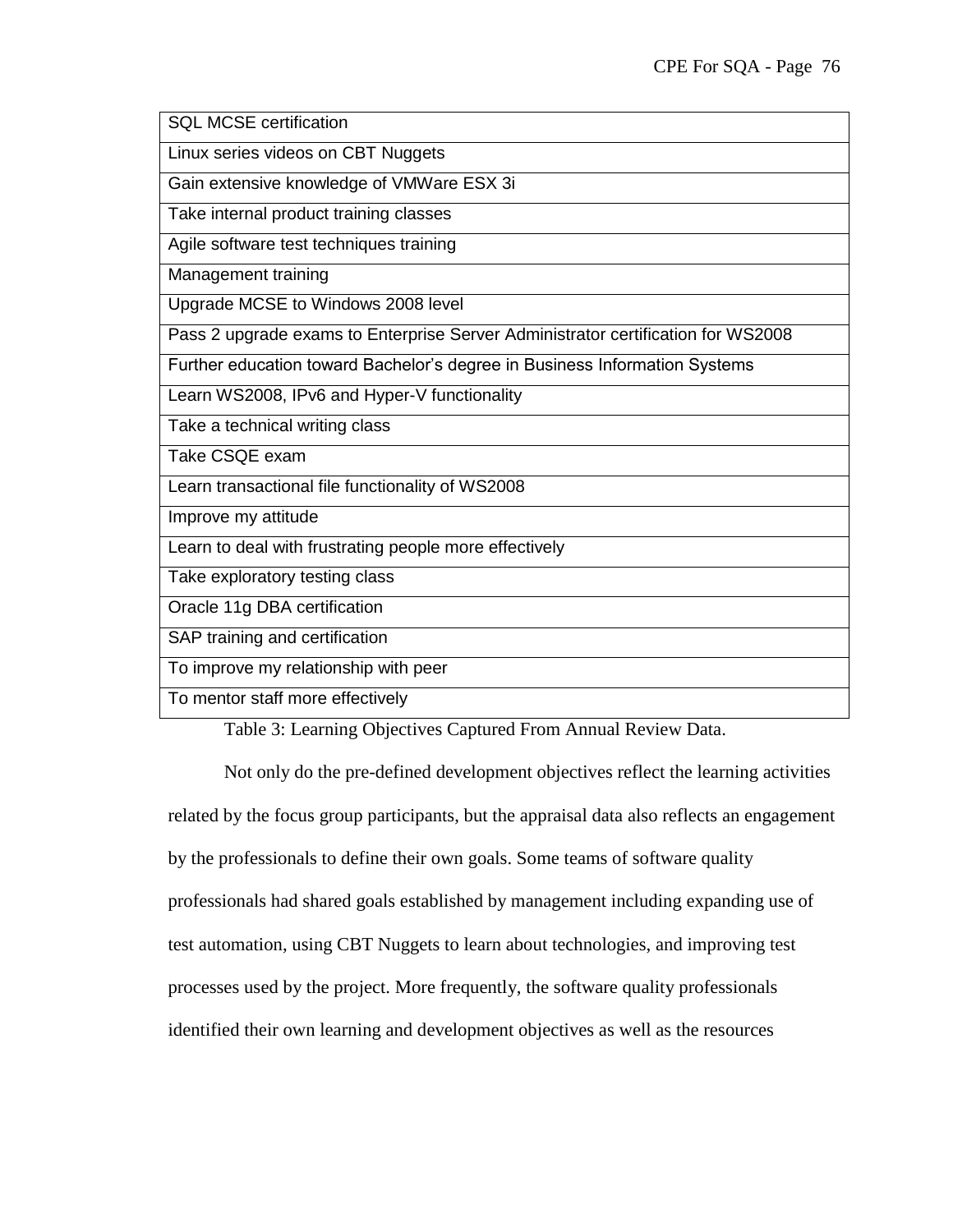| SQL MCSE certification |
|---|
| Linux series videos on CBT Nuggets |
| Gain extensive knowledge of VMWare ESX 3i |
| Take internal product training classes |
| Agile software test techniques training |
| Management training |
| Upgrade MCSE to Windows 2008 level |
| Pass 2 upgrade exams to Enterprise Server Administrator certification for WS2008 |
| Further education toward Bachelor's degree in Business Information Systems |
| Learn WS2008, IPv6 and Hyper-V functionality |
| Take a technical writing class |
| Take CSQE exam |
| Learn transactional file functionality of WS2008 |
| Improve my attitude |
| Learn to deal with frustrating people more effectively |
| Take exploratory testing class |
| Oracle 11g DBA certification |
| SAP training and certification |
| To improve my relationship with peer |
| To mentor staff more effectively |

Table 3: Learning Objectives Captured From Annual Review Data.

Not only do the pre-defined development objectives reflect the learning activities related by the focus group participants, but the appraisal data also reflects an engagement by the professionals to define their own goals. Some teams of software quality professionals had shared goals established by management including expanding use of test automation, using CBT Nuggets to learn about technologies, and improving test processes used by the project. More frequently, the software quality professionals identified their own learning and development objectives as well as the resources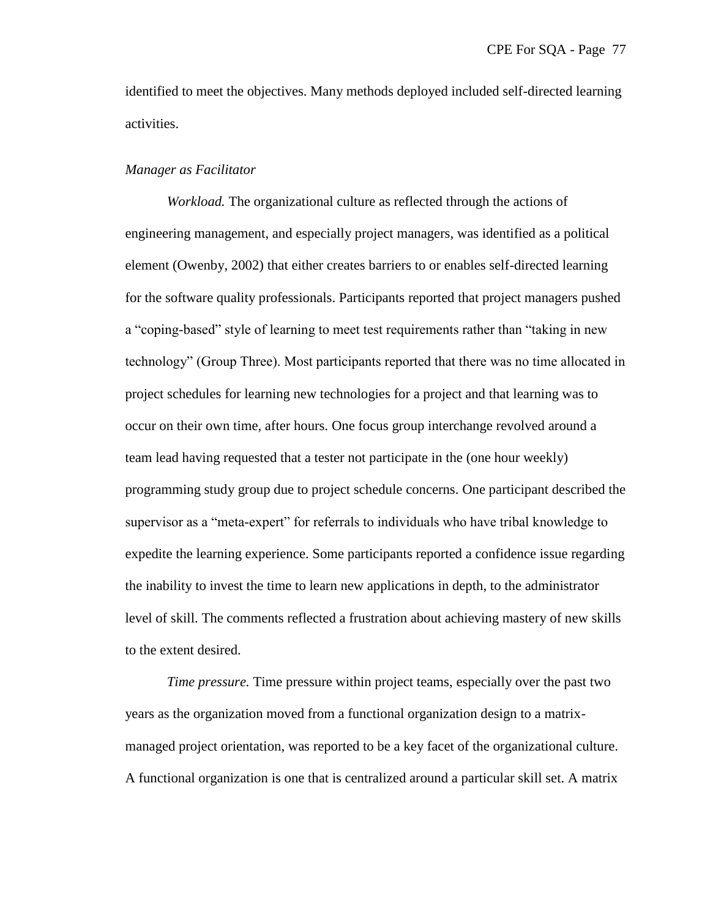identified to meet the objectives. Many methods deployed included self-directed learning activities.

*Manager as Facilitator*

*Workload.* The organizational culture as reflected through the actions of engineering management, and especially project managers, was identified as a political element (Owenby, 2002) that either creates barriers to or enables self-directed learning for the software quality professionals. Participants reported that project managers pushed a "coping-based" style of learning to meet test requirements rather than "taking in new technology" (Group Three). Most participants reported that there was no time allocated in project schedules for learning new technologies for a project and that learning was to occur on their own time, after hours. One focus group interchange revolved around a team lead having requested that a tester not participate in the (one hour weekly) programming study group due to project schedule concerns. One participant described the supervisor as a "meta-expert" for referrals to individuals who have tribal knowledge to expedite the learning experience. Some participants reported a confidence issue regarding the inability to invest the time to learn new applications in depth, to the administrator level of skill. The comments reflected a frustration about achieving mastery of new skills to the extent desired.

*Time pressure.* Time pressure within project teams, especially over the past two years as the organization moved from a functional organization design to a matrix-managed project orientation, was reported to be a key facet of the organizational culture. A functional organization is one that is centralized around a particular skill set. A matrix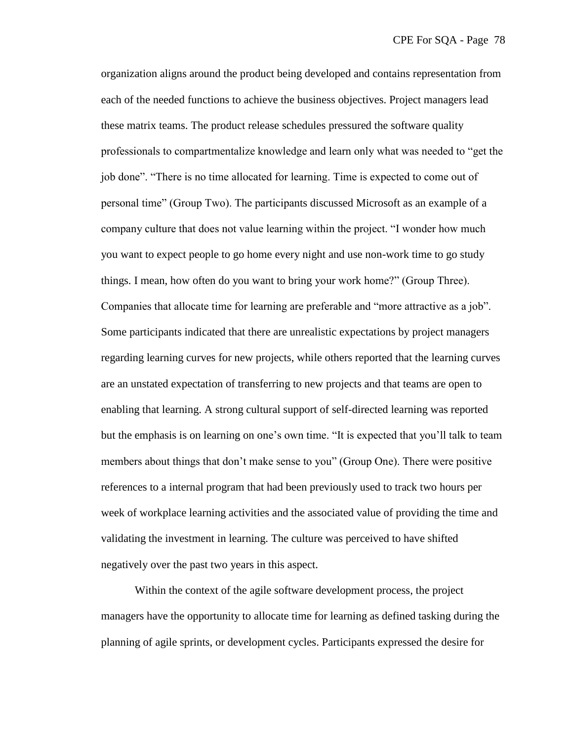organization aligns around the product being developed and contains representation from each of the needed functions to achieve the business objectives. Project managers lead these matrix teams. The product release schedules pressured the software quality professionals to compartmentalize knowledge and learn only what was needed to "get the job done". "There is no time allocated for learning. Time is expected to come out of personal time" (Group Two). The participants discussed Microsoft as an example of a company culture that does not value learning within the project. "I wonder how much you want to expect people to go home every night and use non-work time to go study things. I mean, how often do you want to bring your work home?" (Group Three). Companies that allocate time for learning are preferable and "more attractive as a job". Some participants indicated that there are unrealistic expectations by project managers regarding learning curves for new projects, while others reported that the learning curves are an unstated expectation of transferring to new projects and that teams are open to enabling that learning. A strong cultural support of self-directed learning was reported but the emphasis is on learning on one's own time. "It is expected that you'll talk to team members about things that don't make sense to you" (Group One). There were positive references to a internal program that had been previously used to track two hours per week of workplace learning activities and the associated value of providing the time and validating the investment in learning. The culture was perceived to have shifted negatively over the past two years in this aspect.

Within the context of the agile software development process, the project managers have the opportunity to allocate time for learning as defined tasking during the planning of agile sprints, or development cycles. Participants expressed the desire for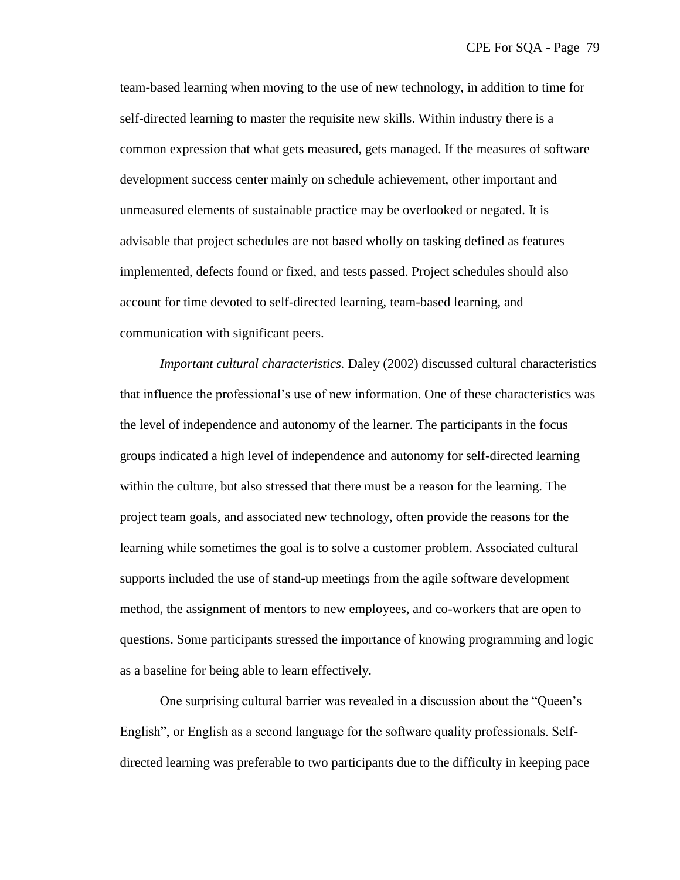team-based learning when moving to the use of new technology, in addition to time for self-directed learning to master the requisite new skills. Within industry there is a common expression that what gets measured, gets managed. If the measures of software development success center mainly on schedule achievement, other important and unmeasured elements of sustainable practice may be overlooked or negated. It is advisable that project schedules are not based wholly on tasking defined as features implemented, defects found or fixed, and tests passed. Project schedules should also account for time devoted to self-directed learning, team-based learning, and communication with significant peers.

*Important cultural characteristics.* Daley (2002) discussed cultural characteristics that influence the professional's use of new information. One of these characteristics was the level of independence and autonomy of the learner. The participants in the focus groups indicated a high level of independence and autonomy for self-directed learning within the culture, but also stressed that there must be a reason for the learning. The project team goals, and associated new technology, often provide the reasons for the learning while sometimes the goal is to solve a customer problem. Associated cultural supports included the use of stand-up meetings from the agile software development method, the assignment of mentors to new employees, and co-workers that are open to questions. Some participants stressed the importance of knowing programming and logic as a baseline for being able to learn effectively.

One surprising cultural barrier was revealed in a discussion about the "Queen's English", or English as a second language for the software quality professionals. Self-directed learning was preferable to two participants due to the difficulty in keeping pace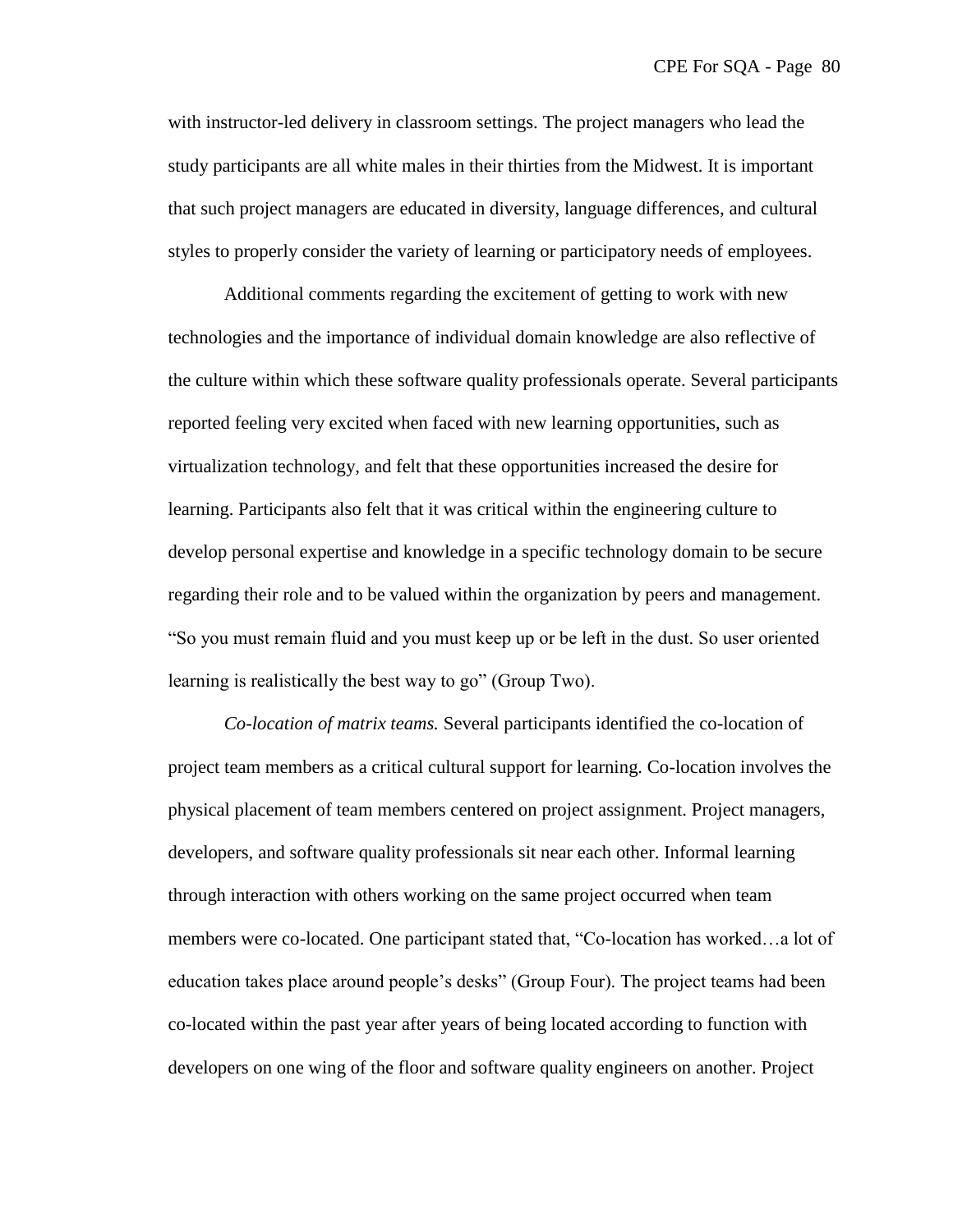with instructor-led delivery in classroom settings. The project managers who lead the study participants are all white males in their thirties from the Midwest. It is important that such project managers are educated in diversity, language differences, and cultural styles to properly consider the variety of learning or participatory needs of employees.

Additional comments regarding the excitement of getting to work with new technologies and the importance of individual domain knowledge are also reflective of the culture within which these software quality professionals operate. Several participants reported feeling very excited when faced with new learning opportunities, such as virtualization technology, and felt that these opportunities increased the desire for learning. Participants also felt that it was critical within the engineering culture to develop personal expertise and knowledge in a specific technology domain to be secure regarding their role and to be valued within the organization by peers and management. "So you must remain fluid and you must keep up or be left in the dust. So user oriented learning is realistically the best way to go" (Group Two).

*Co-location of matrix teams.* Several participants identified the co-location of project team members as a critical cultural support for learning. Co-location involves the physical placement of team members centered on project assignment. Project managers, developers, and software quality professionals sit near each other. Informal learning through interaction with others working on the same project occurred when team members were co-located. One participant stated that, "Co-location has worked…a lot of education takes place around people's desks" (Group Four). The project teams had been co-located within the past year after years of being located according to function with developers on one wing of the floor and software quality engineers on another. Project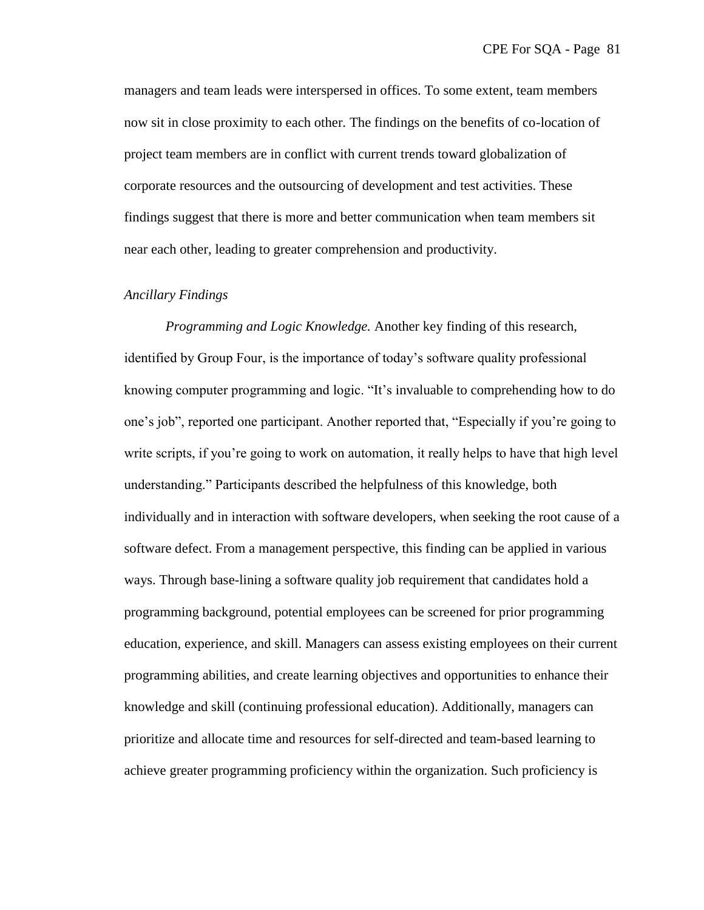managers and team leads were interspersed in offices. To some extent, team members now sit in close proximity to each other. The findings on the benefits of co-location of project team members are in conflict with current trends toward globalization of corporate resources and the outsourcing of development and test activities. These findings suggest that there is more and better communication when team members sit near each other, leading to greater comprehension and productivity.

### *Ancillary Findings*

*Programming and Logic Knowledge.* Another key finding of this research, identified by Group Four, is the importance of today's software quality professional knowing computer programming and logic. "It's invaluable to comprehending how to do one's job", reported one participant. Another reported that, "Especially if you're going to write scripts, if you're going to work on automation, it really helps to have that high level understanding." Participants described the helpfulness of this knowledge, both individually and in interaction with software developers, when seeking the root cause of a software defect. From a management perspective, this finding can be applied in various ways. Through base-lining a software quality job requirement that candidates hold a programming background, potential employees can be screened for prior programming education, experience, and skill. Managers can assess existing employees on their current programming abilities, and create learning objectives and opportunities to enhance their knowledge and skill (continuing professional education). Additionally, managers can prioritize and allocate time and resources for self-directed and team-based learning to achieve greater programming proficiency within the organization. Such proficiency is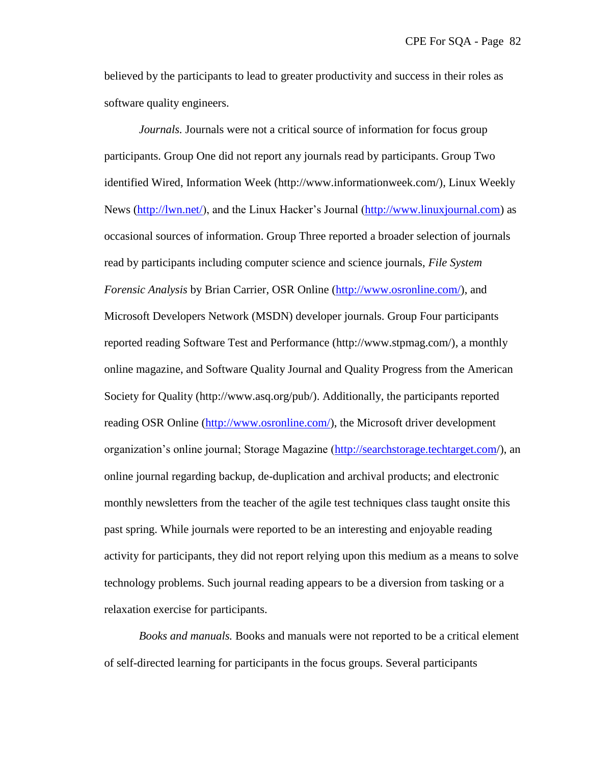believed by the participants to lead to greater productivity and success in their roles as software quality engineers.

*Journals.* Journals were not a critical source of information for focus group participants. Group One did not report any journals read by participants. Group Two identified Wired, Information Week (http://www.informationweek.com/), Linux Weekly News (http://lwn.net/), and the Linux Hacker's Journal (http://www.linuxjournal.com) as occasional sources of information. Group Three reported a broader selection of journals read by participants including computer science and science journals, *File System Forensic Analysis* by Brian Carrier, OSR Online (http://www.osronline.com/), and Microsoft Developers Network (MSDN) developer journals. Group Four participants reported reading Software Test and Performance (http://www.stpmag.com/), a monthly online magazine, and Software Quality Journal and Quality Progress from the American Society for Quality (http://www.asq.org/pub/). Additionally, the participants reported reading OSR Online (http://www.osronline.com/), the Microsoft driver development organization's online journal; Storage Magazine (http://searchstorage.techtarget.com/), an online journal regarding backup, de-duplication and archival products; and electronic monthly newsletters from the teacher of the agile test techniques class taught onsite this past spring. While journals were reported to be an interesting and enjoyable reading activity for participants, they did not report relying upon this medium as a means to solve technology problems. Such journal reading appears to be a diversion from tasking or a relaxation exercise for participants.

*Books and manuals.* Books and manuals were not reported to be a critical element of self-directed learning for participants in the focus groups. Several participants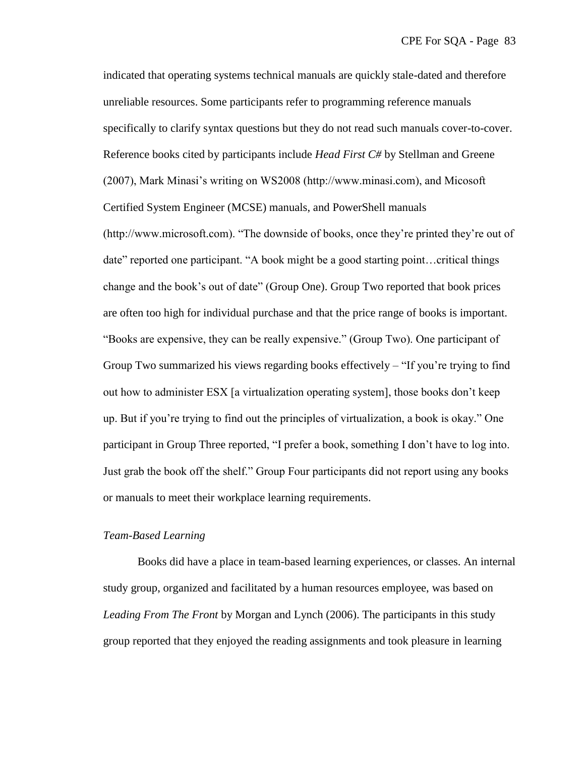indicated that operating systems technical manuals are quickly stale-dated and therefore unreliable resources. Some participants refer to programming reference manuals specifically to clarify syntax questions but they do not read such manuals cover-to-cover. Reference books cited by participants include *Head First C#* by Stellman and Greene (2007), Mark Minasi's writing on WS2008 (http://www.minasi.com), and Micosoft Certified System Engineer (MCSE) manuals, and PowerShell manuals (http://www.microsoft.com). "The downside of books, once they're printed they're out of date" reported one participant. "A book might be a good starting point…critical things change and the book's out of date" (Group One). Group Two reported that book prices are often too high for individual purchase and that the price range of books is important. "Books are expensive, they can be really expensive." (Group Two). One participant of Group Two summarized his views regarding books effectively – "If you're trying to find out how to administer ESX [a virtualization operating system], those books don't keep up. But if you're trying to find out the principles of virtualization, a book is okay." One participant in Group Three reported, "I prefer a book, something I don't have to log into. Just grab the book off the shelf." Group Four participants did not report using any books or manuals to meet their workplace learning requirements.

*Team-Based Learning*

Books did have a place in team-based learning experiences, or classes. An internal study group, organized and facilitated by a human resources employee, was based on *Leading From The Front* by Morgan and Lynch (2006). The participants in this study group reported that they enjoyed the reading assignments and took pleasure in learning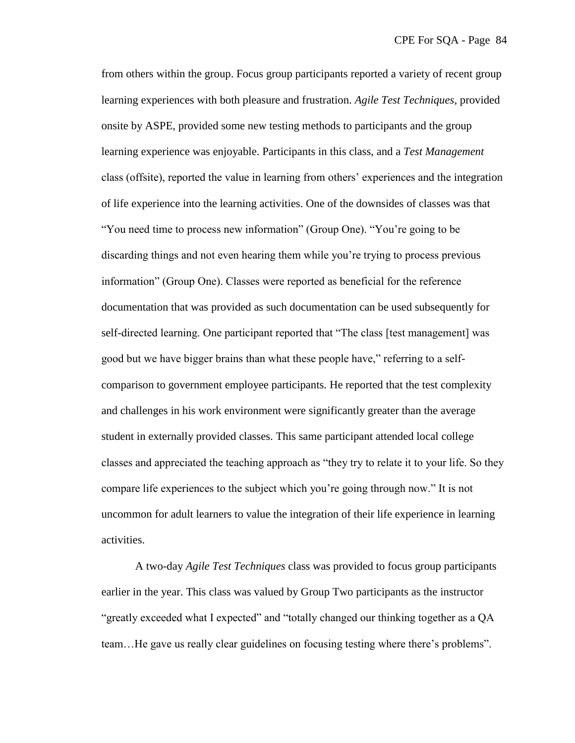from others within the group. Focus group participants reported a variety of recent group learning experiences with both pleasure and frustration. *Agile Test Techniques*, provided onsite by ASPE, provided some new testing methods to participants and the group learning experience was enjoyable. Participants in this class, and a *Test Management* class (offsite), reported the value in learning from others' experiences and the integration of life experience into the learning activities. One of the downsides of classes was that "You need time to process new information" (Group One). "You're going to be discarding things and not even hearing them while you're trying to process previous information" (Group One). Classes were reported as beneficial for the reference documentation that was provided as such documentation can be used subsequently for self-directed learning. One participant reported that "The class [test management] was good but we have bigger brains than what these people have," referring to a self-comparison to government employee participants. He reported that the test complexity and challenges in his work environment were significantly greater than the average student in externally provided classes. This same participant attended local college classes and appreciated the teaching approach as "they try to relate it to your life. So they compare life experiences to the subject which you're going through now." It is not uncommon for adult learners to value the integration of their life experience in learning activities.

A two-day *Agile Test Techniques* class was provided to focus group participants earlier in the year. This class was valued by Group Two participants as the instructor "greatly exceeded what I expected" and "totally changed our thinking together as a QA team…He gave us really clear guidelines on focusing testing where there's problems".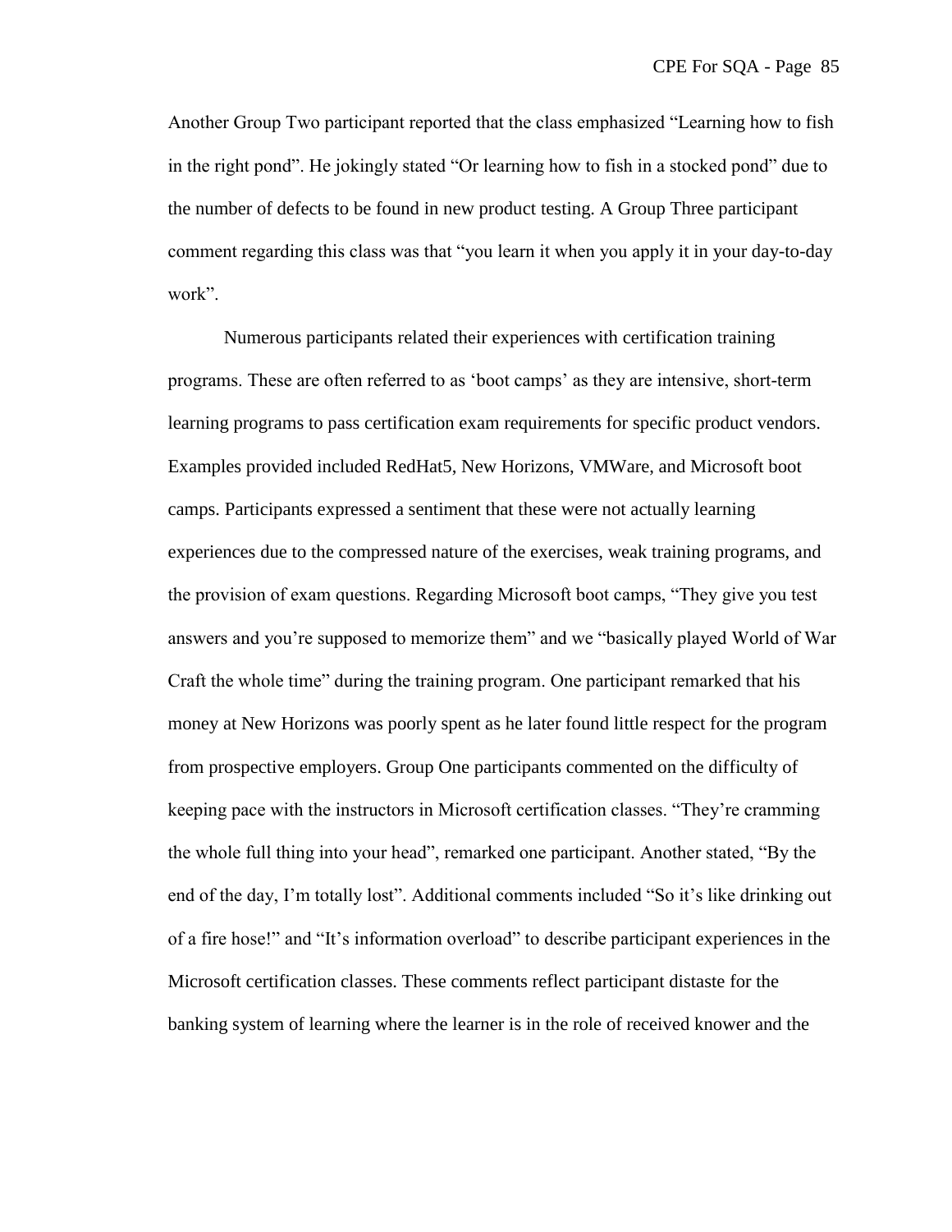Another Group Two participant reported that the class emphasized "Learning how to fish in the right pond". He jokingly stated "Or learning how to fish in a stocked pond" due to the number of defects to be found in new product testing. A Group Three participant comment regarding this class was that "you learn it when you apply it in your day-to-day work".

Numerous participants related their experiences with certification training programs. These are often referred to as 'boot camps' as they are intensive, short-term learning programs to pass certification exam requirements for specific product vendors. Examples provided included RedHat5, New Horizons, VMWare, and Microsoft boot camps. Participants expressed a sentiment that these were not actually learning experiences due to the compressed nature of the exercises, weak training programs, and the provision of exam questions. Regarding Microsoft boot camps, "They give you test answers and you're supposed to memorize them" and we "basically played World of War Craft the whole time" during the training program. One participant remarked that his money at New Horizons was poorly spent as he later found little respect for the program from prospective employers. Group One participants commented on the difficulty of keeping pace with the instructors in Microsoft certification classes. "They're cramming the whole full thing into your head", remarked one participant. Another stated, "By the end of the day, I'm totally lost". Additional comments included "So it's like drinking out of a fire hose!" and "It's information overload" to describe participant experiences in the Microsoft certification classes. These comments reflect participant distaste for the banking system of learning where the learner is in the role of received knower and the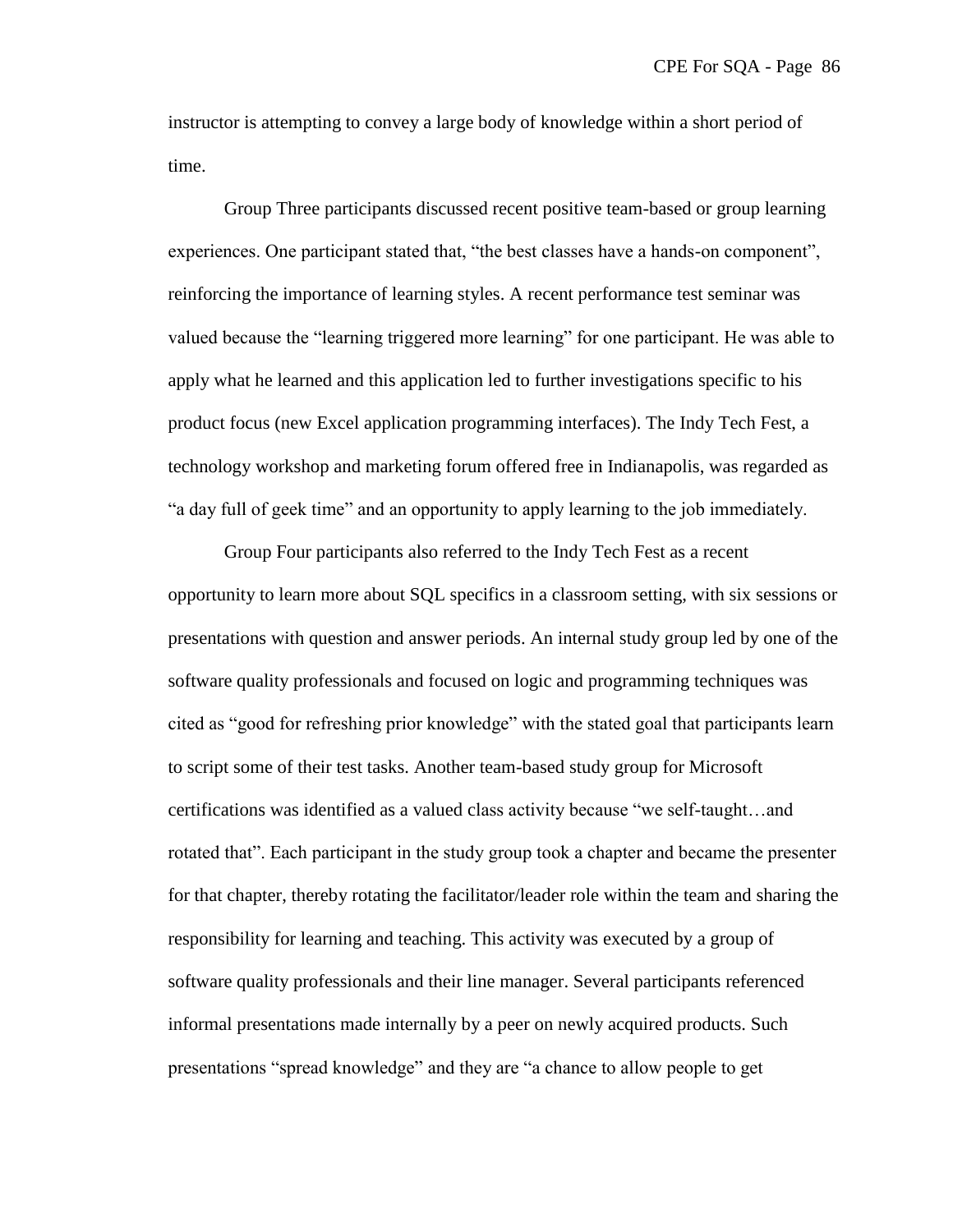instructor is attempting to convey a large body of knowledge within a short period of time.

Group Three participants discussed recent positive team-based or group learning experiences. One participant stated that, "the best classes have a hands-on component", reinforcing the importance of learning styles. A recent performance test seminar was valued because the "learning triggered more learning" for one participant. He was able to apply what he learned and this application led to further investigations specific to his product focus (new Excel application programming interfaces). The Indy Tech Fest, a technology workshop and marketing forum offered free in Indianapolis, was regarded as "a day full of geek time" and an opportunity to apply learning to the job immediately.

Group Four participants also referred to the Indy Tech Fest as a recent opportunity to learn more about SQL specifics in a classroom setting, with six sessions or presentations with question and answer periods. An internal study group led by one of the software quality professionals and focused on logic and programming techniques was cited as "good for refreshing prior knowledge" with the stated goal that participants learn to script some of their test tasks. Another team-based study group for Microsoft certifications was identified as a valued class activity because "we self-taught…and rotated that". Each participant in the study group took a chapter and became the presenter for that chapter, thereby rotating the facilitator/leader role within the team and sharing the responsibility for learning and teaching. This activity was executed by a group of software quality professionals and their line manager. Several participants referenced informal presentations made internally by a peer on newly acquired products. Such presentations "spread knowledge" and they are "a chance to allow people to get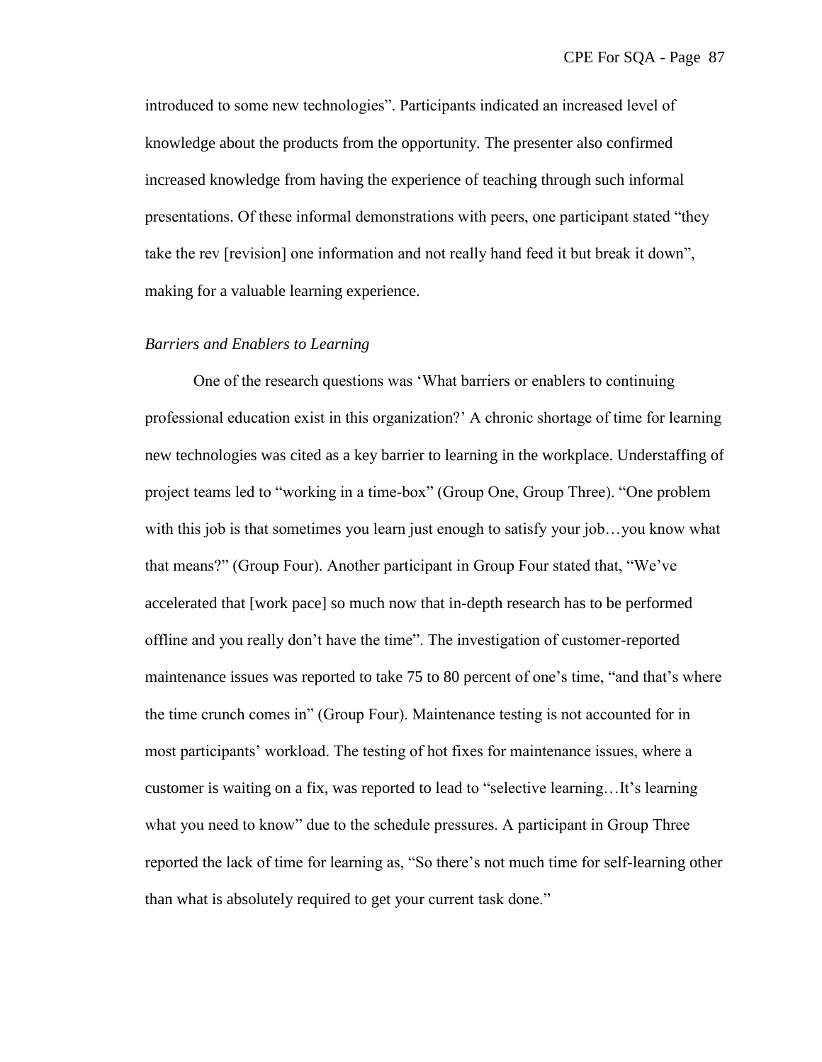introduced to some new technologies". Participants indicated an increased level of knowledge about the products from the opportunity. The presenter also confirmed increased knowledge from having the experience of teaching through such informal presentations. Of these informal demonstrations with peers, one participant stated "they take the rev [revision] one information and not really hand feed it but break it down", making for a valuable learning experience.

### *Barriers and Enablers to Learning*

One of the research questions was 'What barriers or enablers to continuing professional education exist in this organization?' A chronic shortage of time for learning new technologies was cited as a key barrier to learning in the workplace. Understaffing of project teams led to "working in a time-box" (Group One, Group Three). "One problem with this job is that sometimes you learn just enough to satisfy your job…you know what that means?" (Group Four). Another participant in Group Four stated that, "We've accelerated that [work pace] so much now that in-depth research has to be performed offline and you really don't have the time". The investigation of customer-reported maintenance issues was reported to take 75 to 80 percent of one's time, "and that's where the time crunch comes in" (Group Four). Maintenance testing is not accounted for in most participants' workload. The testing of hot fixes for maintenance issues, where a customer is waiting on a fix, was reported to lead to "selective learning…It's learning what you need to know" due to the schedule pressures. A participant in Group Three reported the lack of time for learning as, "So there's not much time for self-learning other than what is absolutely required to get your current task done."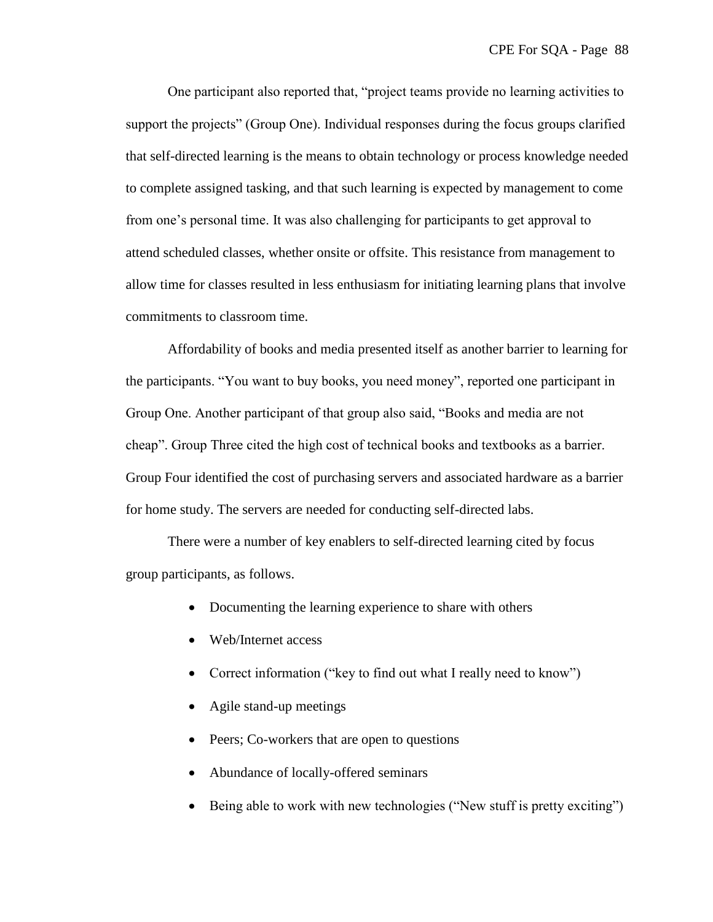One participant also reported that, "project teams provide no learning activities to support the projects" (Group One). Individual responses during the focus groups clarified that self-directed learning is the means to obtain technology or process knowledge needed to complete assigned tasking, and that such learning is expected by management to come from one's personal time. It was also challenging for participants to get approval to attend scheduled classes, whether onsite or offsite. This resistance from management to allow time for classes resulted in less enthusiasm for initiating learning plans that involve commitments to classroom time.

Affordability of books and media presented itself as another barrier to learning for the participants. "You want to buy books, you need money", reported one participant in Group One. Another participant of that group also said, "Books and media are not cheap". Group Three cited the high cost of technical books and textbooks as a barrier. Group Four identified the cost of purchasing servers and associated hardware as a barrier for home study. The servers are needed for conducting self-directed labs.

There were a number of key enablers to self-directed learning cited by focus group participants, as follows.

- Documenting the learning experience to share with others
- Web/Internet access
- Correct information ("key to find out what I really need to know")
- Agile stand-up meetings
- Peers; Co-workers that are open to questions
- Abundance of locally-offered seminars
- Being able to work with new technologies ("New stuff is pretty exciting")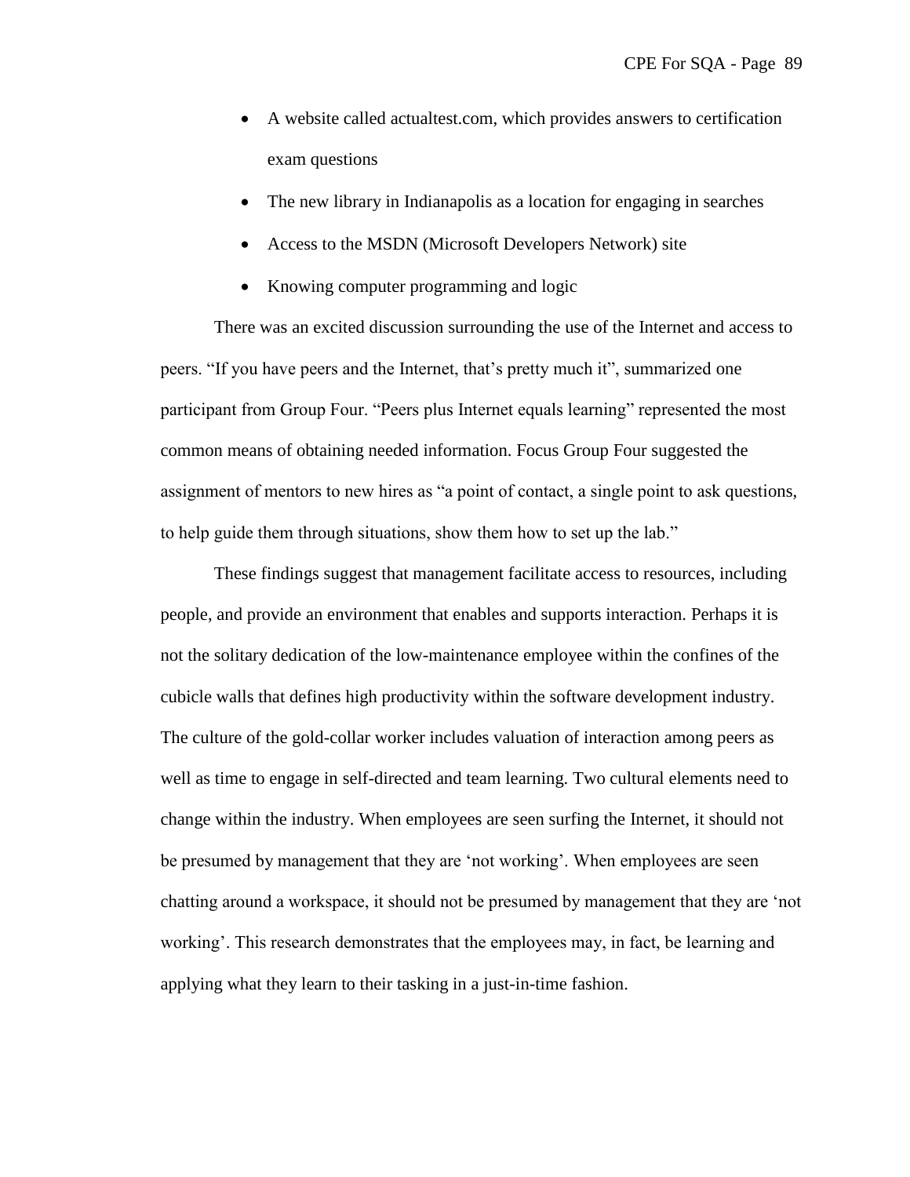- A website called actualtest.com, which provides answers to certification exam questions
- The new library in Indianapolis as a location for engaging in searches
- Access to the MSDN (Microsoft Developers Network) site
- Knowing computer programming and logic

There was an excited discussion surrounding the use of the Internet and access to peers. "If you have peers and the Internet, that's pretty much it", summarized one participant from Group Four. "Peers plus Internet equals learning" represented the most common means of obtaining needed information. Focus Group Four suggested the assignment of mentors to new hires as "a point of contact, a single point to ask questions, to help guide them through situations, show them how to set up the lab."

These findings suggest that management facilitate access to resources, including people, and provide an environment that enables and supports interaction. Perhaps it is not the solitary dedication of the low-maintenance employee within the confines of the cubicle walls that defines high productivity within the software development industry. The culture of the gold-collar worker includes valuation of interaction among peers as well as time to engage in self-directed and team learning. Two cultural elements need to change within the industry. When employees are seen surfing the Internet, it should not be presumed by management that they are 'not working'. When employees are seen chatting around a workspace, it should not be presumed by management that they are 'not working'. This research demonstrates that the employees may, in fact, be learning and applying what they learn to their tasking in a just-in-time fashion.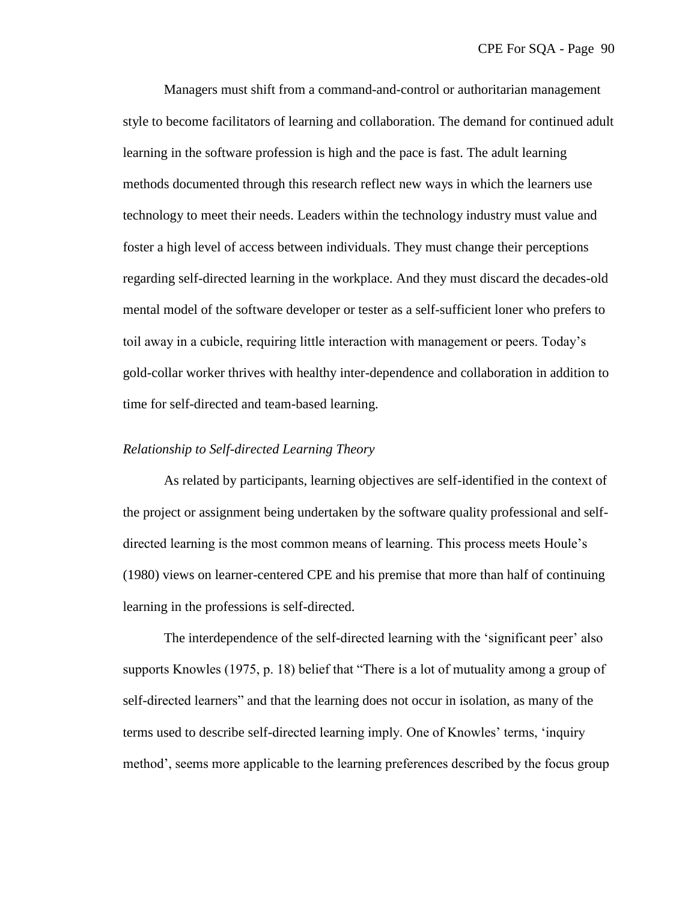Managers must shift from a command-and-control or authoritarian management style to become facilitators of learning and collaboration. The demand for continued adult learning in the software profession is high and the pace is fast. The adult learning methods documented through this research reflect new ways in which the learners use technology to meet their needs. Leaders within the technology industry must value and foster a high level of access between individuals. They must change their perceptions regarding self-directed learning in the workplace. And they must discard the decades-old mental model of the software developer or tester as a self-sufficient loner who prefers to toil away in a cubicle, requiring little interaction with management or peers. Today's gold-collar worker thrives with healthy inter-dependence and collaboration in addition to time for self-directed and team-based learning.

*Relationship to Self-directed Learning Theory*

As related by participants, learning objectives are self-identified in the context of the project or assignment being undertaken by the software quality professional and self-directed learning is the most common means of learning. This process meets Houle's (1980) views on learner-centered CPE and his premise that more than half of continuing learning in the professions is self-directed.

The interdependence of the self-directed learning with the 'significant peer' also supports Knowles (1975, p. 18) belief that "There is a lot of mutuality among a group of self-directed learners" and that the learning does not occur in isolation, as many of the terms used to describe self-directed learning imply. One of Knowles' terms, 'inquiry method', seems more applicable to the learning preferences described by the focus group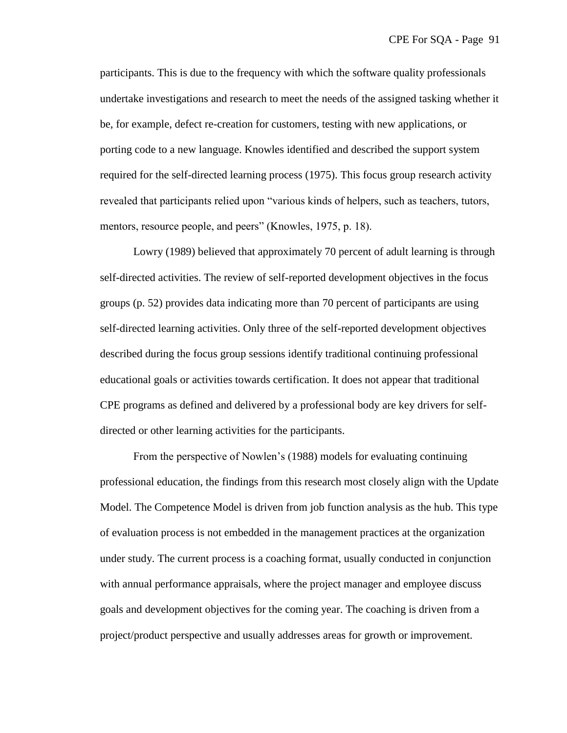participants. This is due to the frequency with which the software quality professionals undertake investigations and research to meet the needs of the assigned tasking whether it be, for example, defect re-creation for customers, testing with new applications, or porting code to a new language. Knowles identified and described the support system required for the self-directed learning process (1975). This focus group research activity revealed that participants relied upon "various kinds of helpers, such as teachers, tutors, mentors, resource people, and peers" (Knowles, 1975, p. 18).

Lowry (1989) believed that approximately 70 percent of adult learning is through self-directed activities. The review of self-reported development objectives in the focus groups (p. 52) provides data indicating more than 70 percent of participants are using self-directed learning activities. Only three of the self-reported development objectives described during the focus group sessions identify traditional continuing professional educational goals or activities towards certification. It does not appear that traditional CPE programs as defined and delivered by a professional body are key drivers for self-directed or other learning activities for the participants.

From the perspective of Nowlen's (1988) models for evaluating continuing professional education, the findings from this research most closely align with the Update Model. The Competence Model is driven from job function analysis as the hub. This type of evaluation process is not embedded in the management practices at the organization under study. The current process is a coaching format, usually conducted in conjunction with annual performance appraisals, where the project manager and employee discuss goals and development objectives for the coming year. The coaching is driven from a project/product perspective and usually addresses areas for growth or improvement.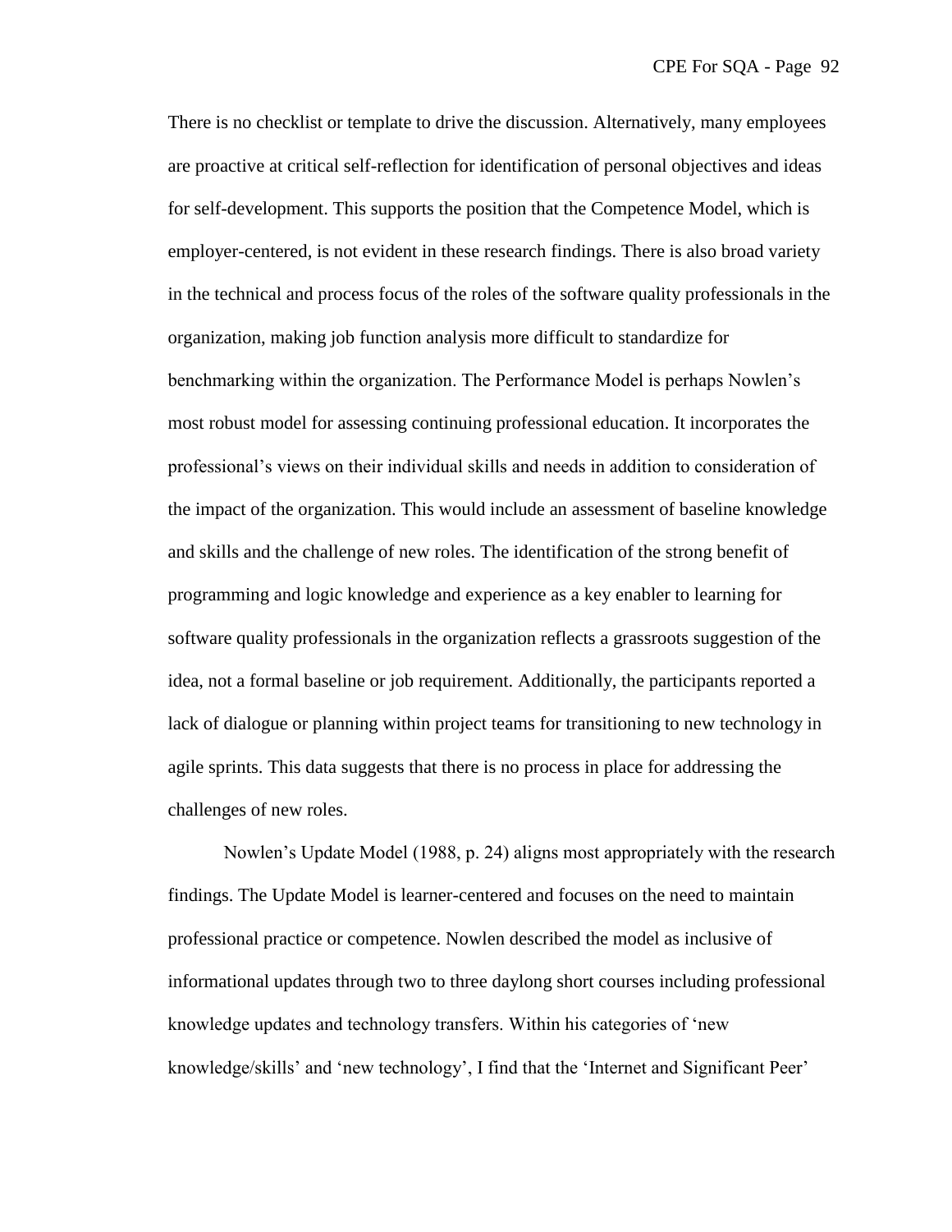There is no checklist or template to drive the discussion. Alternatively, many employees are proactive at critical self-reflection for identification of personal objectives and ideas for self-development. This supports the position that the Competence Model, which is employer-centered, is not evident in these research findings. There is also broad variety in the technical and process focus of the roles of the software quality professionals in the organization, making job function analysis more difficult to standardize for benchmarking within the organization. The Performance Model is perhaps Nowlen's most robust model for assessing continuing professional education. It incorporates the professional's views on their individual skills and needs in addition to consideration of the impact of the organization. This would include an assessment of baseline knowledge and skills and the challenge of new roles. The identification of the strong benefit of programming and logic knowledge and experience as a key enabler to learning for software quality professionals in the organization reflects a grassroots suggestion of the idea, not a formal baseline or job requirement. Additionally, the participants reported a lack of dialogue or planning within project teams for transitioning to new technology in agile sprints. This data suggests that there is no process in place for addressing the challenges of new roles.

Nowlen's Update Model (1988, p. 24) aligns most appropriately with the research findings. The Update Model is learner-centered and focuses on the need to maintain professional practice or competence. Nowlen described the model as inclusive of informational updates through two to three daylong short courses including professional knowledge updates and technology transfers. Within his categories of 'new knowledge/skills' and 'new technology', I find that the 'Internet and Significant Peer'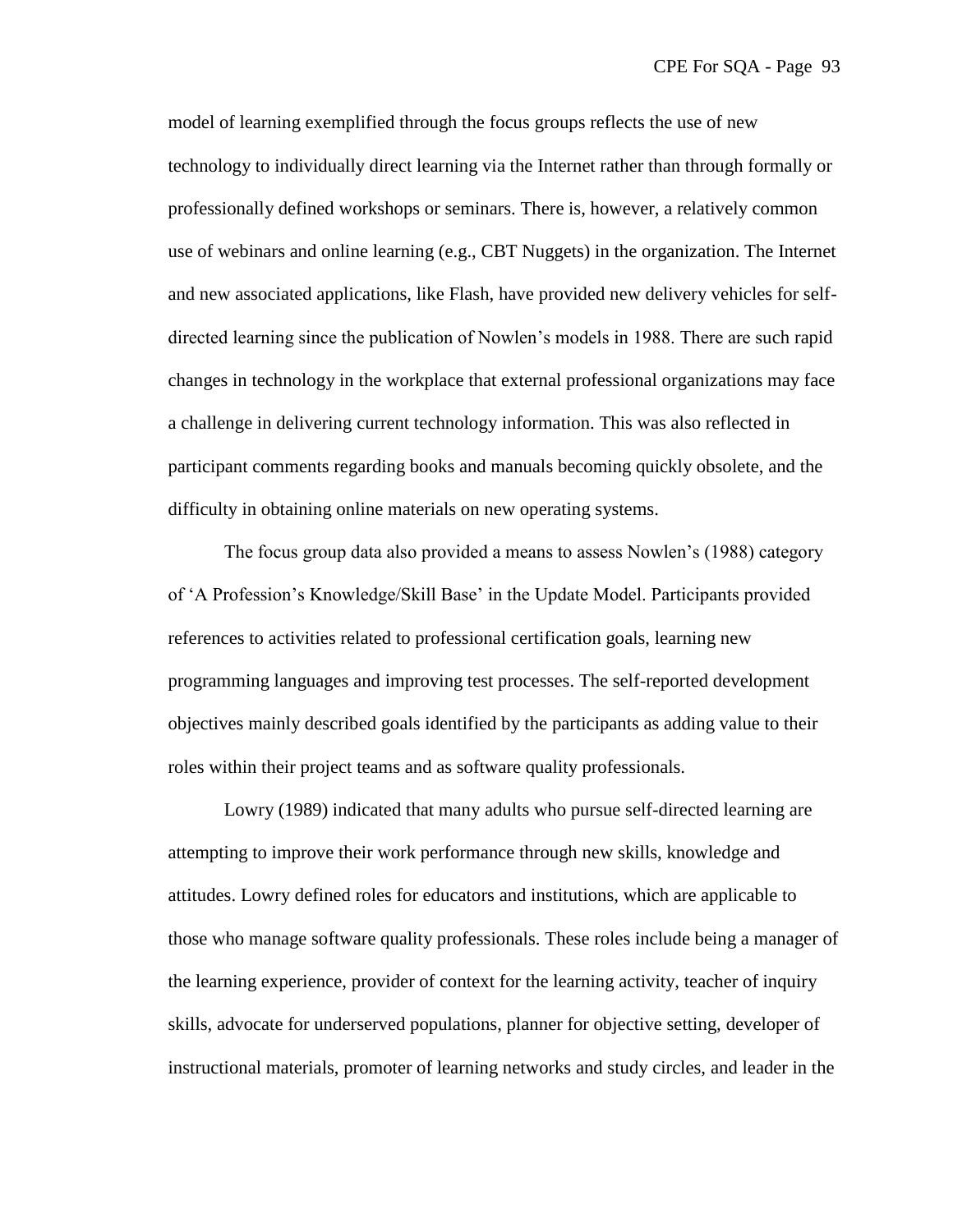model of learning exemplified through the focus groups reflects the use of new technology to individually direct learning via the Internet rather than through formally or professionally defined workshops or seminars. There is, however, a relatively common use of webinars and online learning (e.g., CBT Nuggets) in the organization. The Internet and new associated applications, like Flash, have provided new delivery vehicles for self-directed learning since the publication of Nowlen's models in 1988. There are such rapid changes in technology in the workplace that external professional organizations may face a challenge in delivering current technology information. This was also reflected in participant comments regarding books and manuals becoming quickly obsolete, and the difficulty in obtaining online materials on new operating systems.

The focus group data also provided a means to assess Nowlen's (1988) category of 'A Profession's Knowledge/Skill Base' in the Update Model. Participants provided references to activities related to professional certification goals, learning new programming languages and improving test processes. The self-reported development objectives mainly described goals identified by the participants as adding value to their roles within their project teams and as software quality professionals.

Lowry (1989) indicated that many adults who pursue self-directed learning are attempting to improve their work performance through new skills, knowledge and attitudes. Lowry defined roles for educators and institutions, which are applicable to those who manage software quality professionals. These roles include being a manager of the learning experience, provider of context for the learning activity, teacher of inquiry skills, advocate for underserved populations, planner for objective setting, developer of instructional materials, promoter of learning networks and study circles, and leader in the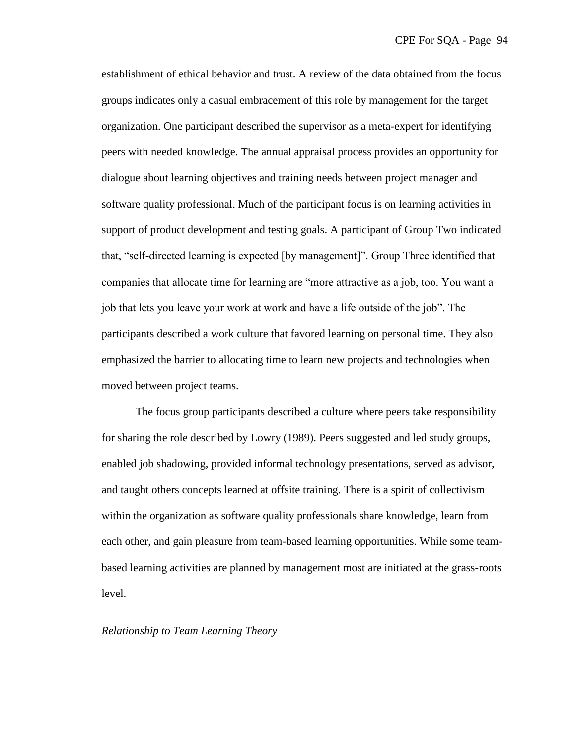establishment of ethical behavior and trust. A review of the data obtained from the focus groups indicates only a casual embracement of this role by management for the target organization. One participant described the supervisor as a meta-expert for identifying peers with needed knowledge. The annual appraisal process provides an opportunity for dialogue about learning objectives and training needs between project manager and software quality professional. Much of the participant focus is on learning activities in support of product development and testing goals. A participant of Group Two indicated that, "self-directed learning is expected [by management]". Group Three identified that companies that allocate time for learning are "more attractive as a job, too. You want a job that lets you leave your work at work and have a life outside of the job". The participants described a work culture that favored learning on personal time. They also emphasized the barrier to allocating time to learn new projects and technologies when moved between project teams.

The focus group participants described a culture where peers take responsibility for sharing the role described by Lowry (1989). Peers suggested and led study groups, enabled job shadowing, provided informal technology presentations, served as advisor, and taught others concepts learned at offsite training. There is a spirit of collectivism within the organization as software quality professionals share knowledge, learn from each other, and gain pleasure from team-based learning opportunities. While some team-based learning activities are planned by management most are initiated at the grass-roots level.

*Relationship to Team Learning Theory*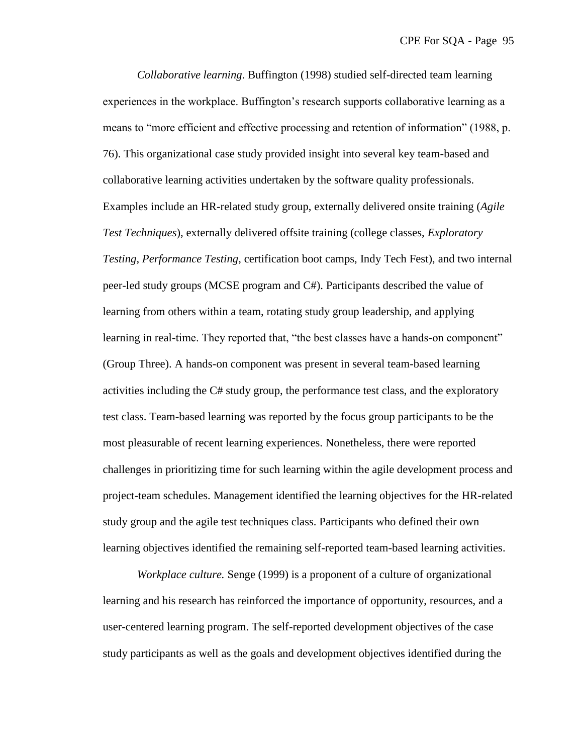*Collaborative learning*. Buffington (1998) studied self-directed team learning experiences in the workplace. Buffington's research supports collaborative learning as a means to "more efficient and effective processing and retention of information" (1988, p. 76). This organizational case study provided insight into several key team-based and collaborative learning activities undertaken by the software quality professionals. Examples include an HR-related study group, externally delivered onsite training (*Agile Test Techniques*), externally delivered offsite training (college classes, *Exploratory Testing*, *Performance Testing*, certification boot camps, Indy Tech Fest), and two internal peer-led study groups (MCSE program and C#). Participants described the value of learning from others within a team, rotating study group leadership, and applying learning in real-time. They reported that, "the best classes have a hands-on component" (Group Three). A hands-on component was present in several team-based learning activities including the C# study group, the performance test class, and the exploratory test class. Team-based learning was reported by the focus group participants to be the most pleasurable of recent learning experiences. Nonetheless, there were reported challenges in prioritizing time for such learning within the agile development process and project-team schedules. Management identified the learning objectives for the HR-related study group and the agile test techniques class. Participants who defined their own learning objectives identified the remaining self-reported team-based learning activities.

*Workplace culture.* Senge (1999) is a proponent of a culture of organizational learning and his research has reinforced the importance of opportunity, resources, and a user-centered learning program. The self-reported development objectives of the case study participants as well as the goals and development objectives identified during the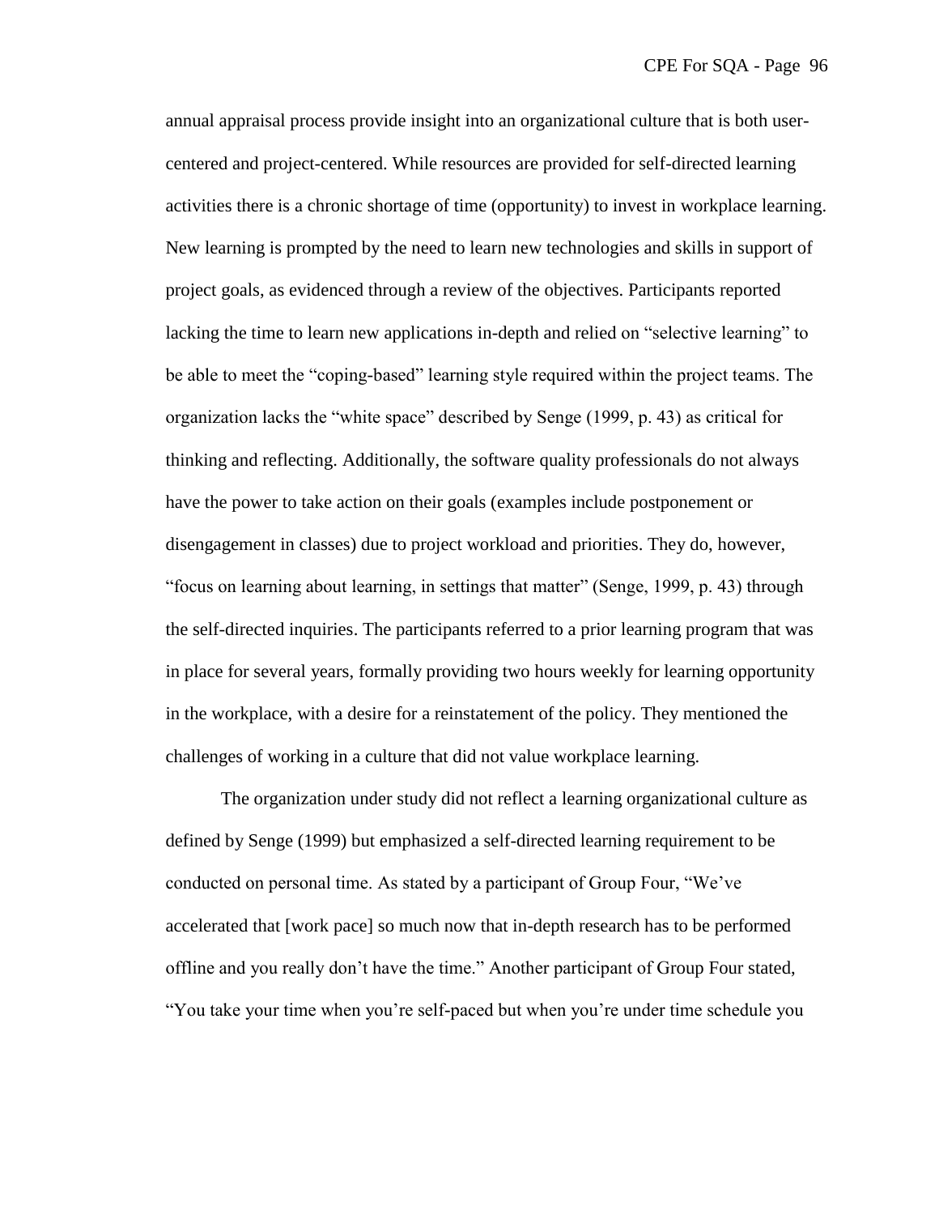annual appraisal process provide insight into an organizational culture that is both user-centered and project-centered. While resources are provided for self-directed learning activities there is a chronic shortage of time (opportunity) to invest in workplace learning. New learning is prompted by the need to learn new technologies and skills in support of project goals, as evidenced through a review of the objectives. Participants reported lacking the time to learn new applications in-depth and relied on “selective learning” to be able to meet the “coping-based” learning style required within the project teams. The organization lacks the “white space” described by Senge (1999, p. 43) as critical for thinking and reflecting. Additionally, the software quality professionals do not always have the power to take action on their goals (examples include postponement or disengagement in classes) due to project workload and priorities. They do, however, “focus on learning about learning, in settings that matter” (Senge, 1999, p. 43) through the self-directed inquiries. The participants referred to a prior learning program that was in place for several years, formally providing two hours weekly for learning opportunity in the workplace, with a desire for a reinstatement of the policy. They mentioned the challenges of working in a culture that did not value workplace learning.

The organization under study did not reflect a learning organizational culture as defined by Senge (1999) but emphasized a self-directed learning requirement to be conducted on personal time. As stated by a participant of Group Four, “We’ve accelerated that [work pace] so much now that in-depth research has to be performed offline and you really don’t have the time.” Another participant of Group Four stated, “You take your time when you’re self-paced but when you’re under time schedule you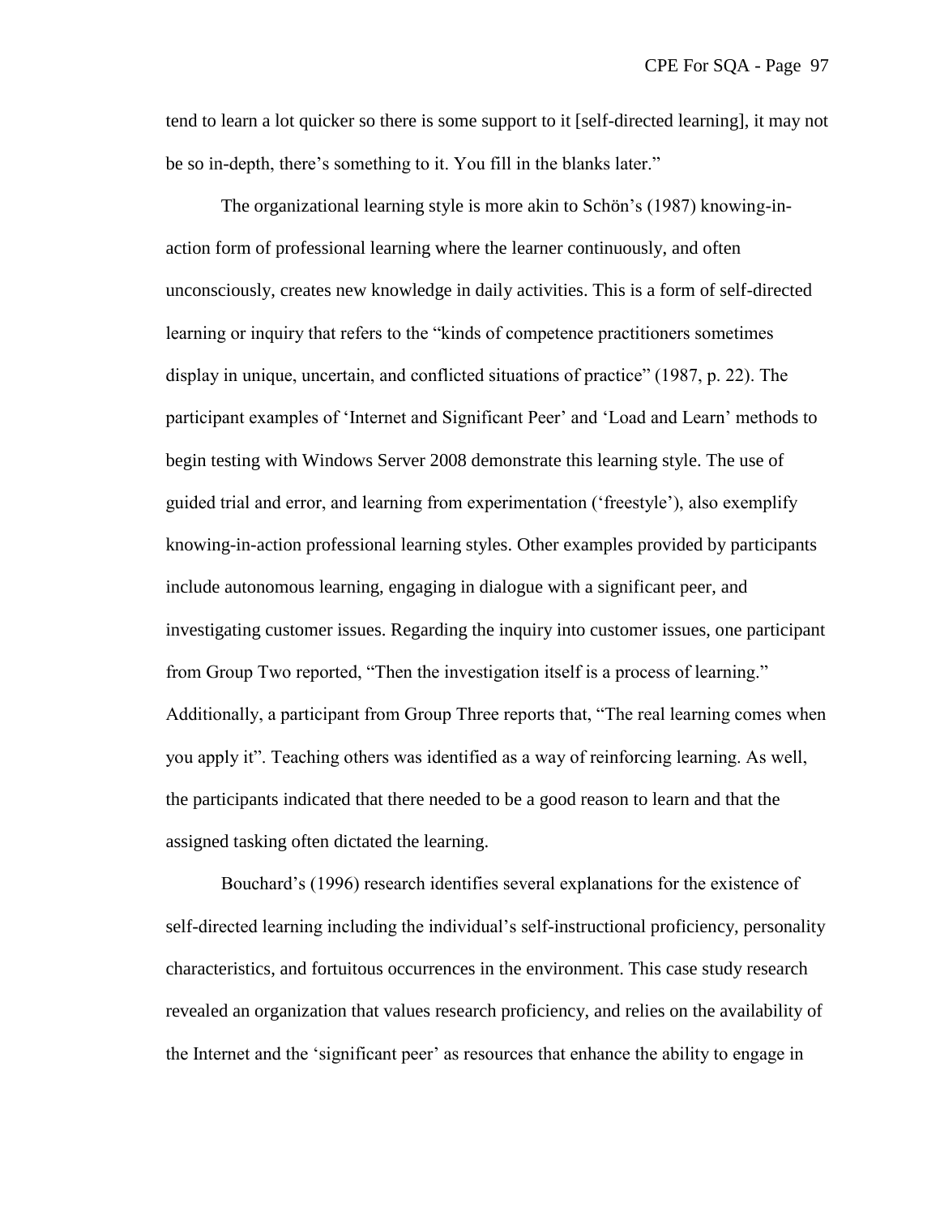tend to learn a lot quicker so there is some support to it [self-directed learning], it may not be so in-depth, there's something to it. You fill in the blanks later."

The organizational learning style is more akin to Schön's (1987) knowing-in-action form of professional learning where the learner continuously, and often unconsciously, creates new knowledge in daily activities. This is a form of self-directed learning or inquiry that refers to the "kinds of competence practitioners sometimes display in unique, uncertain, and conflicted situations of practice" (1987, p. 22). The participant examples of 'Internet and Significant Peer' and 'Load and Learn' methods to begin testing with Windows Server 2008 demonstrate this learning style. The use of guided trial and error, and learning from experimentation ('freestyle'), also exemplify knowing-in-action professional learning styles. Other examples provided by participants include autonomous learning, engaging in dialogue with a significant peer, and investigating customer issues. Regarding the inquiry into customer issues, one participant from Group Two reported, "Then the investigation itself is a process of learning." Additionally, a participant from Group Three reports that, "The real learning comes when you apply it". Teaching others was identified as a way of reinforcing learning. As well, the participants indicated that there needed to be a good reason to learn and that the assigned tasking often dictated the learning.

Bouchard's (1996) research identifies several explanations for the existence of self-directed learning including the individual's self-instructional proficiency, personality characteristics, and fortuitous occurrences in the environment. This case study research revealed an organization that values research proficiency, and relies on the availability of the Internet and the 'significant peer' as resources that enhance the ability to engage in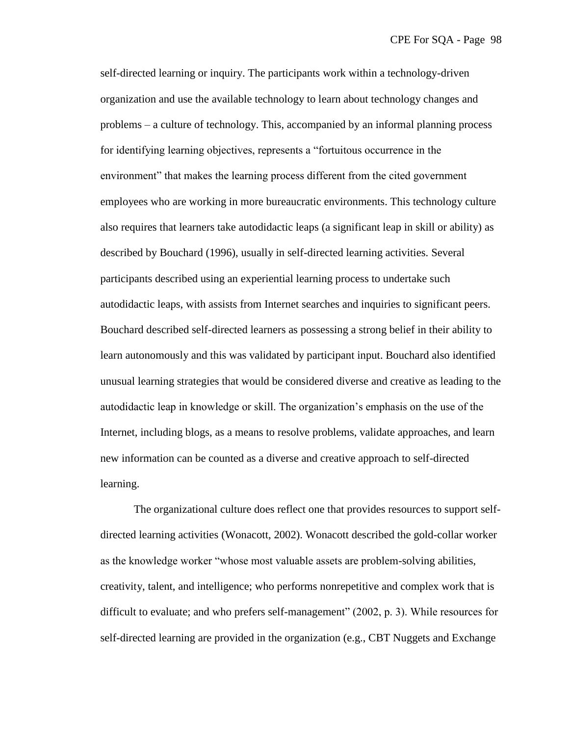self-directed learning or inquiry. The participants work within a technology-driven organization and use the available technology to learn about technology changes and problems – a culture of technology. This, accompanied by an informal planning process for identifying learning objectives, represents a "fortuitous occurrence in the environment" that makes the learning process different from the cited government employees who are working in more bureaucratic environments. This technology culture also requires that learners take autodidactic leaps (a significant leap in skill or ability) as described by Bouchard (1996), usually in self-directed learning activities. Several participants described using an experiential learning process to undertake such autodidactic leaps, with assists from Internet searches and inquiries to significant peers. Bouchard described self-directed learners as possessing a strong belief in their ability to learn autonomously and this was validated by participant input. Bouchard also identified unusual learning strategies that would be considered diverse and creative as leading to the autodidactic leap in knowledge or skill. The organization's emphasis on the use of the Internet, including blogs, as a means to resolve problems, validate approaches, and learn new information can be counted as a diverse and creative approach to self-directed learning.

The organizational culture does reflect one that provides resources to support self-directed learning activities (Wonacott, 2002). Wonacott described the gold-collar worker as the knowledge worker "whose most valuable assets are problem-solving abilities, creativity, talent, and intelligence; who performs nonrepetitive and complex work that is difficult to evaluate; and who prefers self-management" (2002, p. 3). While resources for self-directed learning are provided in the organization (e.g., CBT Nuggets and Exchange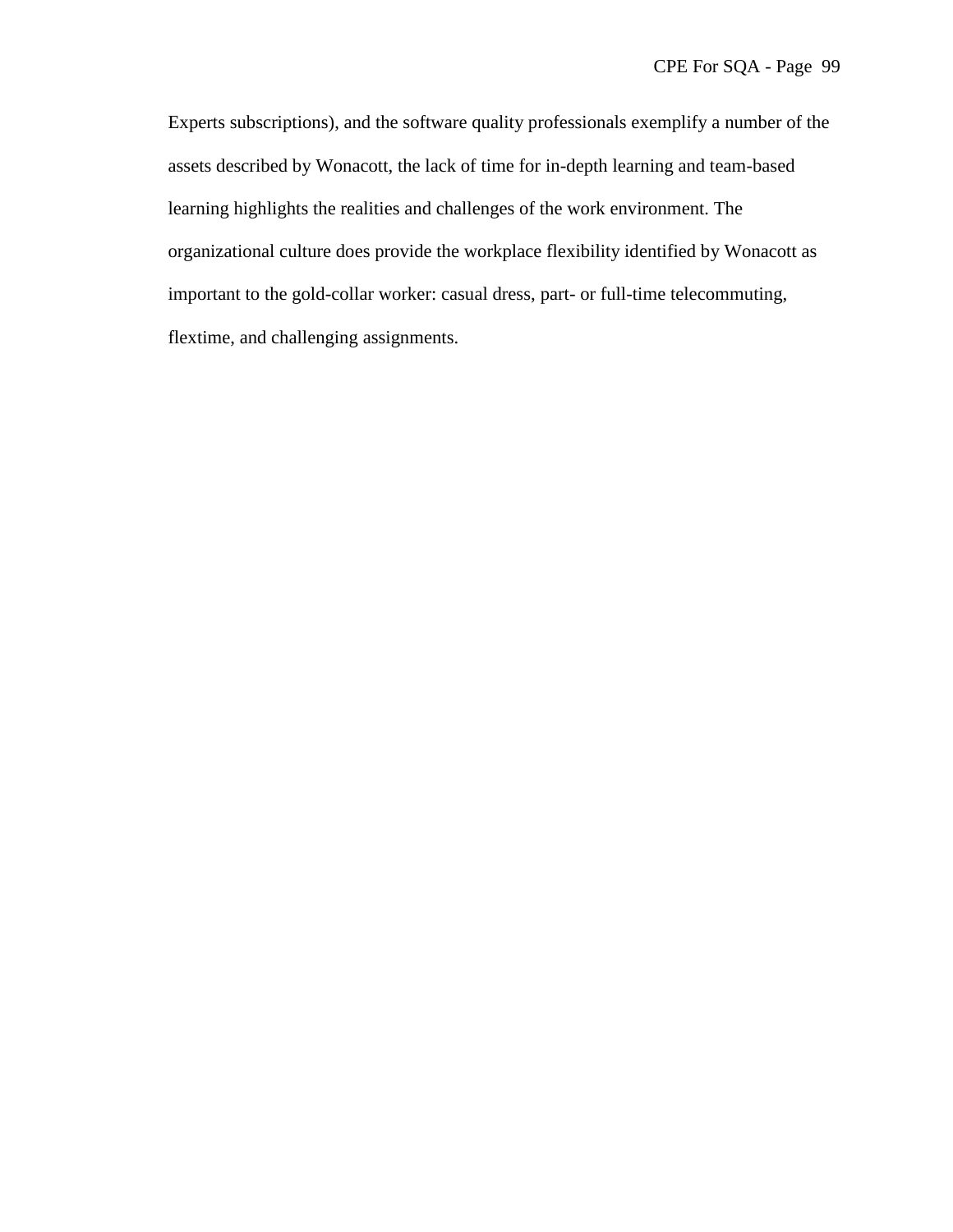Experts subscriptions), and the software quality professionals exemplify a number of the assets described by Wonacott, the lack of time for in-depth learning and team-based learning highlights the realities and challenges of the work environment. The organizational culture does provide the workplace flexibility identified by Wonacott as important to the gold-collar worker: casual dress, part- or full-time telecommuting, flextime, and challenging assignments.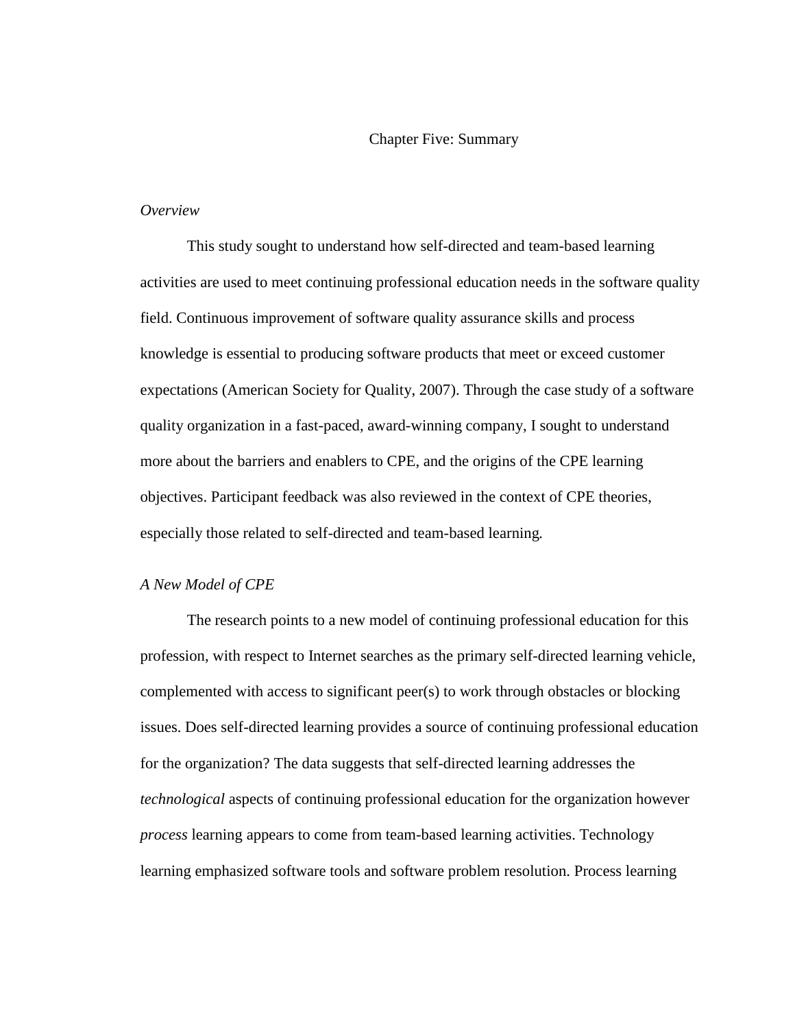# Chapter Five: Summary

*Overview*

This study sought to understand how self-directed and team-based learning activities are used to meet continuing professional education needs in the software quality field. Continuous improvement of software quality assurance skills and process knowledge is essential to producing software products that meet or exceed customer expectations (American Society for Quality, 2007). Through the case study of a software quality organization in a fast-paced, award-winning company, I sought to understand more about the barriers and enablers to CPE, and the origins of the CPE learning objectives. Participant feedback was also reviewed in the context of CPE theories, especially those related to self-directed and team-based learning.

*A New Model of CPE*

The research points to a new model of continuing professional education for this profession, with respect to Internet searches as the primary self-directed learning vehicle, complemented with access to significant peer(s) to work through obstacles or blocking issues. Does self-directed learning provides a source of continuing professional education for the organization? The data suggests that self-directed learning addresses the *technological* aspects of continuing professional education for the organization however *process* learning appears to come from team-based learning activities. Technology learning emphasized software tools and software problem resolution. Process learning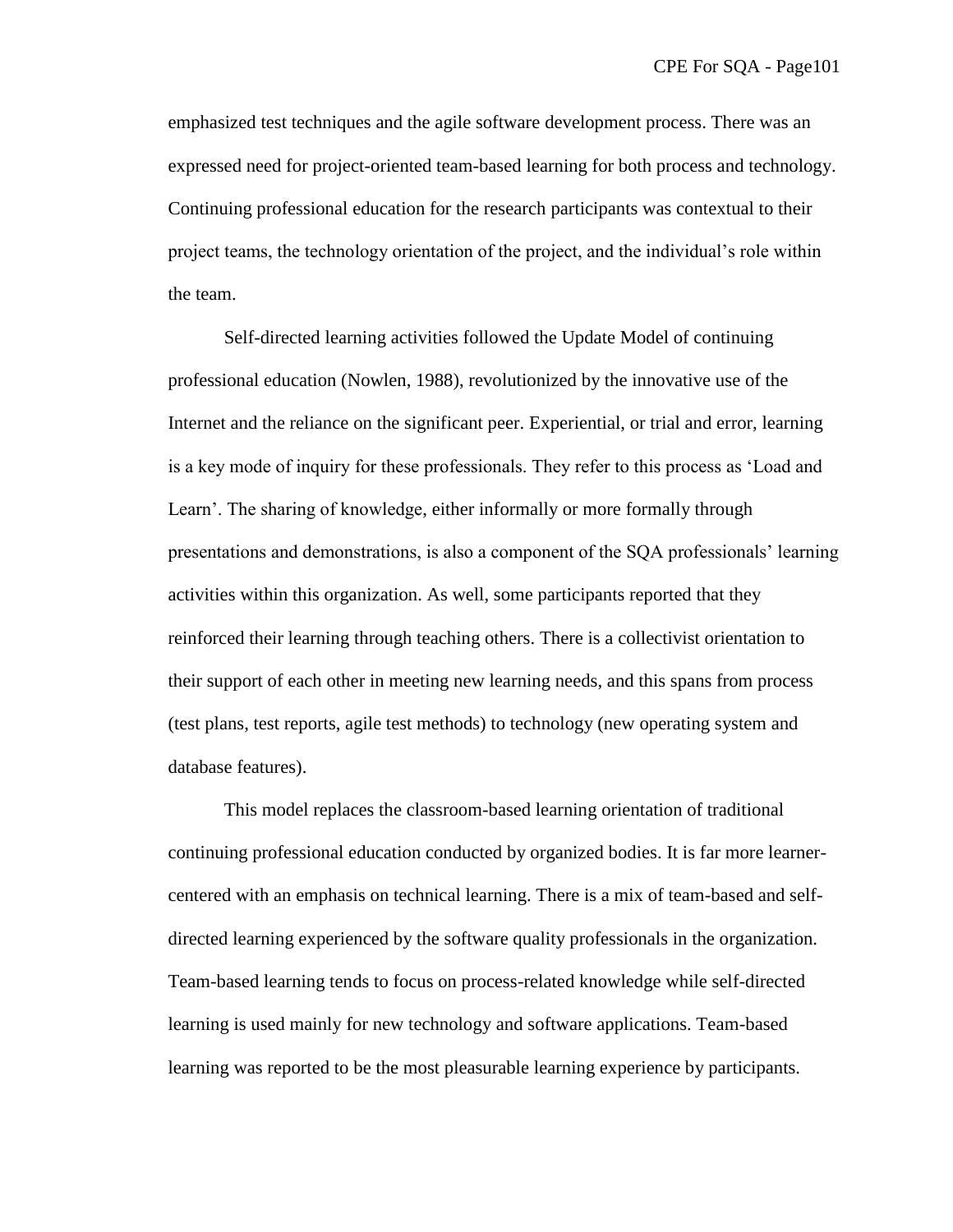emphasized test techniques and the agile software development process. There was an expressed need for project-oriented team-based learning for both process and technology. Continuing professional education for the research participants was contextual to their project teams, the technology orientation of the project, and the individual's role within the team.

Self-directed learning activities followed the Update Model of continuing professional education (Nowlen, 1988), revolutionized by the innovative use of the Internet and the reliance on the significant peer. Experiential, or trial and error, learning is a key mode of inquiry for these professionals. They refer to this process as 'Load and Learn'. The sharing of knowledge, either informally or more formally through presentations and demonstrations, is also a component of the SQA professionals' learning activities within this organization. As well, some participants reported that they reinforced their learning through teaching others. There is a collectivist orientation to their support of each other in meeting new learning needs, and this spans from process (test plans, test reports, agile test methods) to technology (new operating system and database features).

This model replaces the classroom-based learning orientation of traditional continuing professional education conducted by organized bodies. It is far more learner-centered with an emphasis on technical learning. There is a mix of team-based and self-directed learning experienced by the software quality professionals in the organization. Team-based learning tends to focus on process-related knowledge while self-directed learning is used mainly for new technology and software applications. Team-based learning was reported to be the most pleasurable learning experience by participants.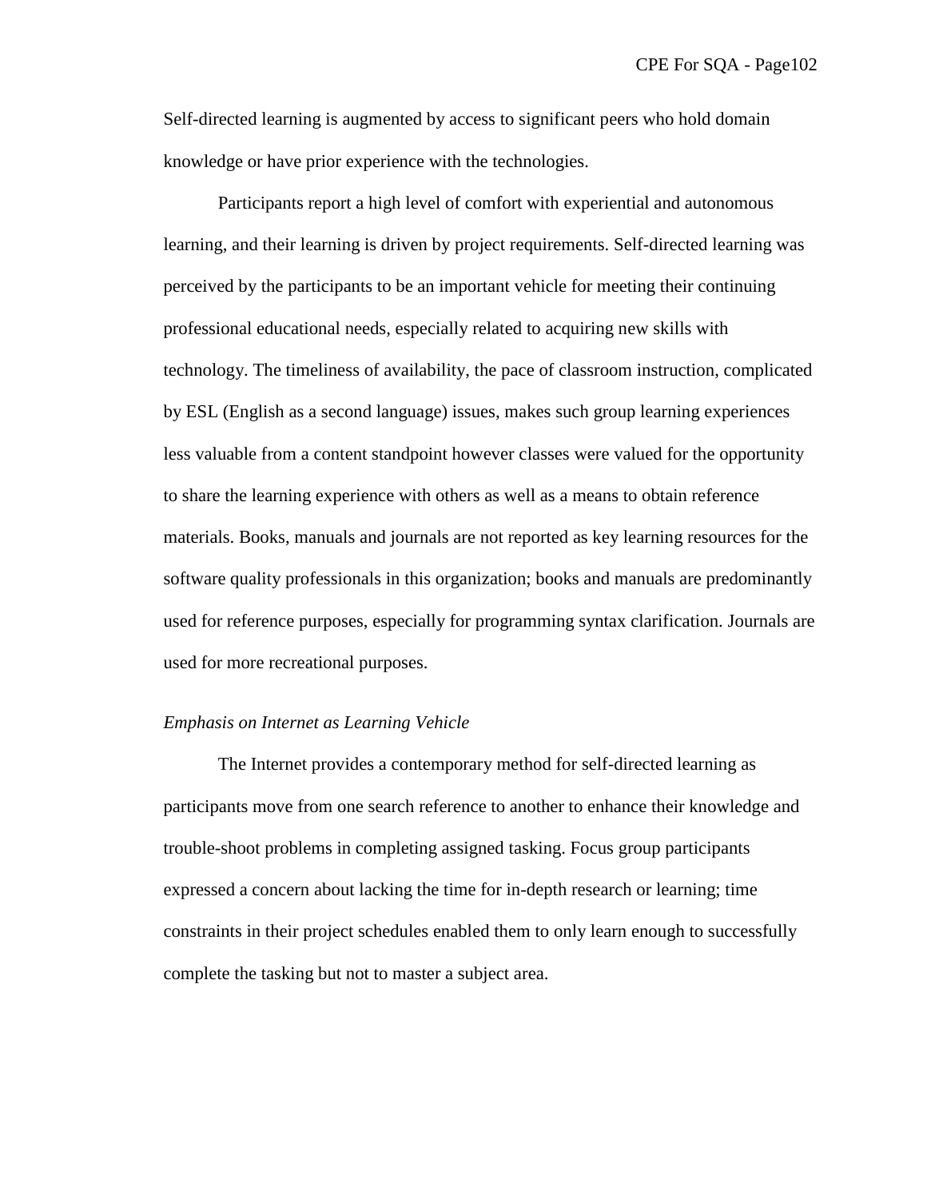Self-directed learning is augmented by access to significant peers who hold domain knowledge or have prior experience with the technologies.

Participants report a high level of comfort with experiential and autonomous learning, and their learning is driven by project requirements. Self-directed learning was perceived by the participants to be an important vehicle for meeting their continuing professional educational needs, especially related to acquiring new skills with technology. The timeliness of availability, the pace of classroom instruction, complicated by ESL (English as a second language) issues, makes such group learning experiences less valuable from a content standpoint however classes were valued for the opportunity to share the learning experience with others as well as a means to obtain reference materials. Books, manuals and journals are not reported as key learning resources for the software quality professionals in this organization; books and manuals are predominantly used for reference purposes, especially for programming syntax clarification. Journals are used for more recreational purposes.

*Emphasis on Internet as Learning Vehicle*

The Internet provides a contemporary method for self-directed learning as participants move from one search reference to another to enhance their knowledge and trouble-shoot problems in completing assigned tasking. Focus group participants expressed a concern about lacking the time for in-depth research or learning; time constraints in their project schedules enabled them to only learn enough to successfully complete the tasking but not to master a subject area.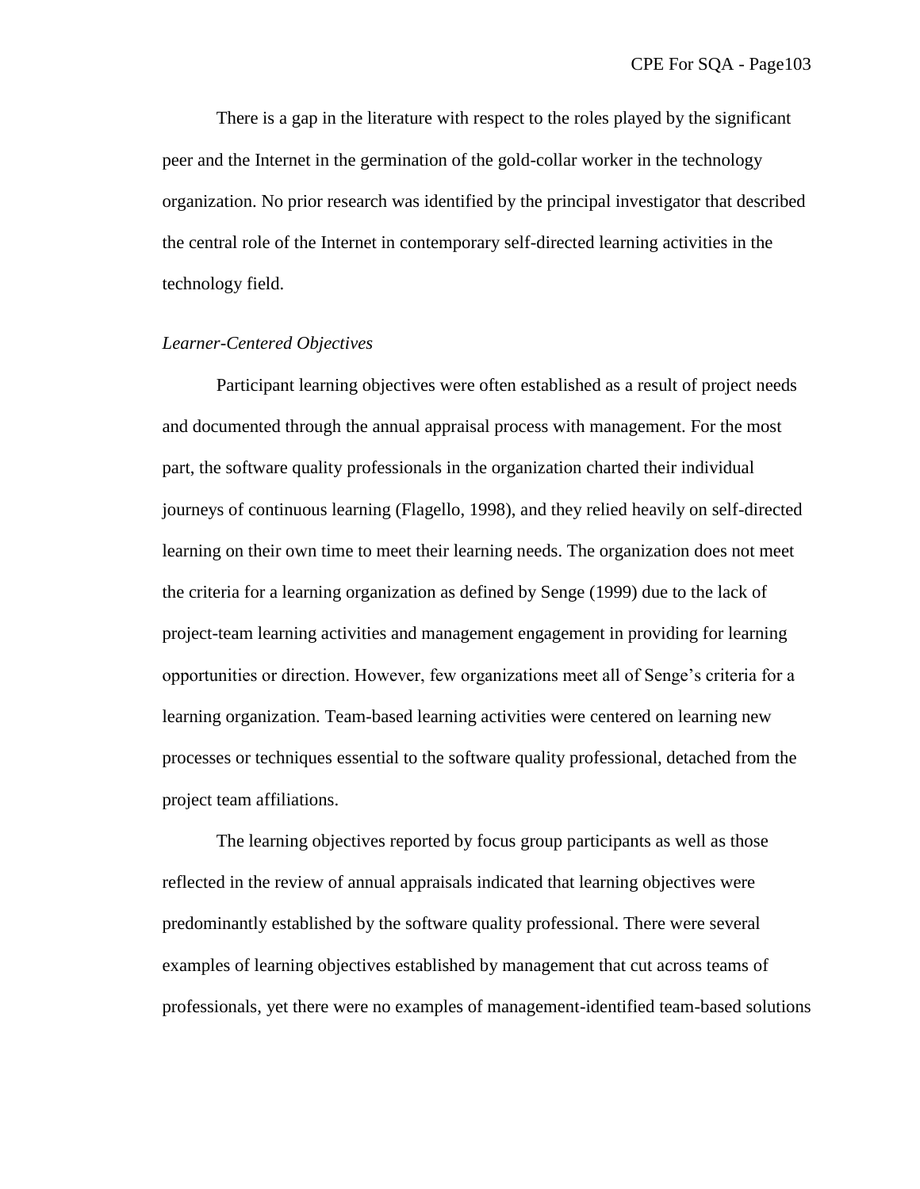There is a gap in the literature with respect to the roles played by the significant peer and the Internet in the germination of the gold-collar worker in the technology organization. No prior research was identified by the principal investigator that described the central role of the Internet in contemporary self-directed learning activities in the technology field.

### *Learner-Centered Objectives*

Participant learning objectives were often established as a result of project needs and documented through the annual appraisal process with management. For the most part, the software quality professionals in the organization charted their individual journeys of continuous learning (Flagello, 1998), and they relied heavily on self-directed learning on their own time to meet their learning needs. The organization does not meet the criteria for a learning organization as defined by Senge (1999) due to the lack of project-team learning activities and management engagement in providing for learning opportunities or direction. However, few organizations meet all of Senge's criteria for a learning organization. Team-based learning activities were centered on learning new processes or techniques essential to the software quality professional, detached from the project team affiliations.

The learning objectives reported by focus group participants as well as those reflected in the review of annual appraisals indicated that learning objectives were predominantly established by the software quality professional. There were several examples of learning objectives established by management that cut across teams of professionals, yet there were no examples of management-identified team-based solutions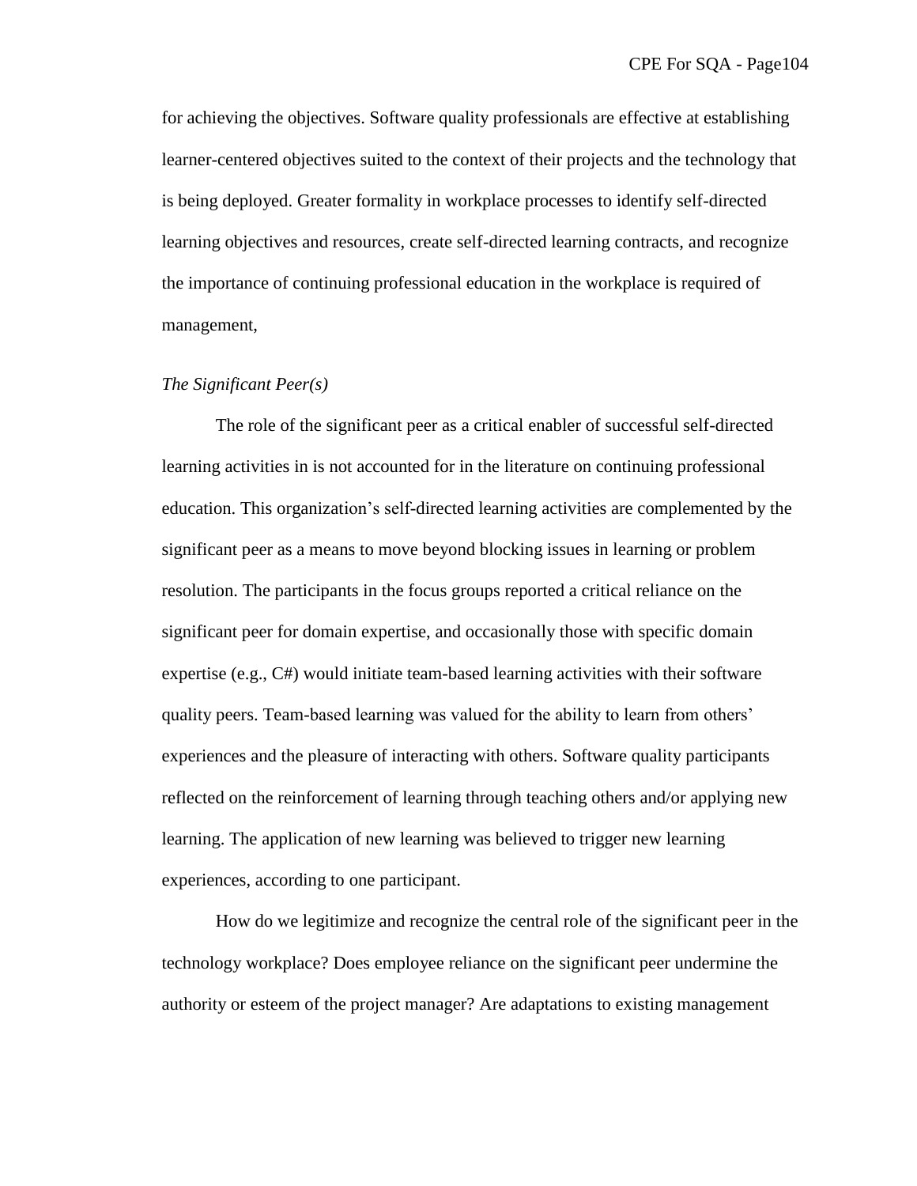for achieving the objectives. Software quality professionals are effective at establishing learner-centered objectives suited to the context of their projects and the technology that is being deployed. Greater formality in workplace processes to identify self-directed learning objectives and resources, create self-directed learning contracts, and recognize the importance of continuing professional education in the workplace is required of management,

*The Significant Peer(s)*

The role of the significant peer as a critical enabler of successful self-directed learning activities in is not accounted for in the literature on continuing professional education. This organization's self-directed learning activities are complemented by the significant peer as a means to move beyond blocking issues in learning or problem resolution. The participants in the focus groups reported a critical reliance on the significant peer for domain expertise, and occasionally those with specific domain expertise (e.g., C#) would initiate team-based learning activities with their software quality peers. Team-based learning was valued for the ability to learn from others' experiences and the pleasure of interacting with others. Software quality participants reflected on the reinforcement of learning through teaching others and/or applying new learning. The application of new learning was believed to trigger new learning experiences, according to one participant.

How do we legitimize and recognize the central role of the significant peer in the technology workplace? Does employee reliance on the significant peer undermine the authority or esteem of the project manager? Are adaptations to existing management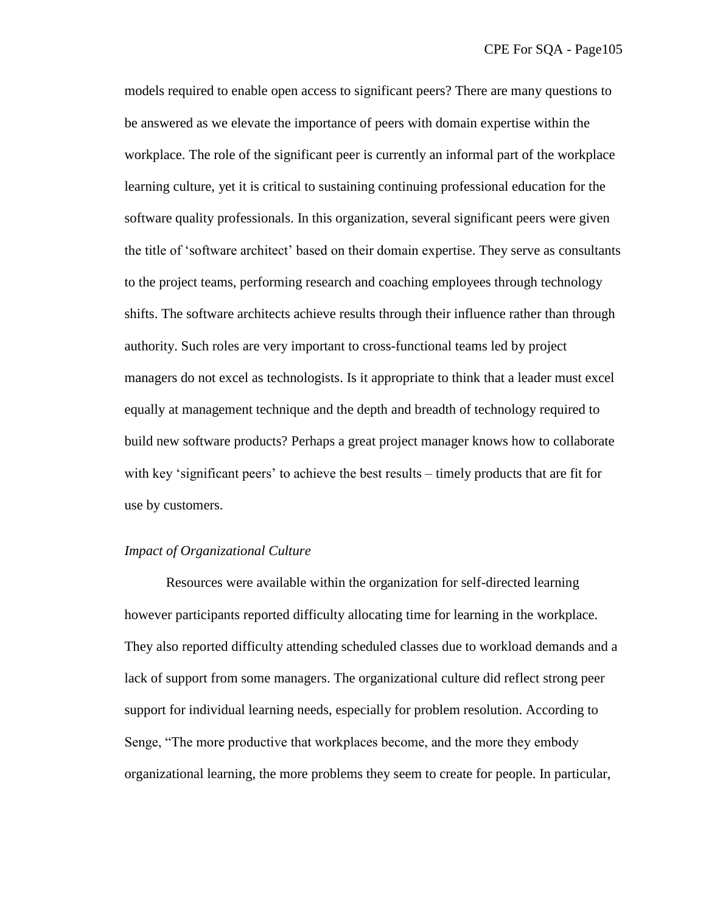models required to enable open access to significant peers? There are many questions to be answered as we elevate the importance of peers with domain expertise within the workplace. The role of the significant peer is currently an informal part of the workplace learning culture, yet it is critical to sustaining continuing professional education for the software quality professionals. In this organization, several significant peers were given the title of 'software architect' based on their domain expertise. They serve as consultants to the project teams, performing research and coaching employees through technology shifts. The software architects achieve results through their influence rather than through authority. Such roles are very important to cross-functional teams led by project managers do not excel as technologists. Is it appropriate to think that a leader must excel equally at management technique and the depth and breadth of technology required to build new software products? Perhaps a great project manager knows how to collaborate with key 'significant peers' to achieve the best results – timely products that are fit for use by customers.

*Impact of Organizational Culture*

Resources were available within the organization for self-directed learning however participants reported difficulty allocating time for learning in the workplace. They also reported difficulty attending scheduled classes due to workload demands and a lack of support from some managers. The organizational culture did reflect strong peer support for individual learning needs, especially for problem resolution. According to Senge, "The more productive that workplaces become, and the more they embody organizational learning, the more problems they seem to create for people. In particular,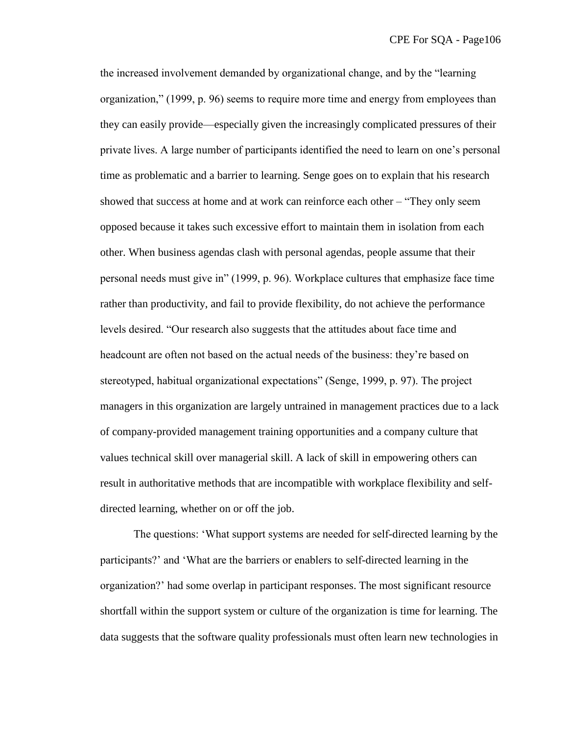the increased involvement demanded by organizational change, and by the "learning organization," (1999, p. 96) seems to require more time and energy from employees than they can easily provide—especially given the increasingly complicated pressures of their private lives. A large number of participants identified the need to learn on one's personal time as problematic and a barrier to learning. Senge goes on to explain that his research showed that success at home and at work can reinforce each other – "They only seem opposed because it takes such excessive effort to maintain them in isolation from each other. When business agendas clash with personal agendas, people assume that their personal needs must give in" (1999, p. 96). Workplace cultures that emphasize face time rather than productivity, and fail to provide flexibility, do not achieve the performance levels desired. "Our research also suggests that the attitudes about face time and headcount are often not based on the actual needs of the business: they're based on stereotyped, habitual organizational expectations" (Senge, 1999, p. 97). The project managers in this organization are largely untrained in management practices due to a lack of company-provided management training opportunities and a company culture that values technical skill over managerial skill. A lack of skill in empowering others can result in authoritative methods that are incompatible with workplace flexibility and self-directed learning, whether on or off the job.

The questions: 'What support systems are needed for self-directed learning by the participants?' and 'What are the barriers or enablers to self-directed learning in the organization?' had some overlap in participant responses. The most significant resource shortfall within the support system or culture of the organization is time for learning. The data suggests that the software quality professionals must often learn new technologies in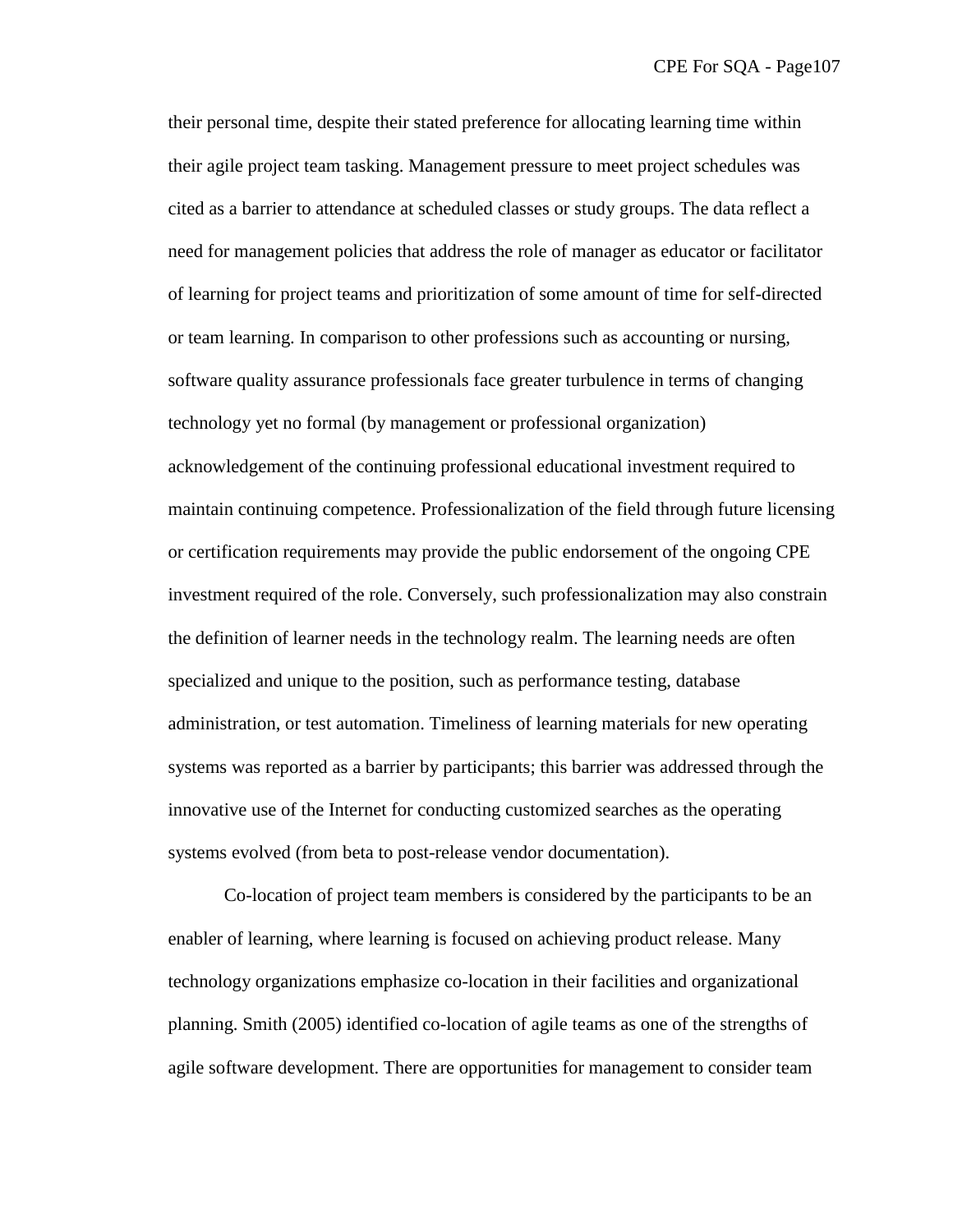their personal time, despite their stated preference for allocating learning time within their agile project team tasking. Management pressure to meet project schedules was cited as a barrier to attendance at scheduled classes or study groups. The data reflect a need for management policies that address the role of manager as educator or facilitator of learning for project teams and prioritization of some amount of time for self-directed or team learning. In comparison to other professions such as accounting or nursing, software quality assurance professionals face greater turbulence in terms of changing technology yet no formal (by management or professional organization) acknowledgement of the continuing professional educational investment required to maintain continuing competence. Professionalization of the field through future licensing or certification requirements may provide the public endorsement of the ongoing CPE investment required of the role. Conversely, such professionalization may also constrain the definition of learner needs in the technology realm. The learning needs are often specialized and unique to the position, such as performance testing, database administration, or test automation. Timeliness of learning materials for new operating systems was reported as a barrier by participants; this barrier was addressed through the innovative use of the Internet for conducting customized searches as the operating systems evolved (from beta to post-release vendor documentation).

Co-location of project team members is considered by the participants to be an enabler of learning, where learning is focused on achieving product release. Many technology organizations emphasize co-location in their facilities and organizational planning. Smith (2005) identified co-location of agile teams as one of the strengths of agile software development. There are opportunities for management to consider team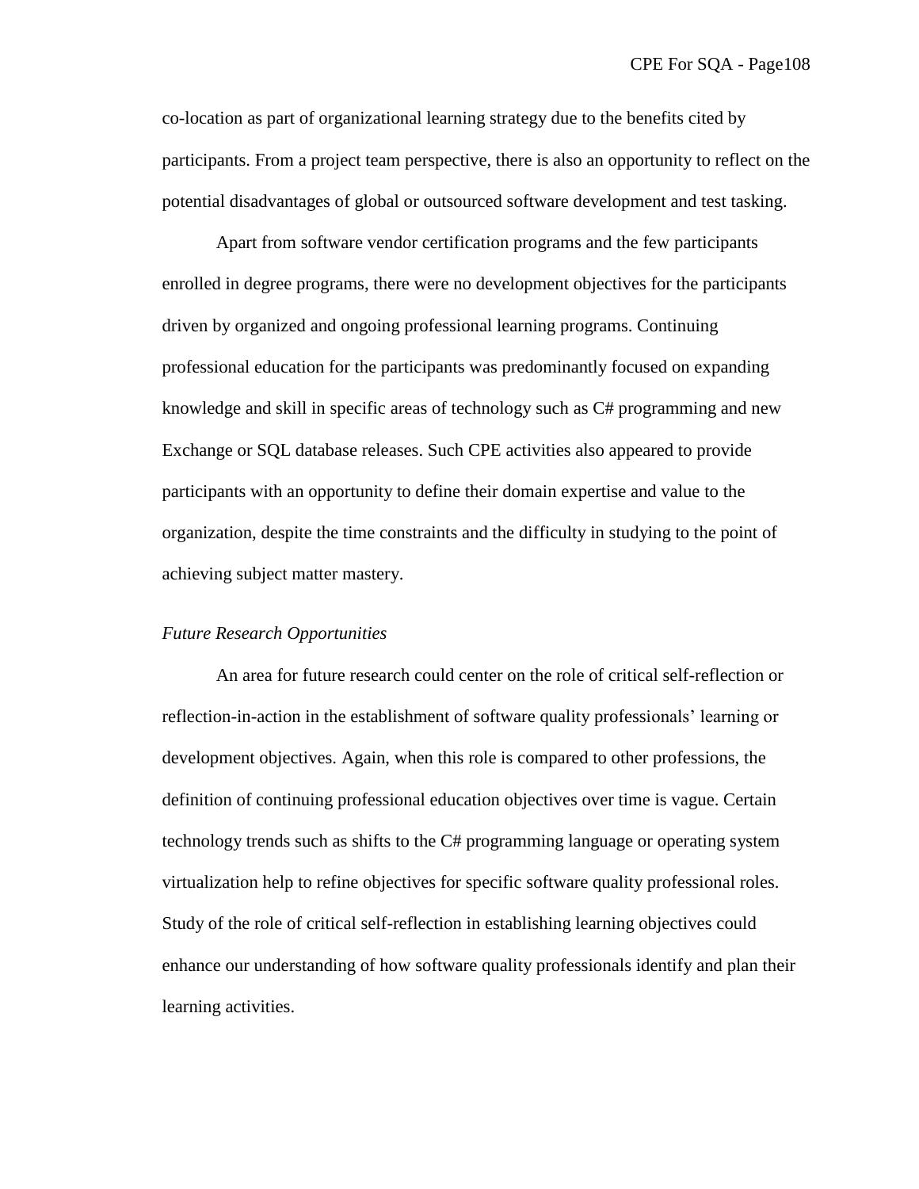co-location as part of organizational learning strategy due to the benefits cited by participants. From a project team perspective, there is also an opportunity to reflect on the potential disadvantages of global or outsourced software development and test tasking.

Apart from software vendor certification programs and the few participants enrolled in degree programs, there were no development objectives for the participants driven by organized and ongoing professional learning programs. Continuing professional education for the participants was predominantly focused on expanding knowledge and skill in specific areas of technology such as C# programming and new Exchange or SQL database releases. Such CPE activities also appeared to provide participants with an opportunity to define their domain expertise and value to the organization, despite the time constraints and the difficulty in studying to the point of achieving subject matter mastery.

*Future Research Opportunities*

An area for future research could center on the role of critical self-reflection or reflection-in-action in the establishment of software quality professionals' learning or development objectives. Again, when this role is compared to other professions, the definition of continuing professional education objectives over time is vague. Certain technology trends such as shifts to the C# programming language or operating system virtualization help to refine objectives for specific software quality professional roles. Study of the role of critical self-reflection in establishing learning objectives could enhance our understanding of how software quality professionals identify and plan their learning activities.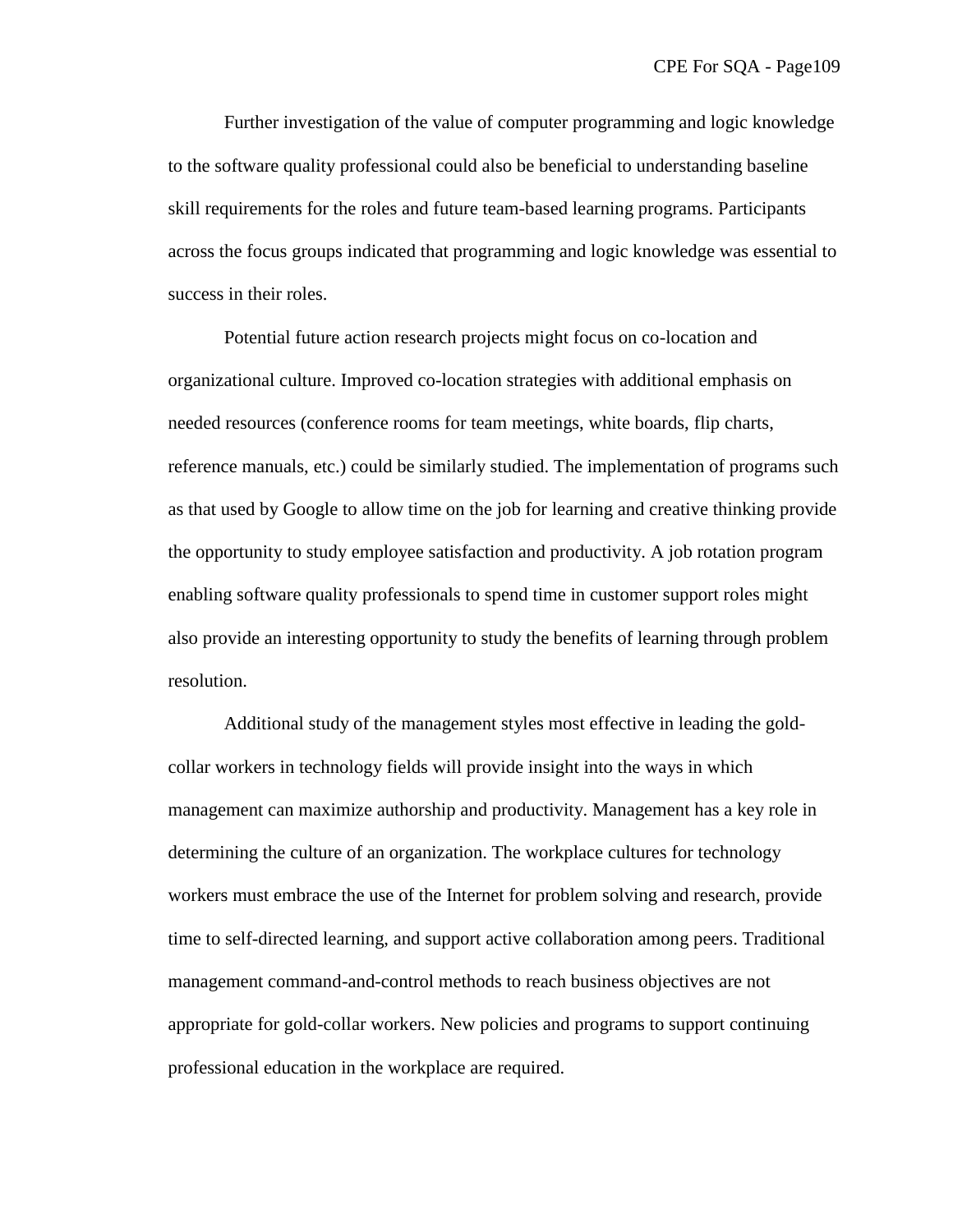Further investigation of the value of computer programming and logic knowledge to the software quality professional could also be beneficial to understanding baseline skill requirements for the roles and future team-based learning programs. Participants across the focus groups indicated that programming and logic knowledge was essential to success in their roles.

Potential future action research projects might focus on co-location and organizational culture. Improved co-location strategies with additional emphasis on needed resources (conference rooms for team meetings, white boards, flip charts, reference manuals, etc.) could be similarly studied. The implementation of programs such as that used by Google to allow time on the job for learning and creative thinking provide the opportunity to study employee satisfaction and productivity. A job rotation program enabling software quality professionals to spend time in customer support roles might also provide an interesting opportunity to study the benefits of learning through problem resolution.

Additional study of the management styles most effective in leading the gold-collar workers in technology fields will provide insight into the ways in which management can maximize authorship and productivity. Management has a key role in determining the culture of an organization. The workplace cultures for technology workers must embrace the use of the Internet for problem solving and research, provide time to self-directed learning, and support active collaboration among peers. Traditional management command-and-control methods to reach business objectives are not appropriate for gold-collar workers. New policies and programs to support continuing professional education in the workplace are required.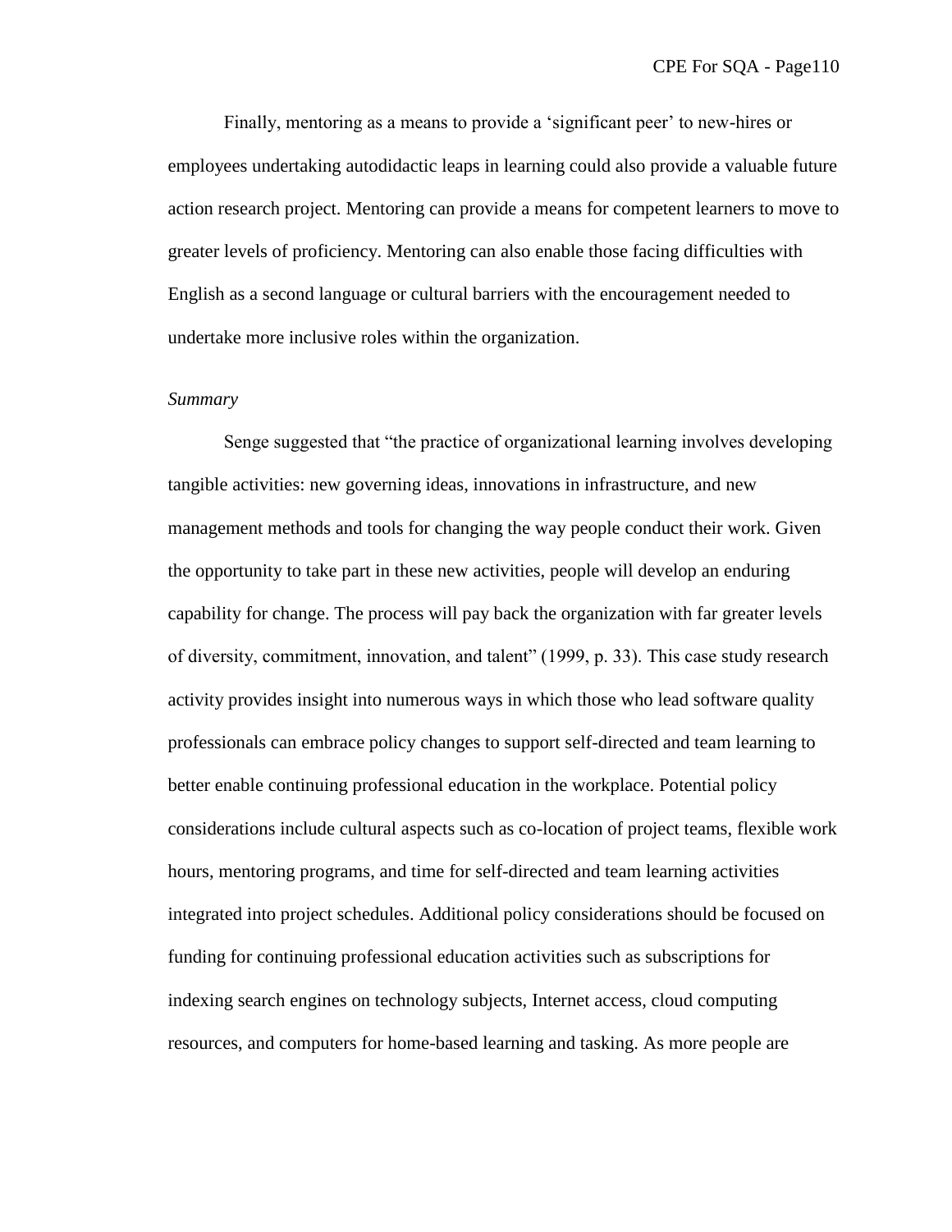Finally, mentoring as a means to provide a 'significant peer' to new-hires or employees undertaking autodidactic leaps in learning could also provide a valuable future action research project. Mentoring can provide a means for competent learners to move to greater levels of proficiency. Mentoring can also enable those facing difficulties with English as a second language or cultural barriers with the encouragement needed to undertake more inclusive roles within the organization.

*Summary*

Senge suggested that "the practice of organizational learning involves developing tangible activities: new governing ideas, innovations in infrastructure, and new management methods and tools for changing the way people conduct their work. Given the opportunity to take part in these new activities, people will develop an enduring capability for change. The process will pay back the organization with far greater levels of diversity, commitment, innovation, and talent" (1999, p. 33). This case study research activity provides insight into numerous ways in which those who lead software quality professionals can embrace policy changes to support self-directed and team learning to better enable continuing professional education in the workplace. Potential policy considerations include cultural aspects such as co-location of project teams, flexible work hours, mentoring programs, and time for self-directed and team learning activities integrated into project schedules. Additional policy considerations should be focused on funding for continuing professional education activities such as subscriptions for indexing search engines on technology subjects, Internet access, cloud computing resources, and computers for home-based learning and tasking. As more people are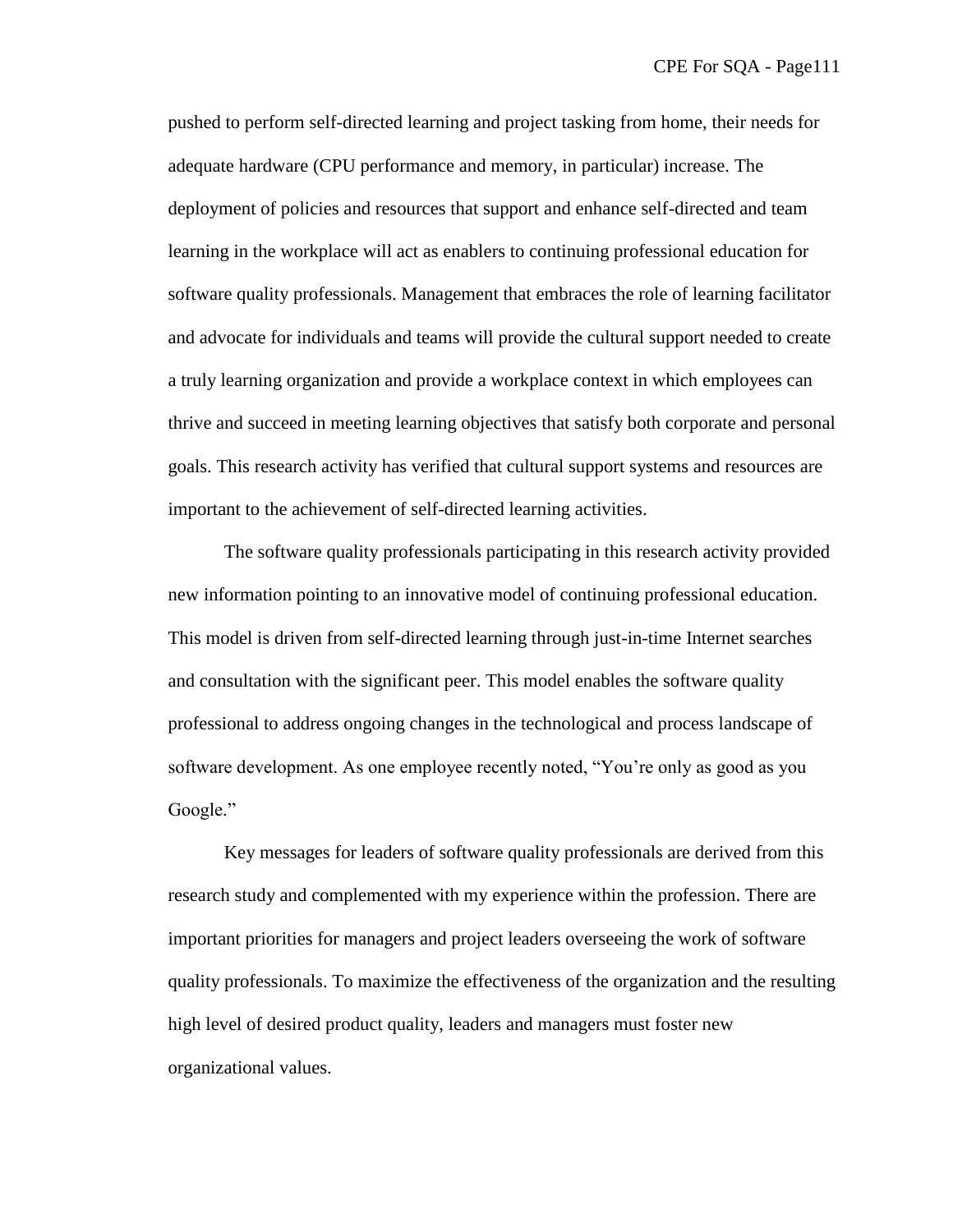pushed to perform self-directed learning and project tasking from home, their needs for adequate hardware (CPU performance and memory, in particular) increase. The deployment of policies and resources that support and enhance self-directed and team learning in the workplace will act as enablers to continuing professional education for software quality professionals. Management that embraces the role of learning facilitator and advocate for individuals and teams will provide the cultural support needed to create a truly learning organization and provide a workplace context in which employees can thrive and succeed in meeting learning objectives that satisfy both corporate and personal goals. This research activity has verified that cultural support systems and resources are important to the achievement of self-directed learning activities.

The software quality professionals participating in this research activity provided new information pointing to an innovative model of continuing professional education. This model is driven from self-directed learning through just-in-time Internet searches and consultation with the significant peer. This model enables the software quality professional to address ongoing changes in the technological and process landscape of software development. As one employee recently noted, "You're only as good as you Google."

Key messages for leaders of software quality professionals are derived from this research study and complemented with my experience within the profession. There are important priorities for managers and project leaders overseeing the work of software quality professionals. To maximize the effectiveness of the organization and the resulting high level of desired product quality, leaders and managers must foster new organizational values.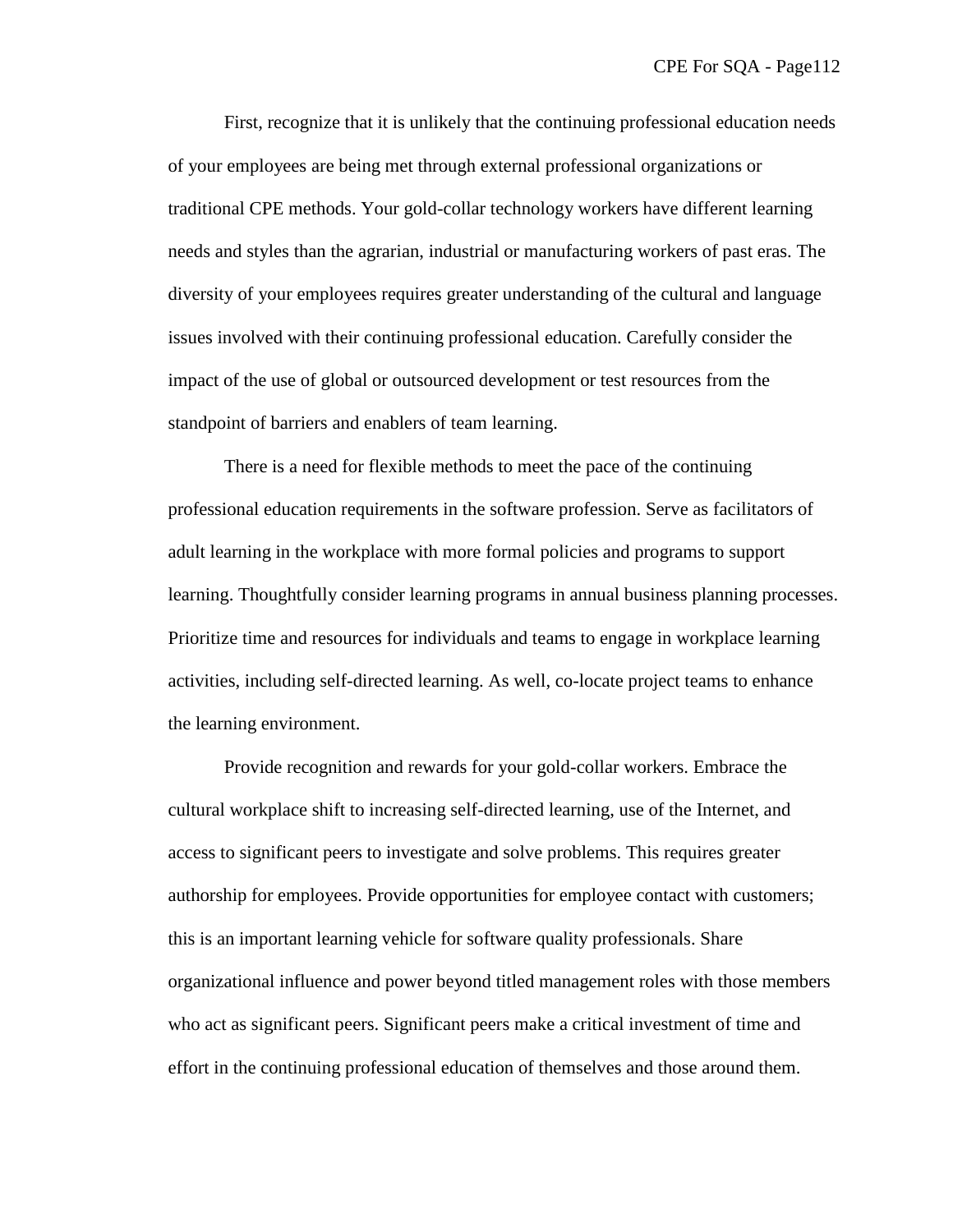First, recognize that it is unlikely that the continuing professional education needs of your employees are being met through external professional organizations or traditional CPE methods. Your gold-collar technology workers have different learning needs and styles than the agrarian, industrial or manufacturing workers of past eras. The diversity of your employees requires greater understanding of the cultural and language issues involved with their continuing professional education. Carefully consider the impact of the use of global or outsourced development or test resources from the standpoint of barriers and enablers of team learning.

There is a need for flexible methods to meet the pace of the continuing professional education requirements in the software profession. Serve as facilitators of adult learning in the workplace with more formal policies and programs to support learning. Thoughtfully consider learning programs in annual business planning processes. Prioritize time and resources for individuals and teams to engage in workplace learning activities, including self-directed learning. As well, co-locate project teams to enhance the learning environment.

Provide recognition and rewards for your gold-collar workers. Embrace the cultural workplace shift to increasing self-directed learning, use of the Internet, and access to significant peers to investigate and solve problems. This requires greater authorship for employees. Provide opportunities for employee contact with customers; this is an important learning vehicle for software quality professionals. Share organizational influence and power beyond titled management roles with those members who act as significant peers. Significant peers make a critical investment of time and effort in the continuing professional education of themselves and those around them.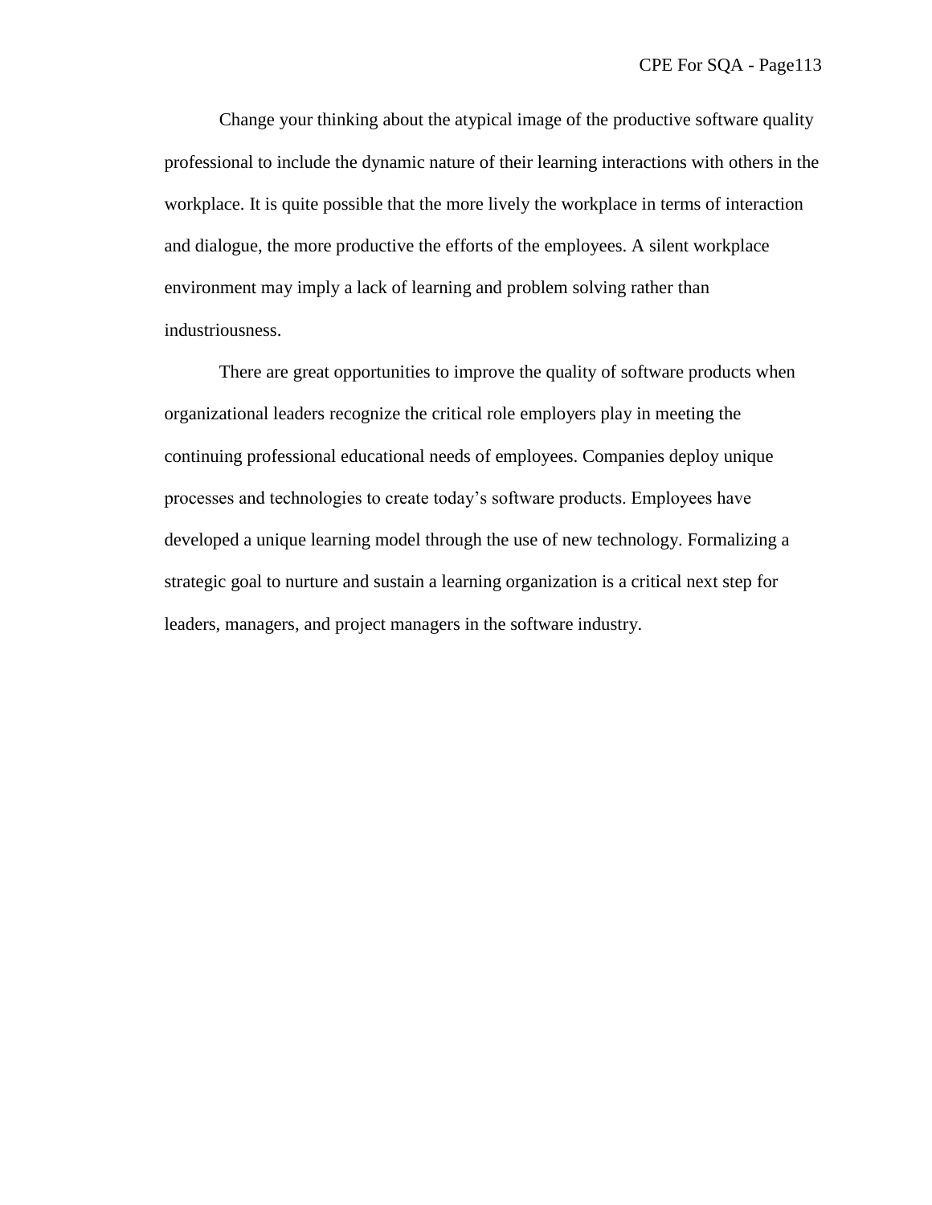Change your thinking about the atypical image of the productive software quality professional to include the dynamic nature of their learning interactions with others in the workplace. It is quite possible that the more lively the workplace in terms of interaction and dialogue, the more productive the efforts of the employees. A silent workplace environment may imply a lack of learning and problem solving rather than industriousness.

There are great opportunities to improve the quality of software products when organizational leaders recognize the critical role employers play in meeting the continuing professional educational needs of employees. Companies deploy unique processes and technologies to create today's software products. Employees have developed a unique learning model through the use of new technology. Formalizing a strategic goal to nurture and sustain a learning organization is a critical next step for leaders, managers, and project managers in the software industry.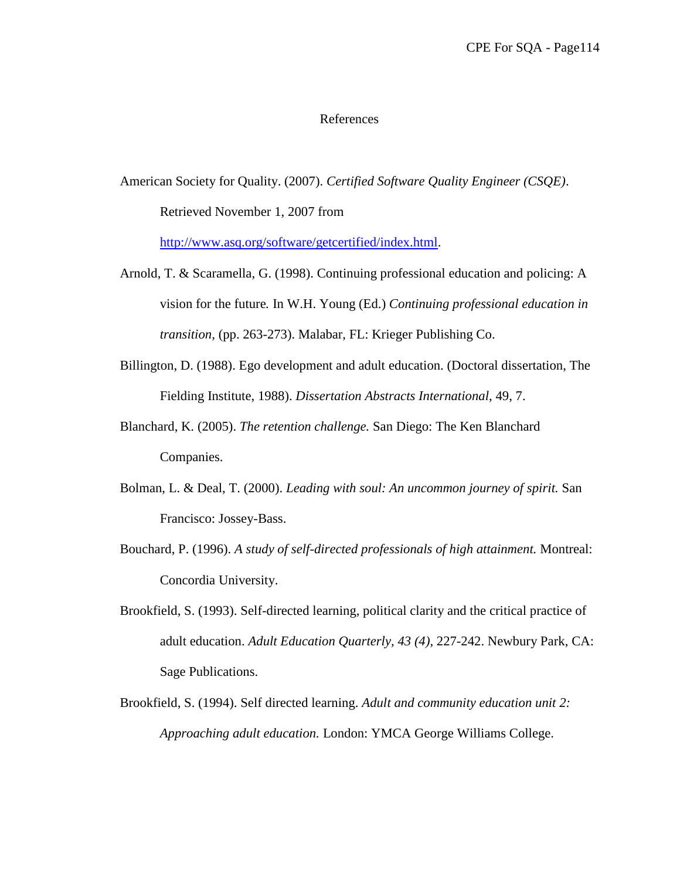# References

American Society for Quality. (2007). *Certified Software Quality Engineer (CSQE)*. Retrieved November 1, 2007 from http://www.asq.org/software/getcertified/index.html.

Arnold, T. & Scaramella, G. (1998). Continuing professional education and policing: A vision for the future. In W.H. Young (Ed.) *Continuing professional education in transition,* (pp. 263-273). Malabar, FL: Krieger Publishing Co.

Billington, D. (1988). Ego development and adult education. (Doctoral dissertation, The Fielding Institute, 1988). *Dissertation Abstracts International*, 49, 7.

Blanchard, K. (2005). *The retention challenge.* San Diego: The Ken Blanchard Companies.

Bolman, L. & Deal, T. (2000). *Leading with soul: An uncommon journey of spirit.* San Francisco: Jossey-Bass.

Bouchard, P. (1996). *A study of self-directed professionals of high attainment.* Montreal: Concordia University.

Brookfield, S. (1993). Self-directed learning, political clarity and the critical practice of adult education. *Adult Education Quarterly, 43 (4),* 227-242. Newbury Park, CA: Sage Publications.

Brookfield, S. (1994). Self directed learning. *Adult and community education unit 2: Approaching adult education.* London: YMCA George Williams College.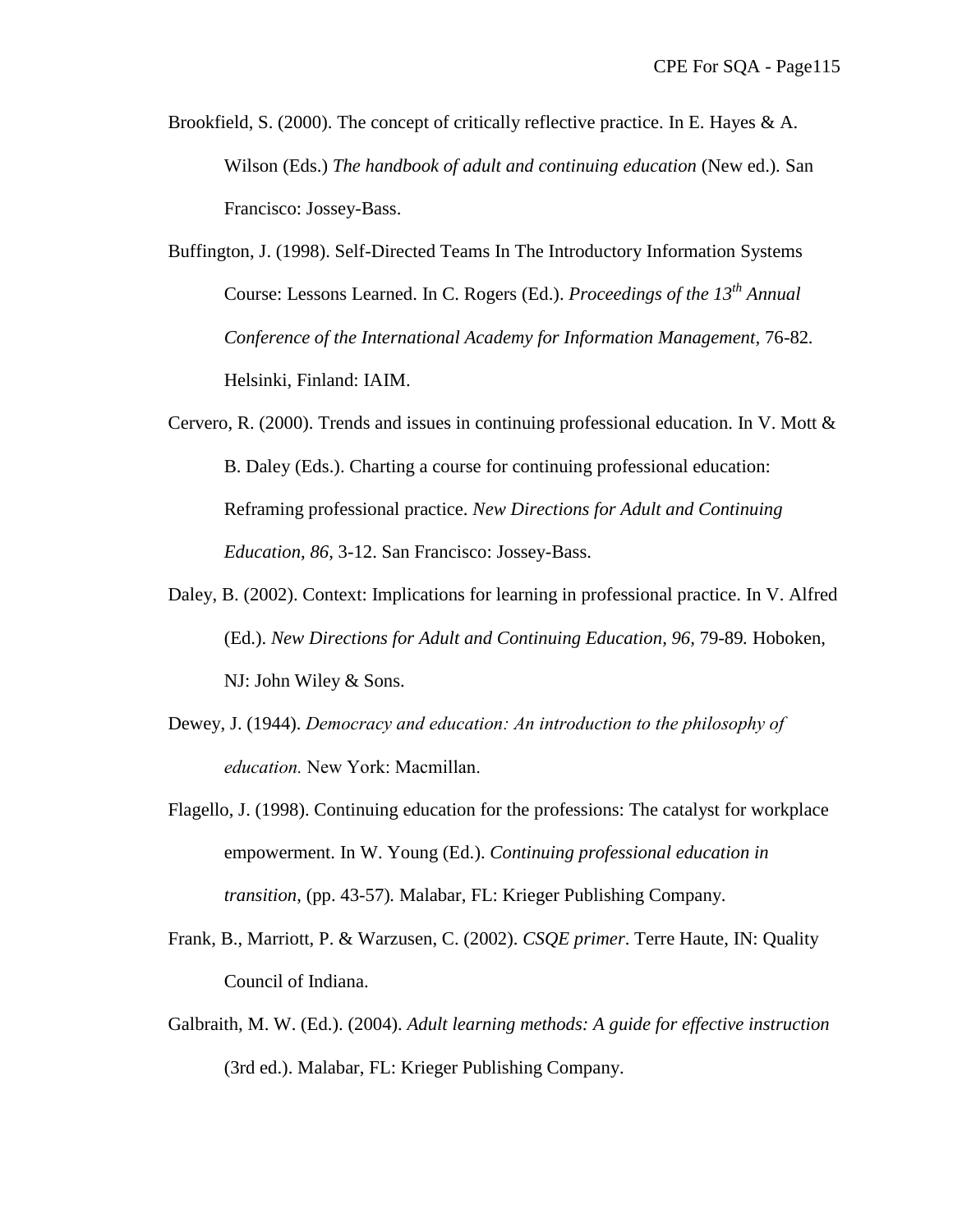Brookfield, S. (2000). The concept of critically reflective practice. In E. Hayes & A. Wilson (Eds.) *The handbook of adult and continuing education* (New ed.). San Francisco: Jossey-Bass.

Buffington, J. (1998). Self-Directed Teams In The Introductory Information Systems Course: Lessons Learned. In C. Rogers (Ed.). *Proceedings of the 13th Annual Conference of the International Academy for Information Management*, 76-82. Helsinki, Finland: IAIM.

Cervero, R. (2000). Trends and issues in continuing professional education. In V. Mott & B. Daley (Eds.). Charting a course for continuing professional education: Reframing professional practice. *New Directions for Adult and Continuing Education, 86*, 3-12. San Francisco: Jossey-Bass.

Daley, B. (2002). Context: Implications for learning in professional practice. In V. Alfred (Ed.). *New Directions for Adult and Continuing Education, 96*, 79-89. Hoboken, NJ: John Wiley & Sons.

Dewey, J. (1944). *Democracy and education: An introduction to the philosophy of education.* New York: Macmillan.

Flagello, J. (1998). Continuing education for the professions: The catalyst for workplace empowerment. In W. Young (Ed.). *Continuing professional education in transition*, (pp. 43-57). Malabar, FL: Krieger Publishing Company.

Frank, B., Marriott, P. & Warzusen, C. (2002). *CSQE primer*. Terre Haute, IN: Quality Council of Indiana.

Galbraith, M. W. (Ed.). (2004). *Adult learning methods: A guide for effective instruction* (3rd ed.). Malabar, FL: Krieger Publishing Company.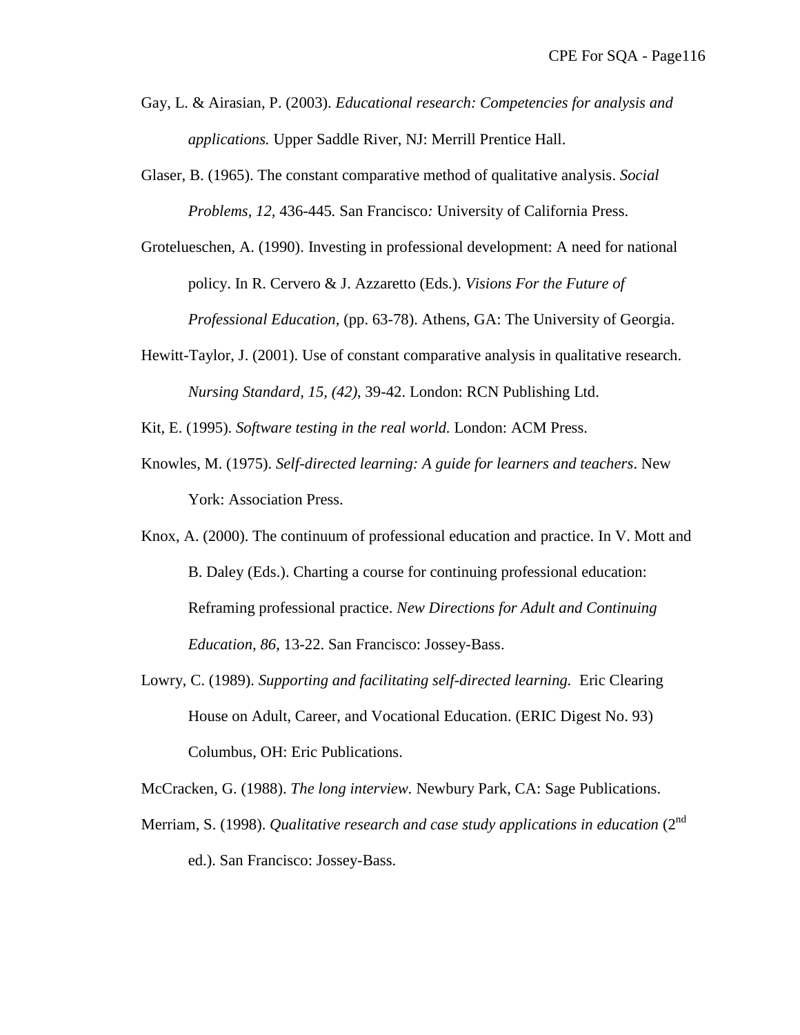Gay, L. & Airasian, P. (2003). *Educational research: Competencies for analysis and applications.* Upper Saddle River, NJ: Merrill Prentice Hall.

Glaser, B. (1965). The constant comparative method of qualitative analysis. *Social Problems, 12,* 436-445*.* San Francisco*:* University of California Press.

Grotelueschen, A. (1990). Investing in professional development: A need for national policy. In R. Cervero & J. Azzaretto (Eds.). *Visions For the Future of Professional Education,* (pp. 63-78). Athens, GA: The University of Georgia.

Hewitt-Taylor, J. (2001). Use of constant comparative analysis in qualitative research. *Nursing Standard, 15, (42),* 39-42. London: RCN Publishing Ltd.

Kit, E. (1995). *Software testing in the real world.* London: ACM Press.

Knowles, M. (1975). *Self-directed learning: A guide for learners and teachers*. New York: Association Press.

Knox, A. (2000). The continuum of professional education and practice. In V. Mott and B. Daley (Eds.). Charting a course for continuing professional education: Reframing professional practice. *New Directions for Adult and Continuing Education, 86*, 13-22. San Francisco: Jossey-Bass.

Lowry, C. (1989). *Supporting and facilitating self-directed learning.* Eric Clearing House on Adult, Career, and Vocational Education. (ERIC Digest No. 93) Columbus, OH: Eric Publications.

McCracken, G. (1988). *The long interview.* Newbury Park, CA: Sage Publications.

Merriam, S. (1998). *Qualitative research and case study applications in education* (2nd ed.). San Francisco: Jossey-Bass.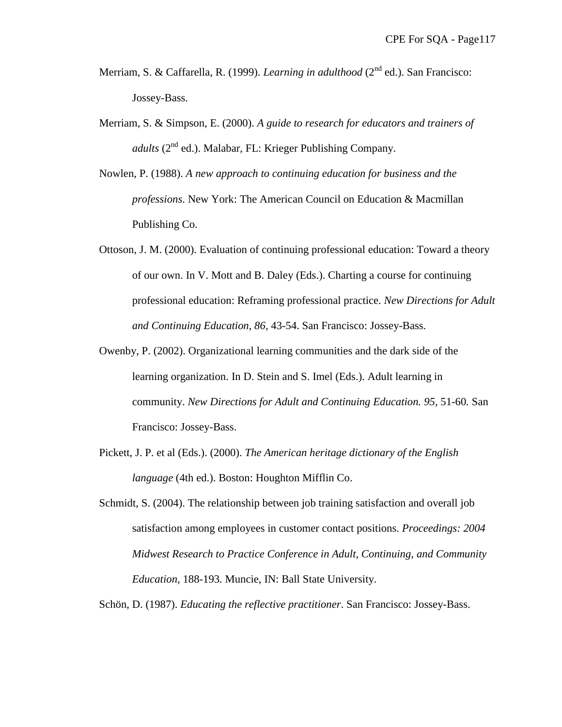Merriam, S. & Caffarella, R. (1999). *Learning in adulthood* (2nd ed.). San Francisco: Jossey-Bass.

Merriam, S. & Simpson, E. (2000). *A guide to research for educators and trainers of adults* (2nd ed.). Malabar, FL: Krieger Publishing Company.

Nowlen, P. (1988). *A new approach to continuing education for business and the professions*. New York: The American Council on Education & Macmillan Publishing Co.

Ottoson, J. M. (2000). Evaluation of continuing professional education: Toward a theory of our own. In V. Mott and B. Daley (Eds.). Charting a course for continuing professional education: Reframing professional practice. *New Directions for Adult and Continuing Education, 86,* 43-54. San Francisco: Jossey-Bass.

Owenby, P. (2002). Organizational learning communities and the dark side of the learning organization. In D. Stein and S. Imel (Eds.). Adult learning in community. *New Directions for Adult and Continuing Education. 95,* 51-60*.* San Francisco: Jossey-Bass.

Pickett, J. P. et al (Eds.). (2000). *The American heritage dictionary of the English language* (4th ed.). Boston: Houghton Mifflin Co.

Schmidt, S. (2004). The relationship between job training satisfaction and overall job satisfaction among employees in customer contact positions. *Proceedings: 2004 Midwest Research to Practice Conference in Adult, Continuing, and Community Education,* 188-193*.* Muncie, IN: Ball State University.

Schön, D. (1987). *Educating the reflective practitioner*. San Francisco: Jossey-Bass.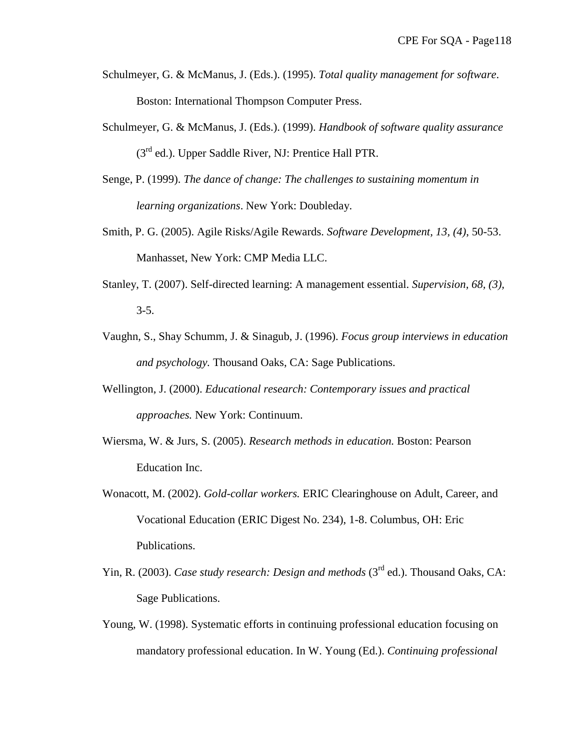Schulmeyer, G. & McManus, J. (Eds.). (1995). *Total quality management for software*. Boston: International Thompson Computer Press.

Schulmeyer, G. & McManus, J. (Eds.). (1999). *Handbook of software quality assurance* (3rd ed.). Upper Saddle River, NJ: Prentice Hall PTR.

Senge, P. (1999). *The dance of change: The challenges to sustaining momentum in learning organizations*. New York: Doubleday.

Smith, P. G. (2005). Agile Risks/Agile Rewards. *Software Development, 13, (4),* 50-53. Manhasset, New York: CMP Media LLC.

Stanley, T. (2007). Self-directed learning: A management essential. *Supervision, 68, (3),* 3-5.

Vaughn, S., Shay Schumm, J. & Sinagub, J. (1996). *Focus group interviews in education and psychology.* Thousand Oaks, CA: Sage Publications.

Wellington, J. (2000). *Educational research: Contemporary issues and practical approaches.* New York: Continuum.

Wiersma, W. & Jurs, S. (2005). *Research methods in education.* Boston: Pearson Education Inc.

Wonacott, M. (2002). *Gold-collar workers.* ERIC Clearinghouse on Adult, Career, and Vocational Education (ERIC Digest No. 234), 1-8. Columbus, OH: Eric Publications.

Yin, R. (2003). *Case study research: Design and methods* (3rd ed.). Thousand Oaks, CA: Sage Publications.

Young, W. (1998). Systematic efforts in continuing professional education focusing on mandatory professional education. In W. Young (Ed.). *Continuing professional*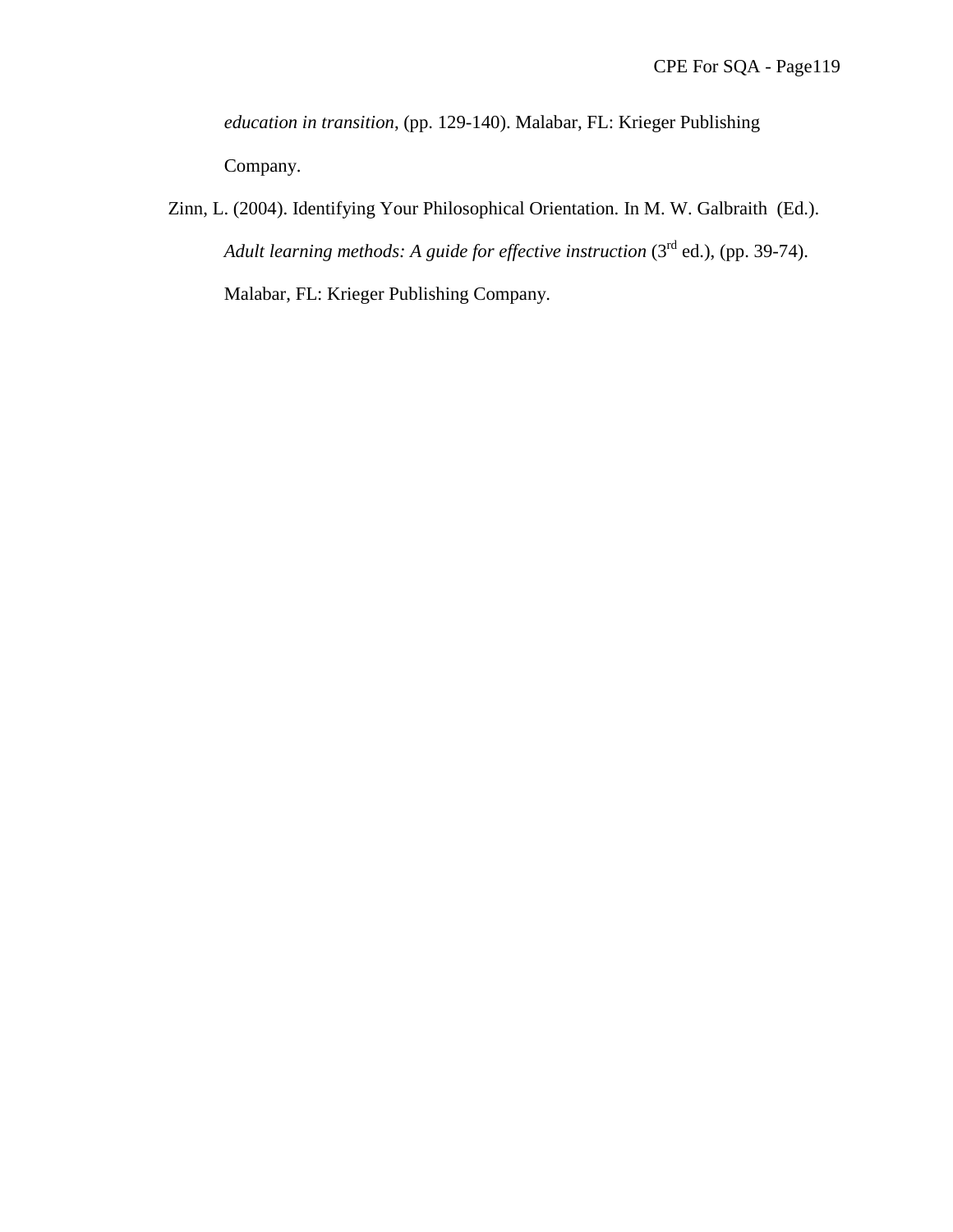*education in transition*, (pp. 129-140). Malabar, FL: Krieger Publishing Company.

Zinn, L. (2004). Identifying Your Philosophical Orientation. In M. W. Galbraith (Ed.). *Adult learning methods: A guide for effective instruction* (3rd ed.), (pp. 39-74). Malabar, FL: Krieger Publishing Company.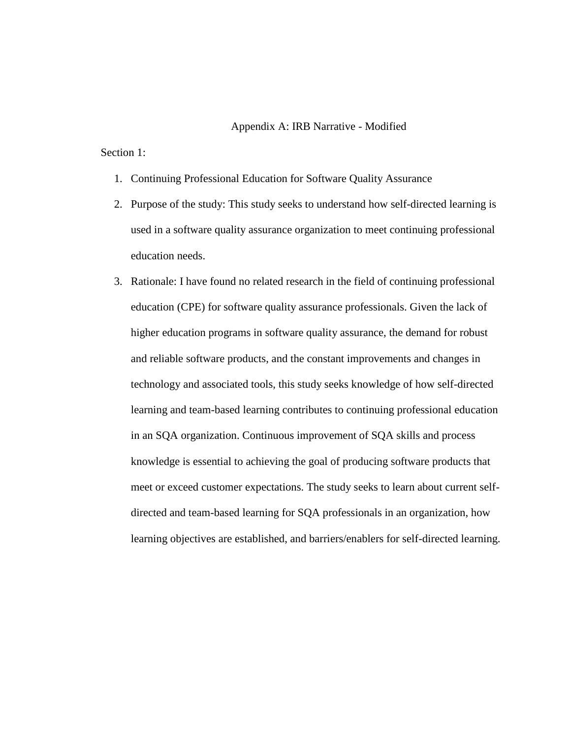# Appendix A: IRB Narrative - Modified

Section 1:

1. Continuing Professional Education for Software Quality Assurance
2. Purpose of the study: This study seeks to understand how self-directed learning is used in a software quality assurance organization to meet continuing professional education needs.
3. Rationale: I have found no related research in the field of continuing professional education (CPE) for software quality assurance professionals. Given the lack of higher education programs in software quality assurance, the demand for robust and reliable software products, and the constant improvements and changes in technology and associated tools, this study seeks knowledge of how self-directed learning and team-based learning contributes to continuing professional education in an SQA organization. Continuous improvement of SQA skills and process knowledge is essential to achieving the goal of producing software products that meet or exceed customer expectations. The study seeks to learn about current self-directed and team-based learning for SQA professionals in an organization, how learning objectives are established, and barriers/enablers for self-directed learning.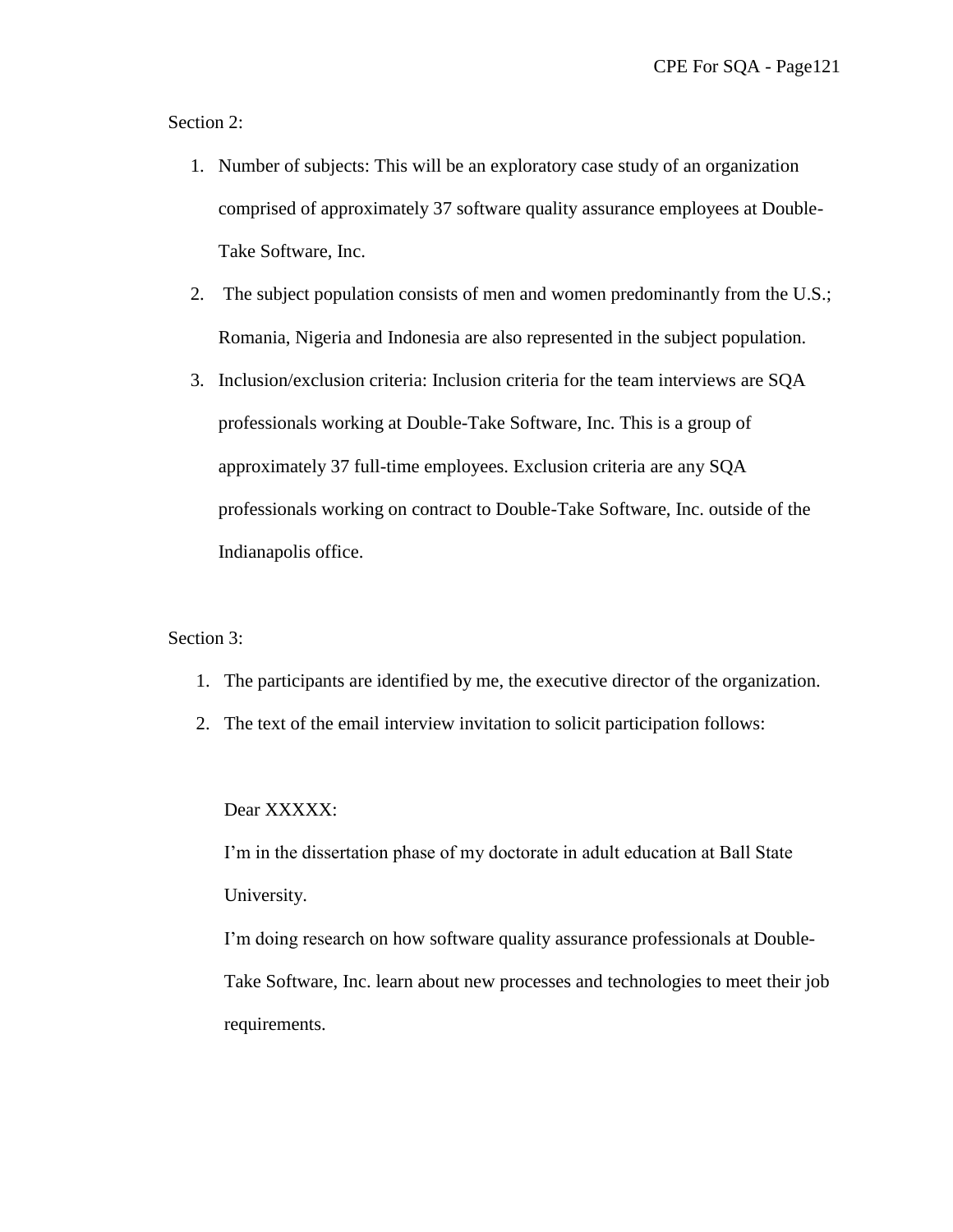Section 2:

1. Number of subjects: This will be an exploratory case study of an organization comprised of approximately 37 software quality assurance employees at Double-Take Software, Inc.
2. The subject population consists of men and women predominantly from the U.S.; Romania, Nigeria and Indonesia are also represented in the subject population.
3. Inclusion/exclusion criteria: Inclusion criteria for the team interviews are SQA professionals working at Double-Take Software, Inc. This is a group of approximately 37 full-time employees. Exclusion criteria are any SQA professionals working on contract to Double-Take Software, Inc. outside of the Indianapolis office.

Section 3:

1. The participants are identified by me, the executive director of the organization.
2. The text of the email interview invitation to solicit participation follows:

Dear XXXXX:

I'm in the dissertation phase of my doctorate in adult education at Ball State University.

I'm doing research on how software quality assurance professionals at Double-Take Software, Inc. learn about new processes and technologies to meet their job requirements.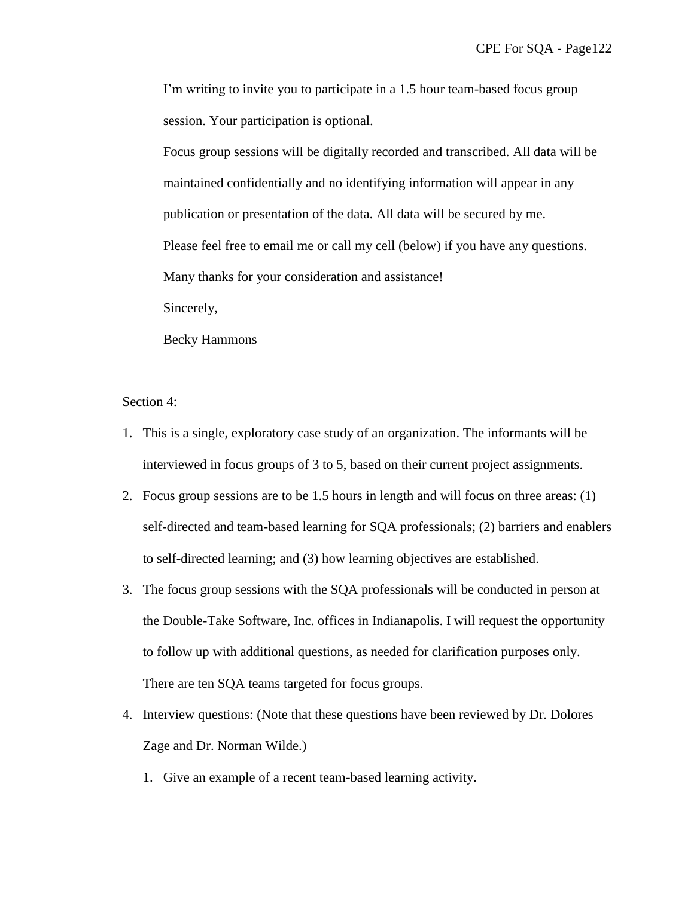I'm writing to invite you to participate in a 1.5 hour team-based focus group session. Your participation is optional.

Focus group sessions will be digitally recorded and transcribed. All data will be maintained confidentially and no identifying information will appear in any publication or presentation of the data. All data will be secured by me.

Please feel free to email me or call my cell (below) if you have any questions.

Many thanks for your consideration and assistance!

Sincerely,

Becky Hammons

Section 4:

1. This is a single, exploratory case study of an organization. The informants will be interviewed in focus groups of 3 to 5, based on their current project assignments.
2. Focus group sessions are to be 1.5 hours in length and will focus on three areas: (1) self-directed and team-based learning for SQA professionals; (2) barriers and enablers to self-directed learning; and (3) how learning objectives are established.
3. The focus group sessions with the SQA professionals will be conducted in person at the Double-Take Software, Inc. offices in Indianapolis. I will request the opportunity to follow up with additional questions, as needed for clarification purposes only. There are ten SQA teams targeted for focus groups.
4. Interview questions: (Note that these questions have been reviewed by Dr. Dolores Zage and Dr. Norman Wilde.)
    1. Give an example of a recent team-based learning activity.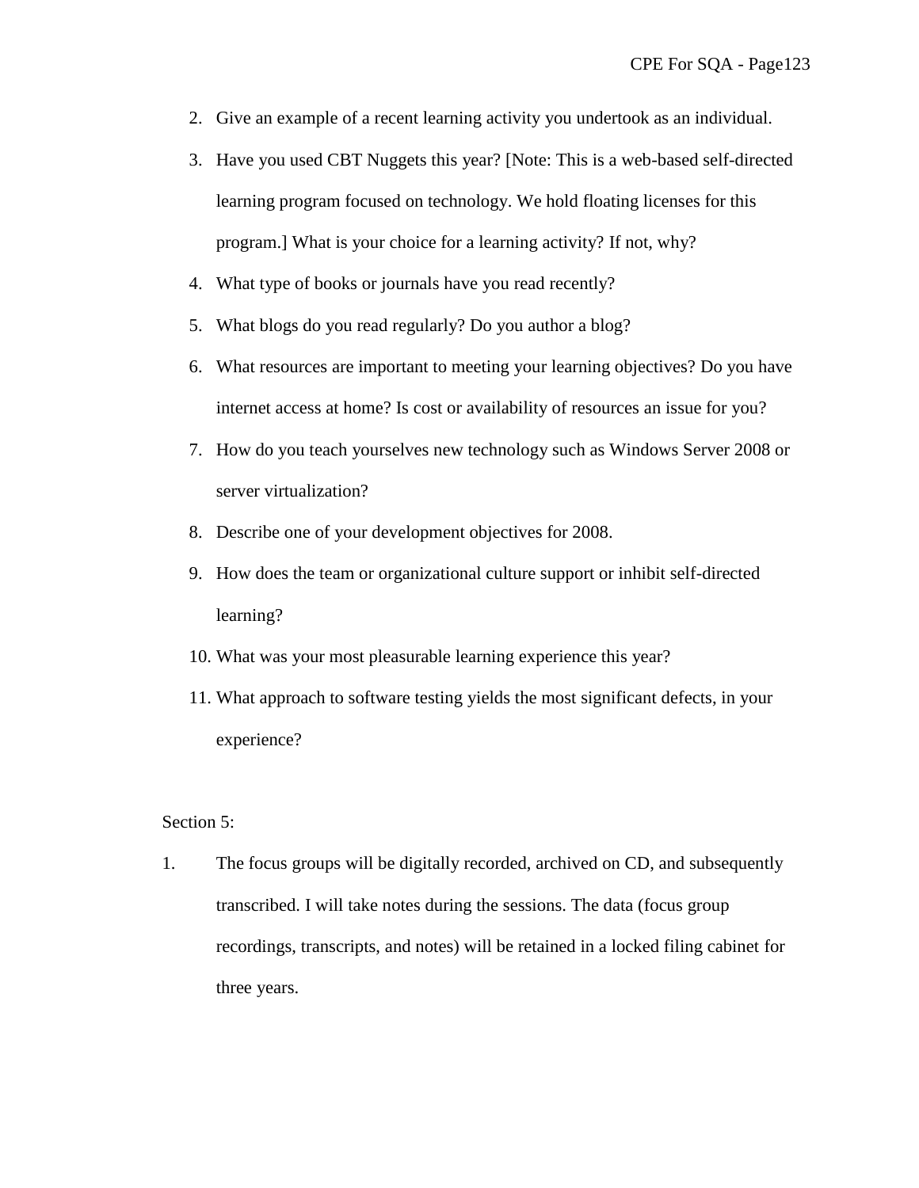2. Give an example of a recent learning activity you undertook as an individual.
3. Have you used CBT Nuggets this year? [Note: This is a web-based self-directed learning program focused on technology. We hold floating licenses for this program.] What is your choice for a learning activity? If not, why?
4. What type of books or journals have you read recently?
5. What blogs do you read regularly? Do you author a blog?
6. What resources are important to meeting your learning objectives? Do you have internet access at home? Is cost or availability of resources an issue for you?
7. How do you teach yourselves new technology such as Windows Server 2008 or server virtualization?
8. Describe one of your development objectives for 2008.
9. How does the team or organizational culture support or inhibit self-directed learning?
10. What was your most pleasurable learning experience this year?
11. What approach to software testing yields the most significant defects, in your experience?

Section 5:

1. The focus groups will be digitally recorded, archived on CD, and subsequently transcribed. I will take notes during the sessions. The data (focus group recordings, transcripts, and notes) will be retained in a locked filing cabinet for three years.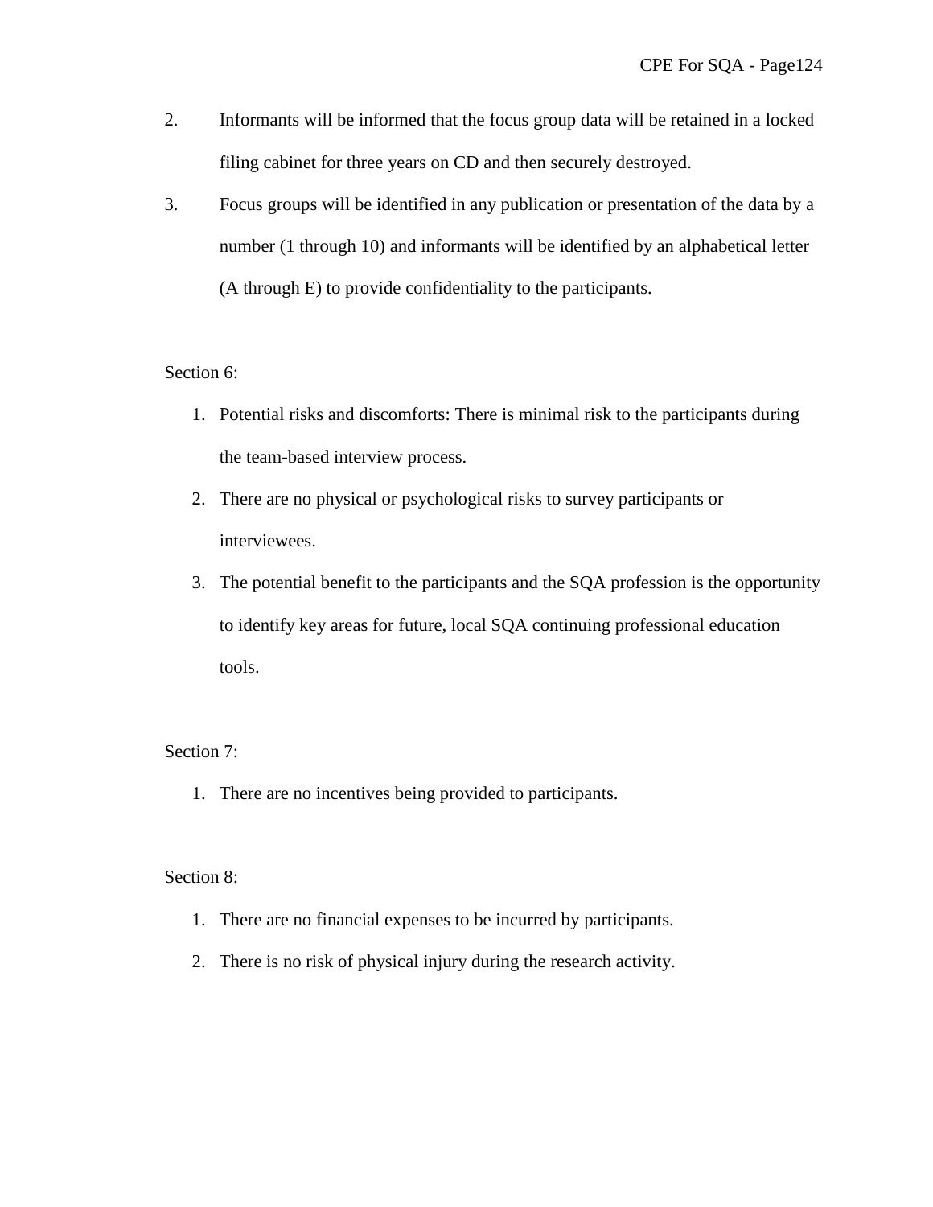2. Informants will be informed that the focus group data will be retained in a locked filing cabinet for three years on CD and then securely destroyed.
3. Focus groups will be identified in any publication or presentation of the data by a number (1 through 10) and informants will be identified by an alphabetical letter (A through E) to provide confidentiality to the participants.

Section 6:

1. Potential risks and discomforts: There is minimal risk to the participants during the team-based interview process.
2. There are no physical or psychological risks to survey participants or interviewees.
3. The potential benefit to the participants and the SQA profession is the opportunity to identify key areas for future, local SQA continuing professional education tools.

Section 7:

1. There are no incentives being provided to participants.

Section 8:

1. There are no financial expenses to be incurred by participants.
2. There is no risk of physical injury during the research activity.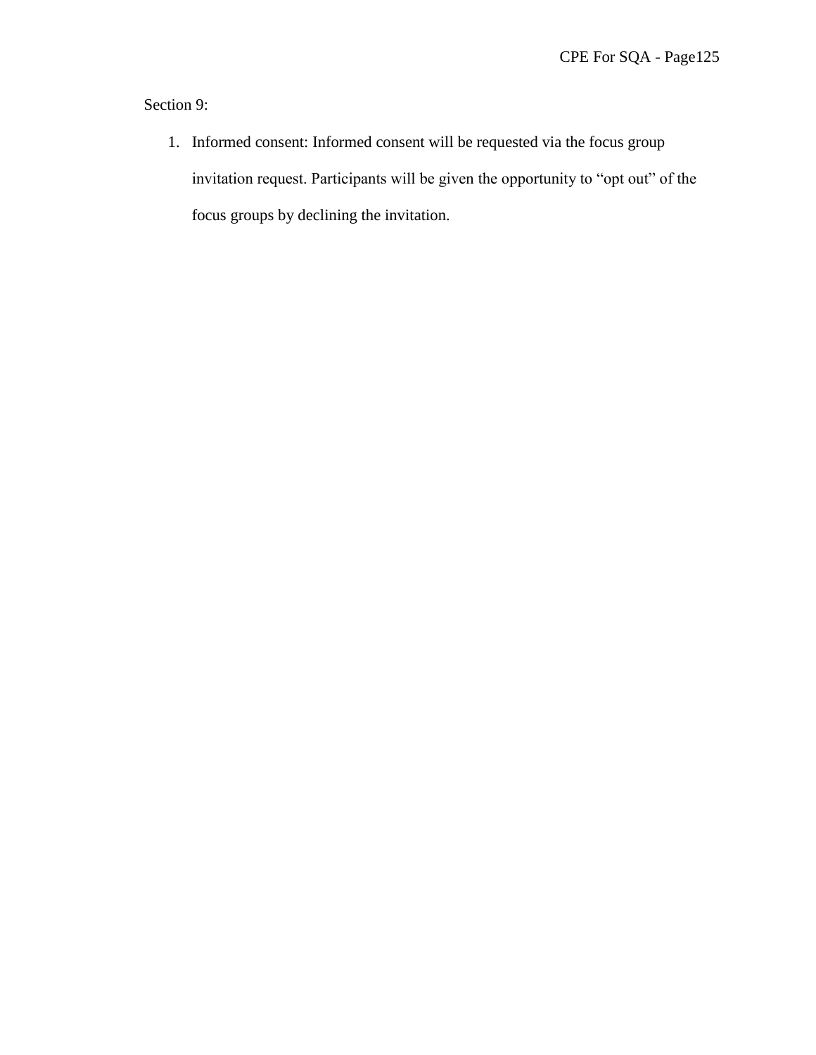Section 9:

1. Informed consent: Informed consent will be requested via the focus group invitation request. Participants will be given the opportunity to "opt out" of the focus groups by declining the invitation.